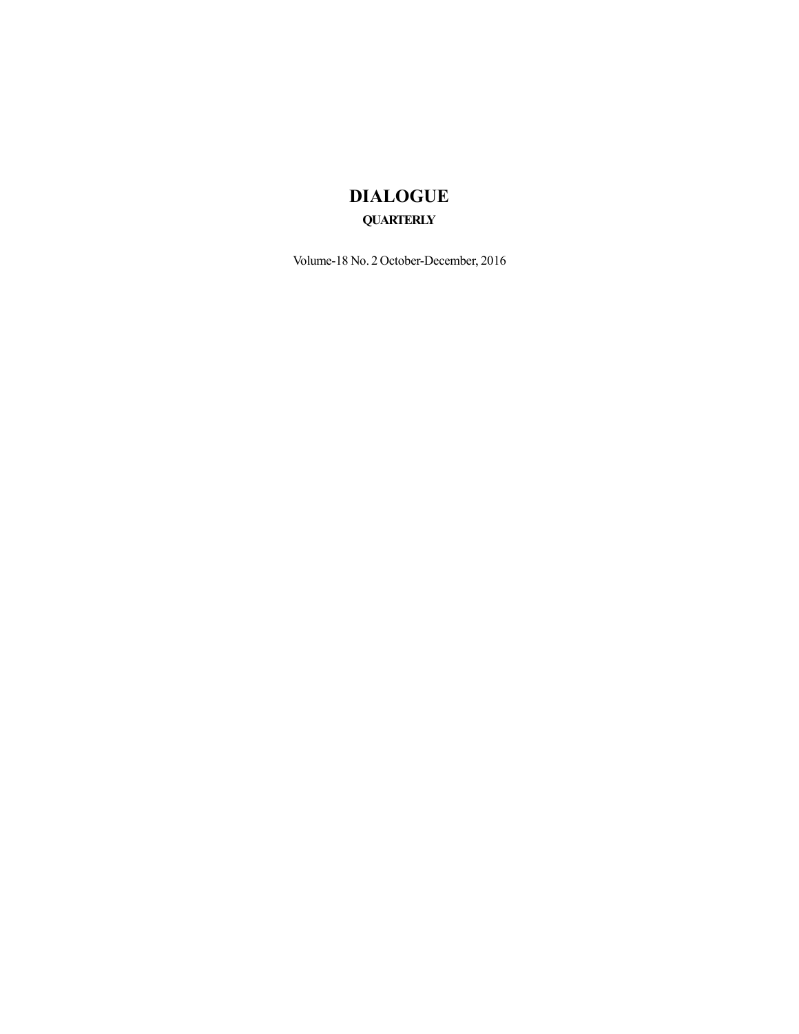# DIALOGUE

**QUARTERLY**

Volume-18 No. 2 October-December, 2016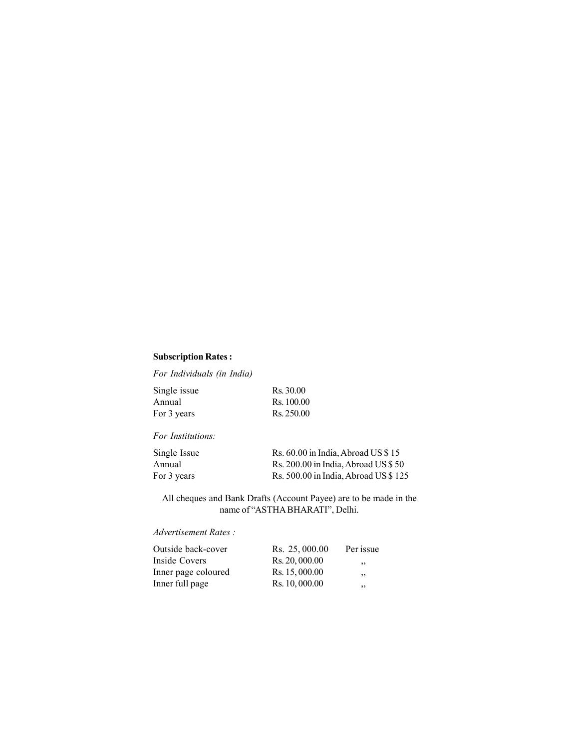**Subscription Rates :**

*For Individuals (in India)*

| | |
|---|---|
| Single issue | Rs. 30.00 |
| Annual | Rs. 100.00 |
| For 3 years | Rs. 250.00 |

*For Institutions:*

| | |
|---|---|
| Single Issue | Rs. 60.00 in India, Abroad US $ 15 |
| Annual | Rs. 200.00 in India, Abroad US $ 50 |
| For 3 years | Rs. 500.00 in India, Abroad US $ 125 |

All cheques and Bank Drafts (Account Payee) are to be made in the name of "ASTHA BHARATI", Delhi.

*Advertisement Rates :*

| | | |
|---|---|---|
| Outside back-cover | Rs. 25, 000.00 | Per issue |
| Inside Covers | Rs. 20, 000.00 | ,, |
| Inner page coloured | Rs. 15, 000.00 | ,, |
| Inner full page | Rs. 10, 000.00 | ,, |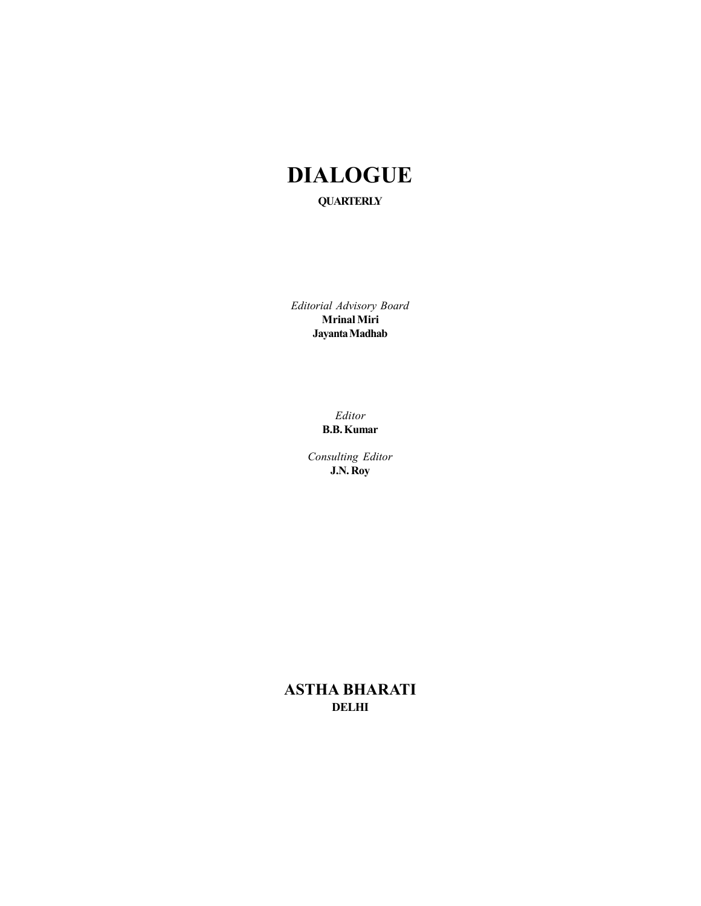# DIALOGUE

**QUARTERLY**

*Editorial Advisory Board*
**Mrinal Miri**
**Jayanta Madhab**

*Editor*
**B.B. Kumar**

*Consulting Editor*
**J.N. Roy**

## ASTHA BHARATI

**DELHI**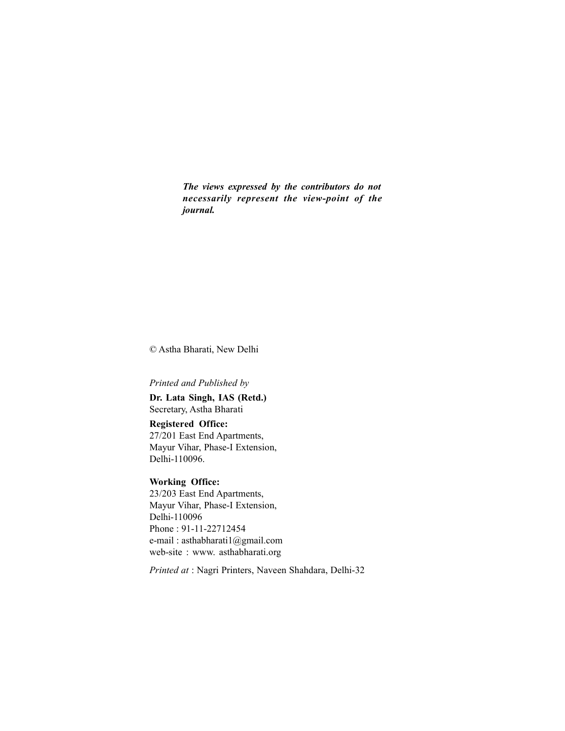***The views expressed by the contributors do not necessarily represent the view-point of the journal.***

© Astha Bharati, New Delhi

*Printed and Published by*

**Dr. Lata Singh, IAS (Retd.)**
Secretary, Astha Bharati

**Registered Office:**
27/201 East End Apartments,
Mayur Vihar, Phase-I Extension,
Delhi-110096.

**Working Office:**
23/203 East End Apartments,
Mayur Vihar, Phase-I Extension,
Delhi-110096
Phone : 91-11-22712454
e-mail : asthabharati1@gmail.com
web-site : www. asthabharati.org

*Printed at* : Nagri Printers, Naveen Shahdara, Delhi-32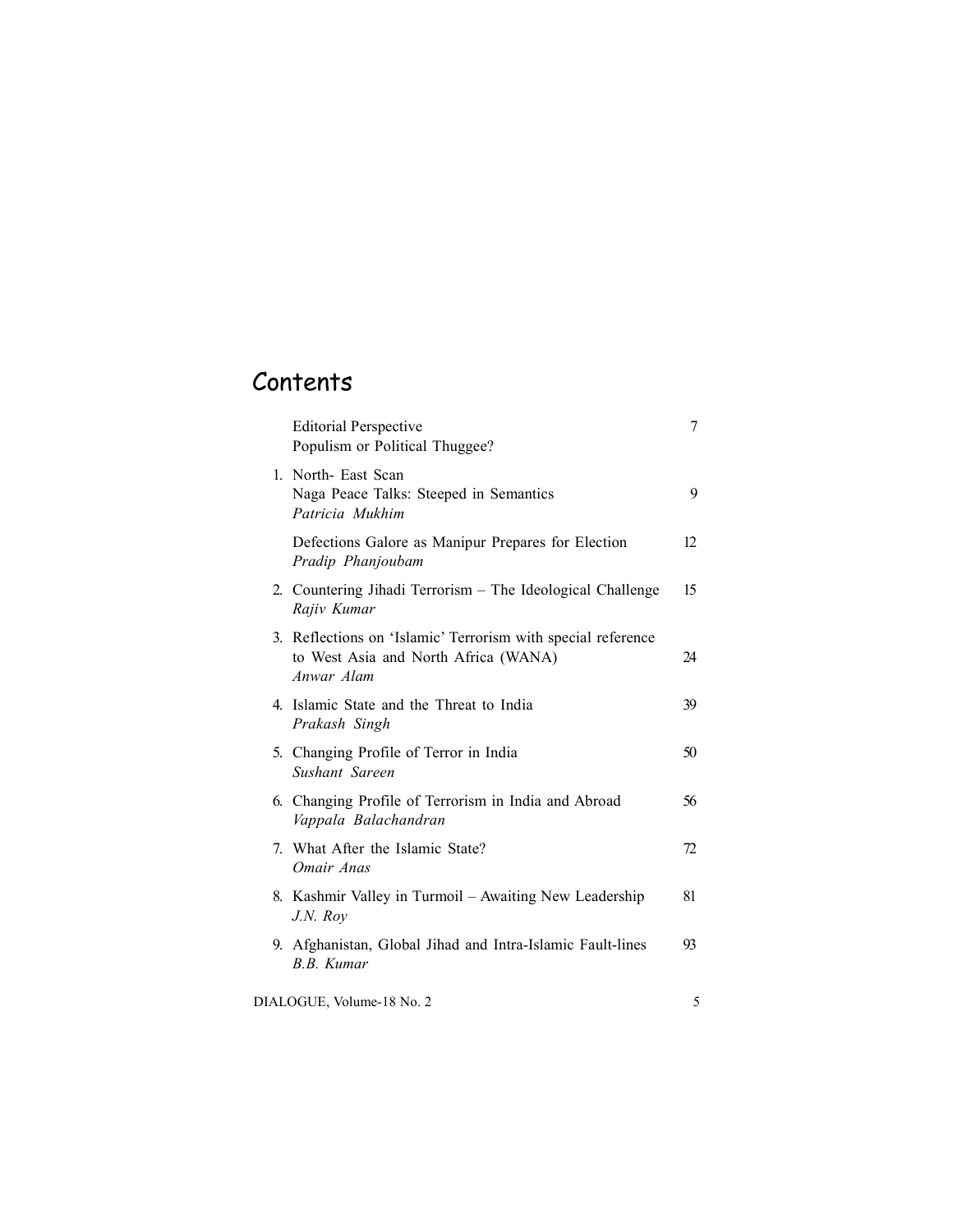# Contents

| | | |
|---|---|---|
| | Editorial Perspective<br>Populism or Political Thuggee? | 7 |
| 1. | North- East Scan<br>Naga Peace Talks: Steeped in Semantics<br>*Patricia Mukhim* | 9 |
| | Defections Galore as Manipur Prepares for Election<br>*Pradip Phanjoubam* | 12 |
| 2. | Countering Jihadi Terrorism – The Ideological Challenge<br>*Rajiv Kumar* | 15 |
| 3. | Reflections on 'Islamic' Terrorism with special reference to West Asia and North Africa (WANA)<br>*Anwar Alam* | 24 |
| 4. | Islamic State and the Threat to India<br>*Prakash Singh* | 39 |
| 5. | Changing Profile of Terror in India<br>*Sushant Sareen* | 50 |
| 6. | Changing Profile of Terrorism in India and Abroad<br>*Vappala Balachandran* | 56 |
| 7. | What After the Islamic State?<br>*Omair Anas* | 72 |
| 8. | Kashmir Valley in Turmoil – Awaiting New Leadership<br>*J.N. Roy* | 81 |
| 9. | Afghanistan, Global Jihad and Intra-Islamic Fault-lines<br>*B.B. Kumar* | 93 |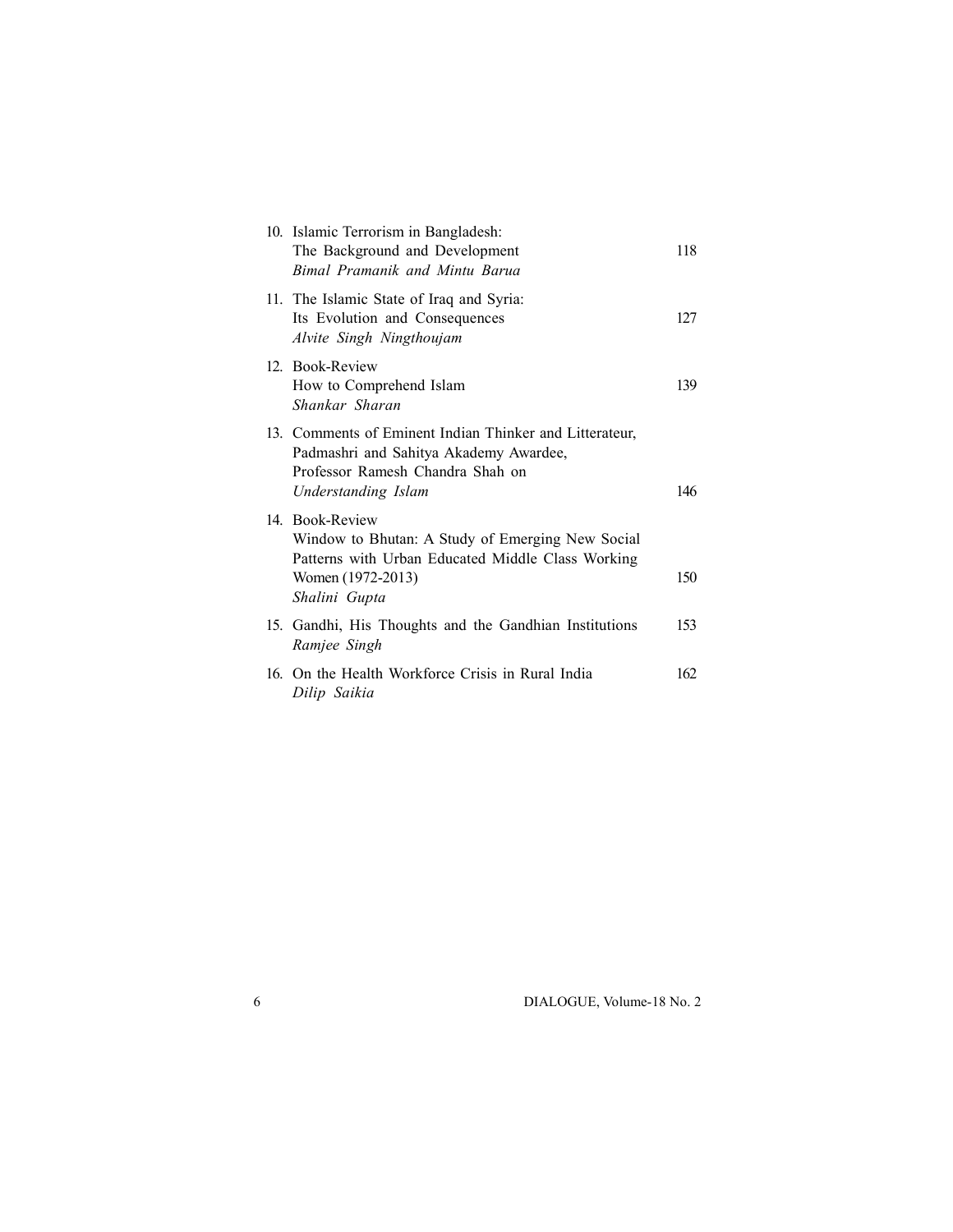10. Islamic Terrorism in Bangladesh:
    The Background and Development — 118
    *Bimal Pramanik and Mintu Barua*

11. The Islamic State of Iraq and Syria:
    Its Evolution and Consequences — 127
    *Alvite Singh Ningthoujam*

12. Book-Review
    How to Comprehend Islam — 139
    *Shankar Sharan*

13. Comments of Eminent Indian Thinker and Litterateur, Padmashri and Sahitya Akademy Awardee, Professor Ramesh Chandra Shah on
    *Understanding Islam* — 146

14. Book-Review
    Window to Bhutan: A Study of Emerging New Social Patterns with Urban Educated Middle Class Working Women (1972-2013) — 150
    *Shalini Gupta*

15. Gandhi, His Thoughts and the Gandhian Institutions — 153
    *Ramjee Singh*

16. On the Health Workforce Crisis in Rural India — 162
    *Dilip Saikia*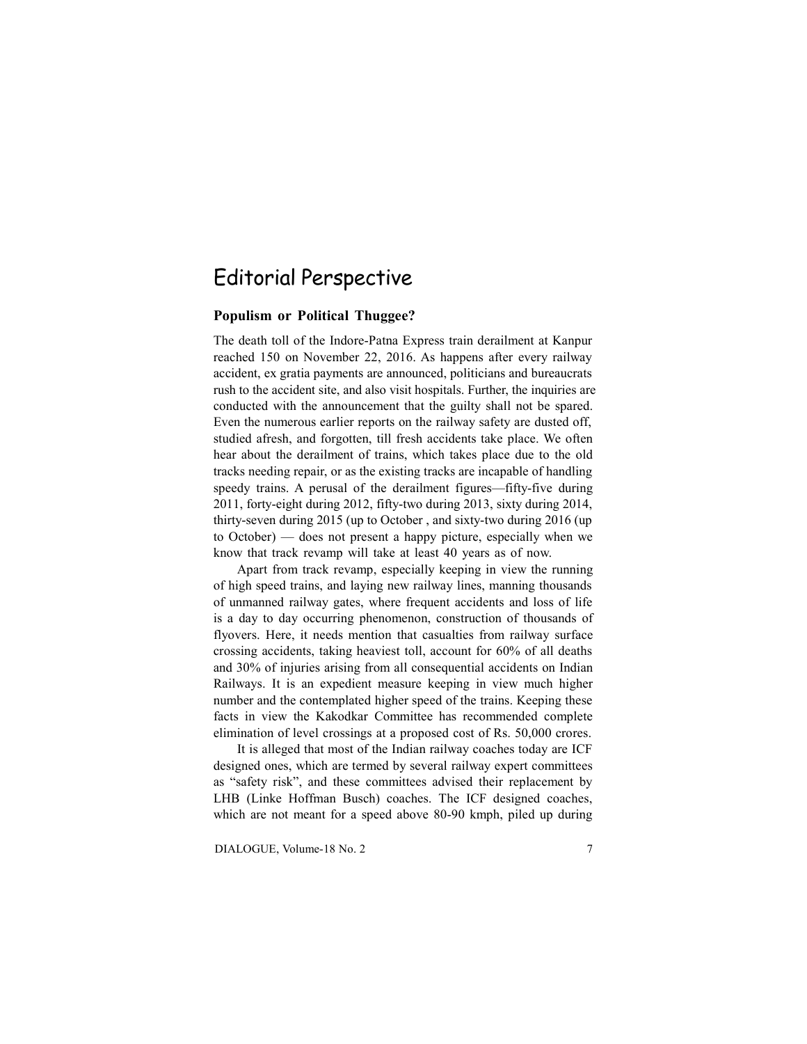# Editorial Perspective

## Populism or Political Thuggee?

The death toll of the Indore-Patna Express train derailment at Kanpur reached 150 on November 22, 2016. As happens after every railway accident, ex gratia payments are announced, politicians and bureaucrats rush to the accident site, and also visit hospitals. Further, the inquiries are conducted with the announcement that the guilty shall not be spared. Even the numerous earlier reports on the railway safety are dusted off, studied afresh, and forgotten, till fresh accidents take place. We often hear about the derailment of trains, which takes place due to the old tracks needing repair, or as the existing tracks are incapable of handling speedy trains. A perusal of the derailment figures—fifty-five during 2011, forty-eight during 2012, fifty-two during 2013, sixty during 2014, thirty-seven during 2015 (up to October , and sixty-two during 2016 (up to October) — does not present a happy picture, especially when we know that track revamp will take at least 40 years as of now.

Apart from track revamp, especially keeping in view the running of high speed trains, and laying new railway lines, manning thousands of unmanned railway gates, where frequent accidents and loss of life is a day to day occurring phenomenon, construction of thousands of flyovers. Here, it needs mention that casualties from railway surface crossing accidents, taking heaviest toll, account for 60% of all deaths and 30% of injuries arising from all consequential accidents on Indian Railways. It is an expedient measure keeping in view much higher number and the contemplated higher speed of the trains. Keeping these facts in view the Kakodkar Committee has recommended complete elimination of level crossings at a proposed cost of Rs. 50,000 crores.

It is alleged that most of the Indian railway coaches today are ICF designed ones, which are termed by several railway expert committees as "safety risk", and these committees advised their replacement by LHB (Linke Hoffman Busch) coaches. The ICF designed coaches, which are not meant for a speed above 80-90 kmph, piled up during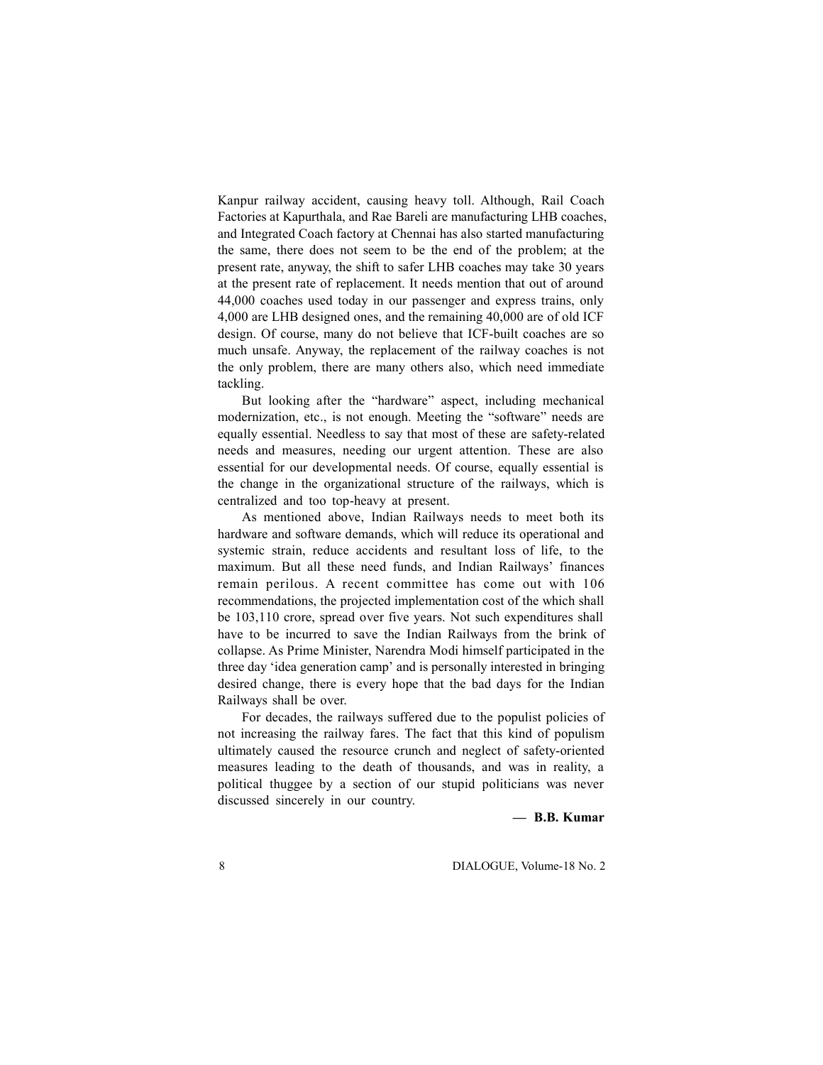Kanpur railway accident, causing heavy toll. Although, Rail Coach Factories at Kapurthala, and Rae Bareli are manufacturing LHB coaches, and Integrated Coach factory at Chennai has also started manufacturing the same, there does not seem to be the end of the problem; at the present rate, anyway, the shift to safer LHB coaches may take 30 years at the present rate of replacement. It needs mention that out of around 44,000 coaches used today in our passenger and express trains, only 4,000 are LHB designed ones, and the remaining 40,000 are of old ICF design. Of course, many do not believe that ICF-built coaches are so much unsafe. Anyway, the replacement of the railway coaches is not the only problem, there are many others also, which need immediate tackling.

But looking after the "hardware" aspect, including mechanical modernization, etc., is not enough. Meeting the "software" needs are equally essential. Needless to say that most of these are safety-related needs and measures, needing our urgent attention. These are also essential for our developmental needs. Of course, equally essential is the change in the organizational structure of the railways, which is centralized and too top-heavy at present.

As mentioned above, Indian Railways needs to meet both its hardware and software demands, which will reduce its operational and systemic strain, reduce accidents and resultant loss of life, to the maximum. But all these need funds, and Indian Railways' finances remain perilous. A recent committee has come out with 106 recommendations, the projected implementation cost of the which shall be 103,110 crore, spread over five years. Not such expenditures shall have to be incurred to save the Indian Railways from the brink of collapse. As Prime Minister, Narendra Modi himself participated in the three day 'idea generation camp' and is personally interested in bringing desired change, there is every hope that the bad days for the Indian Railways shall be over.

For decades, the railways suffered due to the populist policies of not increasing the railway fares. The fact that this kind of populism ultimately caused the resource crunch and neglect of safety-oriented measures leading to the death of thousands, and was in reality, a political thuggee by a section of our stupid politicians was never discussed sincerely in our country.

**— B.B. Kumar**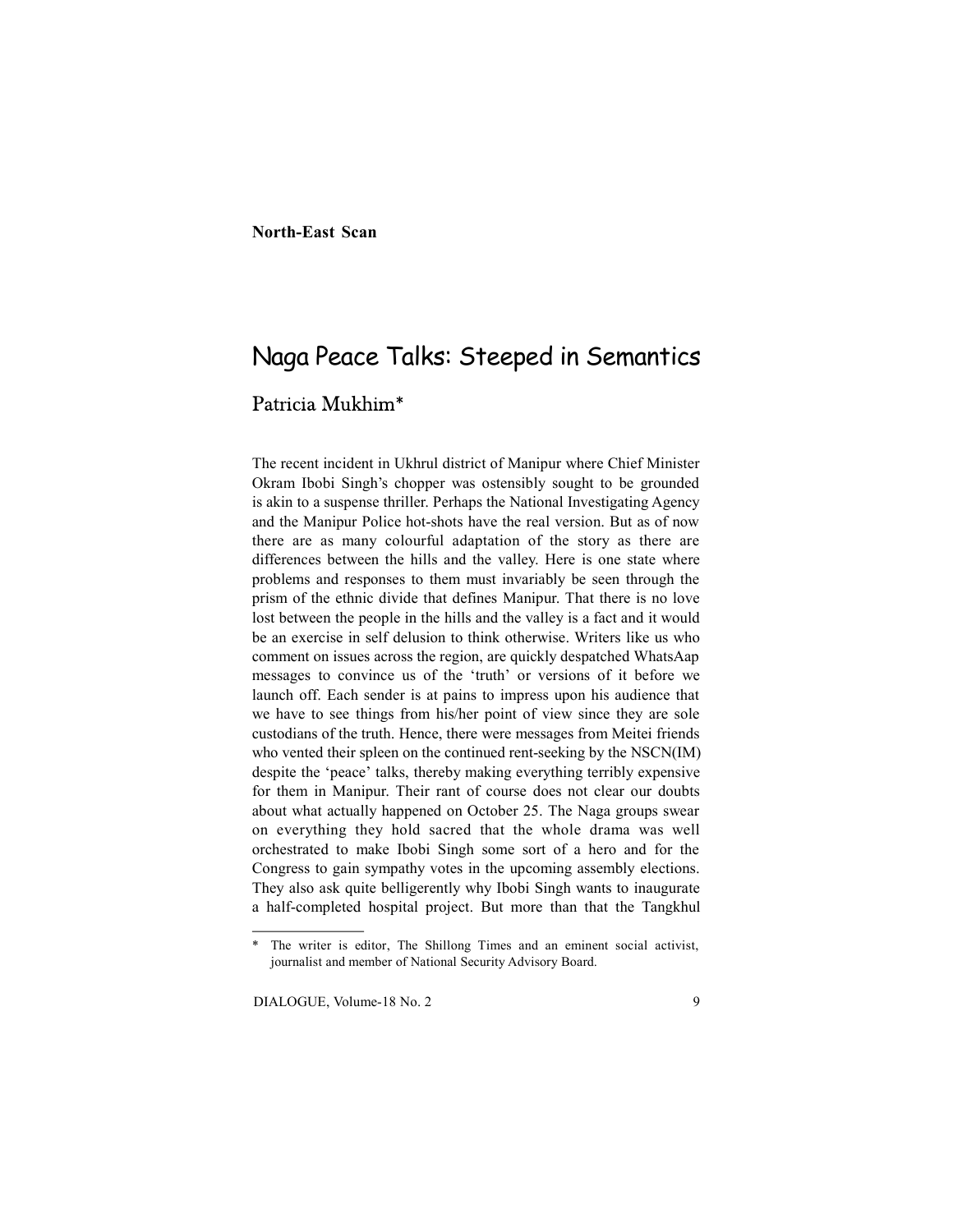**North-East Scan**

# Naga Peace Talks: Steeped in Semantics

## Patricia Mukhim*

The recent incident in Ukhrul district of Manipur where Chief Minister Okram Ibobi Singh's chopper was ostensibly sought to be grounded is akin to a suspense thriller. Perhaps the National Investigating Agency and the Manipur Police hot-shots have the real version. But as of now there are as many colourful adaptation of the story as there are differences between the hills and the valley. Here is one state where problems and responses to them must invariably be seen through the prism of the ethnic divide that defines Manipur. That there is no love lost between the people in the hills and the valley is a fact and it would be an exercise in self delusion to think otherwise. Writers like us who comment on issues across the region, are quickly despatched WhatsAap messages to convince us of the 'truth' or versions of it before we launch off. Each sender is at pains to impress upon his audience that we have to see things from his/her point of view since they are sole custodians of the truth. Hence, there were messages from Meitei friends who vented their spleen on the continued rent-seeking by the NSCN(IM) despite the 'peace' talks, thereby making everything terribly expensive for them in Manipur. Their rant of course does not clear our doubts about what actually happened on October 25. The Naga groups swear on everything they hold sacred that the whole drama was well orchestrated to make Ibobi Singh some sort of a hero and for the Congress to gain sympathy votes in the upcoming assembly elections. They also ask quite belligerently why Ibobi Singh wants to inaugurate a half-completed hospital project. But more than that the Tangkhul

---

* The writer is editor, The Shillong Times and an eminent social activist, journalist and member of National Security Advisory Board.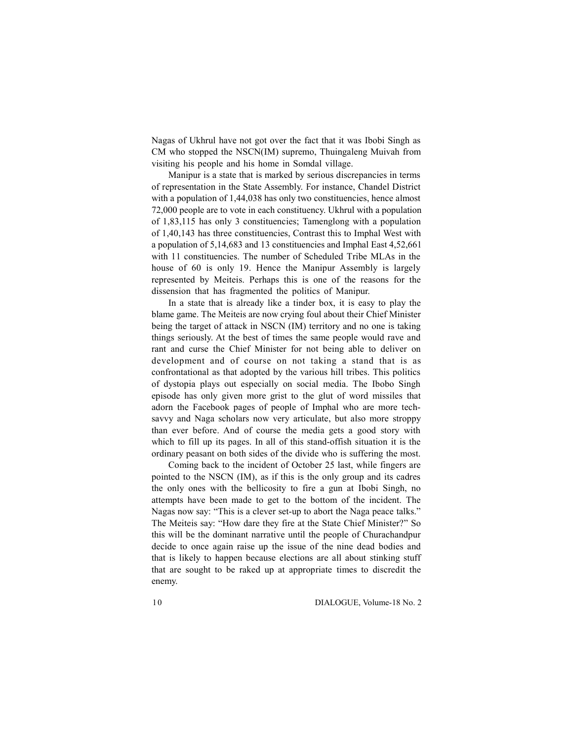Nagas of Ukhrul have not got over the fact that it was Ibobi Singh as CM who stopped the NSCN(IM) supremo, Thuingaleng Muivah from visiting his people and his home in Somdal village.

Manipur is a state that is marked by serious discrepancies in terms of representation in the State Assembly. For instance, Chandel District with a population of 1,44,038 has only two constituencies, hence almost 72,000 people are to vote in each constituency. Ukhrul with a population of 1,83,115 has only 3 constituencies; Tamenglong with a population of 1,40,143 has three constituencies, Contrast this to Imphal West with a population of 5,14,683 and 13 constituencies and Imphal East 4,52,661 with 11 constituencies. The number of Scheduled Tribe MLAs in the house of 60 is only 19. Hence the Manipur Assembly is largely represented by Meiteis. Perhaps this is one of the reasons for the dissension that has fragmented the politics of Manipur.

In a state that is already like a tinder box, it is easy to play the blame game. The Meiteis are now crying foul about their Chief Minister being the target of attack in NSCN (IM) territory and no one is taking things seriously. At the best of times the same people would rave and rant and curse the Chief Minister for not being able to deliver on development and of course on not taking a stand that is as confrontational as that adopted by the various hill tribes. This politics of dystopia plays out especially on social media. The Ibobo Singh episode has only given more grist to the glut of word missiles that adorn the Facebook pages of people of Imphal who are more tech-savvy and Naga scholars now very articulate, but also more stroppy than ever before. And of course the media gets a good story with which to fill up its pages. In all of this stand-offish situation it is the ordinary peasant on both sides of the divide who is suffering the most.

Coming back to the incident of October 25 last, while fingers are pointed to the NSCN (IM), as if this is the only group and its cadres the only ones with the bellicosity to fire a gun at Ibobi Singh, no attempts have been made to get to the bottom of the incident. The Nagas now say: "This is a clever set-up to abort the Naga peace talks." The Meiteis say: "How dare they fire at the State Chief Minister?" So this will be the dominant narrative until the people of Churachandpur decide to once again raise up the issue of the nine dead bodies and that is likely to happen because elections are all about stinking stuff that are sought to be raked up at appropriate times to discredit the enemy.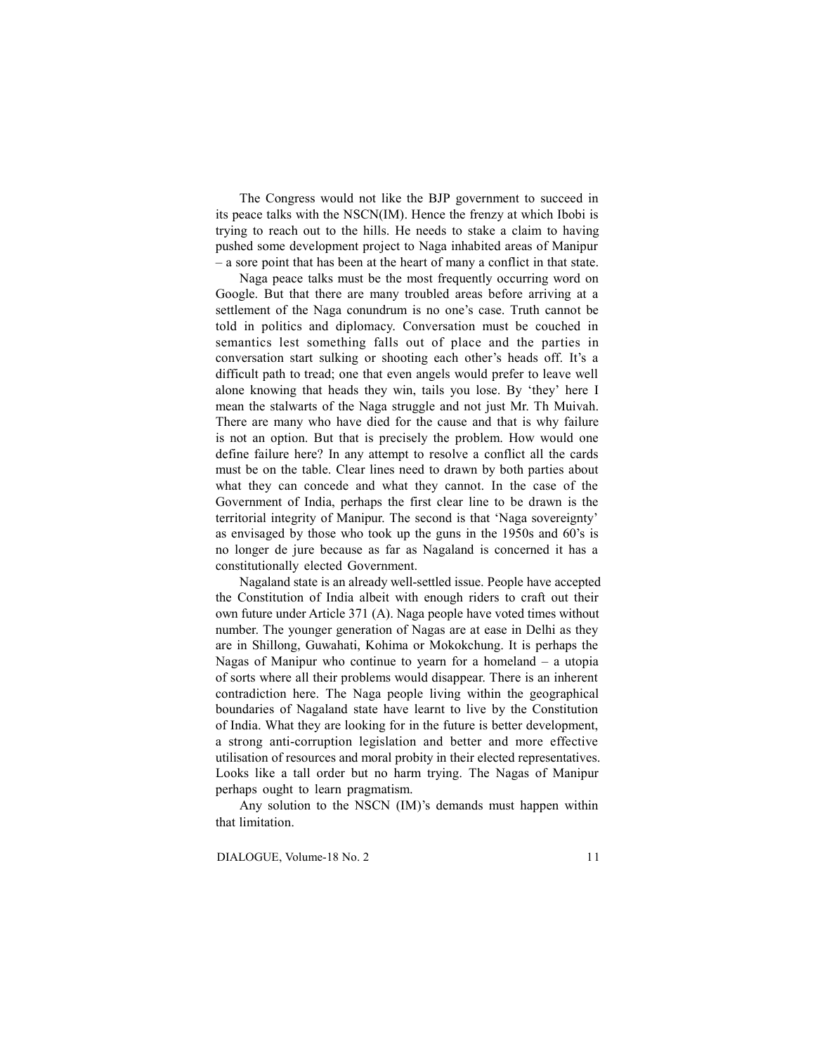The Congress would not like the BJP government to succeed in its peace talks with the NSCN(IM). Hence the frenzy at which Ibobi is trying to reach out to the hills. He needs to stake a claim to having pushed some development project to Naga inhabited areas of Manipur – a sore point that has been at the heart of many a conflict in that state.

Naga peace talks must be the most frequently occurring word on Google. But that there are many troubled areas before arriving at a settlement of the Naga conundrum is no one's case. Truth cannot be told in politics and diplomacy. Conversation must be couched in semantics lest something falls out of place and the parties in conversation start sulking or shooting each other's heads off. It's a difficult path to tread; one that even angels would prefer to leave well alone knowing that heads they win, tails you lose. By 'they' here I mean the stalwarts of the Naga struggle and not just Mr. Th Muivah. There are many who have died for the cause and that is why failure is not an option. But that is precisely the problem. How would one define failure here? In any attempt to resolve a conflict all the cards must be on the table. Clear lines need to drawn by both parties about what they can concede and what they cannot. In the case of the Government of India, perhaps the first clear line to be drawn is the territorial integrity of Manipur. The second is that 'Naga sovereignty' as envisaged by those who took up the guns in the 1950s and 60's is no longer de jure because as far as Nagaland is concerned it has a constitutionally elected Government.

Nagaland state is an already well-settled issue. People have accepted the Constitution of India albeit with enough riders to craft out their own future under Article 371 (A). Naga people have voted times without number. The younger generation of Nagas are at ease in Delhi as they are in Shillong, Guwahati, Kohima or Mokokchung. It is perhaps the Nagas of Manipur who continue to yearn for a homeland – a utopia of sorts where all their problems would disappear. There is an inherent contradiction here. The Naga people living within the geographical boundaries of Nagaland state have learnt to live by the Constitution of India. What they are looking for in the future is better development, a strong anti-corruption legislation and better and more effective utilisation of resources and moral probity in their elected representatives. Looks like a tall order but no harm trying. The Nagas of Manipur perhaps ought to learn pragmatism.

Any solution to the NSCN (IM)'s demands must happen within that limitation.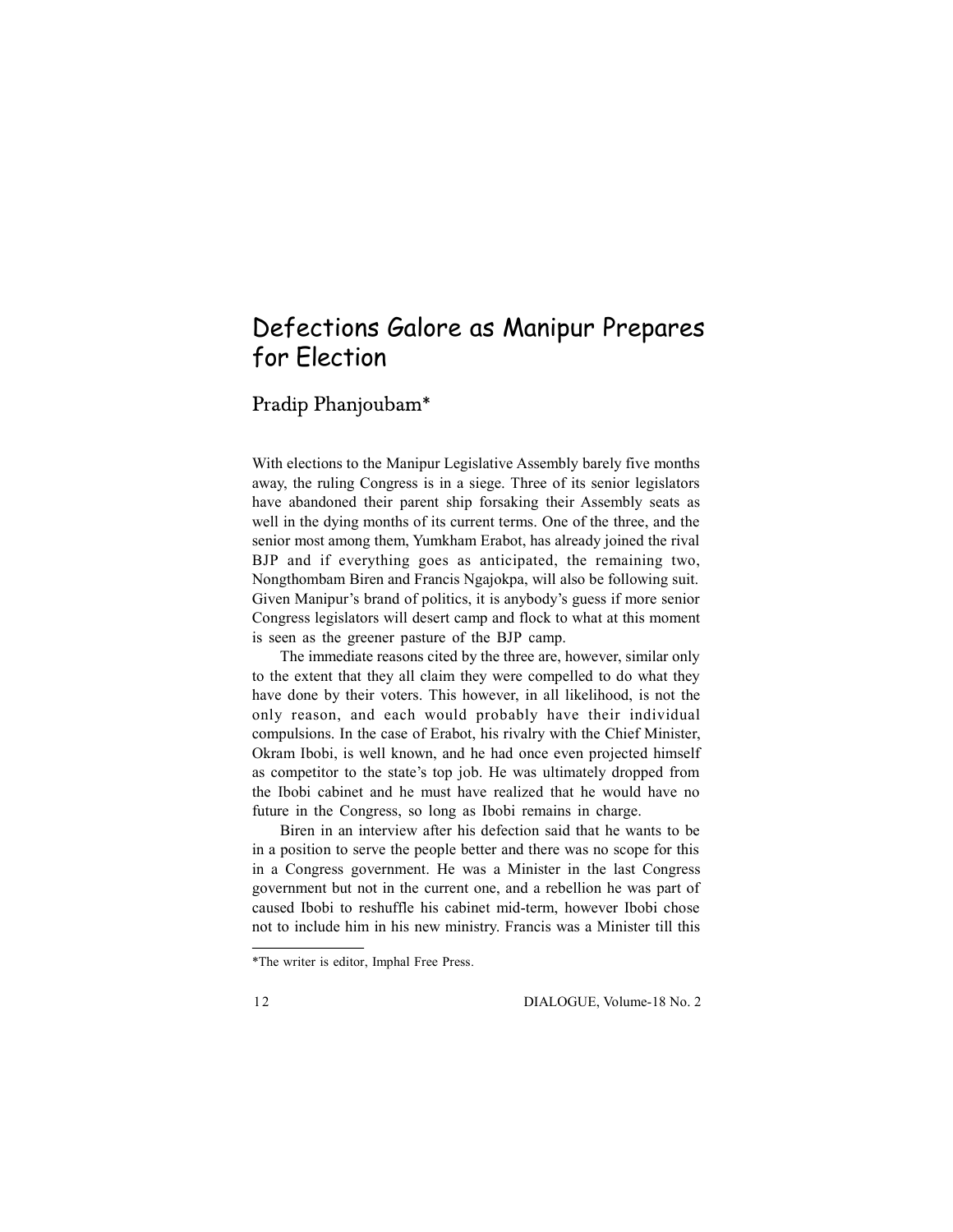# Defections Galore as Manipur Prepares for Election

## Pradip Phanjoubam*

With elections to the Manipur Legislative Assembly barely five months away, the ruling Congress is in a siege. Three of its senior legislators have abandoned their parent ship forsaking their Assembly seats as well in the dying months of its current terms. One of the three, and the senior most among them, Yumkham Erabot, has already joined the rival BJP and if everything goes as anticipated, the remaining two, Nongthombam Biren and Francis Ngajokpa, will also be following suit. Given Manipur's brand of politics, it is anybody's guess if more senior Congress legislators will desert camp and flock to what at this moment is seen as the greener pasture of the BJP camp.

The immediate reasons cited by the three are, however, similar only to the extent that they all claim they were compelled to do what they have done by their voters. This however, in all likelihood, is not the only reason, and each would probably have their individual compulsions. In the case of Erabot, his rivalry with the Chief Minister, Okram Ibobi, is well known, and he had once even projected himself as competitor to the state's top job. He was ultimately dropped from the Ibobi cabinet and he must have realized that he would have no future in the Congress, so long as Ibobi remains in charge.

Biren in an interview after his defection said that he wants to be in a position to serve the people better and there was no scope for this in a Congress government. He was a Minister in the last Congress government but not in the current one, and a rebellion he was part of caused Ibobi to reshuffle his cabinet mid-term, however Ibobi chose not to include him in his new ministry. Francis was a Minister till this

*The writer is editor, Imphal Free Press.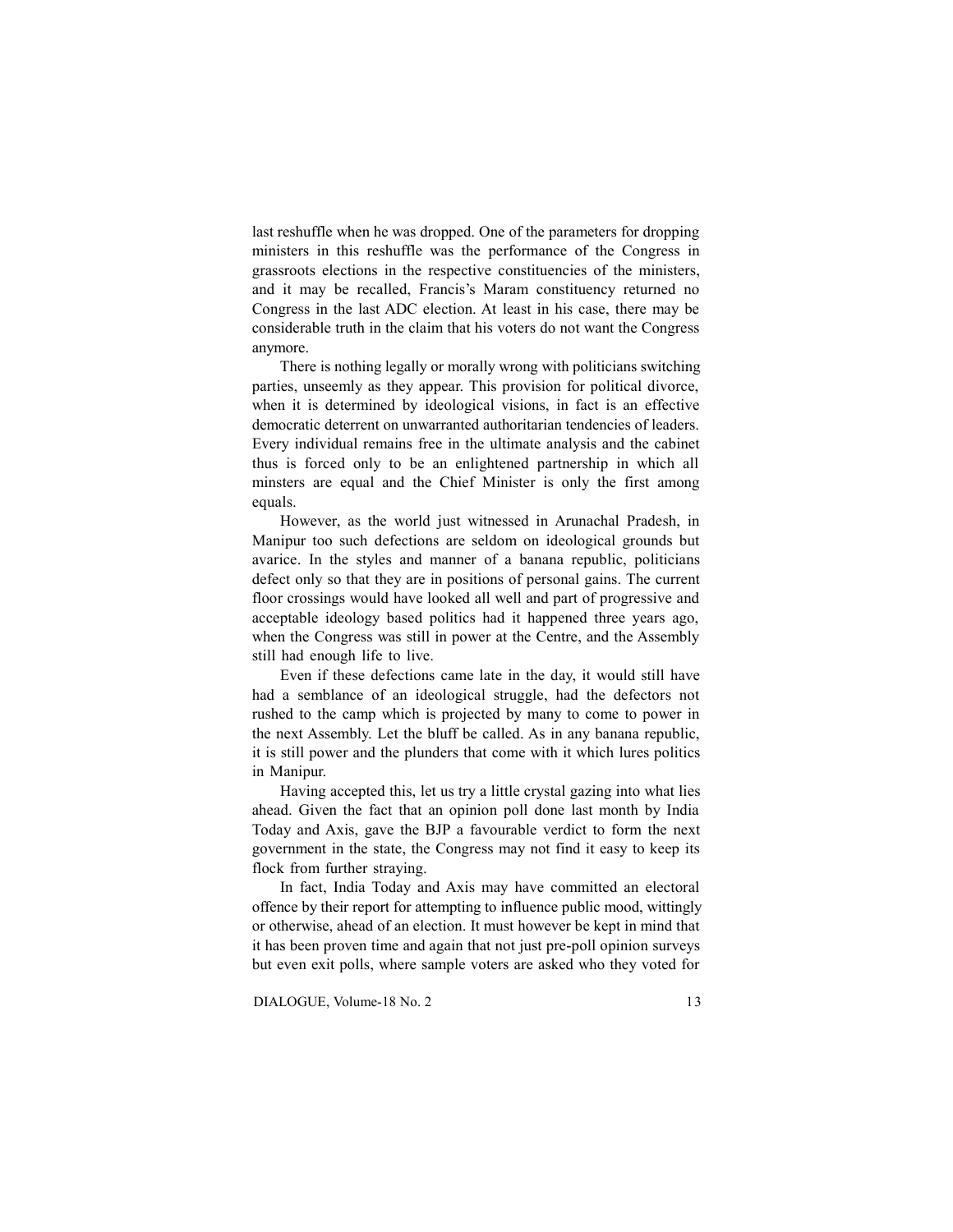last reshuffle when he was dropped. One of the parameters for dropping ministers in this reshuffle was the performance of the Congress in grassroots elections in the respective constituencies of the ministers, and it may be recalled, Francis's Maram constituency returned no Congress in the last ADC election. At least in his case, there may be considerable truth in the claim that his voters do not want the Congress anymore.

There is nothing legally or morally wrong with politicians switching parties, unseemly as they appear. This provision for political divorce, when it is determined by ideological visions, in fact is an effective democratic deterrent on unwarranted authoritarian tendencies of leaders. Every individual remains free in the ultimate analysis and the cabinet thus is forced only to be an enlightened partnership in which all minsters are equal and the Chief Minister is only the first among equals.

However, as the world just witnessed in Arunachal Pradesh, in Manipur too such defections are seldom on ideological grounds but avarice. In the styles and manner of a banana republic, politicians defect only so that they are in positions of personal gains. The current floor crossings would have looked all well and part of progressive and acceptable ideology based politics had it happened three years ago, when the Congress was still in power at the Centre, and the Assembly still had enough life to live.

Even if these defections came late in the day, it would still have had a semblance of an ideological struggle, had the defectors not rushed to the camp which is projected by many to come to power in the next Assembly. Let the bluff be called. As in any banana republic, it is still power and the plunders that come with it which lures politics in Manipur.

Having accepted this, let us try a little crystal gazing into what lies ahead. Given the fact that an opinion poll done last month by India Today and Axis, gave the BJP a favourable verdict to form the next government in the state, the Congress may not find it easy to keep its flock from further straying.

In fact, India Today and Axis may have committed an electoral offence by their report for attempting to influence public mood, wittingly or otherwise, ahead of an election. It must however be kept in mind that it has been proven time and again that not just pre-poll opinion surveys but even exit polls, where sample voters are asked who they voted for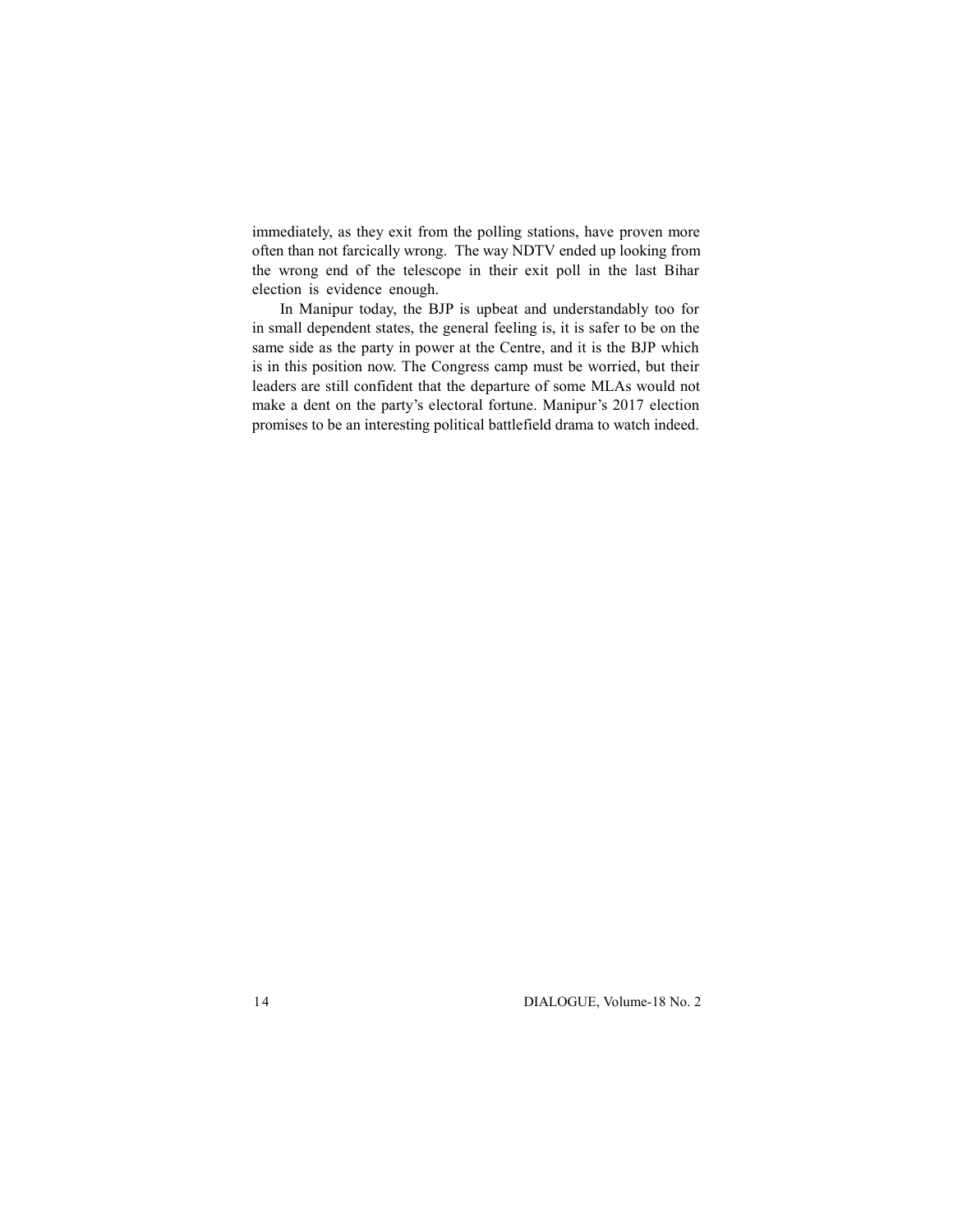immediately, as they exit from the polling stations, have proven more often than not farcically wrong. The way NDTV ended up looking from the wrong end of the telescope in their exit poll in the last Bihar election is evidence enough.

In Manipur today, the BJP is upbeat and understandably too for in small dependent states, the general feeling is, it is safer to be on the same side as the party in power at the Centre, and it is the BJP which is in this position now. The Congress camp must be worried, but their leaders are still confident that the departure of some MLAs would not make a dent on the party's electoral fortune. Manipur's 2017 election promises to be an interesting political battlefield drama to watch indeed.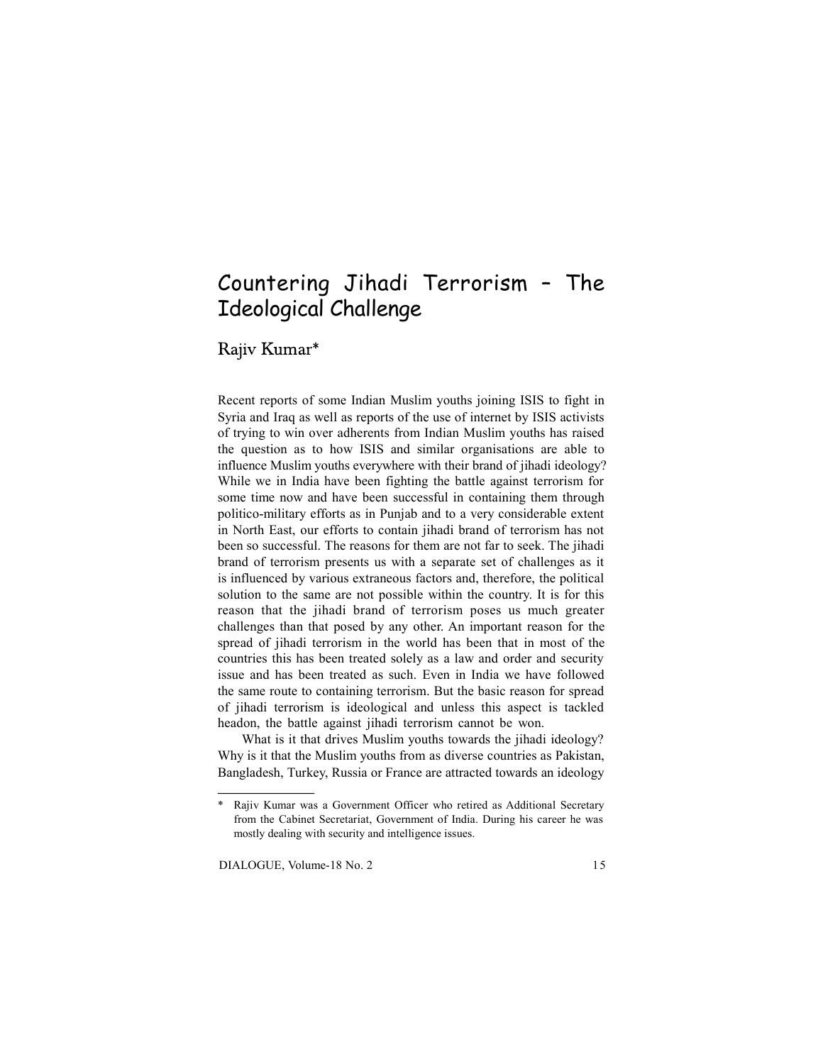# Countering Jihadi Terrorism – The Ideological Challenge

## Rajiv Kumar*

Recent reports of some Indian Muslim youths joining ISIS to fight in Syria and Iraq as well as reports of the use of internet by ISIS activists of trying to win over adherents from Indian Muslim youths has raised the question as to how ISIS and similar organisations are able to influence Muslim youths everywhere with their brand of jihadi ideology? While we in India have been fighting the battle against terrorism for some time now and have been successful in containing them through politico-military efforts as in Punjab and to a very considerable extent in North East, our efforts to contain jihadi brand of terrorism has not been so successful. The reasons for them are not far to seek. The jihadi brand of terrorism presents us with a separate set of challenges as it is influenced by various extraneous factors and, therefore, the political solution to the same are not possible within the country. It is for this reason that the jihadi brand of terrorism poses us much greater challenges than that posed by any other. An important reason for the spread of jihadi terrorism in the world has been that in most of the countries this has been treated solely as a law and order and security issue and has been treated as such. Even in India we have followed the same route to containing terrorism. But the basic reason for spread of jihadi terrorism is ideological and unless this aspect is tackled headon, the battle against jihadi terrorism cannot be won.

What is it that drives Muslim youths towards the jihadi ideology? Why is it that the Muslim youths from as diverse countries as Pakistan, Bangladesh, Turkey, Russia or France are attracted towards an ideology

---

\* Rajiv Kumar was a Government Officer who retired as Additional Secretary from the Cabinet Secretariat, Government of India. During his career he was mostly dealing with security and intelligence issues.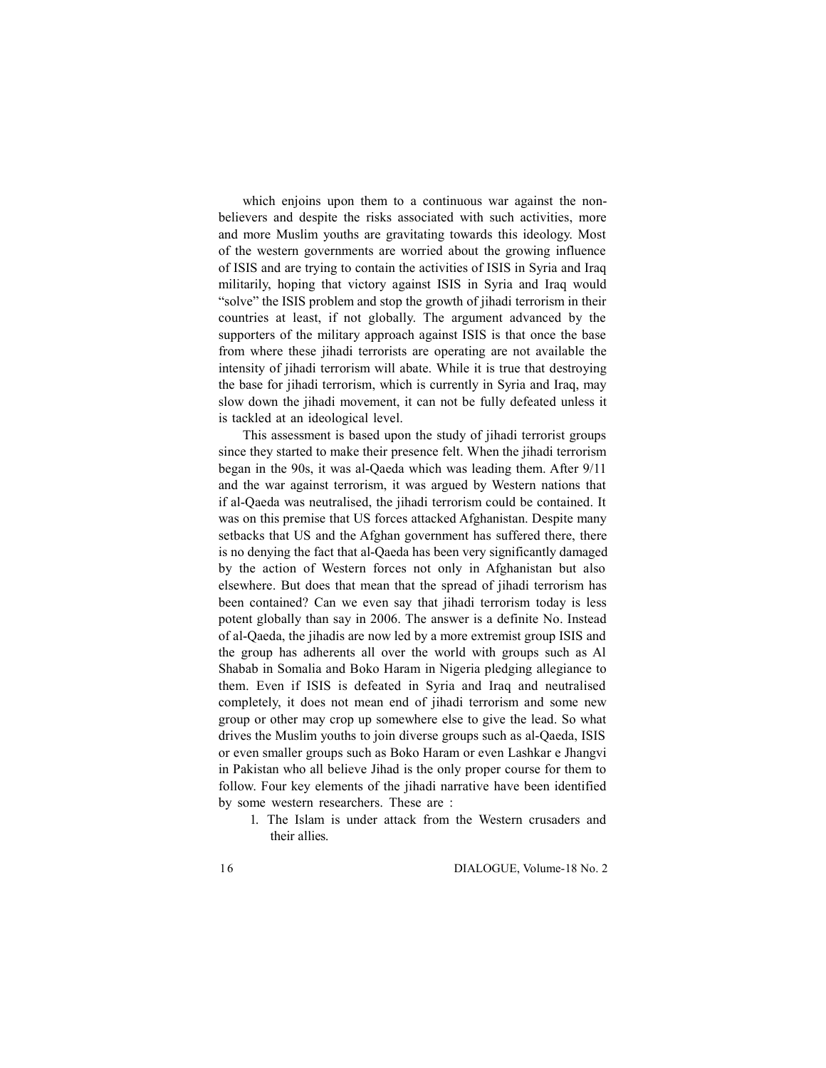which enjoins upon them to a continuous war against the non-believers and despite the risks associated with such activities, more and more Muslim youths are gravitating towards this ideology. Most of the western governments are worried about the growing influence of ISIS and are trying to contain the activities of ISIS in Syria and Iraq militarily, hoping that victory against ISIS in Syria and Iraq would "solve" the ISIS problem and stop the growth of jihadi terrorism in their countries at least, if not globally. The argument advanced by the supporters of the military approach against ISIS is that once the base from where these jihadi terrorists are operating are not available the intensity of jihadi terrorism will abate. While it is true that destroying the base for jihadi terrorism, which is currently in Syria and Iraq, may slow down the jihadi movement, it can not be fully defeated unless it is tackled at an ideological level.

This assessment is based upon the study of jihadi terrorist groups since they started to make their presence felt. When the jihadi terrorism began in the 90s, it was al-Qaeda which was leading them. After 9/11 and the war against terrorism, it was argued by Western nations that if al-Qaeda was neutralised, the jihadi terrorism could be contained. It was on this premise that US forces attacked Afghanistan. Despite many setbacks that US and the Afghan government has suffered there, there is no denying the fact that al-Qaeda has been very significantly damaged by the action of Western forces not only in Afghanistan but also elsewhere. But does that mean that the spread of jihadi terrorism has been contained? Can we even say that jihadi terrorism today is less potent globally than say in 2006. The answer is a definite No. Instead of al-Qaeda, the jihadis are now led by a more extremist group ISIS and the group has adherents all over the world with groups such as Al Shabab in Somalia and Boko Haram in Nigeria pledging allegiance to them. Even if ISIS is defeated in Syria and Iraq and neutralised completely, it does not mean end of jihadi terrorism and some new group or other may crop up somewhere else to give the lead. So what drives the Muslim youths to join diverse groups such as al-Qaeda, ISIS or even smaller groups such as Boko Haram or even Lashkar e Jhangvi in Pakistan who all believe Jihad is the only proper course for them to follow. Four key elements of the jihadi narrative have been identified by some western researchers. These are :

1. The Islam is under attack from the Western crusaders and their allies.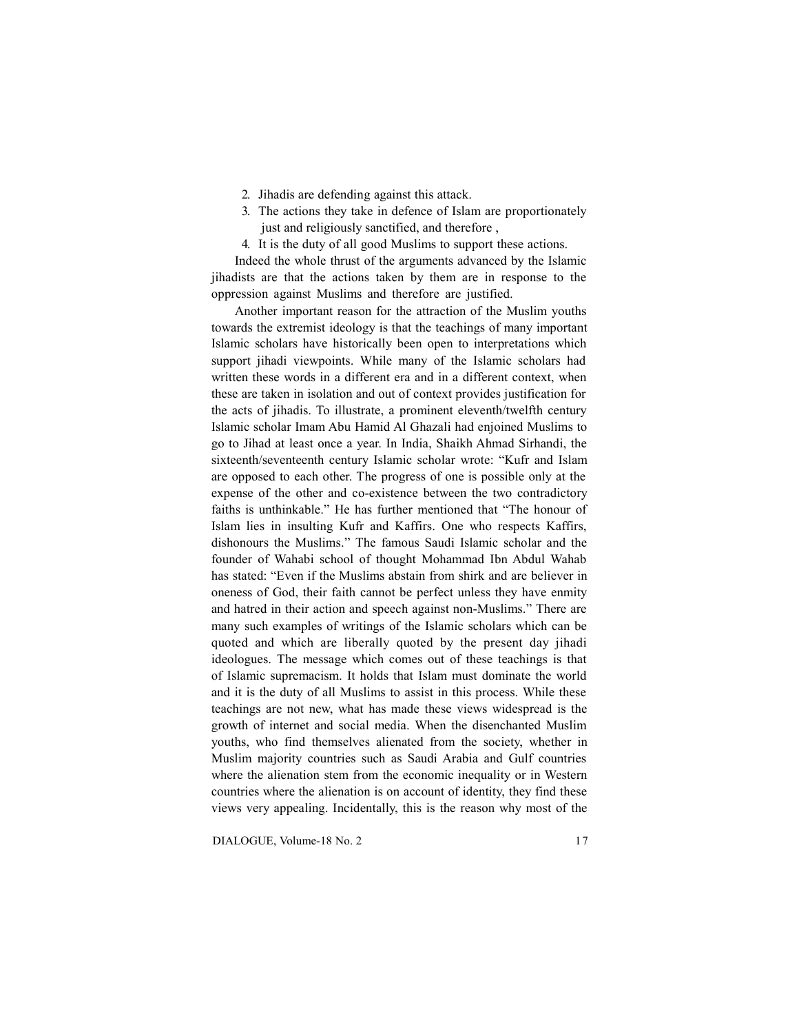2. Jihadis are defending against this attack.
3. The actions they take in defence of Islam are proportionately just and religiously sanctified, and therefore ,
4. It is the duty of all good Muslims to support these actions.

Indeed the whole thrust of the arguments advanced by the Islamic jihadists are that the actions taken by them are in response to the oppression against Muslims and therefore are justified.

Another important reason for the attraction of the Muslim youths towards the extremist ideology is that the teachings of many important Islamic scholars have historically been open to interpretations which support jihadi viewpoints. While many of the Islamic scholars had written these words in a different era and in a different context, when these are taken in isolation and out of context provides justification for the acts of jihadis. To illustrate, a prominent eleventh/twelfth century Islamic scholar Imam Abu Hamid Al Ghazali had enjoined Muslims to go to Jihad at least once a year. In India, Shaikh Ahmad Sirhandi, the sixteenth/seventeenth century Islamic scholar wrote: "Kufr and Islam are opposed to each other. The progress of one is possible only at the expense of the other and co-existence between the two contradictory faiths is unthinkable." He has further mentioned that "The honour of Islam lies in insulting Kufr and Kaffirs. One who respects Kaffirs, dishonours the Muslims." The famous Saudi Islamic scholar and the founder of Wahabi school of thought Mohammad Ibn Abdul Wahab has stated: "Even if the Muslims abstain from shirk and are believer in oneness of God, their faith cannot be perfect unless they have enmity and hatred in their action and speech against non-Muslims." There are many such examples of writings of the Islamic scholars which can be quoted and which are liberally quoted by the present day jihadi ideologues. The message which comes out of these teachings is that of Islamic supremacism. It holds that Islam must dominate the world and it is the duty of all Muslims to assist in this process. While these teachings are not new, what has made these views widespread is the growth of internet and social media. When the disenchanted Muslim youths, who find themselves alienated from the society, whether in Muslim majority countries such as Saudi Arabia and Gulf countries where the alienation stem from the economic inequality or in Western countries where the alienation is on account of identity, they find these views very appealing. Incidentally, this is the reason why most of the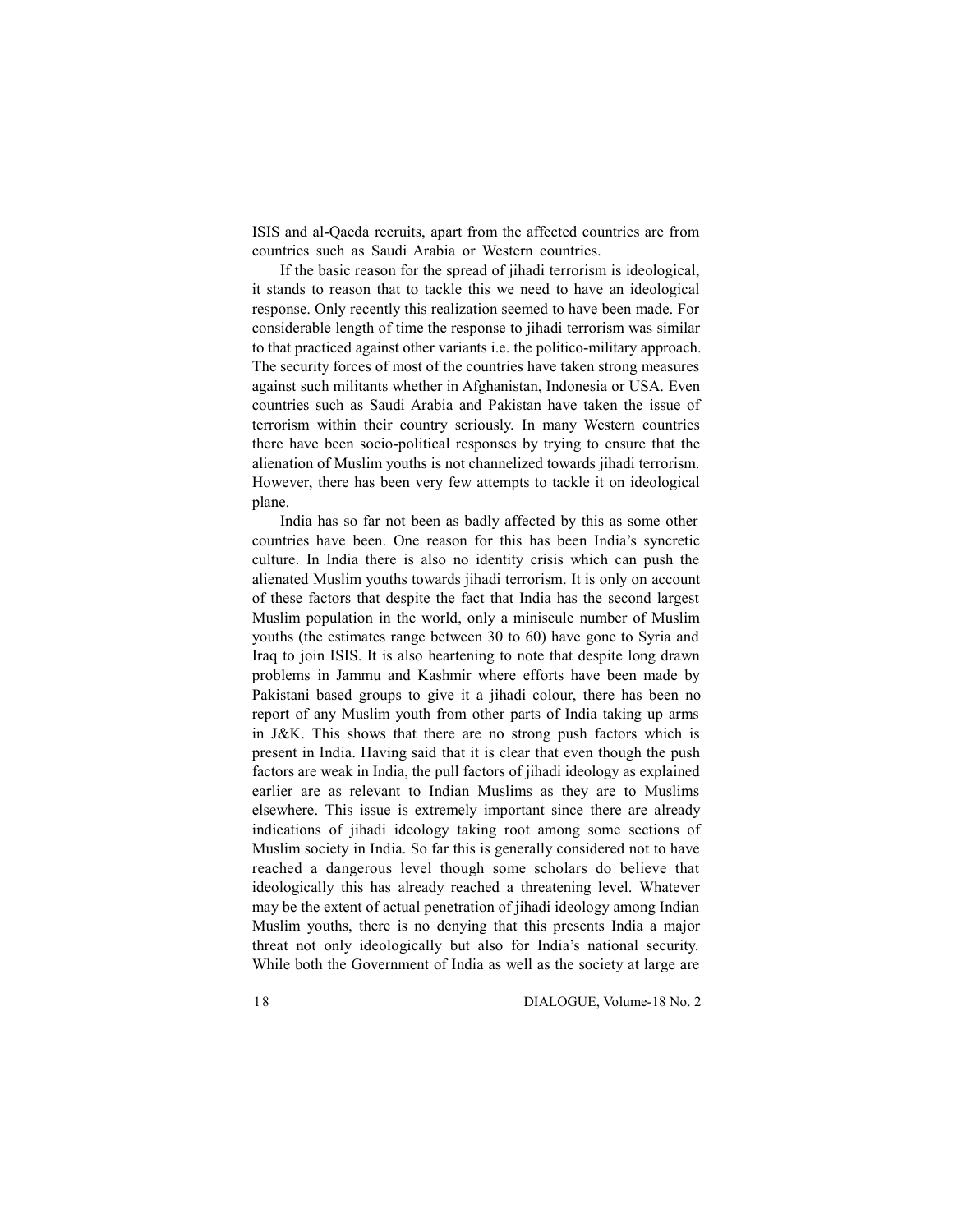ISIS and al-Qaeda recruits, apart from the affected countries are from countries such as Saudi Arabia or Western countries.

If the basic reason for the spread of jihadi terrorism is ideological, it stands to reason that to tackle this we need to have an ideological response. Only recently this realization seemed to have been made. For considerable length of time the response to jihadi terrorism was similar to that practiced against other variants i.e. the politico-military approach. The security forces of most of the countries have taken strong measures against such militants whether in Afghanistan, Indonesia or USA. Even countries such as Saudi Arabia and Pakistan have taken the issue of terrorism within their country seriously. In many Western countries there have been socio-political responses by trying to ensure that the alienation of Muslim youths is not channelized towards jihadi terrorism. However, there has been very few attempts to tackle it on ideological plane.

India has so far not been as badly affected by this as some other countries have been. One reason for this has been India's syncretic culture. In India there is also no identity crisis which can push the alienated Muslim youths towards jihadi terrorism. It is only on account of these factors that despite the fact that India has the second largest Muslim population in the world, only a miniscule number of Muslim youths (the estimates range between 30 to 60) have gone to Syria and Iraq to join ISIS. It is also heartening to note that despite long drawn problems in Jammu and Kashmir where efforts have been made by Pakistani based groups to give it a jihadi colour, there has been no report of any Muslim youth from other parts of India taking up arms in J&K. This shows that there are no strong push factors which is present in India. Having said that it is clear that even though the push factors are weak in India, the pull factors of jihadi ideology as explained earlier are as relevant to Indian Muslims as they are to Muslims elsewhere. This issue is extremely important since there are already indications of jihadi ideology taking root among some sections of Muslim society in India. So far this is generally considered not to have reached a dangerous level though some scholars do believe that ideologically this has already reached a threatening level. Whatever may be the extent of actual penetration of jihadi ideology among Indian Muslim youths, there is no denying that this presents India a major threat not only ideologically but also for India's national security. While both the Government of India as well as the society at large are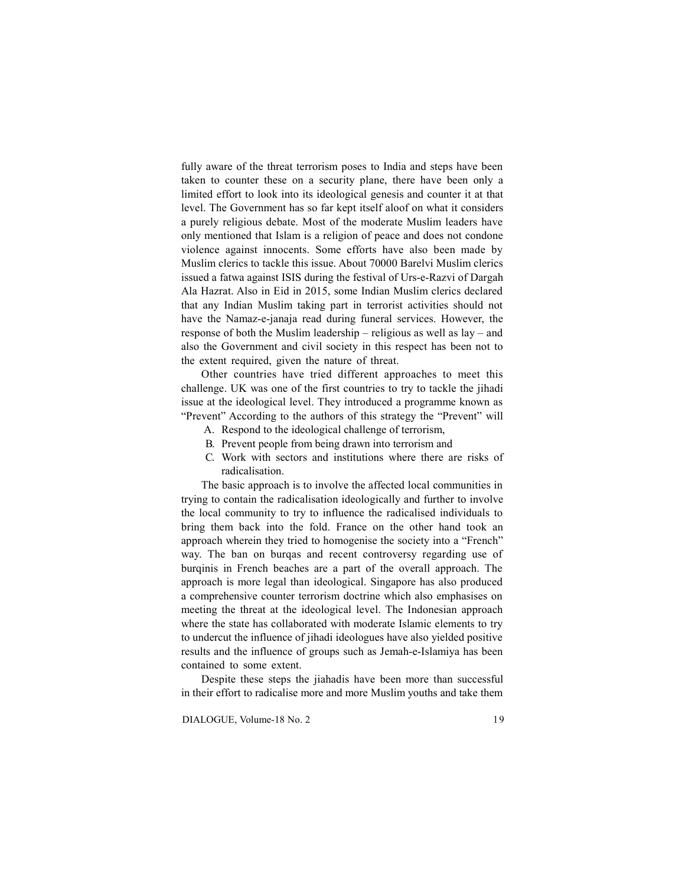fully aware of the threat terrorism poses to India and steps have been taken to counter these on a security plane, there have been only a limited effort to look into its ideological genesis and counter it at that level. The Government has so far kept itself aloof on what it considers a purely religious debate. Most of the moderate Muslim leaders have only mentioned that Islam is a religion of peace and does not condone violence against innocents. Some efforts have also been made by Muslim clerics to tackle this issue. About 70000 Barelvi Muslim clerics issued a fatwa against ISIS during the festival of Urs-e-Razvi of Dargah Ala Hazrat. Also in Eid in 2015, some Indian Muslim clerics declared that any Indian Muslim taking part in terrorist activities should not have the Namaz-e-janaja read during funeral services. However, the response of both the Muslim leadership – religious as well as lay – and also the Government and civil society in this respect has been not to the extent required, given the nature of threat.

Other countries have tried different approaches to meet this challenge. UK was one of the first countries to try to tackle the jihadi issue at the ideological level. They introduced a programme known as "Prevent" According to the authors of this strategy the "Prevent" will

A. Respond to the ideological challenge of terrorism,
B. Prevent people from being drawn into terrorism and
C. Work with sectors and institutions where there are risks of radicalisation.

The basic approach is to involve the affected local communities in trying to contain the radicalisation ideologically and further to involve the local community to try to influence the radicalised individuals to bring them back into the fold. France on the other hand took an approach wherein they tried to homogenise the society into a "French" way. The ban on burqas and recent controversy regarding use of burqinis in French beaches are a part of the overall approach. The approach is more legal than ideological. Singapore has also produced a comprehensive counter terrorism doctrine which also emphasises on meeting the threat at the ideological level. The Indonesian approach where the state has collaborated with moderate Islamic elements to try to undercut the influence of jihadi ideologues have also yielded positive results and the influence of groups such as Jemah-e-Islamiya has been contained to some extent.

Despite these steps the jiahadis have been more than successful in their effort to radicalise more and more Muslim youths and take them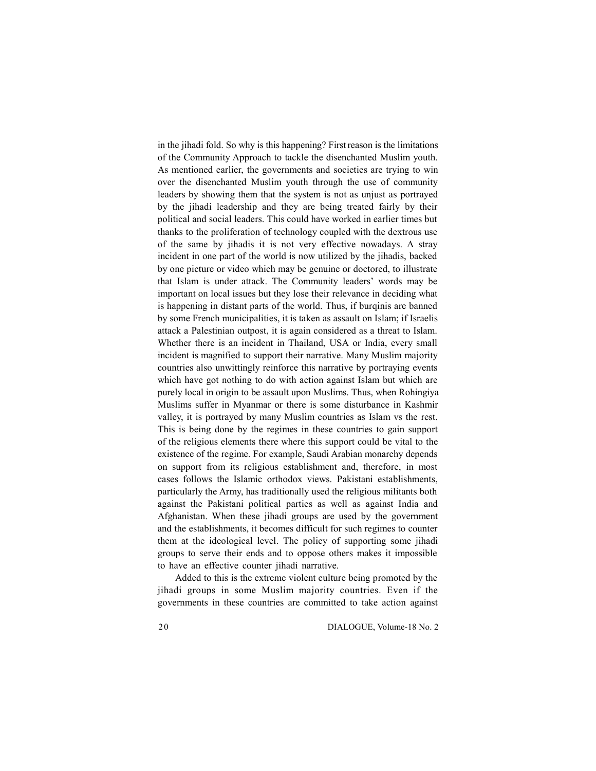in the jihadi fold. So why is this happening? First reason is the limitations of the Community Approach to tackle the disenchanted Muslim youth. As mentioned earlier, the governments and societies are trying to win over the disenchanted Muslim youth through the use of community leaders by showing them that the system is not as unjust as portrayed by the jihadi leadership and they are being treated fairly by their political and social leaders. This could have worked in earlier times but thanks to the proliferation of technology coupled with the dextrous use of the same by jihadis it is not very effective nowadays. A stray incident in one part of the world is now utilized by the jihadis, backed by one picture or video which may be genuine or doctored, to illustrate that Islam is under attack. The Community leaders' words may be important on local issues but they lose their relevance in deciding what is happening in distant parts of the world. Thus, if burqinis are banned by some French municipalities, it is taken as assault on Islam; if Israelis attack a Palestinian outpost, it is again considered as a threat to Islam. Whether there is an incident in Thailand, USA or India, every small incident is magnified to support their narrative. Many Muslim majority countries also unwittingly reinforce this narrative by portraying events which have got nothing to do with action against Islam but which are purely local in origin to be assault upon Muslims. Thus, when Rohingiya Muslims suffer in Myanmar or there is some disturbance in Kashmir valley, it is portrayed by many Muslim countries as Islam vs the rest. This is being done by the regimes in these countries to gain support of the religious elements there where this support could be vital to the existence of the regime. For example, Saudi Arabian monarchy depends on support from its religious establishment and, therefore, in most cases follows the Islamic orthodox views. Pakistani establishments, particularly the Army, has traditionally used the religious militants both against the Pakistani political parties as well as against India and Afghanistan. When these jihadi groups are used by the government and the establishments, it becomes difficult for such regimes to counter them at the ideological level. The policy of supporting some jihadi groups to serve their ends and to oppose others makes it impossible to have an effective counter jihadi narrative.

Added to this is the extreme violent culture being promoted by the jihadi groups in some Muslim majority countries. Even if the governments in these countries are committed to take action against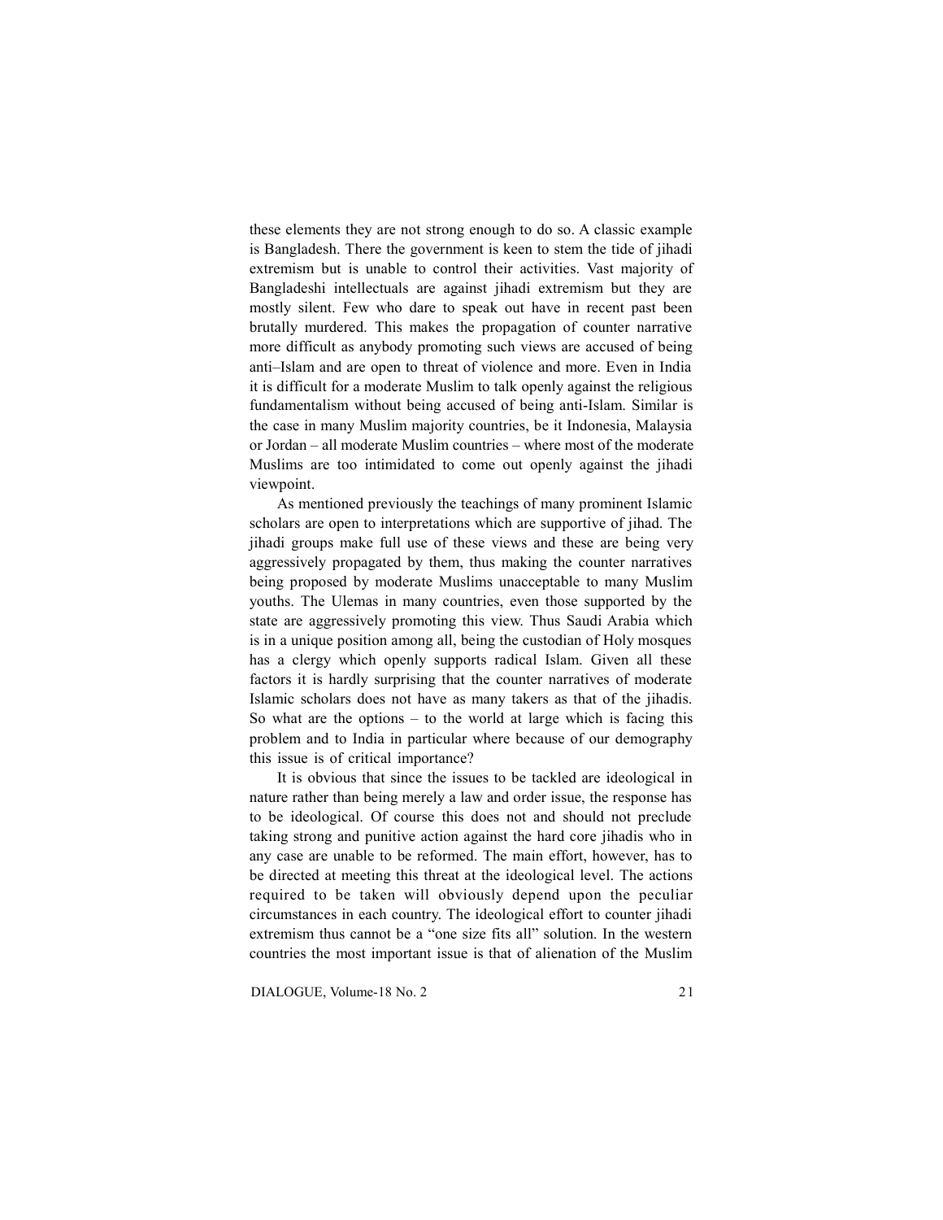these elements they are not strong enough to do so. A classic example is Bangladesh. There the government is keen to stem the tide of jihadi extremism but is unable to control their activities. Vast majority of Bangladeshi intellectuals are against jihadi extremism but they are mostly silent. Few who dare to speak out have in recent past been brutally murdered. This makes the propagation of counter narrative more difficult as anybody promoting such views are accused of being anti–Islam and are open to threat of violence and more. Even in India it is difficult for a moderate Muslim to talk openly against the religious fundamentalism without being accused of being anti-Islam. Similar is the case in many Muslim majority countries, be it Indonesia, Malaysia or Jordan – all moderate Muslim countries – where most of the moderate Muslims are too intimidated to come out openly against the jihadi viewpoint.

As mentioned previously the teachings of many prominent Islamic scholars are open to interpretations which are supportive of jihad. The jihadi groups make full use of these views and these are being very aggressively propagated by them, thus making the counter narratives being proposed by moderate Muslims unacceptable to many Muslim youths. The Ulemas in many countries, even those supported by the state are aggressively promoting this view. Thus Saudi Arabia which is in a unique position among all, being the custodian of Holy mosques has a clergy which openly supports radical Islam. Given all these factors it is hardly surprising that the counter narratives of moderate Islamic scholars does not have as many takers as that of the jihadis. So what are the options – to the world at large which is facing this problem and to India in particular where because of our demography this issue is of critical importance?

It is obvious that since the issues to be tackled are ideological in nature rather than being merely a law and order issue, the response has to be ideological. Of course this does not and should not preclude taking strong and punitive action against the hard core jihadis who in any case are unable to be reformed. The main effort, however, has to be directed at meeting this threat at the ideological level. The actions required to be taken will obviously depend upon the peculiar circumstances in each country. The ideological effort to counter jihadi extremism thus cannot be a "one size fits all" solution. In the western countries the most important issue is that of alienation of the Muslim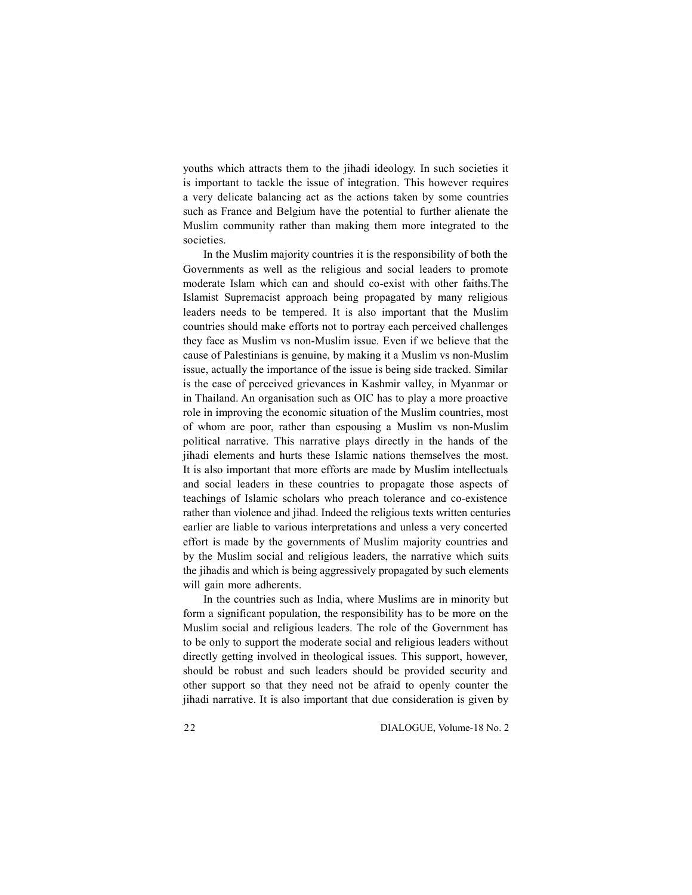youths which attracts them to the jihadi ideology. In such societies it is important to tackle the issue of integration. This however requires a very delicate balancing act as the actions taken by some countries such as France and Belgium have the potential to further alienate the Muslim community rather than making them more integrated to the societies.

In the Muslim majority countries it is the responsibility of both the Governments as well as the religious and social leaders to promote moderate Islam which can and should co-exist with other faiths.The Islamist Supremacist approach being propagated by many religious leaders needs to be tempered. It is also important that the Muslim countries should make efforts not to portray each perceived challenges they face as Muslim vs non-Muslim issue. Even if we believe that the cause of Palestinians is genuine, by making it a Muslim vs non-Muslim issue, actually the importance of the issue is being side tracked. Similar is the case of perceived grievances in Kashmir valley, in Myanmar or in Thailand. An organisation such as OIC has to play a more proactive role in improving the economic situation of the Muslim countries, most of whom are poor, rather than espousing a Muslim vs non-Muslim political narrative. This narrative plays directly in the hands of the jihadi elements and hurts these Islamic nations themselves the most. It is also important that more efforts are made by Muslim intellectuals and social leaders in these countries to propagate those aspects of teachings of Islamic scholars who preach tolerance and co-existence rather than violence and jihad. Indeed the religious texts written centuries earlier are liable to various interpretations and unless a very concerted effort is made by the governments of Muslim majority countries and by the Muslim social and religious leaders, the narrative which suits the jihadis and which is being aggressively propagated by such elements will gain more adherents.

In the countries such as India, where Muslims are in minority but form a significant population, the responsibility has to be more on the Muslim social and religious leaders. The role of the Government has to be only to support the moderate social and religious leaders without directly getting involved in theological issues. This support, however, should be robust and such leaders should be provided security and other support so that they need not be afraid to openly counter the jihadi narrative. It is also important that due consideration is given by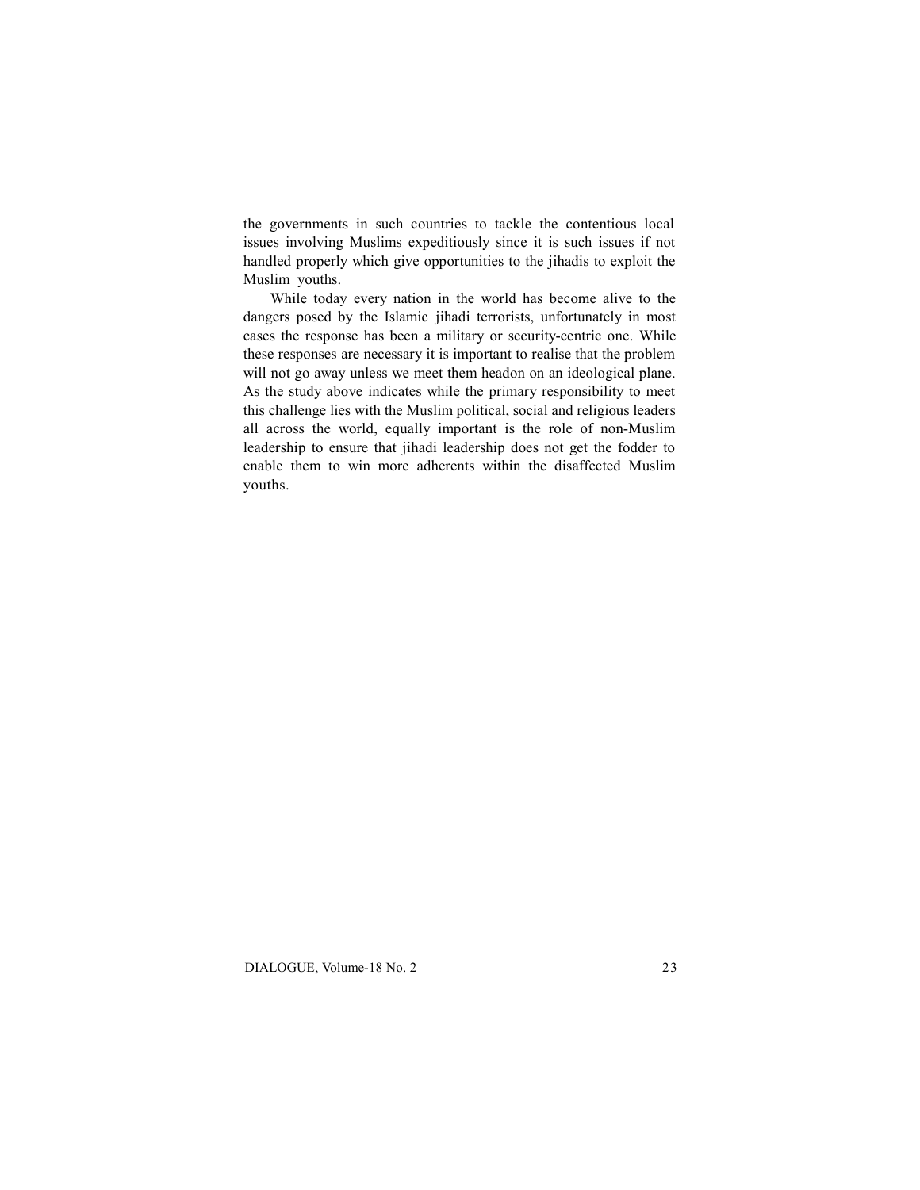the governments in such countries to tackle the contentious local issues involving Muslims expeditiously since it is such issues if not handled properly which give opportunities to the jihadis to exploit the Muslim youths.

While today every nation in the world has become alive to the dangers posed by the Islamic jihadi terrorists, unfortunately in most cases the response has been a military or security-centric one. While these responses are necessary it is important to realise that the problem will not go away unless we meet them headon on an ideological plane. As the study above indicates while the primary responsibility to meet this challenge lies with the Muslim political, social and religious leaders all across the world, equally important is the role of non-Muslim leadership to ensure that jihadi leadership does not get the fodder to enable them to win more adherents within the disaffected Muslim youths.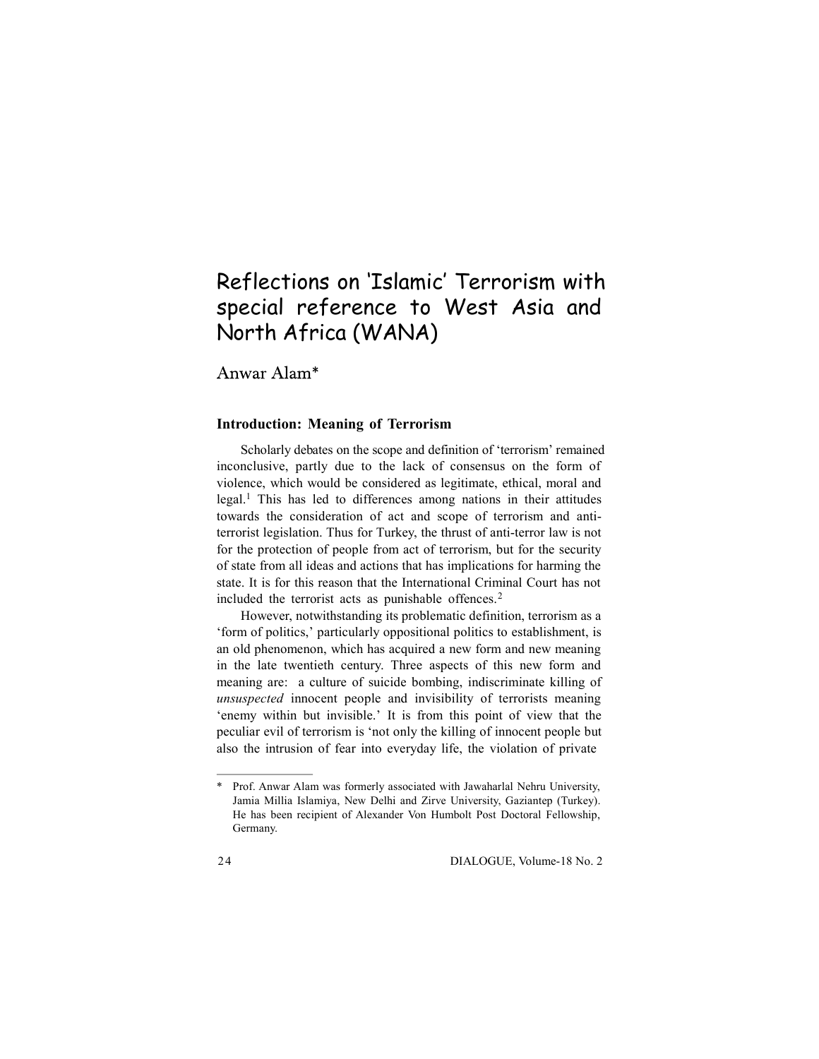# Reflections on 'Islamic' Terrorism with special reference to West Asia and North Africa (WANA)

Anwar Alam*

## Introduction: Meaning of Terrorism

Scholarly debates on the scope and definition of 'terrorism' remained inconclusive, partly due to the lack of consensus on the form of violence, which would be considered as legitimate, ethical, moral and legal.[1] This has led to differences among nations in their attitudes towards the consideration of act and scope of terrorism and anti-terrorist legislation. Thus for Turkey, the thrust of anti-terror law is not for the protection of people from act of terrorism, but for the security of state from all ideas and actions that has implications for harming the state. It is for this reason that the International Criminal Court has not included the terrorist acts as punishable offences.[2]

However, notwithstanding its problematic definition, terrorism as a 'form of politics,' particularly oppositional politics to establishment, is an old phenomenon, which has acquired a new form and new meaning in the late twentieth century. Three aspects of this new form and meaning are: a culture of suicide bombing, indiscriminate killing of *unsuspected* innocent people and invisibility of terrorists meaning 'enemy within but invisible.' It is from this point of view that the peculiar evil of terrorism is 'not only the killing of innocent people but also the intrusion of fear into everyday life, the violation of private

---

\* Prof. Anwar Alam was formerly associated with Jawaharlal Nehru University, Jamia Millia Islamiya, New Delhi and Zirve University, Gaziantep (Turkey). He has been recipient of Alexander Von Humbolt Post Doctoral Fellowship, Germany.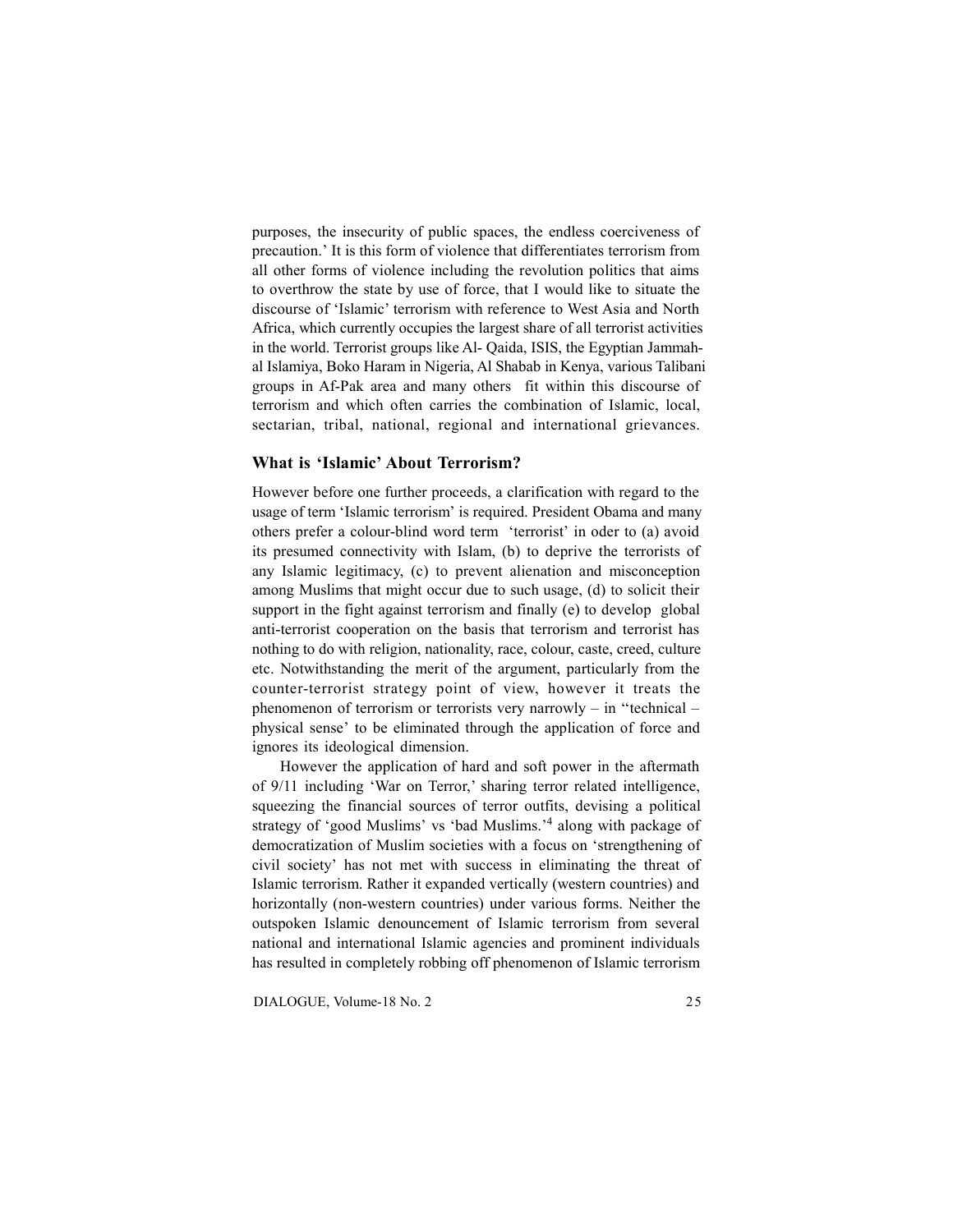purposes, the insecurity of public spaces, the endless coerciveness of precaution.' It is this form of violence that differentiates terrorism from all other forms of violence including the revolution politics that aims to overthrow the state by use of force, that I would like to situate the discourse of 'Islamic' terrorism with reference to West Asia and North Africa, which currently occupies the largest share of all terrorist activities in the world. Terrorist groups like Al- Qaida, ISIS, the Egyptian Jammah-al Islamiya, Boko Haram in Nigeria, Al Shabab in Kenya, various Talibani groups in Af-Pak area and many others fit within this discourse of terrorism and which often carries the combination of Islamic, local, sectarian, tribal, national, regional and international grievances.

## What is 'Islamic' About Terrorism?

However before one further proceeds, a clarification with regard to the usage of term 'Islamic terrorism' is required. President Obama and many others prefer a colour-blind word term 'terrorist' in oder to (a) avoid its presumed connectivity with Islam, (b) to deprive the terrorists of any Islamic legitimacy, (c) to prevent alienation and misconception among Muslims that might occur due to such usage, (d) to solicit their support in the fight against terrorism and finally (e) to develop global anti-terrorist cooperation on the basis that terrorism and terrorist has nothing to do with religion, nationality, race, colour, caste, creed, culture etc. Notwithstanding the merit of the argument, particularly from the counter-terrorist strategy point of view, however it treats the phenomenon of terrorism or terrorists very narrowly – in ''technical – physical sense' to be eliminated through the application of force and ignores its ideological dimension.

However the application of hard and soft power in the aftermath of 9/11 including 'War on Terror,' sharing terror related intelligence, squeezing the financial sources of terror outfits, devising a political strategy of 'good Muslims' vs 'bad Muslims.'[4] along with package of democratization of Muslim societies with a focus on 'strengthening of civil society' has not met with success in eliminating the threat of Islamic terrorism. Rather it expanded vertically (western countries) and horizontally (non-western countries) under various forms. Neither the outspoken Islamic denouncement of Islamic terrorism from several national and international Islamic agencies and prominent individuals has resulted in completely robbing off phenomenon of Islamic terrorism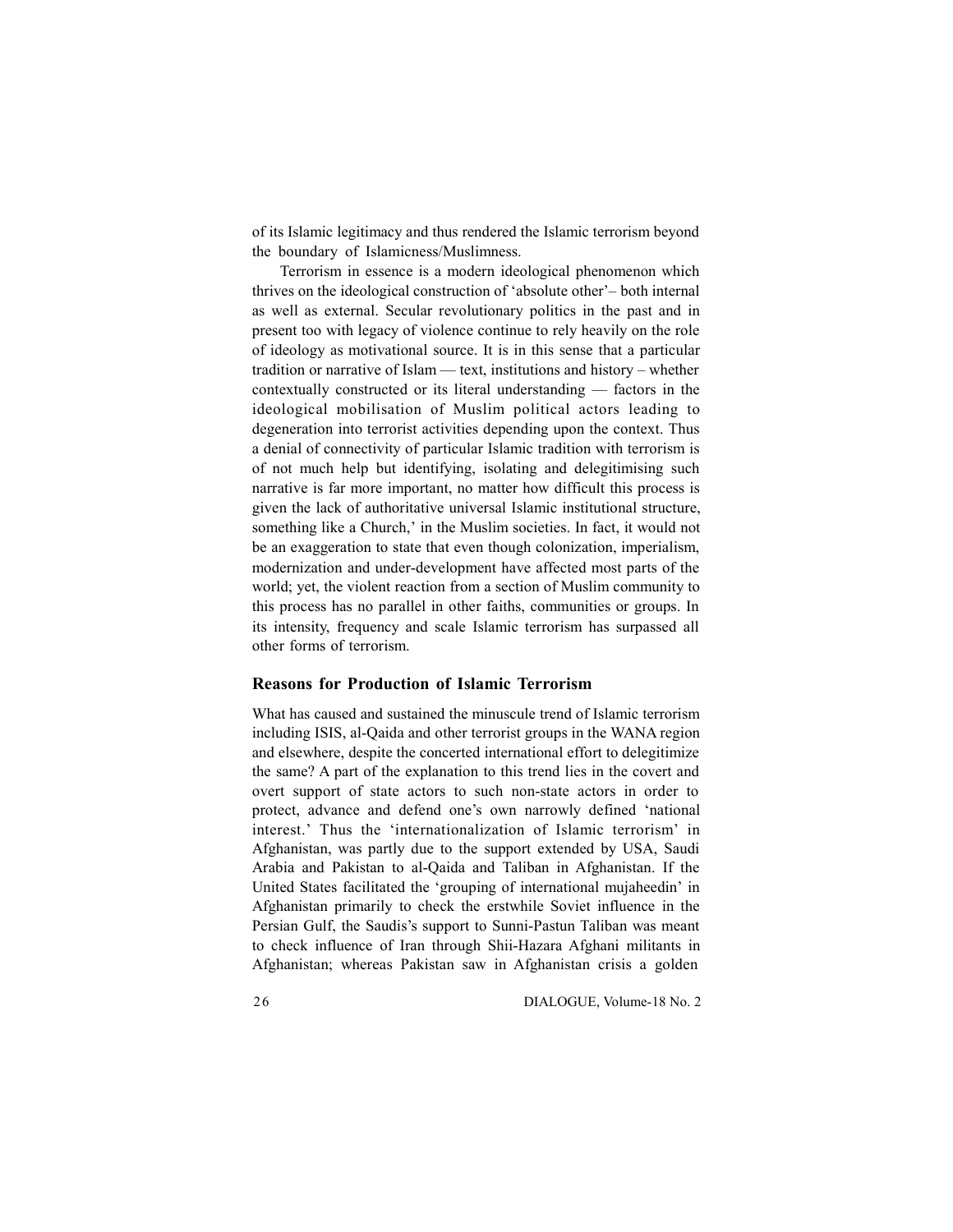of its Islamic legitimacy and thus rendered the Islamic terrorism beyond the boundary of Islamicness/Muslimness.

Terrorism in essence is a modern ideological phenomenon which thrives on the ideological construction of 'absolute other'– both internal as well as external. Secular revolutionary politics in the past and in present too with legacy of violence continue to rely heavily on the role of ideology as motivational source. It is in this sense that a particular tradition or narrative of Islam — text, institutions and history – whether contextually constructed or its literal understanding — factors in the ideological mobilisation of Muslim political actors leading to degeneration into terrorist activities depending upon the context. Thus a denial of connectivity of particular Islamic tradition with terrorism is of not much help but identifying, isolating and delegitimising such narrative is far more important, no matter how difficult this process is given the lack of authoritative universal Islamic institutional structure, something like a Church,' in the Muslim societies. In fact, it would not be an exaggeration to state that even though colonization, imperialism, modernization and under-development have affected most parts of the world; yet, the violent reaction from a section of Muslim community to this process has no parallel in other faiths, communities or groups. In its intensity, frequency and scale Islamic terrorism has surpassed all other forms of terrorism.

### Reasons for Production of Islamic Terrorism

What has caused and sustained the minuscule trend of Islamic terrorism including ISIS, al-Qaida and other terrorist groups in the WANA region and elsewhere, despite the concerted international effort to delegitimize the same? A part of the explanation to this trend lies in the covert and overt support of state actors to such non-state actors in order to protect, advance and defend one's own narrowly defined 'national interest.' Thus the 'internationalization of Islamic terrorism' in Afghanistan, was partly due to the support extended by USA, Saudi Arabia and Pakistan to al-Qaida and Taliban in Afghanistan. If the United States facilitated the 'grouping of international mujaheedin' in Afghanistan primarily to check the erstwhile Soviet influence in the Persian Gulf, the Saudis's support to Sunni-Pastun Taliban was meant to check influence of Iran through Shii-Hazara Afghani militants in Afghanistan; whereas Pakistan saw in Afghanistan crisis a golden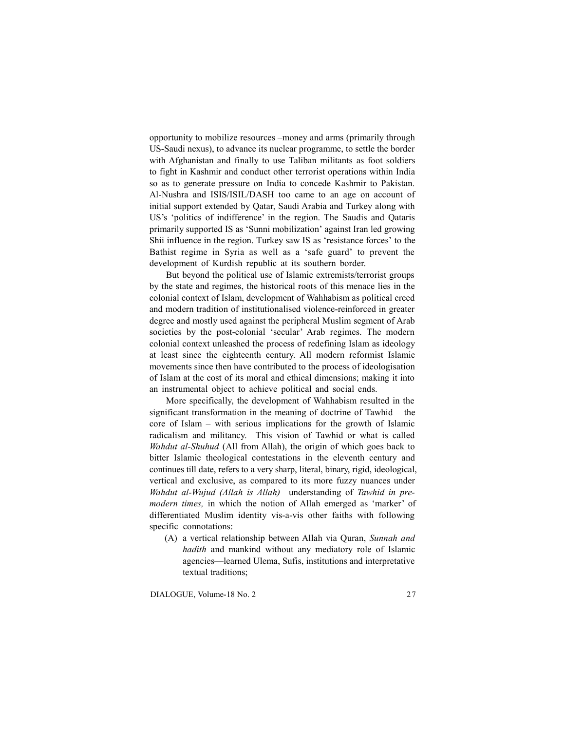opportunity to mobilize resources –money and arms (primarily through US-Saudi nexus), to advance its nuclear programme, to settle the border with Afghanistan and finally to use Taliban militants as foot soldiers to fight in Kashmir and conduct other terrorist operations within India so as to generate pressure on India to concede Kashmir to Pakistan. Al-Nushra and ISIS/ISIL/DASH too came to an age on account of initial support extended by Qatar, Saudi Arabia and Turkey along with US's 'politics of indifference' in the region. The Saudis and Qataris primarily supported IS as 'Sunni mobilization' against Iran led growing Shii influence in the region. Turkey saw IS as 'resistance forces' to the Bathist regime in Syria as well as a 'safe guard' to prevent the development of Kurdish republic at its southern border.

But beyond the political use of Islamic extremists/terrorist groups by the state and regimes, the historical roots of this menace lies in the colonial context of Islam, development of Wahhabism as political creed and modern tradition of institutionalised violence-reinforced in greater degree and mostly used against the peripheral Muslim segment of Arab societies by the post-colonial 'secular' Arab regimes. The modern colonial context unleashed the process of redefining Islam as ideology at least since the eighteenth century. All modern reformist Islamic movements since then have contributed to the process of ideologisation of Islam at the cost of its moral and ethical dimensions; making it into an instrumental object to achieve political and social ends.

More specifically, the development of Wahhabism resulted in the significant transformation in the meaning of doctrine of Tawhid – the core of Islam – with serious implications for the growth of Islamic radicalism and militancy. This vision of Tawhid or what is called *Wahdut al-Shuhud* (All from Allah), the origin of which goes back to bitter Islamic theological contestations in the eleventh century and continues till date, refers to a very sharp, literal, binary, rigid, ideological, vertical and exclusive, as compared to its more fuzzy nuances under *Wahdut al-Wujud (Allah is Allah)* understanding of *Tawhid in pre-modern times,* in which the notion of Allah emerged as 'marker' of differentiated Muslim identity vis-a-vis other faiths with following specific connotations:

(A) a vertical relationship between Allah via Quran, *Sunnah and hadith* and mankind without any mediatory role of Islamic agencies—learned Ulema, Sufis, institutions and interpretative textual traditions;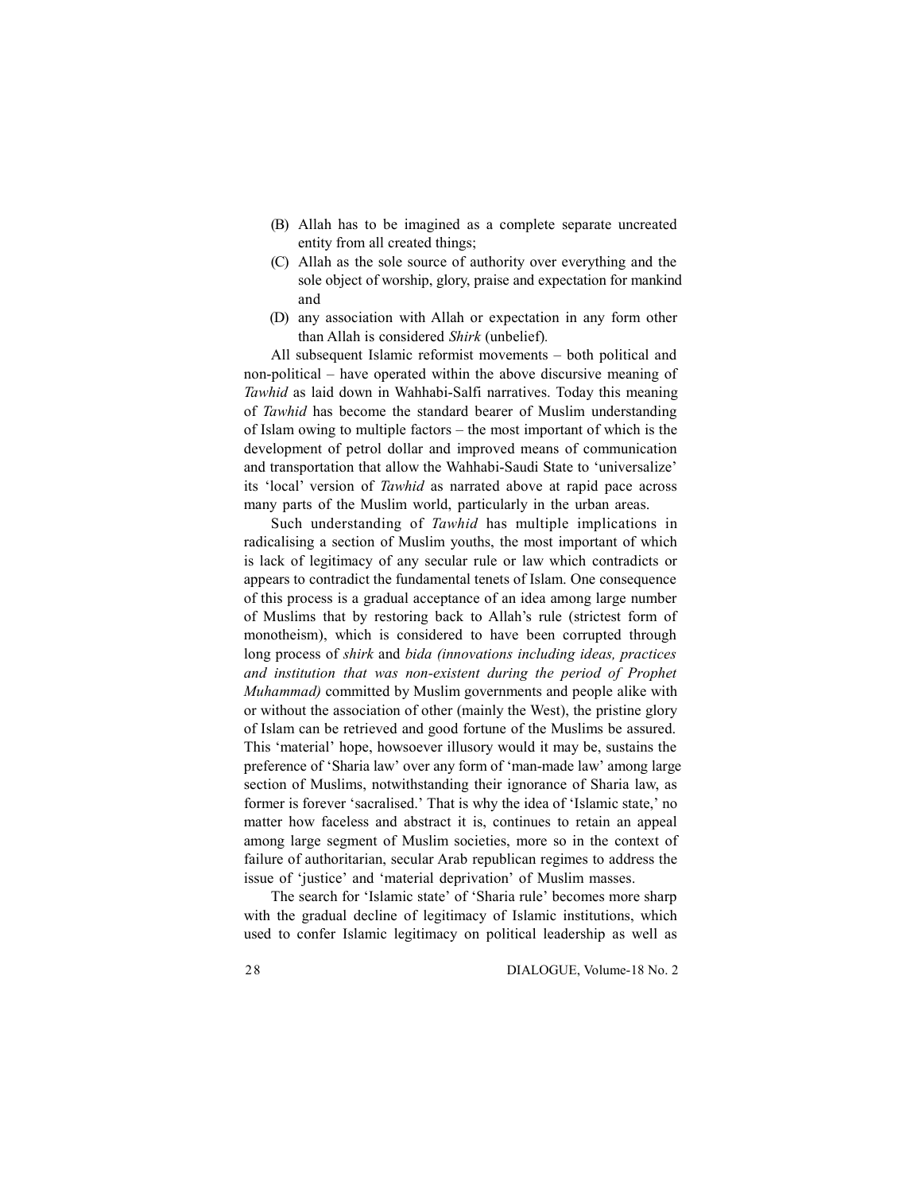(B) Allah has to be imagined as a complete separate uncreated entity from all created things;

(C) Allah as the sole source of authority over everything and the sole object of worship, glory, praise and expectation for mankind and

(D) any association with Allah or expectation in any form other than Allah is considered *Shirk* (unbelief).

All subsequent Islamic reformist movements – both political and non-political – have operated within the above discursive meaning of *Tawhid* as laid down in Wahhabi-Salfi narratives. Today this meaning of *Tawhid* has become the standard bearer of Muslim understanding of Islam owing to multiple factors – the most important of which is the development of petrol dollar and improved means of communication and transportation that allow the Wahhabi-Saudi State to 'universalize' its 'local' version of *Tawhid* as narrated above at rapid pace across many parts of the Muslim world, particularly in the urban areas.

Such understanding of *Tawhid* has multiple implications in radicalising a section of Muslim youths, the most important of which is lack of legitimacy of any secular rule or law which contradicts or appears to contradict the fundamental tenets of Islam. One consequence of this process is a gradual acceptance of an idea among large number of Muslims that by restoring back to Allah's rule (strictest form of monotheism), which is considered to have been corrupted through long process of *shirk* and *bida (innovations including ideas, practices and institution that was non-existent during the period of Prophet Muhammad)* committed by Muslim governments and people alike with or without the association of other (mainly the West), the pristine glory of Islam can be retrieved and good fortune of the Muslims be assured. This 'material' hope, howsoever illusory would it may be, sustains the preference of 'Sharia law' over any form of 'man-made law' among large section of Muslims, notwithstanding their ignorance of Sharia law, as former is forever 'sacralised.' That is why the idea of 'Islamic state,' no matter how faceless and abstract it is, continues to retain an appeal among large segment of Muslim societies, more so in the context of failure of authoritarian, secular Arab republican regimes to address the issue of 'justice' and 'material deprivation' of Muslim masses.

The search for 'Islamic state' of 'Sharia rule' becomes more sharp with the gradual decline of legitimacy of Islamic institutions, which used to confer Islamic legitimacy on political leadership as well as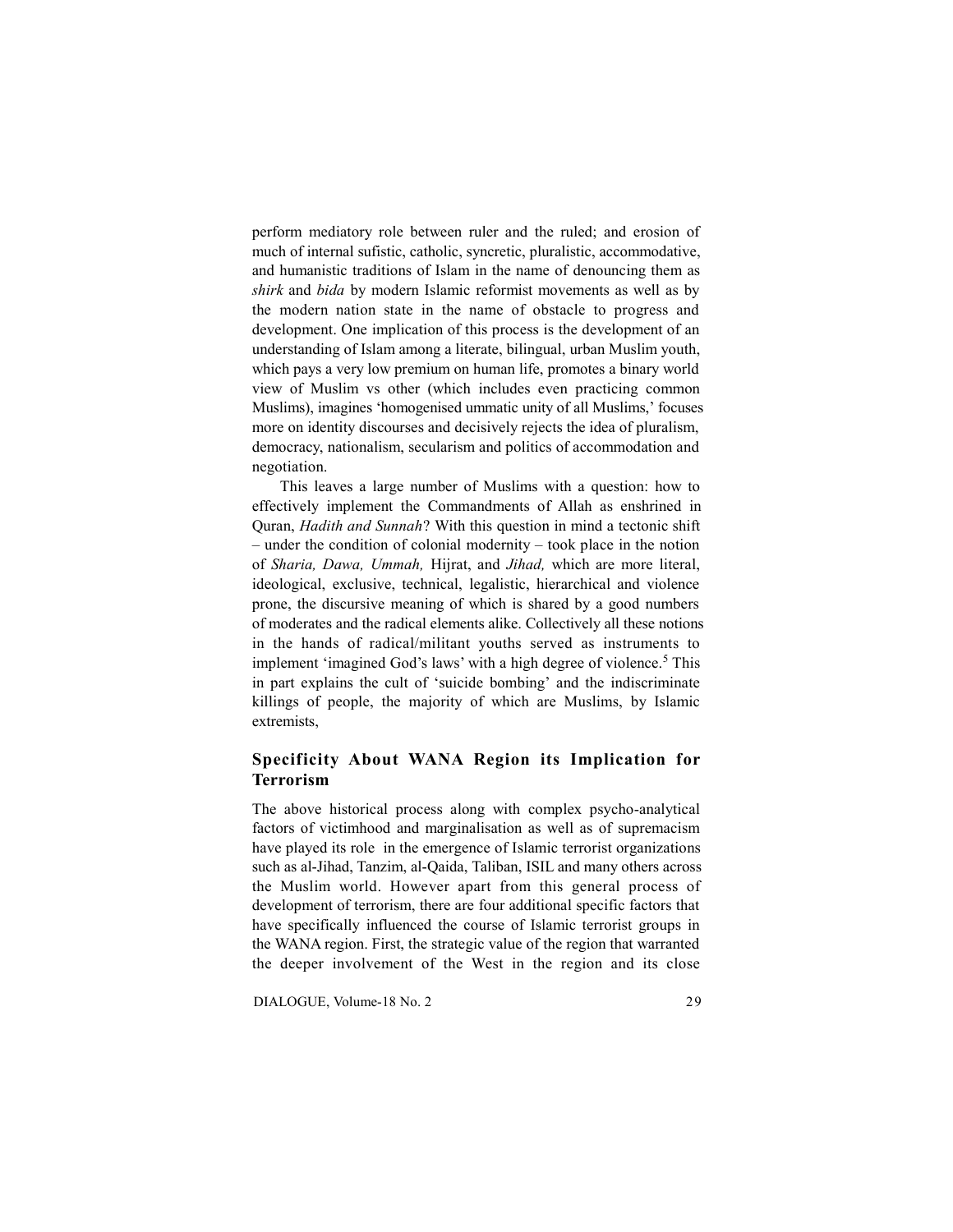perform mediatory role between ruler and the ruled; and erosion of much of internal sufistic, catholic, syncretic, pluralistic, accommodative, and humanistic traditions of Islam in the name of denouncing them as *shirk* and *bida* by modern Islamic reformist movements as well as by the modern nation state in the name of obstacle to progress and development. One implication of this process is the development of an understanding of Islam among a literate, bilingual, urban Muslim youth, which pays a very low premium on human life, promotes a binary world view of Muslim vs other (which includes even practicing common Muslims), imagines 'homogenised ummatic unity of all Muslims,' focuses more on identity discourses and decisively rejects the idea of pluralism, democracy, nationalism, secularism and politics of accommodation and negotiation.

This leaves a large number of Muslims with a question: how to effectively implement the Commandments of Allah as enshrined in Quran, *Hadith and Sunnah*? With this question in mind a tectonic shift – under the condition of colonial modernity – took place in the notion of *Sharia, Dawa, Ummah,* Hijrat, and *Jihad,* which are more literal, ideological, exclusive, technical, legalistic, hierarchical and violence prone, the discursive meaning of which is shared by a good numbers of moderates and the radical elements alike. Collectively all these notions in the hands of radical/militant youths served as instruments to implement 'imagined God's laws' with a high degree of violence.[5] This in part explains the cult of 'suicide bombing' and the indiscriminate killings of people, the majority of which are Muslims, by Islamic extremists,

## Specificity About WANA Region its Implication for Terrorism

The above historical process along with complex psycho-analytical factors of victimhood and marginalisation as well as of supremacism have played its role in the emergence of Islamic terrorist organizations such as al-Jihad, Tanzim, al-Qaida, Taliban, ISIL and many others across the Muslim world. However apart from this general process of development of terrorism, there are four additional specific factors that have specifically influenced the course of Islamic terrorist groups in the WANA region. First, the strategic value of the region that warranted the deeper involvement of the West in the region and its close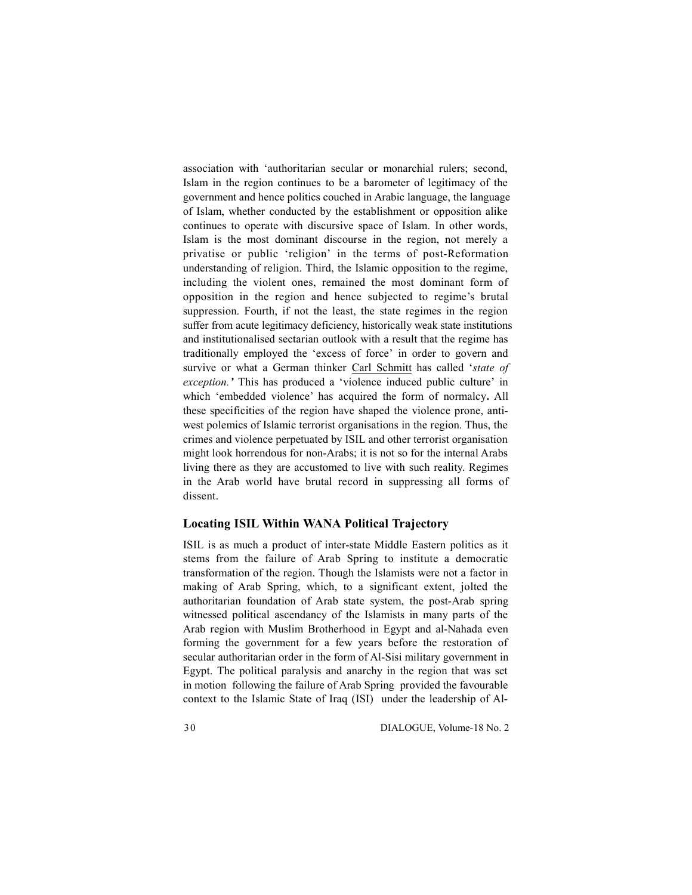association with 'authoritarian secular or monarchial rulers; second, Islam in the region continues to be a barometer of legitimacy of the government and hence politics couched in Arabic language, the language of Islam, whether conducted by the establishment or opposition alike continues to operate with discursive space of Islam. In other words, Islam is the most dominant discourse in the region, not merely a privatise or public 'religion' in the terms of post-Reformation understanding of religion. Third, the Islamic opposition to the regime, including the violent ones, remained the most dominant form of opposition in the region and hence subjected to regime's brutal suppression. Fourth, if not the least, the state regimes in the region suffer from acute legitimacy deficiency, historically weak state institutions and institutionalised sectarian outlook with a result that the regime has traditionally employed the 'excess of force' in order to govern and survive or what a German thinker Carl Schmitt has called '*state of exception.'* This has produced a 'violence induced public culture' in which 'embedded violence' has acquired the form of normalcy**.** All these specificities of the region have shaped the violence prone, anti-west polemics of Islamic terrorist organisations in the region. Thus, the crimes and violence perpetuated by ISIL and other terrorist organisation might look horrendous for non-Arabs; it is not so for the internal Arabs living there as they are accustomed to live with such reality. Regimes in the Arab world have brutal record in suppressing all forms of dissent.

### Locating ISIL Within WANA Political Trajectory

ISIL is as much a product of inter-state Middle Eastern politics as it stems from the failure of Arab Spring to institute a democratic transformation of the region. Though the Islamists were not a factor in making of Arab Spring, which, to a significant extent, jolted the authoritarian foundation of Arab state system, the post-Arab spring witnessed political ascendancy of the Islamists in many parts of the Arab region with Muslim Brotherhood in Egypt and al-Nahada even forming the government for a few years before the restoration of secular authoritarian order in the form of Al-Sisi military government in Egypt. The political paralysis and anarchy in the region that was set in motion following the failure of Arab Spring provided the favourable context to the Islamic State of Iraq (ISI) under the leadership of Al-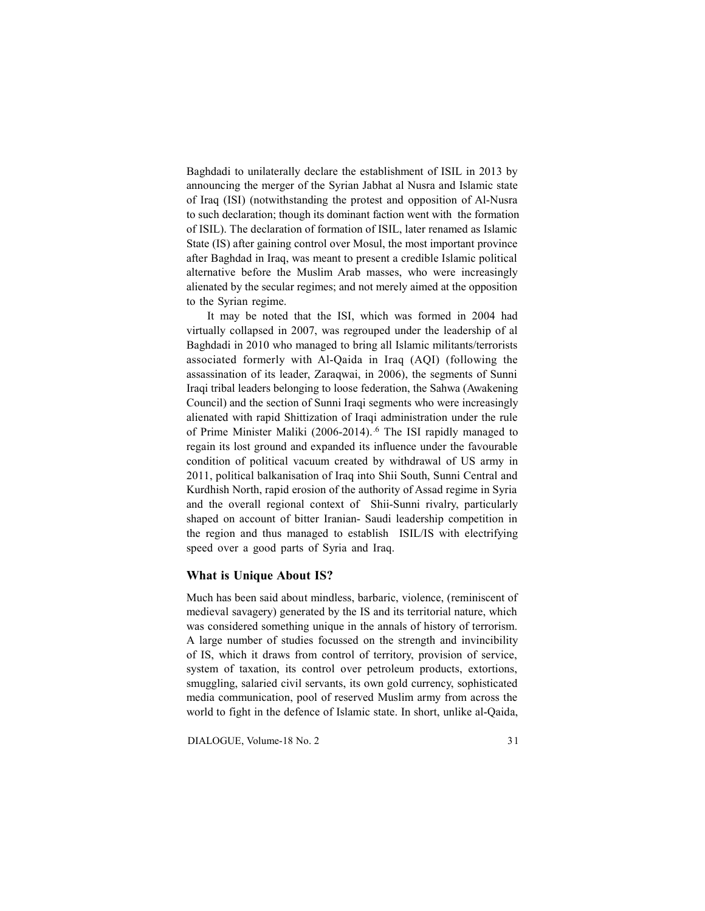Baghdadi to unilaterally declare the establishment of ISIL in 2013 by announcing the merger of the Syrian Jabhat al Nusra and Islamic state of Iraq (ISI) (notwithstanding the protest and opposition of Al-Nusra to such declaration; though its dominant faction went with the formation of ISIL). The declaration of formation of ISIL, later renamed as Islamic State (IS) after gaining control over Mosul, the most important province after Baghdad in Iraq, was meant to present a credible Islamic political alternative before the Muslim Arab masses, who were increasingly alienated by the secular regimes; and not merely aimed at the opposition to the Syrian regime.

It may be noted that the ISI, which was formed in 2004 had virtually collapsed in 2007, was regrouped under the leadership of al Baghdadi in 2010 who managed to bring all Islamic militants/terrorists associated formerly with Al-Qaida in Iraq (AQI) (following the assassination of its leader, Zaraqwai, in 2006), the segments of Sunni Iraqi tribal leaders belonging to loose federation, the Sahwa (Awakening Council) and the section of Sunni Iraqi segments who were increasingly alienated with rapid Shittization of Iraqi administration under the rule of Prime Minister Maliki (2006-2014).[6] The ISI rapidly managed to regain its lost ground and expanded its influence under the favourable condition of political vacuum created by withdrawal of US army in 2011, political balkanisation of Iraq into Shii South, Sunni Central and Kurdhish North, rapid erosion of the authority of Assad regime in Syria and the overall regional context of Shii-Sunni rivalry, particularly shaped on account of bitter Iranian- Saudi leadership competition in the region and thus managed to establish ISIL/IS with electrifying speed over a good parts of Syria and Iraq.

## What is Unique About IS?

Much has been said about mindless, barbaric, violence, (reminiscent of medieval savagery) generated by the IS and its territorial nature, which was considered something unique in the annals of history of terrorism. A large number of studies focussed on the strength and invincibility of IS, which it draws from control of territory, provision of service, system of taxation, its control over petroleum products, extortions, smuggling, salaried civil servants, its own gold currency, sophisticated media communication, pool of reserved Muslim army from across the world to fight in the defence of Islamic state. In short, unlike al-Qaida,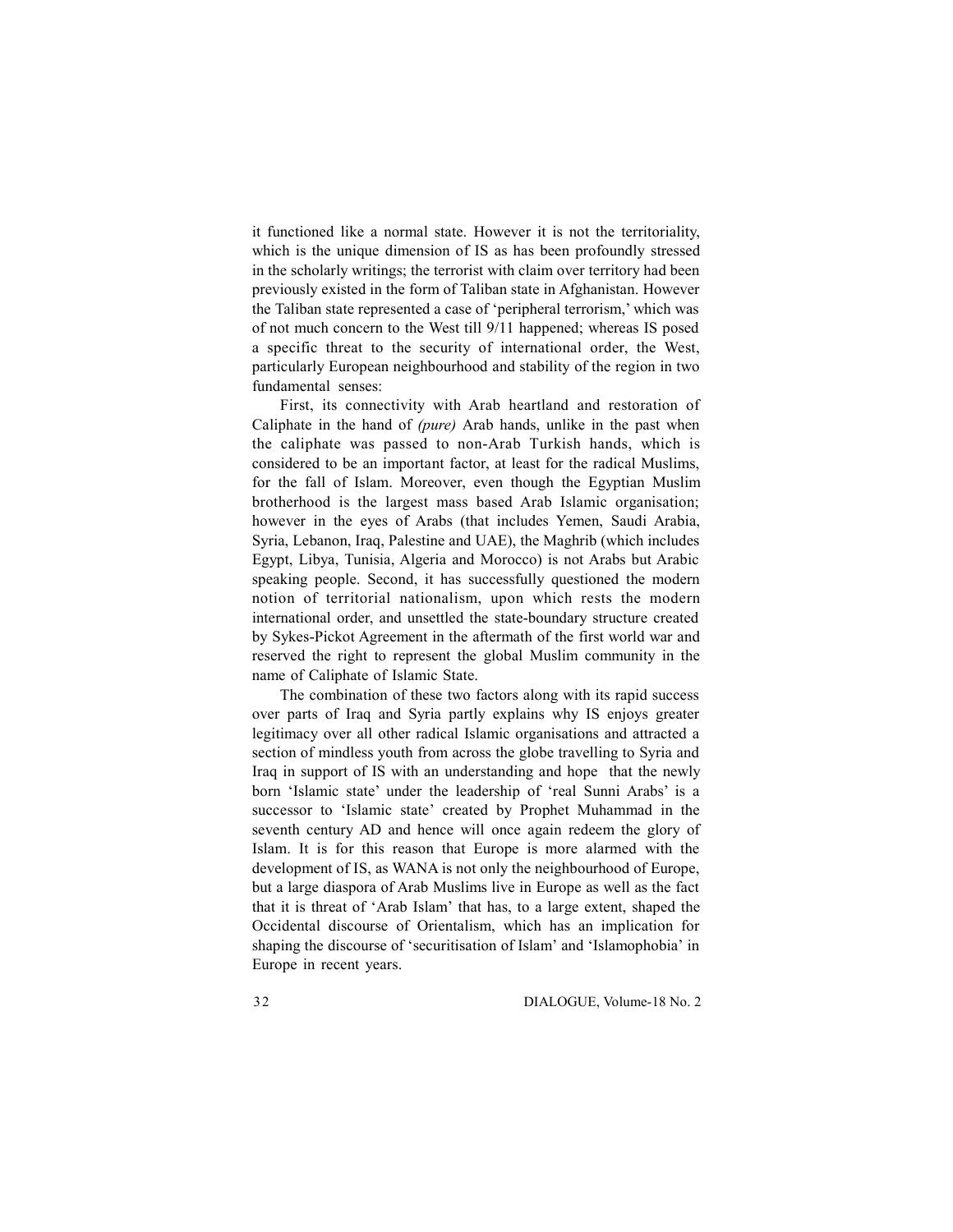it functioned like a normal state. However it is not the territoriality, which is the unique dimension of IS as has been profoundly stressed in the scholarly writings; the terrorist with claim over territory had been previously existed in the form of Taliban state in Afghanistan. However the Taliban state represented a case of 'peripheral terrorism,' which was of not much concern to the West till 9/11 happened; whereas IS posed a specific threat to the security of international order, the West, particularly European neighbourhood and stability of the region in two fundamental senses:

First, its connectivity with Arab heartland and restoration of Caliphate in the hand of *(pure)* Arab hands, unlike in the past when the caliphate was passed to non-Arab Turkish hands, which is considered to be an important factor, at least for the radical Muslims, for the fall of Islam. Moreover, even though the Egyptian Muslim brotherhood is the largest mass based Arab Islamic organisation; however in the eyes of Arabs (that includes Yemen, Saudi Arabia, Syria, Lebanon, Iraq, Palestine and UAE), the Maghrib (which includes Egypt, Libya, Tunisia, Algeria and Morocco) is not Arabs but Arabic speaking people. Second, it has successfully questioned the modern notion of territorial nationalism, upon which rests the modern international order, and unsettled the state-boundary structure created by Sykes-Pickot Agreement in the aftermath of the first world war and reserved the right to represent the global Muslim community in the name of Caliphate of Islamic State.

The combination of these two factors along with its rapid success over parts of Iraq and Syria partly explains why IS enjoys greater legitimacy over all other radical Islamic organisations and attracted a section of mindless youth from across the globe travelling to Syria and Iraq in support of IS with an understanding and hope that the newly born 'Islamic state' under the leadership of 'real Sunni Arabs' is a successor to 'Islamic state' created by Prophet Muhammad in the seventh century AD and hence will once again redeem the glory of Islam. It is for this reason that Europe is more alarmed with the development of IS, as WANA is not only the neighbourhood of Europe, but a large diaspora of Arab Muslims live in Europe as well as the fact that it is threat of 'Arab Islam' that has, to a large extent, shaped the Occidental discourse of Orientalism, which has an implication for shaping the discourse of 'securitisation of Islam' and 'Islamophobia' in Europe in recent years.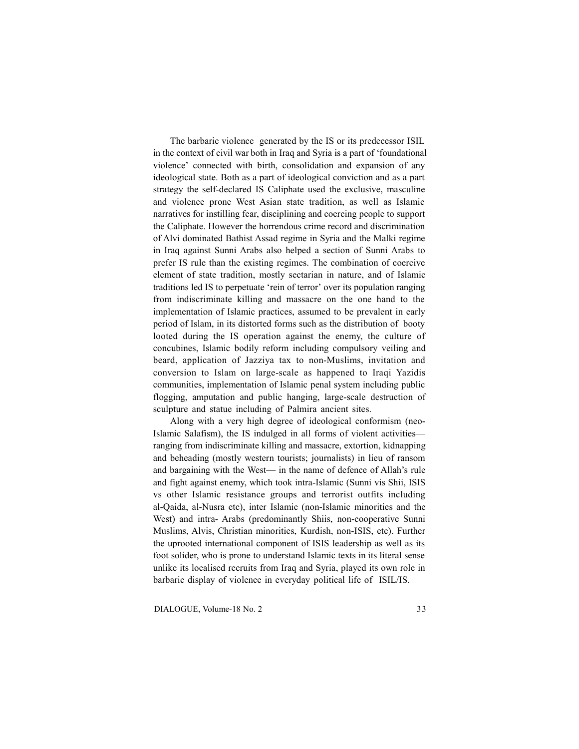The barbaric violence generated by the IS or its predecessor ISIL in the context of civil war both in Iraq and Syria is a part of 'foundational violence' connected with birth, consolidation and expansion of any ideological state. Both as a part of ideological conviction and as a part strategy the self-declared IS Caliphate used the exclusive, masculine and violence prone West Asian state tradition, as well as Islamic narratives for instilling fear, disciplining and coercing people to support the Caliphate. However the horrendous crime record and discrimination of Alvi dominated Bathist Assad regime in Syria and the Malki regime in Iraq against Sunni Arabs also helped a section of Sunni Arabs to prefer IS rule than the existing regimes. The combination of coercive element of state tradition, mostly sectarian in nature, and of Islamic traditions led IS to perpetuate 'rein of terror' over its population ranging from indiscriminate killing and massacre on the one hand to the implementation of Islamic practices, assumed to be prevalent in early period of Islam, in its distorted forms such as the distribution of booty looted during the IS operation against the enemy, the culture of concubines, Islamic bodily reform including compulsory veiling and beard, application of Jazziya tax to non-Muslims, invitation and conversion to Islam on large-scale as happened to Iraqi Yazidis communities, implementation of Islamic penal system including public flogging, amputation and public hanging, large-scale destruction of sculpture and statue including of Palmira ancient sites.

Along with a very high degree of ideological conformism (neo-Islamic Salafism), the IS indulged in all forms of violent activities— ranging from indiscriminate killing and massacre, extortion, kidnapping and beheading (mostly western tourists; journalists) in lieu of ransom and bargaining with the West— in the name of defence of Allah's rule and fight against enemy, which took intra-Islamic (Sunni vis Shii, ISIS vs other Islamic resistance groups and terrorist outfits including al-Qaida, al-Nusra etc), inter Islamic (non-Islamic minorities and the West) and intra- Arabs (predominantly Shiis, non-cooperative Sunni Muslims, Alvis, Christian minorities, Kurdish, non-ISIS, etc). Further the uprooted international component of ISIS leadership as well as its foot solider, who is prone to understand Islamic texts in its literal sense unlike its localised recruits from Iraq and Syria, played its own role in barbaric display of violence in everyday political life of ISIL/IS.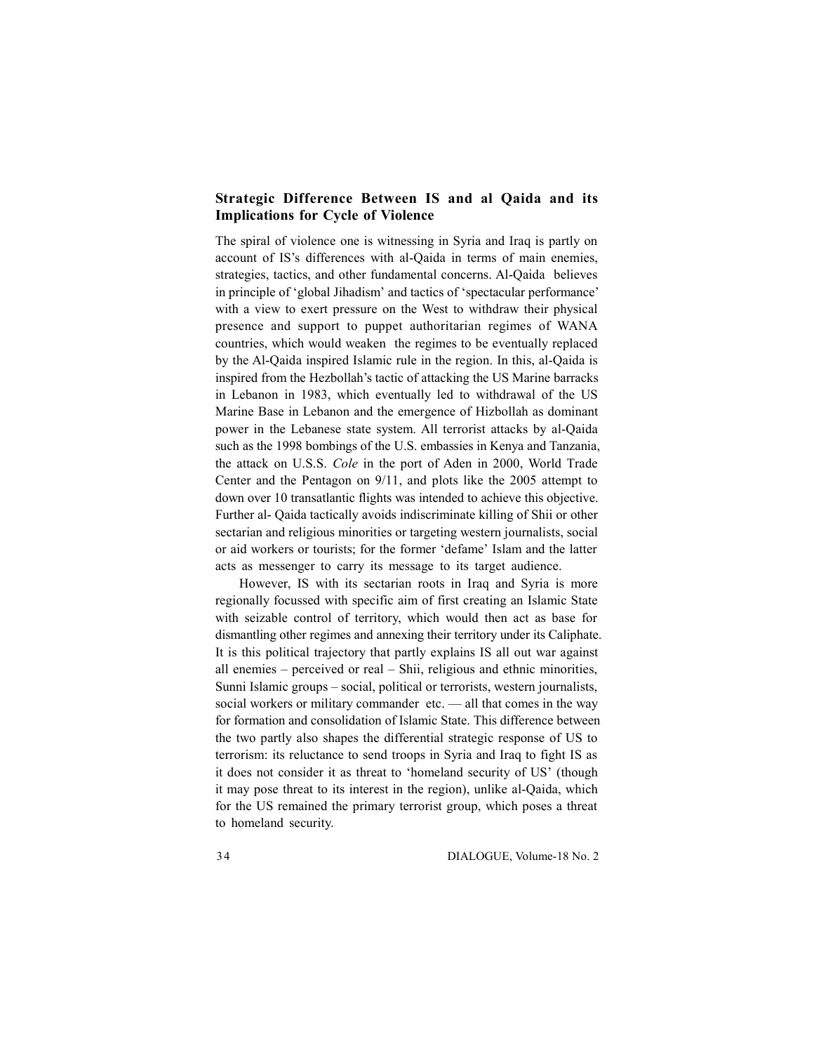### Strategic Difference Between IS and al Qaida and its Implications for Cycle of Violence

The spiral of violence one is witnessing in Syria and Iraq is partly on account of IS's differences with al-Qaida in terms of main enemies, strategies, tactics, and other fundamental concerns. Al-Qaida believes in principle of 'global Jihadism' and tactics of 'spectacular performance' with a view to exert pressure on the West to withdraw their physical presence and support to puppet authoritarian regimes of WANA countries, which would weaken the regimes to be eventually replaced by the Al-Qaida inspired Islamic rule in the region. In this, al-Qaida is inspired from the Hezbollah's tactic of attacking the US Marine barracks in Lebanon in 1983, which eventually led to withdrawal of the US Marine Base in Lebanon and the emergence of Hizbollah as dominant power in the Lebanese state system. All terrorist attacks by al-Qaida such as the 1998 bombings of the U.S. embassies in Kenya and Tanzania, the attack on U.S.S. *Cole* in the port of Aden in 2000, World Trade Center and the Pentagon on 9/11, and plots like the 2005 attempt to down over 10 transatlantic flights was intended to achieve this objective. Further al- Qaida tactically avoids indiscriminate killing of Shii or other sectarian and religious minorities or targeting western journalists, social or aid workers or tourists; for the former 'defame' Islam and the latter acts as messenger to carry its message to its target audience.

However, IS with its sectarian roots in Iraq and Syria is more regionally focussed with specific aim of first creating an Islamic State with seizable control of territory, which would then act as base for dismantling other regimes and annexing their territory under its Caliphate. It is this political trajectory that partly explains IS all out war against all enemies – perceived or real – Shii, religious and ethnic minorities, Sunni Islamic groups – social, political or terrorists, western journalists, social workers or military commander etc. — all that comes in the way for formation and consolidation of Islamic State. This difference between the two partly also shapes the differential strategic response of US to terrorism: its reluctance to send troops in Syria and Iraq to fight IS as it does not consider it as threat to 'homeland security of US' (though it may pose threat to its interest in the region), unlike al-Qaida, which for the US remained the primary terrorist group, which poses a threat to homeland security.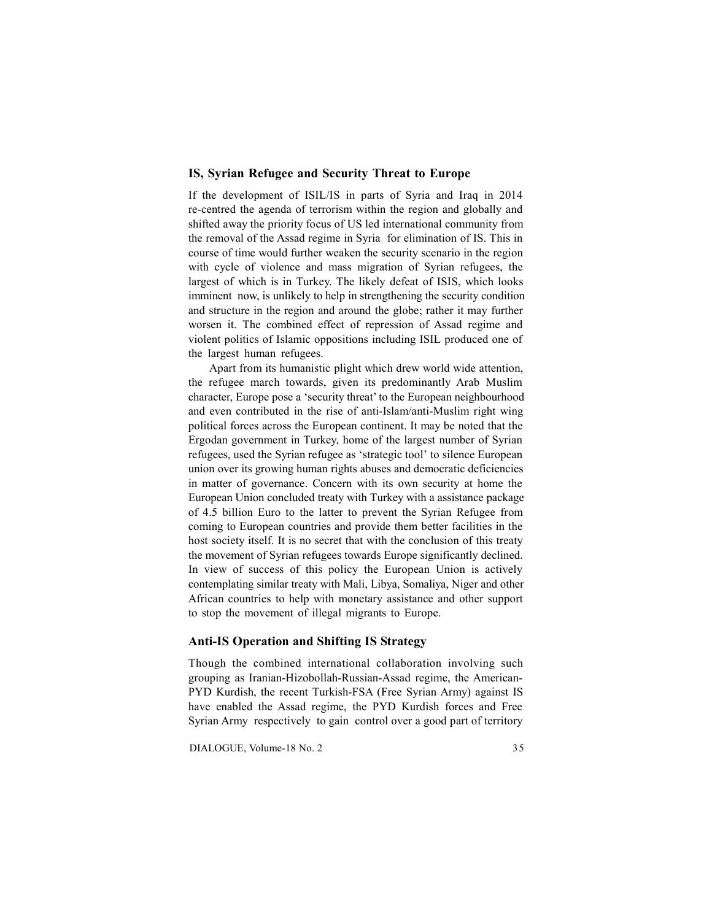## IS, Syrian Refugee and Security Threat to Europe

If the development of ISIL/IS in parts of Syria and Iraq in 2014 re-centred the agenda of terrorism within the region and globally and shifted away the priority focus of US led international community from the removal of the Assad regime in Syria for elimination of IS. This in course of time would further weaken the security scenario in the region with cycle of violence and mass migration of Syrian refugees, the largest of which is in Turkey. The likely defeat of ISIS, which looks imminent now, is unlikely to help in strengthening the security condition and structure in the region and around the globe; rather it may further worsen it. The combined effect of repression of Assad regime and violent politics of Islamic oppositions including ISIL produced one of the largest human refugees.

Apart from its humanistic plight which drew world wide attention, the refugee march towards, given its predominantly Arab Muslim character, Europe pose a 'security threat' to the European neighbourhood and even contributed in the rise of anti-Islam/anti-Muslim right wing political forces across the European continent. It may be noted that the Ergodan government in Turkey, home of the largest number of Syrian refugees, used the Syrian refugee as 'strategic tool' to silence European union over its growing human rights abuses and democratic deficiencies in matter of governance. Concern with its own security at home the European Union concluded treaty with Turkey with a assistance package of 4.5 billion Euro to the latter to prevent the Syrian Refugee from coming to European countries and provide them better facilities in the host society itself. It is no secret that with the conclusion of this treaty the movement of Syrian refugees towards Europe significantly declined. In view of success of this policy the European Union is actively contemplating similar treaty with Mali, Libya, Somaliya, Niger and other African countries to help with monetary assistance and other support to stop the movement of illegal migrants to Europe.

## Anti-IS Operation and Shifting IS Strategy

Though the combined international collaboration involving such grouping as Iranian-Hizobollah-Russian-Assad regime, the American-PYD Kurdish, the recent Turkish-FSA (Free Syrian Army) against IS have enabled the Assad regime, the PYD Kurdish forces and Free Syrian Army respectively to gain control over a good part of territory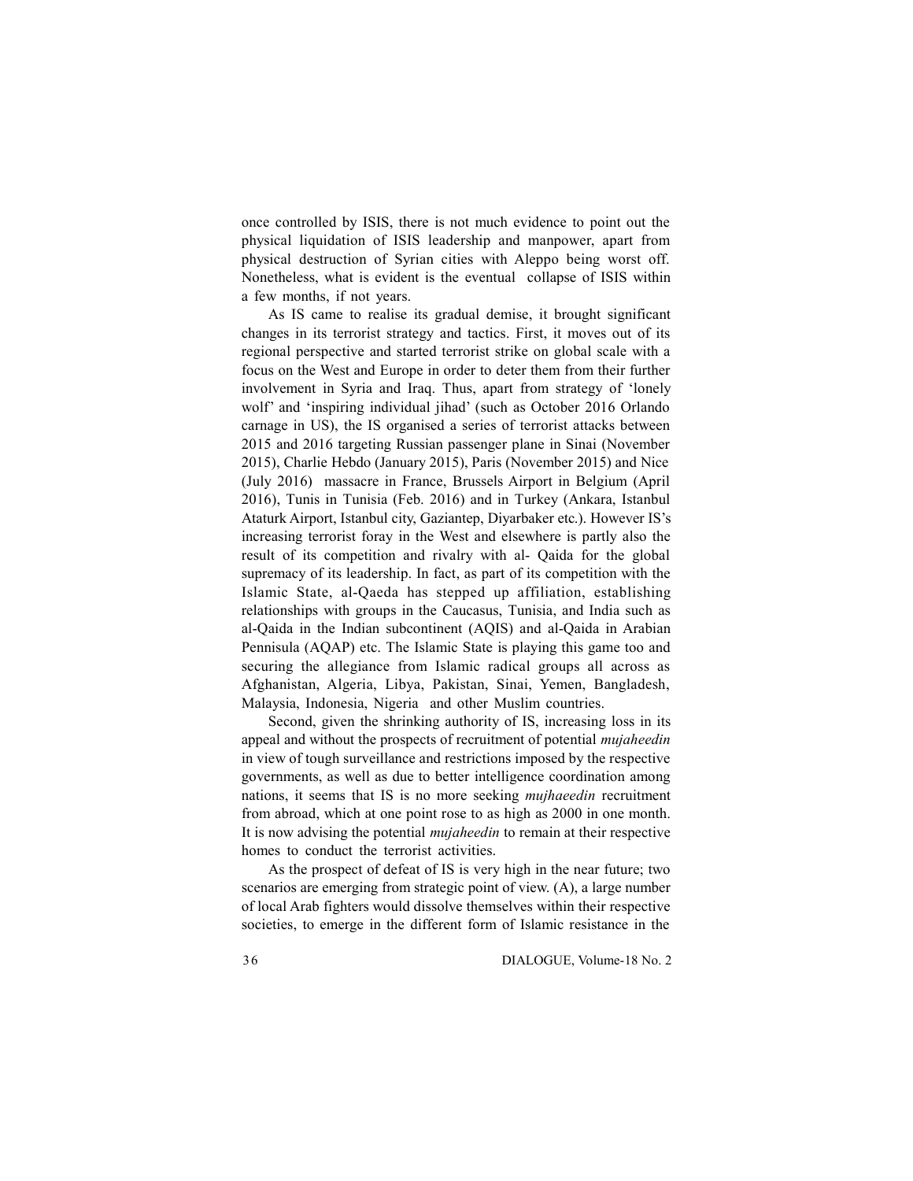once controlled by ISIS, there is not much evidence to point out the physical liquidation of ISIS leadership and manpower, apart from physical destruction of Syrian cities with Aleppo being worst off. Nonetheless, what is evident is the eventual collapse of ISIS within a few months, if not years.

As IS came to realise its gradual demise, it brought significant changes in its terrorist strategy and tactics. First, it moves out of its regional perspective and started terrorist strike on global scale with a focus on the West and Europe in order to deter them from their further involvement in Syria and Iraq. Thus, apart from strategy of 'lonely wolf' and 'inspiring individual jihad' (such as October 2016 Orlando carnage in US), the IS organised a series of terrorist attacks between 2015 and 2016 targeting Russian passenger plane in Sinai (November 2015), Charlie Hebdo (January 2015), Paris (November 2015) and Nice (July 2016) massacre in France, Brussels Airport in Belgium (April 2016), Tunis in Tunisia (Feb. 2016) and in Turkey (Ankara, Istanbul Ataturk Airport, Istanbul city, Gaziantep, Diyarbaker etc.). However IS's increasing terrorist foray in the West and elsewhere is partly also the result of its competition and rivalry with al- Qaida for the global supremacy of its leadership. In fact, as part of its competition with the Islamic State, al-Qaeda has stepped up affiliation, establishing relationships with groups in the Caucasus, Tunisia, and India such as al-Qaida in the Indian subcontinent (AQIS) and al-Qaida in Arabian Pennisula (AQAP) etc. The Islamic State is playing this game too and securing the allegiance from Islamic radical groups all across as Afghanistan, Algeria, Libya, Pakistan, Sinai, Yemen, Bangladesh, Malaysia, Indonesia, Nigeria and other Muslim countries.

Second, given the shrinking authority of IS, increasing loss in its appeal and without the prospects of recruitment of potential *mujaheedin* in view of tough surveillance and restrictions imposed by the respective governments, as well as due to better intelligence coordination among nations, it seems that IS is no more seeking *mujhaeedin* recruitment from abroad, which at one point rose to as high as 2000 in one month. It is now advising the potential *mujaheedin* to remain at their respective homes to conduct the terrorist activities.

As the prospect of defeat of IS is very high in the near future; two scenarios are emerging from strategic point of view. (A), a large number of local Arab fighters would dissolve themselves within their respective societies, to emerge in the different form of Islamic resistance in the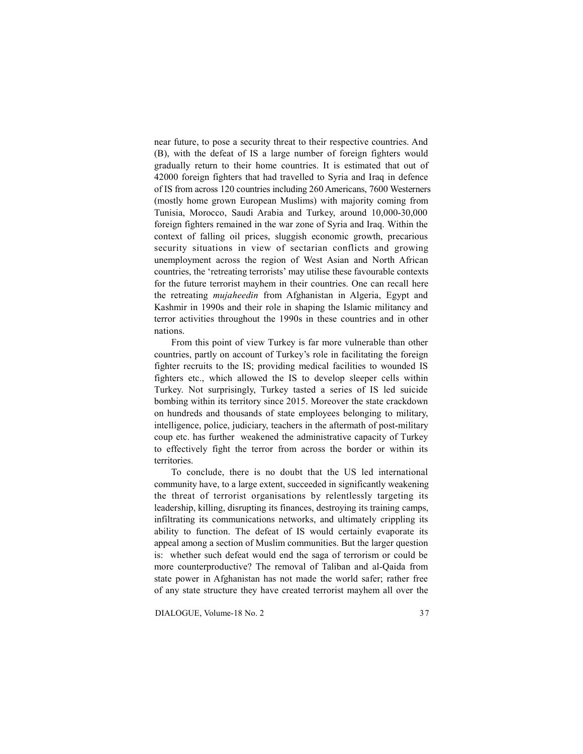near future, to pose a security threat to their respective countries. And (B), with the defeat of IS a large number of foreign fighters would gradually return to their home countries. It is estimated that out of 42000 foreign fighters that had travelled to Syria and Iraq in defence of IS from across 120 countries including 260 Americans, 7600 Westerners (mostly home grown European Muslims) with majority coming from Tunisia, Morocco, Saudi Arabia and Turkey, around 10,000-30,000 foreign fighters remained in the war zone of Syria and Iraq. Within the context of falling oil prices, sluggish economic growth, precarious security situations in view of sectarian conflicts and growing unemployment across the region of West Asian and North African countries, the 'retreating terrorists' may utilise these favourable contexts for the future terrorist mayhem in their countries. One can recall here the retreating *mujaheedin* from Afghanistan in Algeria, Egypt and Kashmir in 1990s and their role in shaping the Islamic militancy and terror activities throughout the 1990s in these countries and in other nations.

From this point of view Turkey is far more vulnerable than other countries, partly on account of Turkey's role in facilitating the foreign fighter recruits to the IS; providing medical facilities to wounded IS fighters etc., which allowed the IS to develop sleeper cells within Turkey. Not surprisingly, Turkey tasted a series of IS led suicide bombing within its territory since 2015. Moreover the state crackdown on hundreds and thousands of state employees belonging to military, intelligence, police, judiciary, teachers in the aftermath of post-military coup etc. has further weakened the administrative capacity of Turkey to effectively fight the terror from across the border or within its territories.

To conclude, there is no doubt that the US led international community have, to a large extent, succeeded in significantly weakening the threat of terrorist organisations by relentlessly targeting its leadership, killing, disrupting its finances, destroying its training camps, infiltrating its communications networks, and ultimately crippling its ability to function. The defeat of IS would certainly evaporate its appeal among a section of Muslim communities. But the larger question is: whether such defeat would end the saga of terrorism or could be more counterproductive? The removal of Taliban and al-Qaida from state power in Afghanistan has not made the world safer; rather free of any state structure they have created terrorist mayhem all over the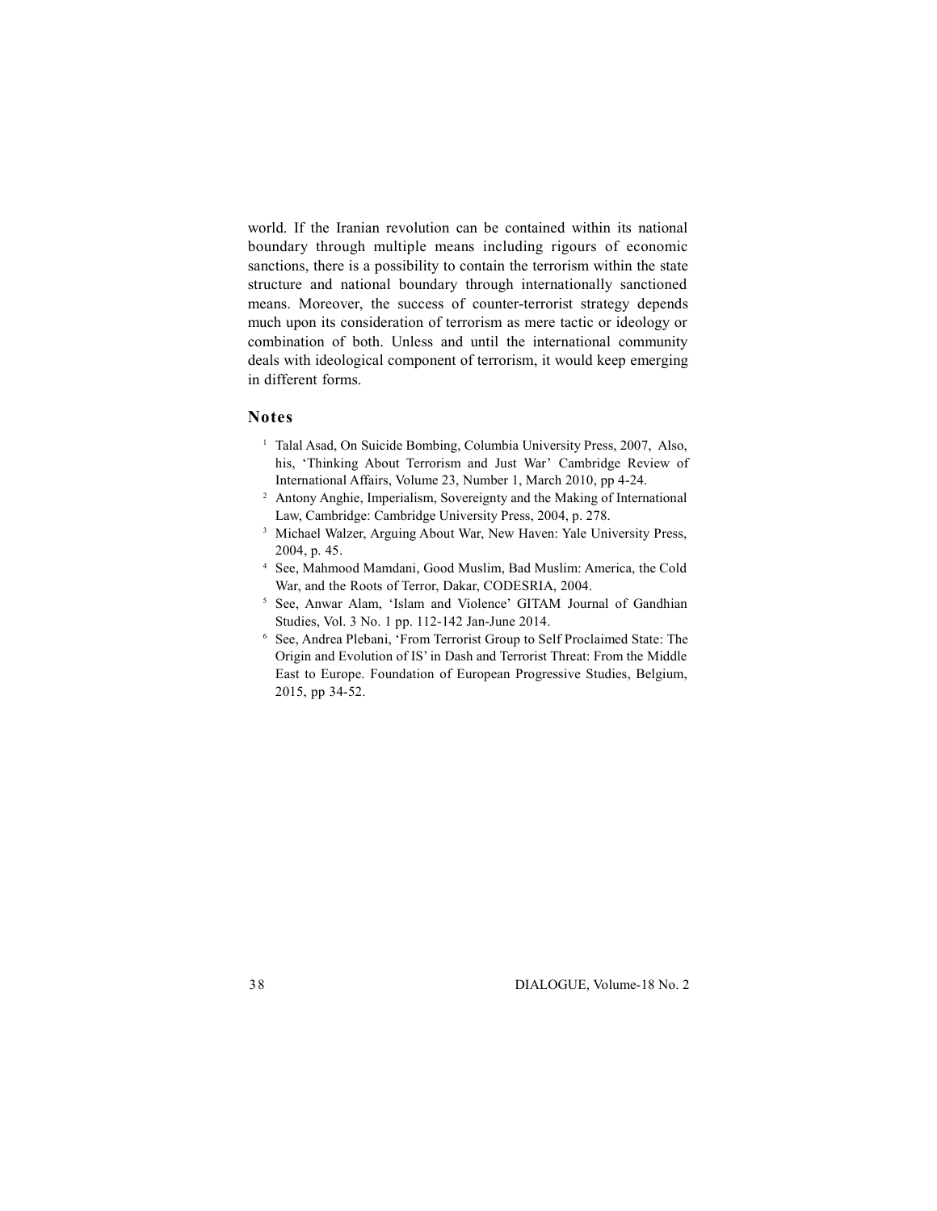world. If the Iranian revolution can be contained within its national boundary through multiple means including rigours of economic sanctions, there is a possibility to contain the terrorism within the state structure and national boundary through internationally sanctioned means. Moreover, the success of counter-terrorist strategy depends much upon its consideration of terrorism as mere tactic or ideology or combination of both. Unless and until the international community deals with ideological component of terrorism, it would keep emerging in different forms.

## Notes

1. Talal Asad, On Suicide Bombing, Columbia University Press, 2007, Also, his, 'Thinking About Terrorism and Just War' Cambridge Review of International Affairs, Volume 23, Number 1, March 2010, pp 4-24.
2. Antony Anghie, Imperialism, Sovereignty and the Making of International Law, Cambridge: Cambridge University Press, 2004, p. 278.
3. Michael Walzer, Arguing About War, New Haven: Yale University Press, 2004, p. 45.
4. See, Mahmood Mamdani, Good Muslim, Bad Muslim: America, the Cold War, and the Roots of Terror, Dakar, CODESRIA, 2004.
5. See, Anwar Alam, 'Islam and Violence' GITAM Journal of Gandhian Studies, Vol. 3 No. 1 pp. 112-142 Jan-June 2014.
6. See, Andrea Plebani, 'From Terrorist Group to Self Proclaimed State: The Origin and Evolution of IS' in Dash and Terrorist Threat: From the Middle East to Europe. Foundation of European Progressive Studies, Belgium, 2015, pp 34-52.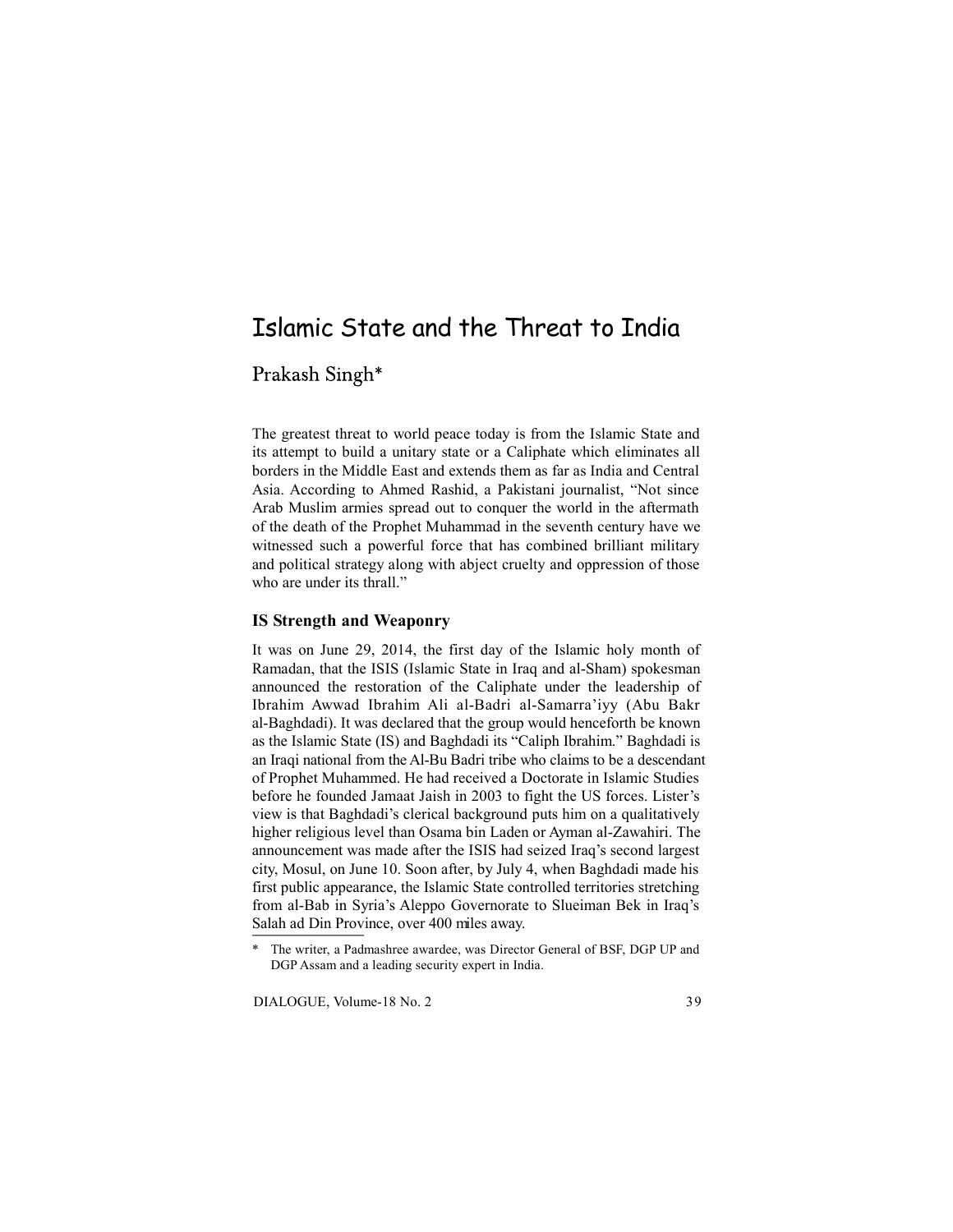# Islamic State and the Threat to India

## Prakash Singh*

The greatest threat to world peace today is from the Islamic State and its attempt to build a unitary state or a Caliphate which eliminates all borders in the Middle East and extends them as far as India and Central Asia. According to Ahmed Rashid, a Pakistani journalist, "Not since Arab Muslim armies spread out to conquer the world in the aftermath of the death of the Prophet Muhammad in the seventh century have we witnessed such a powerful force that has combined brilliant military and political strategy along with abject cruelty and oppression of those who are under its thrall."

### IS Strength and Weaponry

It was on June 29, 2014, the first day of the Islamic holy month of Ramadan, that the ISIS (Islamic State in Iraq and al-Sham) spokesman announced the restoration of the Caliphate under the leadership of Ibrahim Awwad Ibrahim Ali al-Badri al-Samarra'iyy (Abu Bakr al-Baghdadi). It was declared that the group would henceforth be known as the Islamic State (IS) and Baghdadi its "Caliph Ibrahim." Baghdadi is an Iraqi national from the Al-Bu Badri tribe who claims to be a descendant of Prophet Muhammed. He had received a Doctorate in Islamic Studies before he founded Jamaat Jaish in 2003 to fight the US forces. Lister's view is that Baghdadi's clerical background puts him on a qualitatively higher religious level than Osama bin Laden or Ayman al-Zawahiri. The announcement was made after the ISIS had seized Iraq's second largest city, Mosul, on June 10. Soon after, by July 4, when Baghdadi made his first public appearance, the Islamic State controlled territories stretching from al-Bab in Syria's Aleppo Governorate to Slueiman Bek in Iraq's Salah ad Din Province, over 400 miles away.

---

* The writer, a Padmashree awardee, was Director General of BSF, DGP UP and DGP Assam and a leading security expert in India.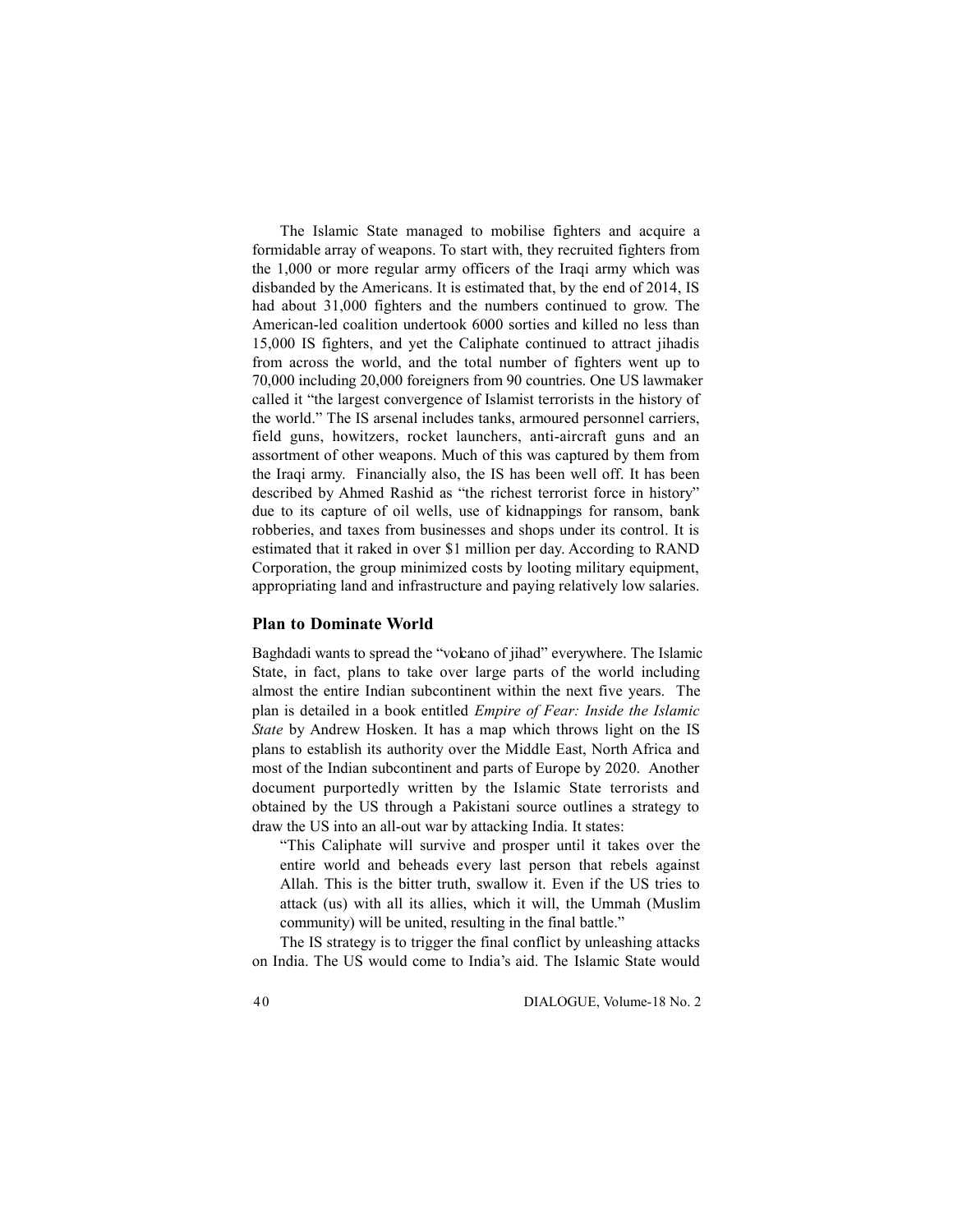The Islamic State managed to mobilise fighters and acquire a formidable array of weapons. To start with, they recruited fighters from the 1,000 or more regular army officers of the Iraqi army which was disbanded by the Americans. It is estimated that, by the end of 2014, IS had about 31,000 fighters and the numbers continued to grow. The American-led coalition undertook 6000 sorties and killed no less than 15,000 IS fighters, and yet the Caliphate continued to attract jihadis from across the world, and the total number of fighters went up to 70,000 including 20,000 foreigners from 90 countries. One US lawmaker called it "the largest convergence of Islamist terrorists in the history of the world." The IS arsenal includes tanks, armoured personnel carriers, field guns, howitzers, rocket launchers, anti-aircraft guns and an assortment of other weapons. Much of this was captured by them from the Iraqi army. Financially also, the IS has been well off. It has been described by Ahmed Rashid as "the richest terrorist force in history" due to its capture of oil wells, use of kidnappings for ransom, bank robberies, and taxes from businesses and shops under its control. It is estimated that it raked in over $1 million per day. According to RAND Corporation, the group minimized costs by looting military equipment, appropriating land and infrastructure and paying relatively low salaries.

## Plan to Dominate World

Baghdadi wants to spread the "volcano of jihad" everywhere. The Islamic State, in fact, plans to take over large parts of the world including almost the entire Indian subcontinent within the next five years. The plan is detailed in a book entitled *Empire of Fear: Inside the Islamic State* by Andrew Hosken. It has a map which throws light on the IS plans to establish its authority over the Middle East, North Africa and most of the Indian subcontinent and parts of Europe by 2020. Another document purportedly written by the Islamic State terrorists and obtained by the US through a Pakistani source outlines a strategy to draw the US into an all-out war by attacking India. It states:

> "This Caliphate will survive and prosper until it takes over the entire world and beheads every last person that rebels against Allah. This is the bitter truth, swallow it. Even if the US tries to attack (us) with all its allies, which it will, the Ummah (Muslim community) will be united, resulting in the final battle."

The IS strategy is to trigger the final conflict by unleashing attacks on India. The US would come to India's aid. The Islamic State would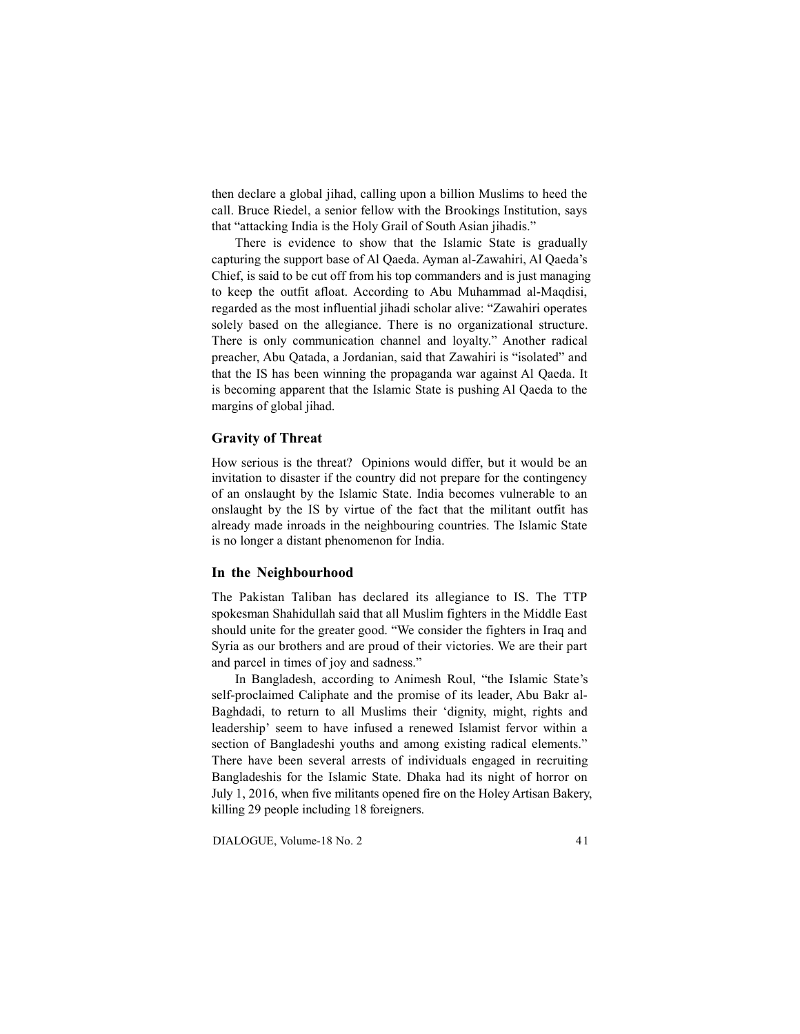then declare a global jihad, calling upon a billion Muslims to heed the call. Bruce Riedel, a senior fellow with the Brookings Institution, says that "attacking India is the Holy Grail of South Asian jihadis."

There is evidence to show that the Islamic State is gradually capturing the support base of Al Qaeda. Ayman al-Zawahiri, Al Qaeda's Chief, is said to be cut off from his top commanders and is just managing to keep the outfit afloat. According to Abu Muhammad al-Maqdisi, regarded as the most influential jihadi scholar alive: "Zawahiri operates solely based on the allegiance. There is no organizational structure. There is only communication channel and loyalty." Another radical preacher, Abu Qatada, a Jordanian, said that Zawahiri is "isolated" and that the IS has been winning the propaganda war against Al Qaeda. It is becoming apparent that the Islamic State is pushing Al Qaeda to the margins of global jihad.

### Gravity of Threat

How serious is the threat? Opinions would differ, but it would be an invitation to disaster if the country did not prepare for the contingency of an onslaught by the Islamic State. India becomes vulnerable to an onslaught by the IS by virtue of the fact that the militant outfit has already made inroads in the neighbouring countries. The Islamic State is no longer a distant phenomenon for India.

### In the Neighbourhood

The Pakistan Taliban has declared its allegiance to IS. The TTP spokesman Shahidullah said that all Muslim fighters in the Middle East should unite for the greater good. "We consider the fighters in Iraq and Syria as our brothers and are proud of their victories. We are their part and parcel in times of joy and sadness."

In Bangladesh, according to Animesh Roul, "the Islamic State's self-proclaimed Caliphate and the promise of its leader, Abu Bakr al-Baghdadi, to return to all Muslims their 'dignity, might, rights and leadership' seem to have infused a renewed Islamist fervor within a section of Bangladeshi youths and among existing radical elements." There have been several arrests of individuals engaged in recruiting Bangladeshis for the Islamic State. Dhaka had its night of horror on July 1, 2016, when five militants opened fire on the Holey Artisan Bakery, killing 29 people including 18 foreigners.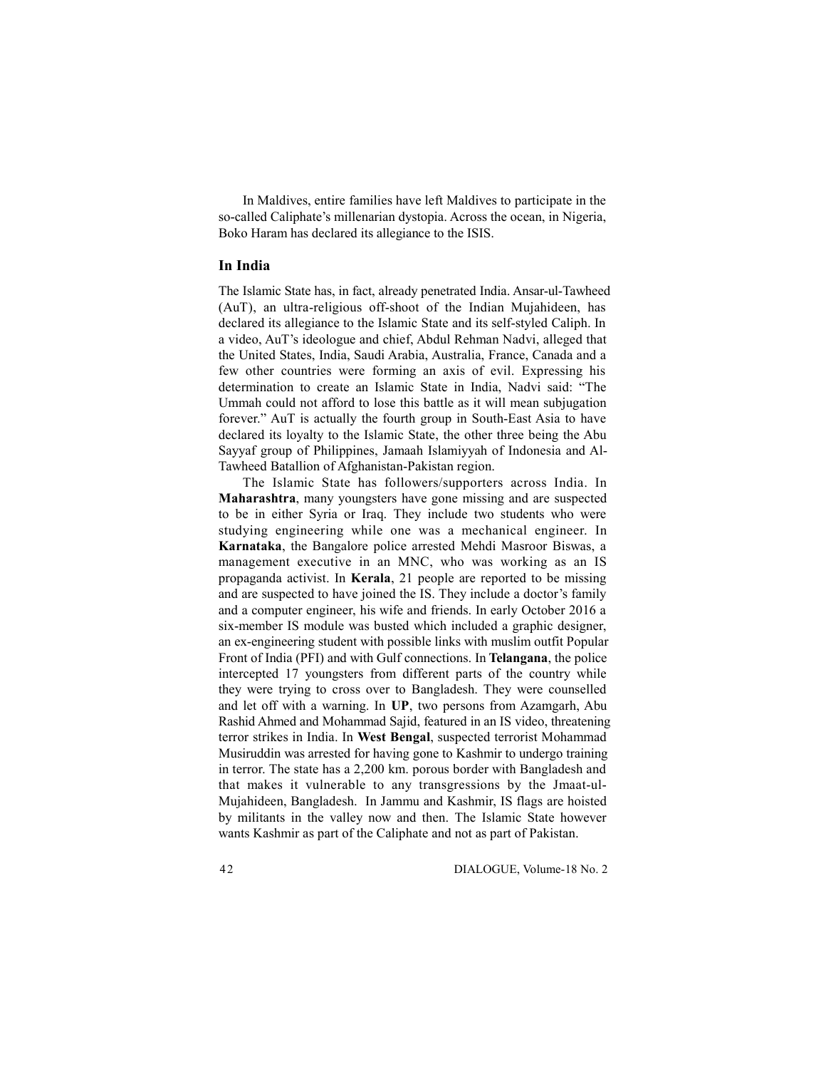In Maldives, entire families have left Maldives to participate in the so-called Caliphate's millenarian dystopia. Across the ocean, in Nigeria, Boko Haram has declared its allegiance to the ISIS.

## In India

The Islamic State has, in fact, already penetrated India. Ansar-ul-Tawheed (AuT), an ultra-religious off-shoot of the Indian Mujahideen, has declared its allegiance to the Islamic State and its self-styled Caliph. In a video, AuT's ideologue and chief, Abdul Rehman Nadvi, alleged that the United States, India, Saudi Arabia, Australia, France, Canada and a few other countries were forming an axis of evil. Expressing his determination to create an Islamic State in India, Nadvi said: "The Ummah could not afford to lose this battle as it will mean subjugation forever." AuT is actually the fourth group in South-East Asia to have declared its loyalty to the Islamic State, the other three being the Abu Sayyaf group of Philippines, Jamaah Islamiyyah of Indonesia and Al-Tawheed Batallion of Afghanistan-Pakistan region.

The Islamic State has followers/supporters across India. In **Maharashtra**, many youngsters have gone missing and are suspected to be in either Syria or Iraq. They include two students who were studying engineering while one was a mechanical engineer. In **Karnataka**, the Bangalore police arrested Mehdi Masroor Biswas, a management executive in an MNC, who was working as an IS propaganda activist. In **Kerala**, 21 people are reported to be missing and are suspected to have joined the IS. They include a doctor's family and a computer engineer, his wife and friends. In early October 2016 a six-member IS module was busted which included a graphic designer, an ex-engineering student with possible links with muslim outfit Popular Front of India (PFI) and with Gulf connections. In **Telangana**, the police intercepted 17 youngsters from different parts of the country while they were trying to cross over to Bangladesh. They were counselled and let off with a warning. In **UP**, two persons from Azamgarh, Abu Rashid Ahmed and Mohammad Sajid, featured in an IS video, threatening terror strikes in India. In **West Bengal**, suspected terrorist Mohammad Musiruddin was arrested for having gone to Kashmir to undergo training in terror. The state has a 2,200 km. porous border with Bangladesh and that makes it vulnerable to any transgressions by the Jmaat-ul-Mujahideen, Bangladesh. In Jammu and Kashmir, IS flags are hoisted by militants in the valley now and then. The Islamic State however wants Kashmir as part of the Caliphate and not as part of Pakistan.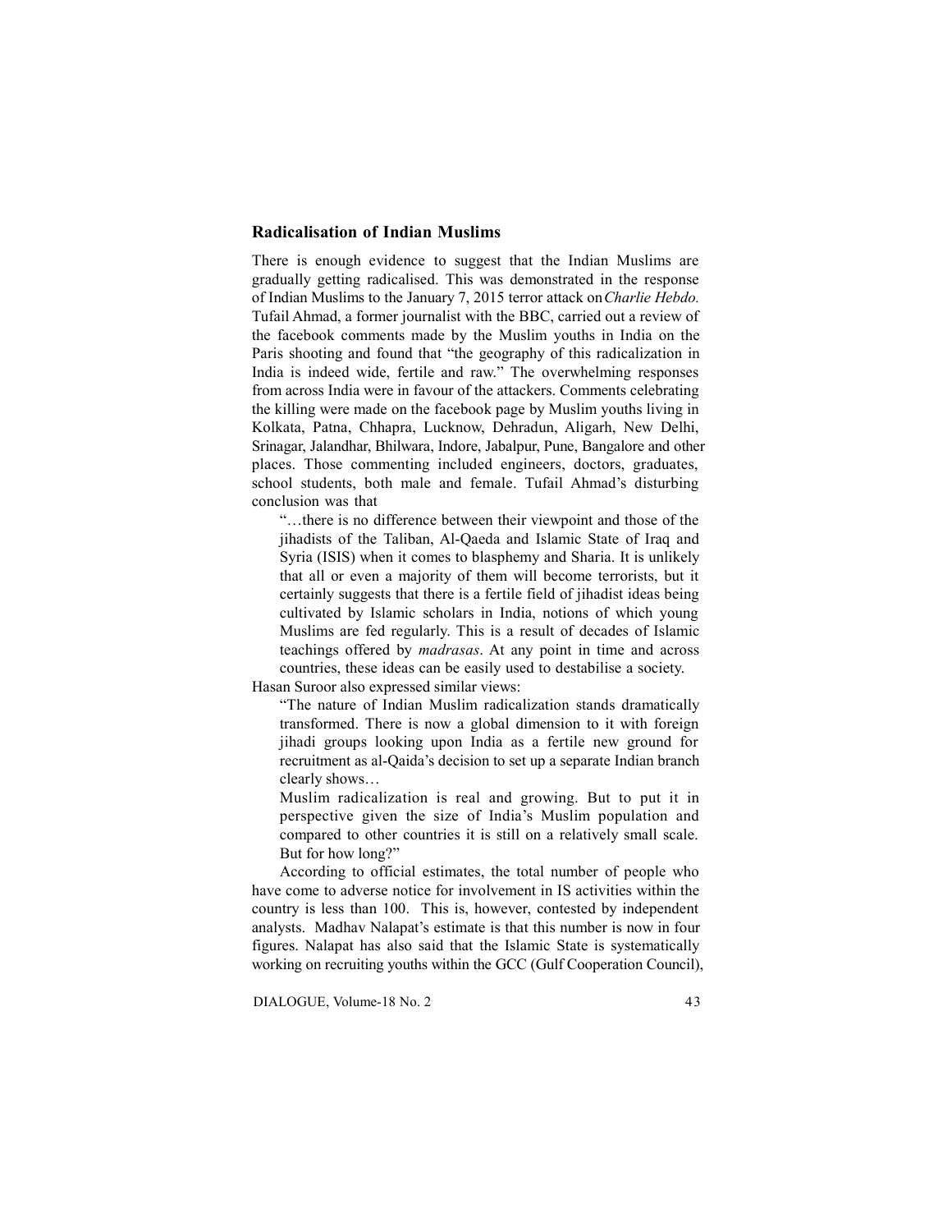## Radicalisation of Indian Muslims

There is enough evidence to suggest that the Indian Muslims are gradually getting radicalised. This was demonstrated in the response of Indian Muslims to the January 7, 2015 terror attack on *Charlie Hebdo.* Tufail Ahmad, a former journalist with the BBC, carried out a review of the facebook comments made by the Muslim youths in India on the Paris shooting and found that "the geography of this radicalization in India is indeed wide, fertile and raw." The overwhelming responses from across India were in favour of the attackers. Comments celebrating the killing were made on the facebook page by Muslim youths living in Kolkata, Patna, Chhapra, Lucknow, Dehradun, Aligarh, New Delhi, Srinagar, Jalandhar, Bhilwara, Indore, Jabalpur, Pune, Bangalore and other places. Those commenting included engineers, doctors, graduates, school students, both male and female. Tufail Ahmad's disturbing conclusion was that

> "…there is no difference between their viewpoint and those of the jihadists of the Taliban, Al-Qaeda and Islamic State of Iraq and Syria (ISIS) when it comes to blasphemy and Sharia. It is unlikely that all or even a majority of them will become terrorists, but it certainly suggests that there is a fertile field of jihadist ideas being cultivated by Islamic scholars in India, notions of which young Muslims are fed regularly. This is a result of decades of Islamic teachings offered by *madrasas*. At any point in time and across countries, these ideas can be easily used to destabilise a society.

Hasan Suroor also expressed similar views:

> "The nature of Indian Muslim radicalization stands dramatically transformed. There is now a global dimension to it with foreign jihadi groups looking upon India as a fertile new ground for recruitment as al-Qaida's decision to set up a separate Indian branch clearly shows…
>
> Muslim radicalization is real and growing. But to put it in perspective given the size of India's Muslim population and compared to other countries it is still on a relatively small scale. But for how long?"

According to official estimates, the total number of people who have come to adverse notice for involvement in IS activities within the country is less than 100. This is, however, contested by independent analysts. Madhav Nalapat's estimate is that this number is now in four figures. Nalapat has also said that the Islamic State is systematically working on recruiting youths within the GCC (Gulf Cooperation Council),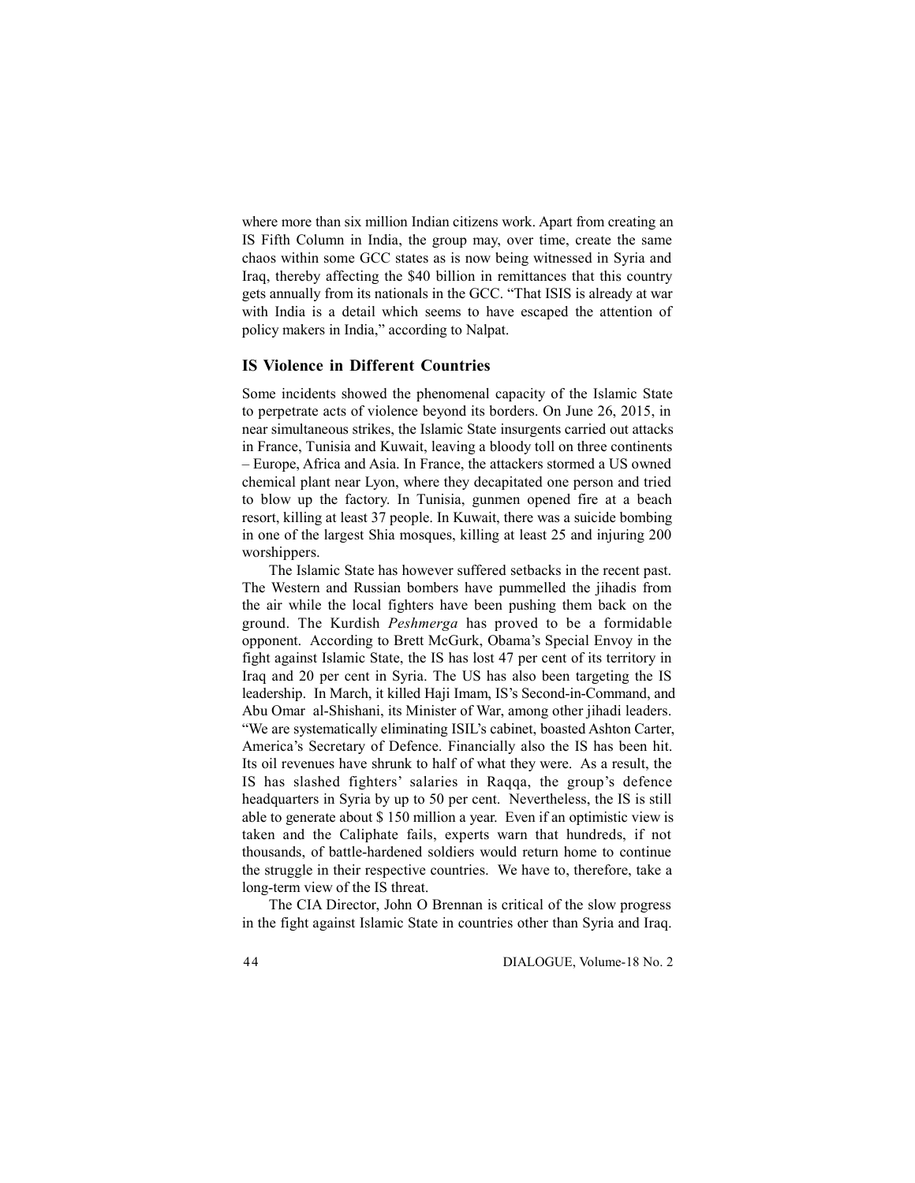where more than six million Indian citizens work. Apart from creating an IS Fifth Column in India, the group may, over time, create the same chaos within some GCC states as is now being witnessed in Syria and Iraq, thereby affecting the $40 billion in remittances that this country gets annually from its nationals in the GCC. "That ISIS is already at war with India is a detail which seems to have escaped the attention of policy makers in India," according to Nalpat.

### IS Violence in Different Countries

Some incidents showed the phenomenal capacity of the Islamic State to perpetrate acts of violence beyond its borders. On June 26, 2015, in near simultaneous strikes, the Islamic State insurgents carried out attacks in France, Tunisia and Kuwait, leaving a bloody toll on three continents – Europe, Africa and Asia. In France, the attackers stormed a US owned chemical plant near Lyon, where they decapitated one person and tried to blow up the factory. In Tunisia, gunmen opened fire at a beach resort, killing at least 37 people. In Kuwait, there was a suicide bombing in one of the largest Shia mosques, killing at least 25 and injuring 200 worshippers.

The Islamic State has however suffered setbacks in the recent past. The Western and Russian bombers have pummelled the jihadis from the air while the local fighters have been pushing them back on the ground. The Kurdish *Peshmerga* has proved to be a formidable opponent. According to Brett McGurk, Obama's Special Envoy in the fight against Islamic State, the IS has lost 47 per cent of its territory in Iraq and 20 per cent in Syria. The US has also been targeting the IS leadership. In March, it killed Haji Imam, IS's Second-in-Command, and Abu Omar al-Shishani, its Minister of War, among other jihadi leaders. "We are systematically eliminating ISIL's cabinet, boasted Ashton Carter, America's Secretary of Defence. Financially also the IS has been hit. Its oil revenues have shrunk to half of what they were. As a result, the IS has slashed fighters' salaries in Raqqa, the group's defence headquarters in Syria by up to 50 per cent. Nevertheless, the IS is still able to generate about $ 150 million a year. Even if an optimistic view is taken and the Caliphate fails, experts warn that hundreds, if not thousands, of battle-hardened soldiers would return home to continue the struggle in their respective countries. We have to, therefore, take a long-term view of the IS threat.

The CIA Director, John O Brennan is critical of the slow progress in the fight against Islamic State in countries other than Syria and Iraq.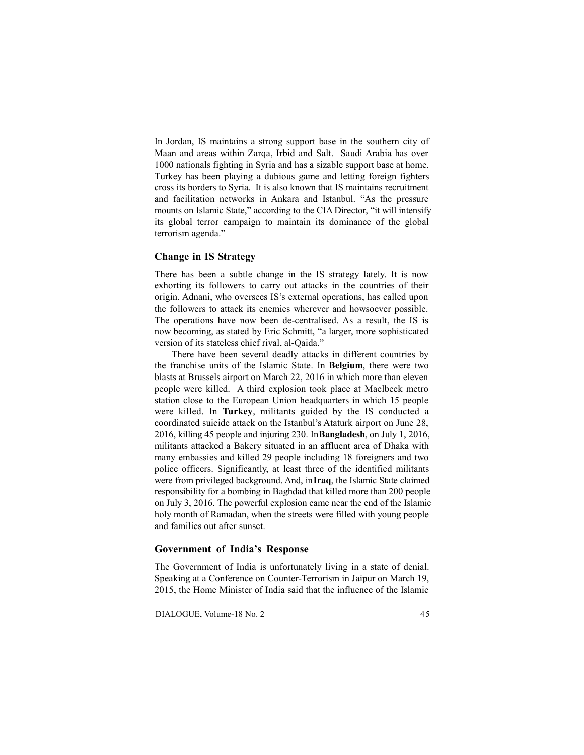In Jordan, IS maintains a strong support base in the southern city of Maan and areas within Zarqa, Irbid and Salt. Saudi Arabia has over 1000 nationals fighting in Syria and has a sizable support base at home. Turkey has been playing a dubious game and letting foreign fighters cross its borders to Syria. It is also known that IS maintains recruitment and facilitation networks in Ankara and Istanbul. "As the pressure mounts on Islamic State," according to the CIA Director, "it will intensify its global terror campaign to maintain its dominance of the global terrorism agenda."

### Change in IS Strategy

There has been a subtle change in the IS strategy lately. It is now exhorting its followers to carry out attacks in the countries of their origin. Adnani, who oversees IS's external operations, has called upon the followers to attack its enemies wherever and howsoever possible. The operations have now been de-centralised. As a result, the IS is now becoming, as stated by Eric Schmitt, "a larger, more sophisticated version of its stateless chief rival, al-Qaida."

There have been several deadly attacks in different countries by the franchise units of the Islamic State. In **Belgium**, there were two blasts at Brussels airport on March 22, 2016 in which more than eleven people were killed. A third explosion took place at Maelbeek metro station close to the European Union headquarters in which 15 people were killed. In **Turkey**, militants guided by the IS conducted a coordinated suicide attack on the Istanbul's Ataturk airport on June 28, 2016, killing 45 people and injuring 230. In **Bangladesh**, on July 1, 2016, militants attacked a Bakery situated in an affluent area of Dhaka with many embassies and killed 29 people including 18 foreigners and two police officers. Significantly, at least three of the identified militants were from privileged background. And, in **Iraq**, the Islamic State claimed responsibility for a bombing in Baghdad that killed more than 200 people on July 3, 2016. The powerful explosion came near the end of the Islamic holy month of Ramadan, when the streets were filled with young people and families out after sunset.

### Government of India's Response

The Government of India is unfortunately living in a state of denial. Speaking at a Conference on Counter-Terrorism in Jaipur on March 19, 2015, the Home Minister of India said that the influence of the Islamic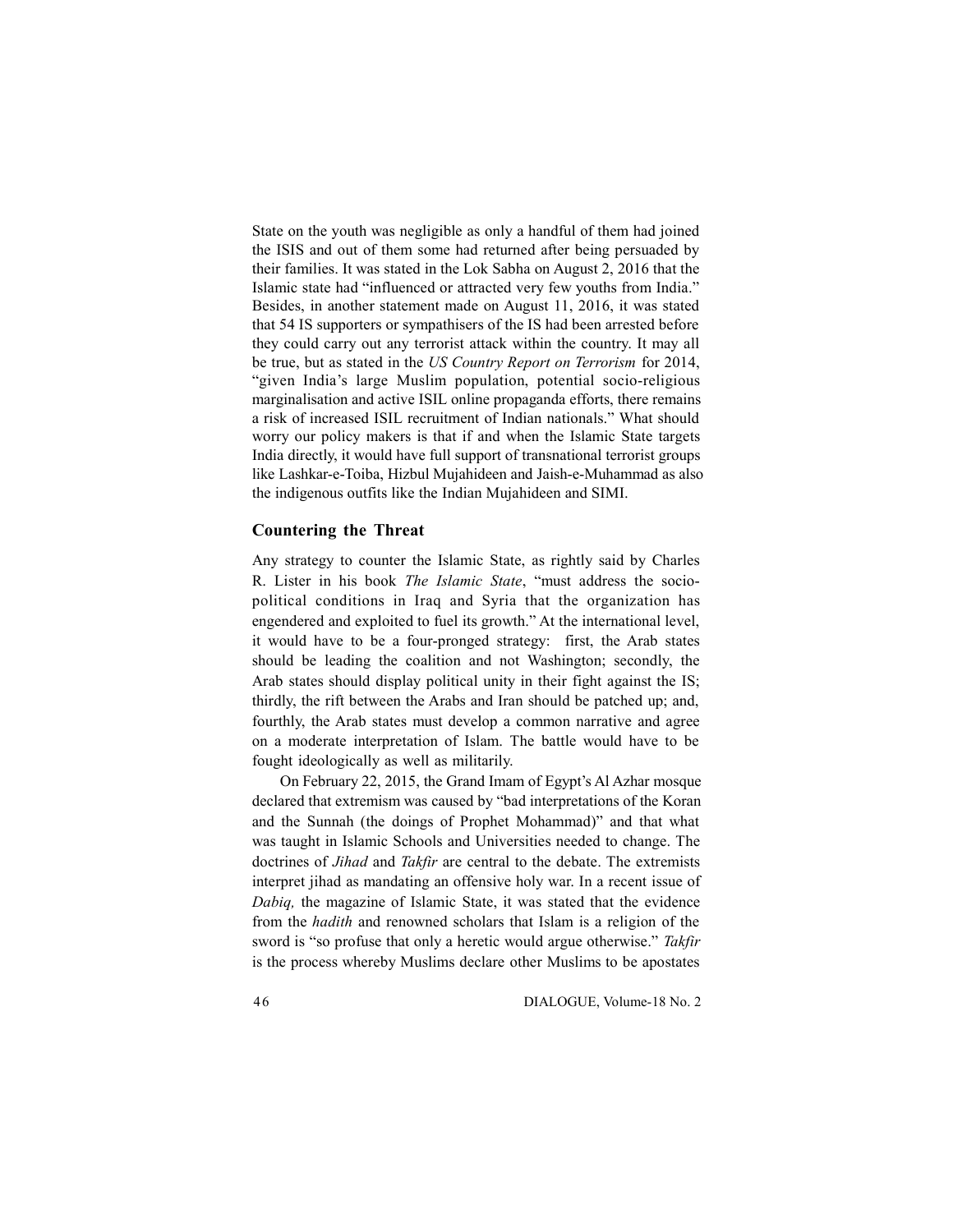State on the youth was negligible as only a handful of them had joined the ISIS and out of them some had returned after being persuaded by their families. It was stated in the Lok Sabha on August 2, 2016 that the Islamic state had "influenced or attracted very few youths from India." Besides, in another statement made on August 11, 2016, it was stated that 54 IS supporters or sympathisers of the IS had been arrested before they could carry out any terrorist attack within the country. It may all be true, but as stated in the *US Country Report on Terrorism* for 2014, "given India's large Muslim population, potential socio-religious marginalisation and active ISIL online propaganda efforts, there remains a risk of increased ISIL recruitment of Indian nationals." What should worry our policy makers is that if and when the Islamic State targets India directly, it would have full support of transnational terrorist groups like Lashkar-e-Toiba, Hizbul Mujahideen and Jaish-e-Muhammad as also the indigenous outfits like the Indian Mujahideen and SIMI.

### Countering the Threat

Any strategy to counter the Islamic State, as rightly said by Charles R. Lister in his book *The Islamic State*, "must address the socio-political conditions in Iraq and Syria that the organization has engendered and exploited to fuel its growth." At the international level, it would have to be a four-pronged strategy: first, the Arab states should be leading the coalition and not Washington; secondly, the Arab states should display political unity in their fight against the IS; thirdly, the rift between the Arabs and Iran should be patched up; and, fourthly, the Arab states must develop a common narrative and agree on a moderate interpretation of Islam. The battle would have to be fought ideologically as well as militarily.

On February 22, 2015, the Grand Imam of Egypt's Al Azhar mosque declared that extremism was caused by "bad interpretations of the Koran and the Sunnah (the doings of Prophet Mohammad)" and that what was taught in Islamic Schools and Universities needed to change. The doctrines of *Jihad* and *Takfir* are central to the debate. The extremists interpret jihad as mandating an offensive holy war. In a recent issue of *Dabiq,* the magazine of Islamic State, it was stated that the evidence from the *hadith* and renowned scholars that Islam is a religion of the sword is "so profuse that only a heretic would argue otherwise." *Takfir* is the process whereby Muslims declare other Muslims to be apostates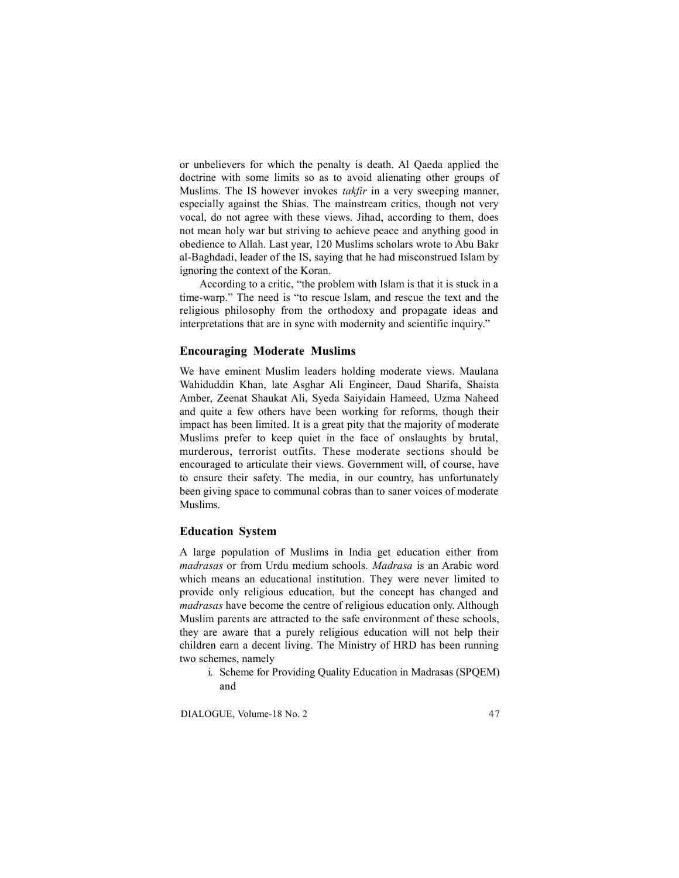or unbelievers for which the penalty is death. Al Qaeda applied the doctrine with some limits so as to avoid alienating other groups of Muslims. The IS however invokes *takfir* in a very sweeping manner, especially against the Shias. The mainstream critics, though not very vocal, do not agree with these views. Jihad, according to them, does not mean holy war but striving to achieve peace and anything good in obedience to Allah. Last year, 120 Muslims scholars wrote to Abu Bakr al-Baghdadi, leader of the IS, saying that he had misconstrued Islam by ignoring the context of the Koran.

According to a critic, "the problem with Islam is that it is stuck in a time-warp." The need is "to rescue Islam, and rescue the text and the religious philosophy from the orthodoxy and propagate ideas and interpretations that are in sync with modernity and scientific inquiry."

### Encouraging Moderate Muslims

We have eminent Muslim leaders holding moderate views. Maulana Wahiduddin Khan, late Asghar Ali Engineer, Daud Sharifa, Shaista Amber, Zeenat Shaukat Ali, Syeda Saiyidain Hameed, Uzma Naheed and quite a few others have been working for reforms, though their impact has been limited. It is a great pity that the majority of moderate Muslims prefer to keep quiet in the face of onslaughts by brutal, murderous, terrorist outfits. These moderate sections should be encouraged to articulate their views. Government will, of course, have to ensure their safety. The media, in our country, has unfortunately been giving space to communal cobras than to saner voices of moderate Muslims.

### Education System

A large population of Muslims in India get education either from *madrasas* or from Urdu medium schools. *Madrasa* is an Arabic word which means an educational institution. They were never limited to provide only religious education, but the concept has changed and *madrasas* have become the centre of religious education only. Although Muslim parents are attracted to the safe environment of these schools, they are aware that a purely religious education will not help their children earn a decent living. The Ministry of HRD has been running two schemes, namely

i. Scheme for Providing Quality Education in Madrasas (SPQEM) and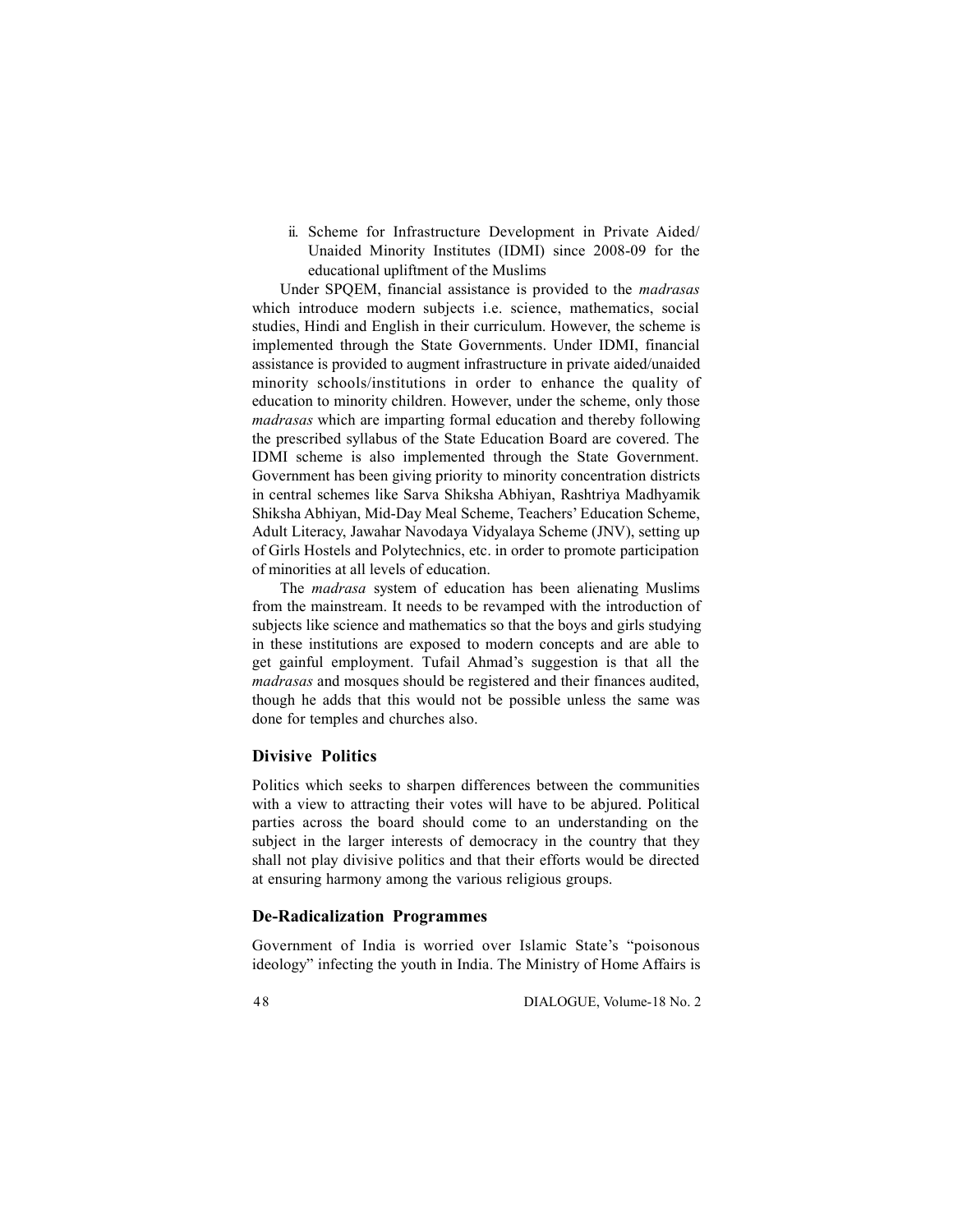ii. Scheme for Infrastructure Development in Private Aided/ Unaided Minority Institutes (IDMI) since 2008-09 for the educational upliftment of the Muslims

Under SPQEM, financial assistance is provided to the *madrasas* which introduce modern subjects i.e. science, mathematics, social studies, Hindi and English in their curriculum. However, the scheme is implemented through the State Governments. Under IDMI, financial assistance is provided to augment infrastructure in private aided/unaided minority schools/institutions in order to enhance the quality of education to minority children. However, under the scheme, only those *madrasas* which are imparting formal education and thereby following the prescribed syllabus of the State Education Board are covered. The IDMI scheme is also implemented through the State Government. Government has been giving priority to minority concentration districts in central schemes like Sarva Shiksha Abhiyan, Rashtriya Madhyamik Shiksha Abhiyan, Mid-Day Meal Scheme, Teachers' Education Scheme, Adult Literacy, Jawahar Navodaya Vidyalaya Scheme (JNV), setting up of Girls Hostels and Polytechnics, etc. in order to promote participation of minorities at all levels of education.

The *madrasa* system of education has been alienating Muslims from the mainstream. It needs to be revamped with the introduction of subjects like science and mathematics so that the boys and girls studying in these institutions are exposed to modern concepts and are able to get gainful employment. Tufail Ahmad's suggestion is that all the *madrasas* and mosques should be registered and their finances audited, though he adds that this would not be possible unless the same was done for temples and churches also.

## Divisive Politics

Politics which seeks to sharpen differences between the communities with a view to attracting their votes will have to be abjured. Political parties across the board should come to an understanding on the subject in the larger interests of democracy in the country that they shall not play divisive politics and that their efforts would be directed at ensuring harmony among the various religious groups.

## De-Radicalization Programmes

Government of India is worried over Islamic State's "poisonous ideology" infecting the youth in India. The Ministry of Home Affairs is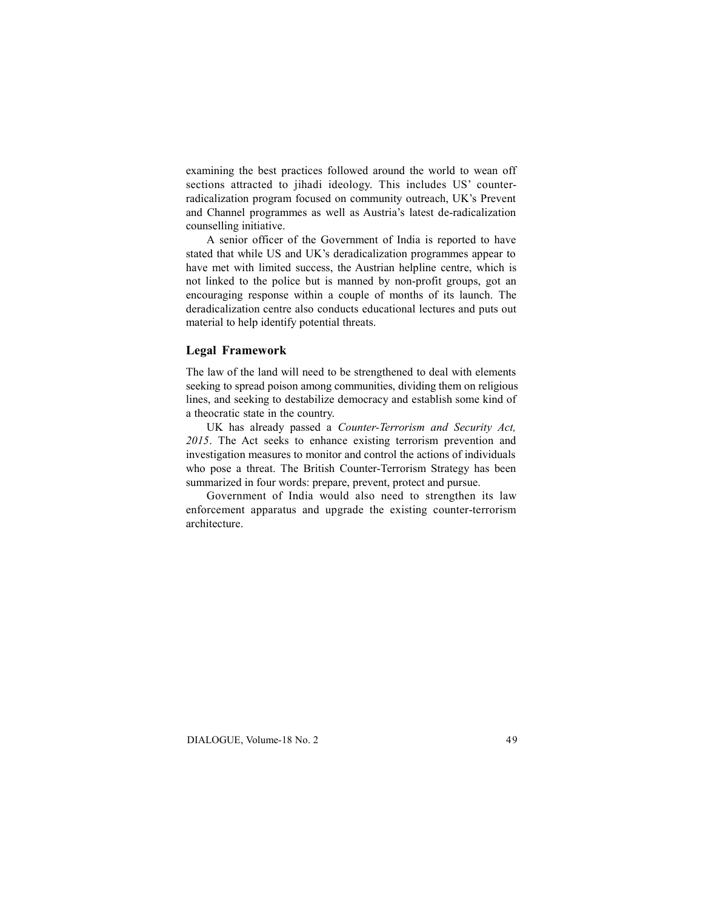examining the best practices followed around the world to wean off sections attracted to jihadi ideology. This includes US' counter-radicalization program focused on community outreach, UK's Prevent and Channel programmes as well as Austria's latest de-radicalization counselling initiative.

A senior officer of the Government of India is reported to have stated that while US and UK's deradicalization programmes appear to have met with limited success, the Austrian helpline centre, which is not linked to the police but is manned by non-profit groups, got an encouraging response within a couple of months of its launch. The deradicalization centre also conducts educational lectures and puts out material to help identify potential threats.

## Legal Framework

The law of the land will need to be strengthened to deal with elements seeking to spread poison among communities, dividing them on religious lines, and seeking to destabilize democracy and establish some kind of a theocratic state in the country.

UK has already passed a *Counter-Terrorism and Security Act, 2015*. The Act seeks to enhance existing terrorism prevention and investigation measures to monitor and control the actions of individuals who pose a threat. The British Counter-Terrorism Strategy has been summarized in four words: prepare, prevent, protect and pursue.

Government of India would also need to strengthen its law enforcement apparatus and upgrade the existing counter-terrorism architecture.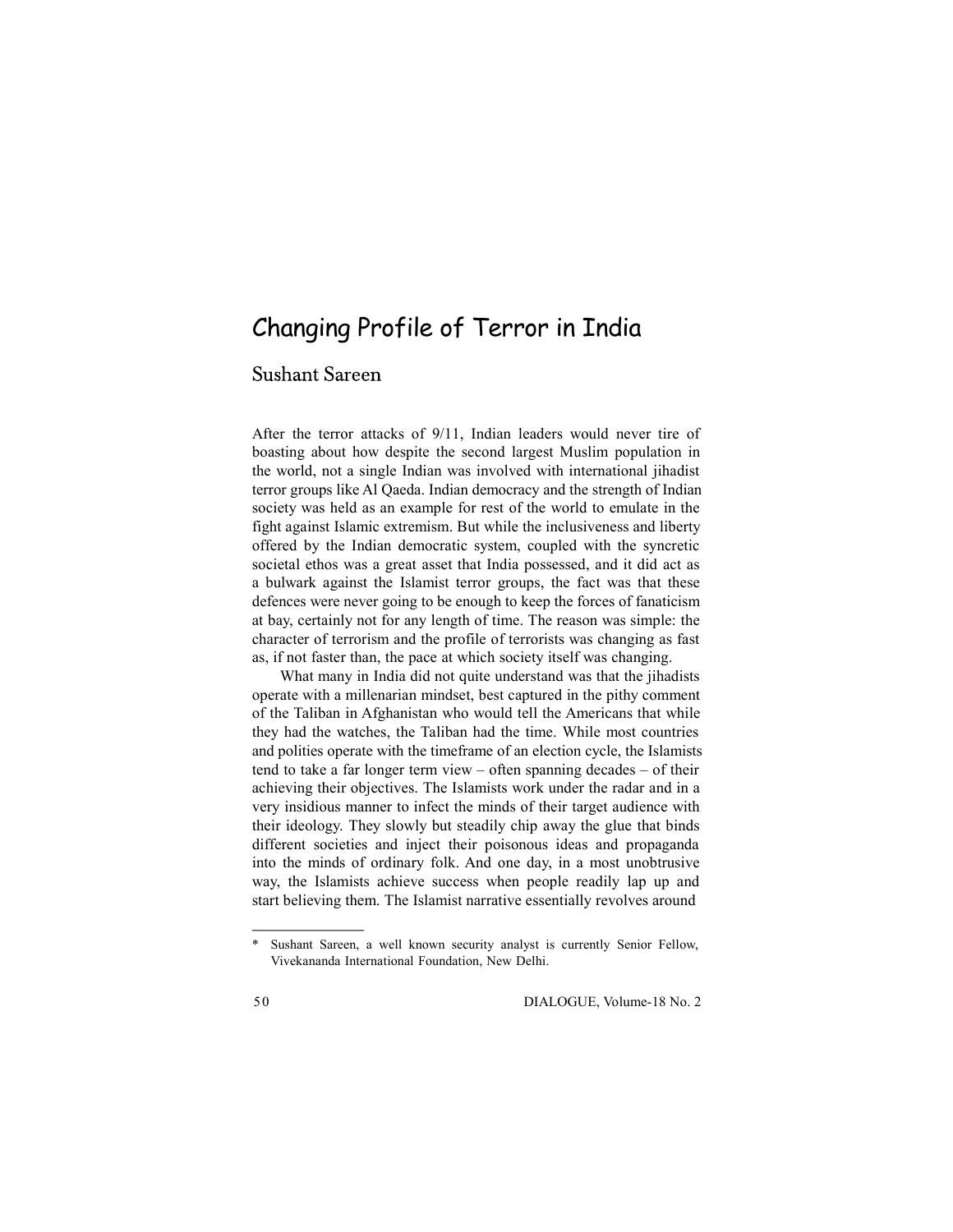# Changing Profile of Terror in India

## Sushant Sareen

After the terror attacks of 9/11, Indian leaders would never tire of boasting about how despite the second largest Muslim population in the world, not a single Indian was involved with international jihadist terror groups like Al Qaeda. Indian democracy and the strength of Indian society was held as an example for rest of the world to emulate in the fight against Islamic extremism. But while the inclusiveness and liberty offered by the Indian democratic system, coupled with the syncretic societal ethos was a great asset that India possessed, and it did act as a bulwark against the Islamist terror groups, the fact was that these defences were never going to be enough to keep the forces of fanaticism at bay, certainly not for any length of time. The reason was simple: the character of terrorism and the profile of terrorists was changing as fast as, if not faster than, the pace at which society itself was changing.

What many in India did not quite understand was that the jihadists operate with a millenarian mindset, best captured in the pithy comment of the Taliban in Afghanistan who would tell the Americans that while they had the watches, the Taliban had the time. While most countries and polities operate with the timeframe of an election cycle, the Islamists tend to take a far longer term view – often spanning decades – of their achieving their objectives. The Islamists work under the radar and in a very insidious manner to infect the minds of their target audience with their ideology. They slowly but steadily chip away the glue that binds different societies and inject their poisonous ideas and propaganda into the minds of ordinary folk. And one day, in a most unobtrusive way, the Islamists achieve success when people readily lap up and start believing them. The Islamist narrative essentially revolves around

---

* Sushant Sareen, a well known security analyst is currently Senior Fellow, Vivekananda International Foundation, New Delhi.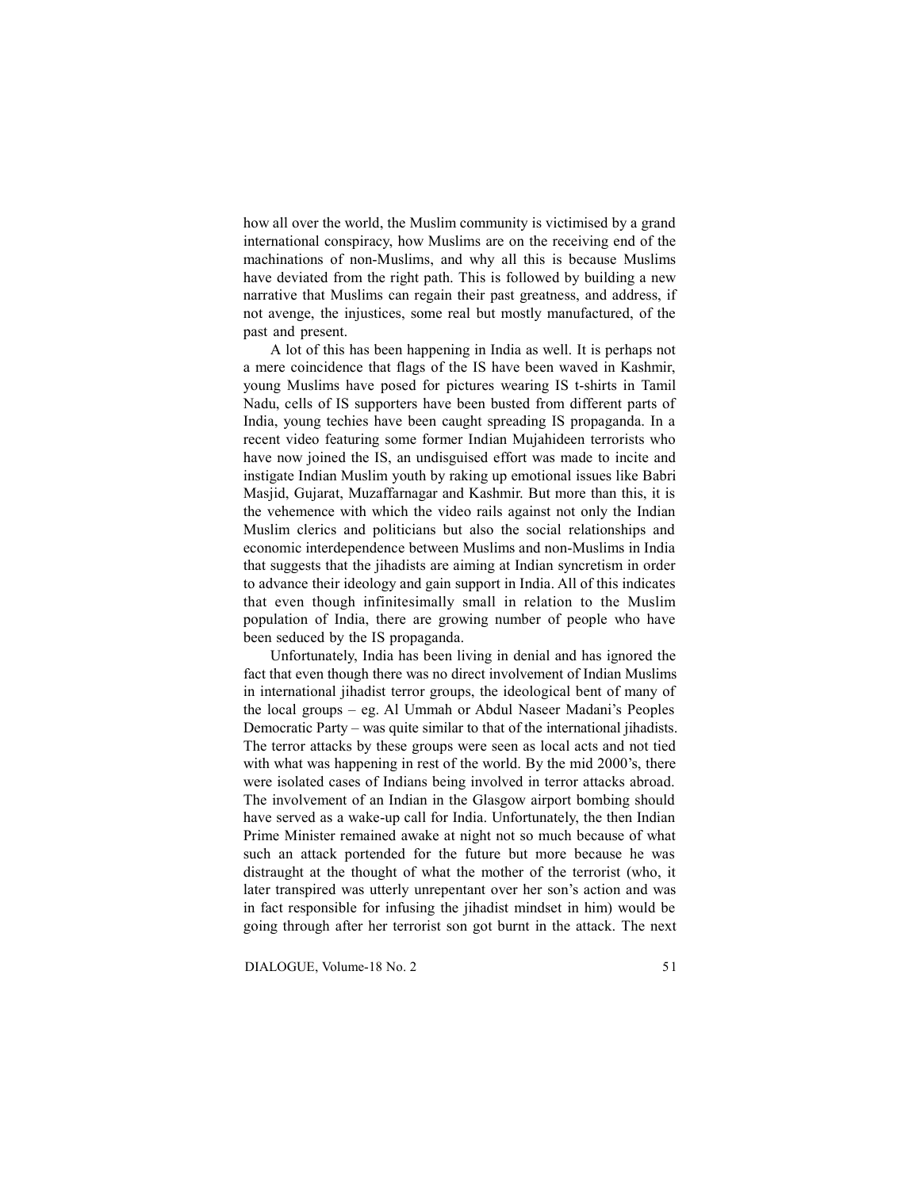how all over the world, the Muslim community is victimised by a grand international conspiracy, how Muslims are on the receiving end of the machinations of non-Muslims, and why all this is because Muslims have deviated from the right path. This is followed by building a new narrative that Muslims can regain their past greatness, and address, if not avenge, the injustices, some real but mostly manufactured, of the past and present.

A lot of this has been happening in India as well. It is perhaps not a mere coincidence that flags of the IS have been waved in Kashmir, young Muslims have posed for pictures wearing IS t-shirts in Tamil Nadu, cells of IS supporters have been busted from different parts of India, young techies have been caught spreading IS propaganda. In a recent video featuring some former Indian Mujahideen terrorists who have now joined the IS, an undisguised effort was made to incite and instigate Indian Muslim youth by raking up emotional issues like Babri Masjid, Gujarat, Muzaffarnagar and Kashmir. But more than this, it is the vehemence with which the video rails against not only the Indian Muslim clerics and politicians but also the social relationships and economic interdependence between Muslims and non-Muslims in India that suggests that the jihadists are aiming at Indian syncretism in order to advance their ideology and gain support in India. All of this indicates that even though infinitesimally small in relation to the Muslim population of India, there are growing number of people who have been seduced by the IS propaganda.

Unfortunately, India has been living in denial and has ignored the fact that even though there was no direct involvement of Indian Muslims in international jihadist terror groups, the ideological bent of many of the local groups – eg. Al Ummah or Abdul Naseer Madani's Peoples Democratic Party – was quite similar to that of the international jihadists. The terror attacks by these groups were seen as local acts and not tied with what was happening in rest of the world. By the mid 2000's, there were isolated cases of Indians being involved in terror attacks abroad. The involvement of an Indian in the Glasgow airport bombing should have served as a wake-up call for India. Unfortunately, the then Indian Prime Minister remained awake at night not so much because of what such an attack portended for the future but more because he was distraught at the thought of what the mother of the terrorist (who, it later transpired was utterly unrepentant over her son's action and was in fact responsible for infusing the jihadist mindset in him) would be going through after her terrorist son got burnt in the attack. The next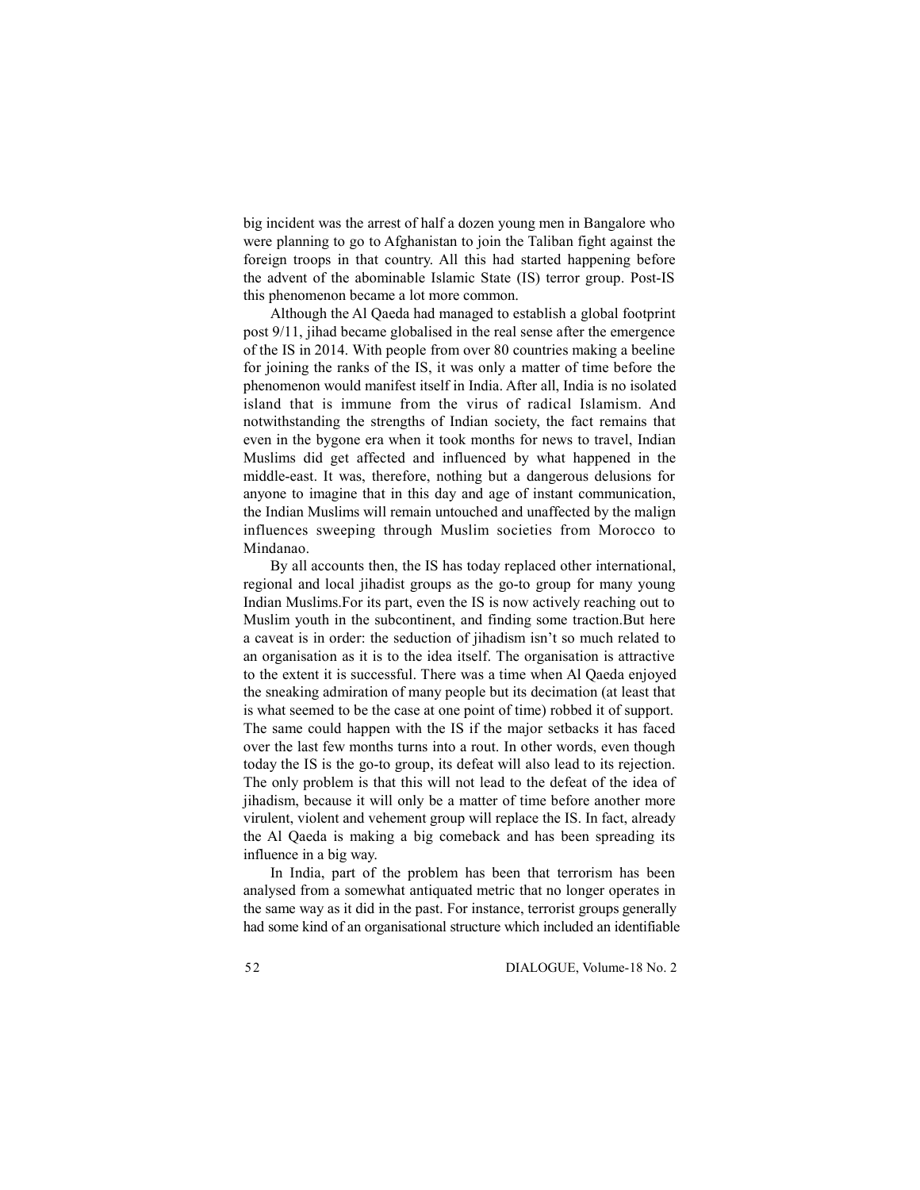big incident was the arrest of half a dozen young men in Bangalore who were planning to go to Afghanistan to join the Taliban fight against the foreign troops in that country. All this had started happening before the advent of the abominable Islamic State (IS) terror group. Post-IS this phenomenon became a lot more common.

Although the Al Qaeda had managed to establish a global footprint post 9/11, jihad became globalised in the real sense after the emergence of the IS in 2014. With people from over 80 countries making a beeline for joining the ranks of the IS, it was only a matter of time before the phenomenon would manifest itself in India. After all, India is no isolated island that is immune from the virus of radical Islamism. And notwithstanding the strengths of Indian society, the fact remains that even in the bygone era when it took months for news to travel, Indian Muslims did get affected and influenced by what happened in the middle-east. It was, therefore, nothing but a dangerous delusions for anyone to imagine that in this day and age of instant communication, the Indian Muslims will remain untouched and unaffected by the malign influences sweeping through Muslim societies from Morocco to Mindanao.

By all accounts then, the IS has today replaced other international, regional and local jihadist groups as the go-to group for many young Indian Muslims.For its part, even the IS is now actively reaching out to Muslim youth in the subcontinent, and finding some traction.But here a caveat is in order: the seduction of jihadism isn't so much related to an organisation as it is to the idea itself. The organisation is attractive to the extent it is successful. There was a time when Al Qaeda enjoyed the sneaking admiration of many people but its decimation (at least that is what seemed to be the case at one point of time) robbed it of support. The same could happen with the IS if the major setbacks it has faced over the last few months turns into a rout. In other words, even though today the IS is the go-to group, its defeat will also lead to its rejection. The only problem is that this will not lead to the defeat of the idea of jihadism, because it will only be a matter of time before another more virulent, violent and vehement group will replace the IS. In fact, already the Al Qaeda is making a big comeback and has been spreading its influence in a big way.

In India, part of the problem has been that terrorism has been analysed from a somewhat antiquated metric that no longer operates in the same way as it did in the past. For instance, terrorist groups generally had some kind of an organisational structure which included an identifiable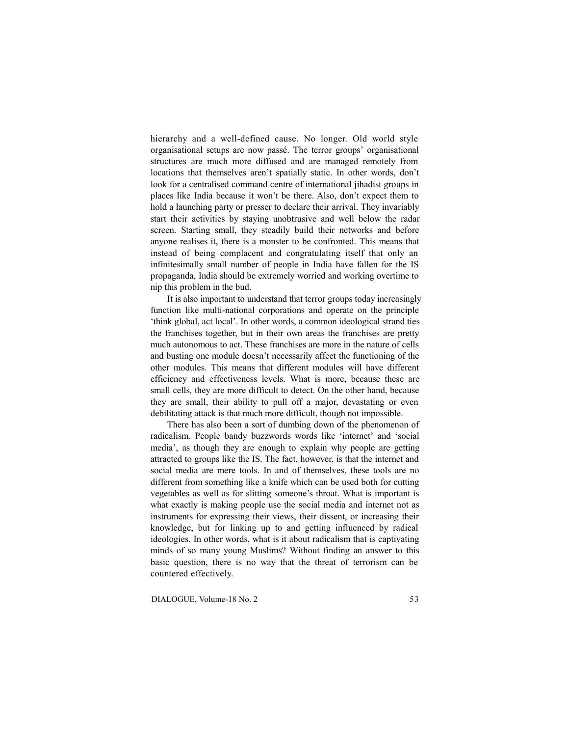hierarchy and a well-defined cause. No longer. Old world style organisational setups are now passé. The terror groups' organisational structures are much more diffused and are managed remotely from locations that themselves aren't spatially static. In other words, don't look for a centralised command centre of international jihadist groups in places like India because it won't be there. Also, don't expect them to hold a launching party or presser to declare their arrival. They invariably start their activities by staying unobtrusive and well below the radar screen. Starting small, they steadily build their networks and before anyone realises it, there is a monster to be confronted. This means that instead of being complacent and congratulating itself that only an infinitesimally small number of people in India have fallen for the IS propaganda, India should be extremely worried and working overtime to nip this problem in the bud.

It is also important to understand that terror groups today increasingly function like multi-national corporations and operate on the principle 'think global, act local'. In other words, a common ideological strand ties the franchises together, but in their own areas the franchises are pretty much autonomous to act. These franchises are more in the nature of cells and busting one module doesn't necessarily affect the functioning of the other modules. This means that different modules will have different efficiency and effectiveness levels. What is more, because these are small cells, they are more difficult to detect. On the other hand, because they are small, their ability to pull off a major, devastating or even debilitating attack is that much more difficult, though not impossible.

There has also been a sort of dumbing down of the phenomenon of radicalism. People bandy buzzwords words like 'internet' and 'social media', as though they are enough to explain why people are getting attracted to groups like the IS. The fact, however, is that the internet and social media are mere tools. In and of themselves, these tools are no different from something like a knife which can be used both for cutting vegetables as well as for slitting someone's throat. What is important is what exactly is making people use the social media and internet not as instruments for expressing their views, their dissent, or increasing their knowledge, but for linking up to and getting influenced by radical ideologies. In other words, what is it about radicalism that is captivating minds of so many young Muslims? Without finding an answer to this basic question, there is no way that the threat of terrorism can be countered effectively.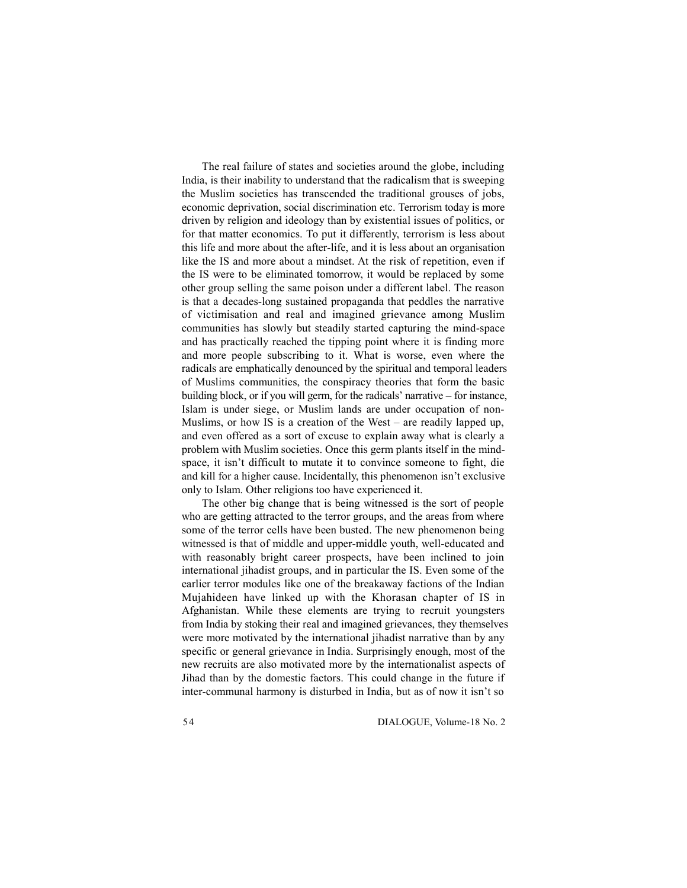The real failure of states and societies around the globe, including India, is their inability to understand that the radicalism that is sweeping the Muslim societies has transcended the traditional grouses of jobs, economic deprivation, social discrimination etc. Terrorism today is more driven by religion and ideology than by existential issues of politics, or for that matter economics. To put it differently, terrorism is less about this life and more about the after-life, and it is less about an organisation like the IS and more about a mindset. At the risk of repetition, even if the IS were to be eliminated tomorrow, it would be replaced by some other group selling the same poison under a different label. The reason is that a decades-long sustained propaganda that peddles the narrative of victimisation and real and imagined grievance among Muslim communities has slowly but steadily started capturing the mind-space and has practically reached the tipping point where it is finding more and more people subscribing to it. What is worse, even where the radicals are emphatically denounced by the spiritual and temporal leaders of Muslims communities, the conspiracy theories that form the basic building block, or if you will germ, for the radicals' narrative – for instance, Islam is under siege, or Muslim lands are under occupation of non-Muslims, or how IS is a creation of the West – are readily lapped up, and even offered as a sort of excuse to explain away what is clearly a problem with Muslim societies. Once this germ plants itself in the mind-space, it isn't difficult to mutate it to convince someone to fight, die and kill for a higher cause. Incidentally, this phenomenon isn't exclusive only to Islam. Other religions too have experienced it.

The other big change that is being witnessed is the sort of people who are getting attracted to the terror groups, and the areas from where some of the terror cells have been busted. The new phenomenon being witnessed is that of middle and upper-middle youth, well-educated and with reasonably bright career prospects, have been inclined to join international jihadist groups, and in particular the IS. Even some of the earlier terror modules like one of the breakaway factions of the Indian Mujahideen have linked up with the Khorasan chapter of IS in Afghanistan. While these elements are trying to recruit youngsters from India by stoking their real and imagined grievances, they themselves were more motivated by the international jihadist narrative than by any specific or general grievance in India. Surprisingly enough, most of the new recruits are also motivated more by the internationalist aspects of Jihad than by the domestic factors. This could change in the future if inter-communal harmony is disturbed in India, but as of now it isn't so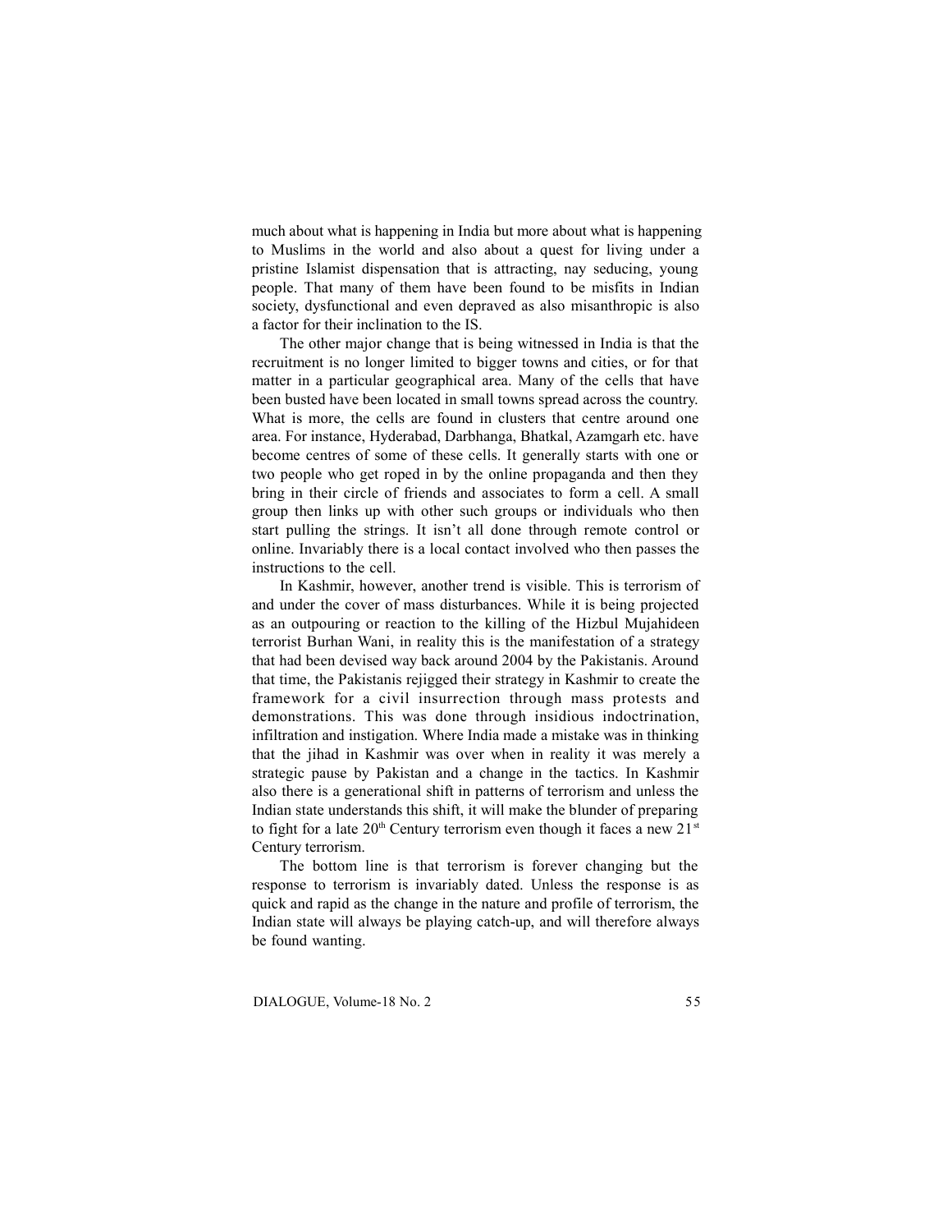much about what is happening in India but more about what is happening to Muslims in the world and also about a quest for living under a pristine Islamist dispensation that is attracting, nay seducing, young people. That many of them have been found to be misfits in Indian society, dysfunctional and even depraved as also misanthropic is also a factor for their inclination to the IS.

The other major change that is being witnessed in India is that the recruitment is no longer limited to bigger towns and cities, or for that matter in a particular geographical area. Many of the cells that have been busted have been located in small towns spread across the country. What is more, the cells are found in clusters that centre around one area. For instance, Hyderabad, Darbhanga, Bhatkal, Azamgarh etc. have become centres of some of these cells. It generally starts with one or two people who get roped in by the online propaganda and then they bring in their circle of friends and associates to form a cell. A small group then links up with other such groups or individuals who then start pulling the strings. It isn't all done through remote control or online. Invariably there is a local contact involved who then passes the instructions to the cell.

In Kashmir, however, another trend is visible. This is terrorism of and under the cover of mass disturbances. While it is being projected as an outpouring or reaction to the killing of the Hizbul Mujahideen terrorist Burhan Wani, in reality this is the manifestation of a strategy that had been devised way back around 2004 by the Pakistanis. Around that time, the Pakistanis rejigged their strategy in Kashmir to create the framework for a civil insurrection through mass protests and demonstrations. This was done through insidious indoctrination, infiltration and instigation. Where India made a mistake was in thinking that the jihad in Kashmir was over when in reality it was merely a strategic pause by Pakistan and a change in the tactics. In Kashmir also there is a generational shift in patterns of terrorism and unless the Indian state understands this shift, it will make the blunder of preparing to fight for a late 20th Century terrorism even though it faces a new 21st Century terrorism.

The bottom line is that terrorism is forever changing but the response to terrorism is invariably dated. Unless the response is as quick and rapid as the change in the nature and profile of terrorism, the Indian state will always be playing catch-up, and will therefore always be found wanting.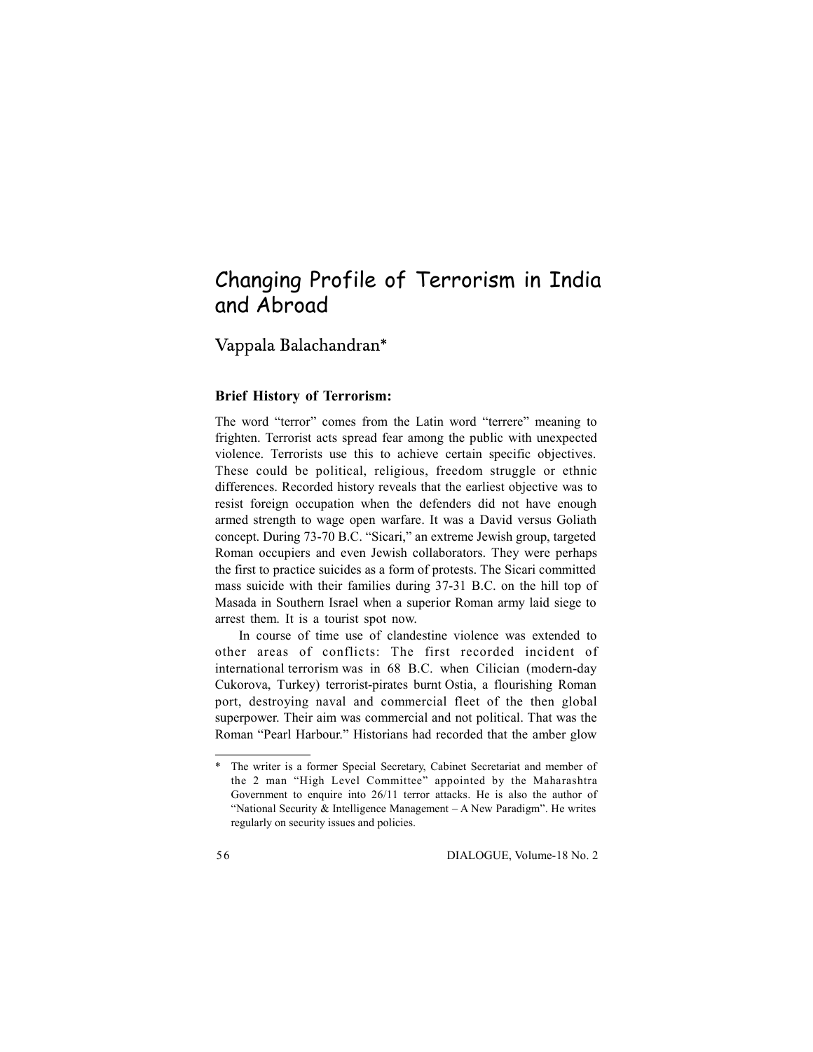# Changing Profile of Terrorism in India and Abroad

## Vappala Balachandran*

### Brief History of Terrorism:

The word "terror" comes from the Latin word "terrere" meaning to frighten. Terrorist acts spread fear among the public with unexpected violence. Terrorists use this to achieve certain specific objectives. These could be political, religious, freedom struggle or ethnic differences. Recorded history reveals that the earliest objective was to resist foreign occupation when the defenders did not have enough armed strength to wage open warfare. It was a David versus Goliath concept. During 73-70 B.C. "Sicari," an extreme Jewish group, targeted Roman occupiers and even Jewish collaborators. They were perhaps the first to practice suicides as a form of protests. The Sicari committed mass suicide with their families during 37-31 B.C. on the hill top of Masada in Southern Israel when a superior Roman army laid siege to arrest them. It is a tourist spot now.

In course of time use of clandestine violence was extended to other areas of conflicts: The first recorded incident of international terrorism was in 68 B.C. when Cilician (modern-day Cukorova, Turkey) terrorist-pirates burnt Ostia, a flourishing Roman port, destroying naval and commercial fleet of the then global superpower. Their aim was commercial and not political. That was the Roman "Pearl Harbour." Historians had recorded that the amber glow

---

* The writer is a former Special Secretary, Cabinet Secretariat and member of the 2 man "High Level Committee" appointed by the Maharashtra Government to enquire into 26/11 terror attacks. He is also the author of "National Security & Intelligence Management – A New Paradigm". He writes regularly on security issues and policies.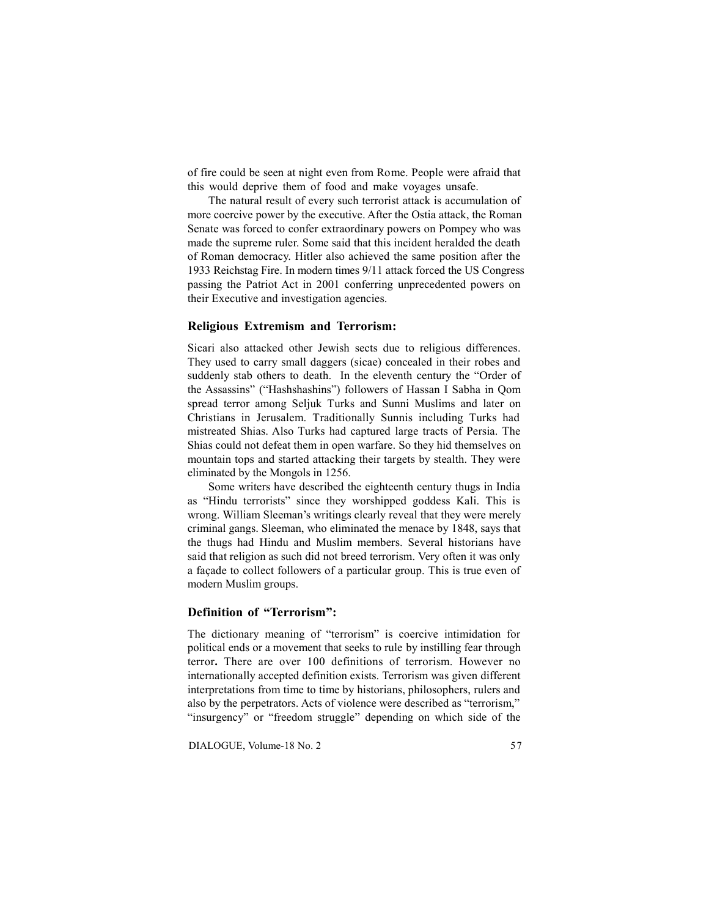of fire could be seen at night even from Rome. People were afraid that this would deprive them of food and make voyages unsafe.

The natural result of every such terrorist attack is accumulation of more coercive power by the executive. After the Ostia attack, the Roman Senate was forced to confer extraordinary powers on Pompey who was made the supreme ruler. Some said that this incident heralded the death of Roman democracy. Hitler also achieved the same position after the 1933 Reichstag Fire. In modern times 9/11 attack forced the US Congress passing the Patriot Act in 2001 conferring unprecedented powers on their Executive and investigation agencies.

### Religious Extremism and Terrorism:

Sicari also attacked other Jewish sects due to religious differences. They used to carry small daggers (sicae) concealed in their robes and suddenly stab others to death. In the eleventh century the "Order of the Assassins" ("Hashshashins") followers of Hassan I Sabha in Qom spread terror among Seljuk Turks and Sunni Muslims and later on Christians in Jerusalem. Traditionally Sunnis including Turks had mistreated Shias. Also Turks had captured large tracts of Persia. The Shias could not defeat them in open warfare. So they hid themselves on mountain tops and started attacking their targets by stealth. They were eliminated by the Mongols in 1256.

Some writers have described the eighteenth century thugs in India as "Hindu terrorists" since they worshipped goddess Kali. This is wrong. William Sleeman's writings clearly reveal that they were merely criminal gangs. Sleeman, who eliminated the menace by 1848, says that the thugs had Hindu and Muslim members. Several historians have said that religion as such did not breed terrorism. Very often it was only a façade to collect followers of a particular group. This is true even of modern Muslim groups.

### Definition of "Terrorism":

The dictionary meaning of "terrorism" is coercive intimidation for political ends or a movement that seeks to rule by instilling fear through terror**.** There are over 100 definitions of terrorism. However no internationally accepted definition exists. Terrorism was given different interpretations from time to time by historians, philosophers, rulers and also by the perpetrators. Acts of violence were described as "terrorism," "insurgency" or "freedom struggle" depending on which side of the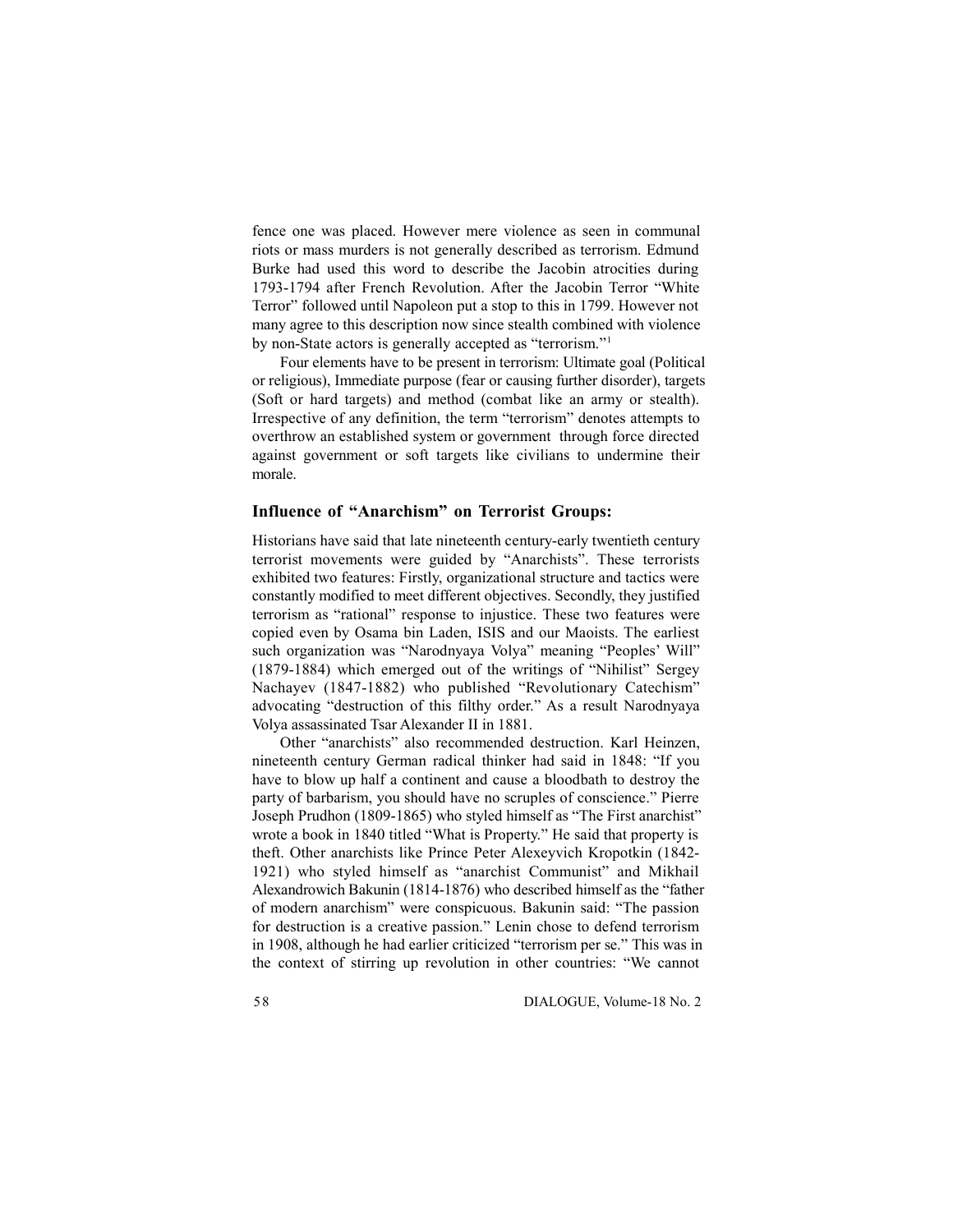fence one was placed. However mere violence as seen in communal riots or mass murders is not generally described as terrorism. Edmund Burke had used this word to describe the Jacobin atrocities during 1793-1794 after French Revolution. After the Jacobin Terror "White Terror" followed until Napoleon put a stop to this in 1799. However not many agree to this description now since stealth combined with violence by non-State actors is generally accepted as "terrorism."[1]

Four elements have to be present in terrorism: Ultimate goal (Political or religious), Immediate purpose (fear or causing further disorder), targets (Soft or hard targets) and method (combat like an army or stealth). Irrespective of any definition, the term "terrorism" denotes attempts to overthrow an established system or government through force directed against government or soft targets like civilians to undermine their morale.

## Influence of "Anarchism" on Terrorist Groups:

Historians have said that late nineteenth century-early twentieth century terrorist movements were guided by "Anarchists". These terrorists exhibited two features: Firstly, organizational structure and tactics were constantly modified to meet different objectives. Secondly, they justified terrorism as "rational" response to injustice. These two features were copied even by Osama bin Laden, ISIS and our Maoists. The earliest such organization was "Narodnyaya Volya" meaning "Peoples' Will" (1879-1884) which emerged out of the writings of "Nihilist" Sergey Nachayev (1847-1882) who published "Revolutionary Catechism" advocating "destruction of this filthy order." As a result Narodnyaya Volya assassinated Tsar Alexander II in 1881.

Other "anarchists" also recommended destruction. Karl Heinzen, nineteenth century German radical thinker had said in 1848: "If you have to blow up half a continent and cause a bloodbath to destroy the party of barbarism, you should have no scruples of conscience." Pierre Joseph Prudhon (1809-1865) who styled himself as "The First anarchist" wrote a book in 1840 titled "What is Property." He said that property is theft. Other anarchists like Prince Peter Alexeyvich Kropotkin (1842-1921) who styled himself as "anarchist Communist" and Mikhail Alexandrowich Bakunin (1814-1876) who described himself as the "father of modern anarchism" were conspicuous. Bakunin said: "The passion for destruction is a creative passion." Lenin chose to defend terrorism in 1908, although he had earlier criticized "terrorism per se." This was in the context of stirring up revolution in other countries: "We cannot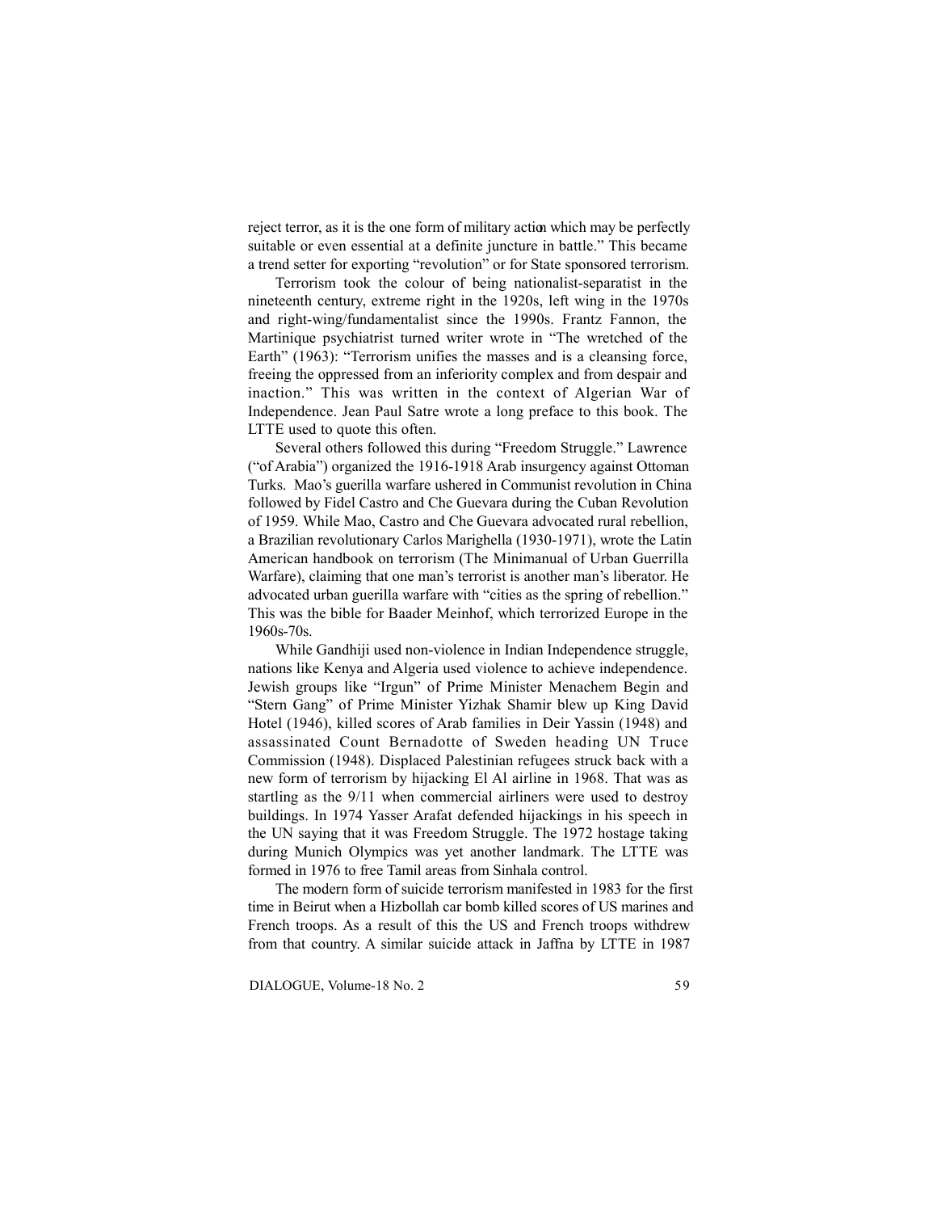reject terror, as it is the one form of military action which may be perfectly suitable or even essential at a definite juncture in battle." This became a trend setter for exporting "revolution" or for State sponsored terrorism.

Terrorism took the colour of being nationalist-separatist in the nineteenth century, extreme right in the 1920s, left wing in the 1970s and right-wing/fundamentalist since the 1990s. Frantz Fannon, the Martinique psychiatrist turned writer wrote in "The wretched of the Earth" (1963): "Terrorism unifies the masses and is a cleansing force, freeing the oppressed from an inferiority complex and from despair and inaction." This was written in the context of Algerian War of Independence. Jean Paul Satre wrote a long preface to this book. The LTTE used to quote this often.

Several others followed this during "Freedom Struggle." Lawrence ("of Arabia") organized the 1916-1918 Arab insurgency against Ottoman Turks. Mao's guerilla warfare ushered in Communist revolution in China followed by Fidel Castro and Che Guevara during the Cuban Revolution of 1959. While Mao, Castro and Che Guevara advocated rural rebellion, a Brazilian revolutionary Carlos Marighella (1930-1971), wrote the Latin American handbook on terrorism (The Minimanual of Urban Guerrilla Warfare), claiming that one man's terrorist is another man's liberator. He advocated urban guerilla warfare with "cities as the spring of rebellion." This was the bible for Baader Meinhof, which terrorized Europe in the 1960s-70s.

While Gandhiji used non-violence in Indian Independence struggle, nations like Kenya and Algeria used violence to achieve independence. Jewish groups like "Irgun" of Prime Minister Menachem Begin and "Stern Gang" of Prime Minister Yizhak Shamir blew up King David Hotel (1946), killed scores of Arab families in Deir Yassin (1948) and assassinated Count Bernadotte of Sweden heading UN Truce Commission (1948). Displaced Palestinian refugees struck back with a new form of terrorism by hijacking El Al airline in 1968. That was as startling as the 9/11 when commercial airliners were used to destroy buildings. In 1974 Yasser Arafat defended hijackings in his speech in the UN saying that it was Freedom Struggle. The 1972 hostage taking during Munich Olympics was yet another landmark. The LTTE was formed in 1976 to free Tamil areas from Sinhala control.

The modern form of suicide terrorism manifested in 1983 for the first time in Beirut when a Hizbollah car bomb killed scores of US marines and French troops. As a result of this the US and French troops withdrew from that country. A similar suicide attack in Jaffna by LTTE in 1987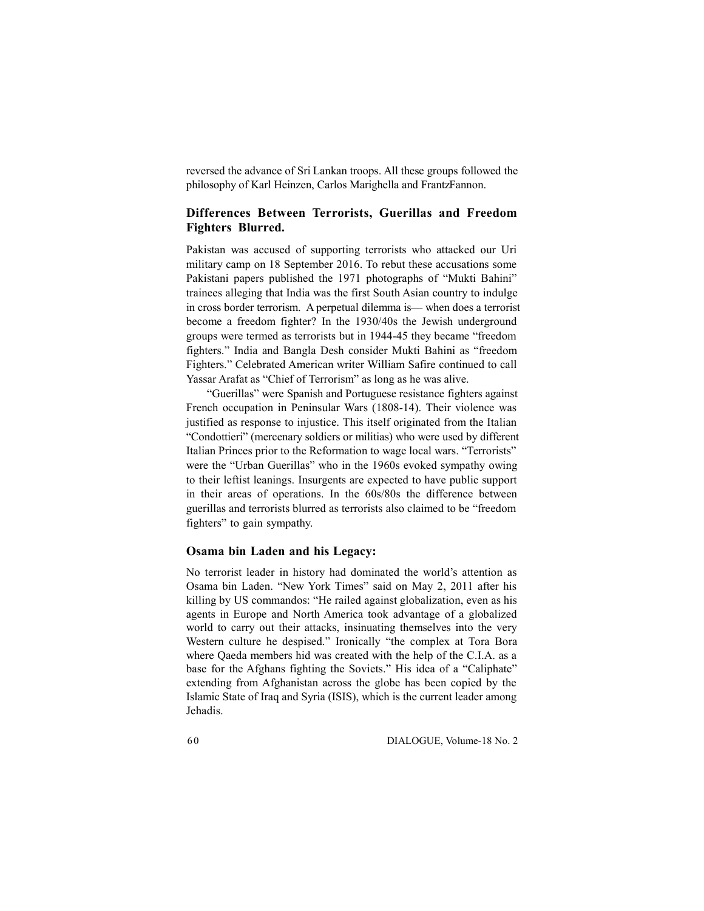reversed the advance of Sri Lankan troops. All these groups followed the philosophy of Karl Heinzen, Carlos Marighella and FrantzFannon.

## Differences Between Terrorists, Guerillas and Freedom Fighters Blurred.

Pakistan was accused of supporting terrorists who attacked our Uri military camp on 18 September 2016. To rebut these accusations some Pakistani papers published the 1971 photographs of "Mukti Bahini" trainees alleging that India was the first South Asian country to indulge in cross border terrorism. A perpetual dilemma is— when does a terrorist become a freedom fighter? In the 1930/40s the Jewish underground groups were termed as terrorists but in 1944-45 they became "freedom fighters." India and Bangla Desh consider Mukti Bahini as "freedom Fighters." Celebrated American writer William Safire continued to call Yassar Arafat as "Chief of Terrorism" as long as he was alive.

"Guerillas" were Spanish and Portuguese resistance fighters against French occupation in Peninsular Wars (1808-14). Their violence was justified as response to injustice. This itself originated from the Italian "Condottieri" (mercenary soldiers or militias) who were used by different Italian Princes prior to the Reformation to wage local wars. "Terrorists" were the "Urban Guerillas" who in the 1960s evoked sympathy owing to their leftist leanings. Insurgents are expected to have public support in their areas of operations. In the 60s/80s the difference between guerillas and terrorists blurred as terrorists also claimed to be "freedom fighters" to gain sympathy.

## Osama bin Laden and his Legacy:

No terrorist leader in history had dominated the world's attention as Osama bin Laden. "New York Times" said on May 2, 2011 after his killing by US commandos: "He railed against globalization, even as his agents in Europe and North America took advantage of a globalized world to carry out their attacks, insinuating themselves into the very Western culture he despised." Ironically "the complex at Tora Bora where Qaeda members hid was created with the help of the C.I.A. as a base for the Afghans fighting the Soviets." His idea of a "Caliphate" extending from Afghanistan across the globe has been copied by the Islamic State of Iraq and Syria (ISIS), which is the current leader among Jehadis.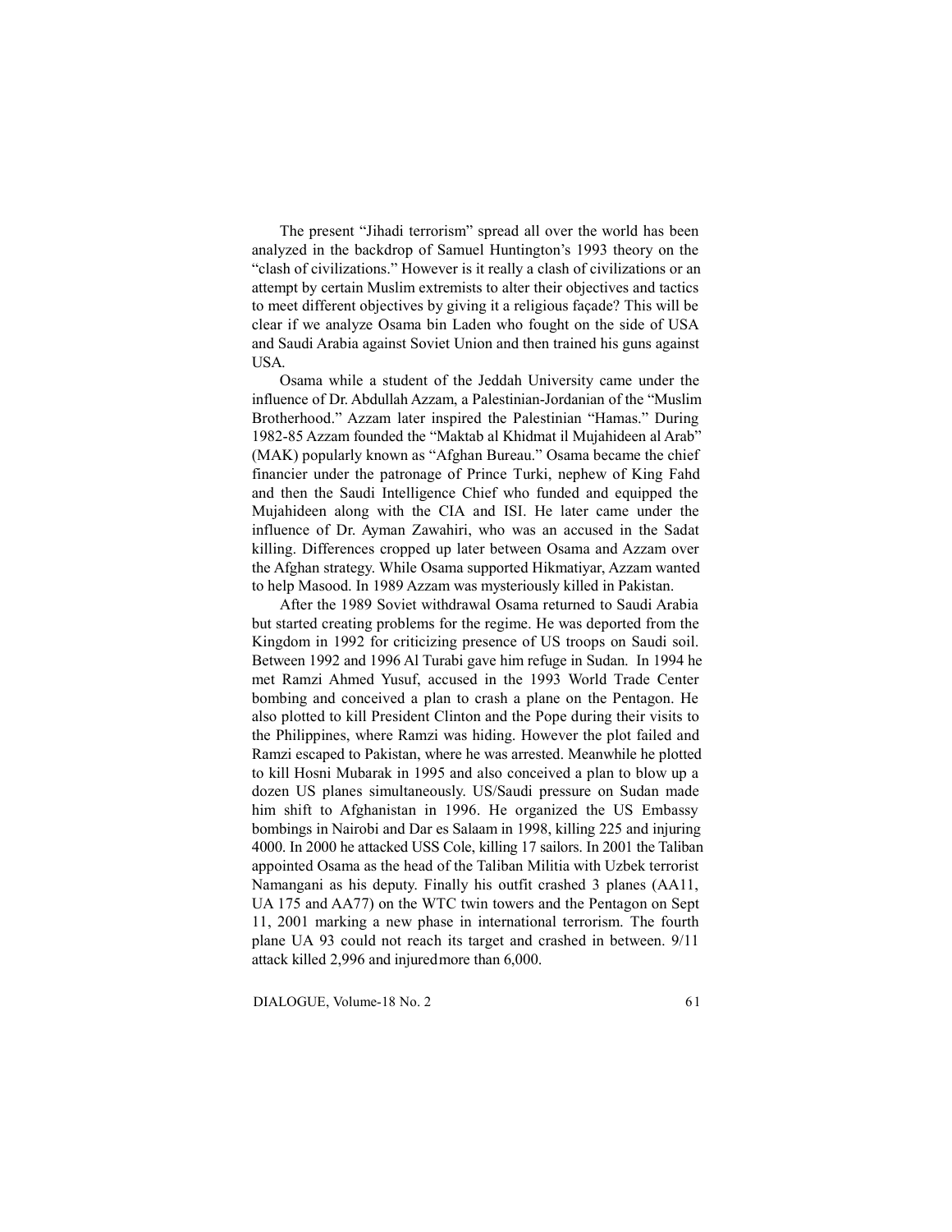The present "Jihadi terrorism" spread all over the world has been analyzed in the backdrop of Samuel Huntington's 1993 theory on the "clash of civilizations." However is it really a clash of civilizations or an attempt by certain Muslim extremists to alter their objectives and tactics to meet different objectives by giving it a religious façade? This will be clear if we analyze Osama bin Laden who fought on the side of USA and Saudi Arabia against Soviet Union and then trained his guns against USA.

Osama while a student of the Jeddah University came under the influence of Dr. Abdullah Azzam, a Palestinian-Jordanian of the "Muslim Brotherhood." Azzam later inspired the Palestinian "Hamas." During 1982-85 Azzam founded the "Maktab al Khidmat il Mujahideen al Arab" (MAK) popularly known as "Afghan Bureau." Osama became the chief financier under the patronage of Prince Turki, nephew of King Fahd and then the Saudi Intelligence Chief who funded and equipped the Mujahideen along with the CIA and ISI. He later came under the influence of Dr. Ayman Zawahiri, who was an accused in the Sadat killing. Differences cropped up later between Osama and Azzam over the Afghan strategy. While Osama supported Hikmatiyar, Azzam wanted to help Masood. In 1989 Azzam was mysteriously killed in Pakistan.

After the 1989 Soviet withdrawal Osama returned to Saudi Arabia but started creating problems for the regime. He was deported from the Kingdom in 1992 for criticizing presence of US troops on Saudi soil. Between 1992 and 1996 Al Turabi gave him refuge in Sudan. In 1994 he met Ramzi Ahmed Yusuf, accused in the 1993 World Trade Center bombing and conceived a plan to crash a plane on the Pentagon. He also plotted to kill President Clinton and the Pope during their visits to the Philippines, where Ramzi was hiding. However the plot failed and Ramzi escaped to Pakistan, where he was arrested. Meanwhile he plotted to kill Hosni Mubarak in 1995 and also conceived a plan to blow up a dozen US planes simultaneously. US/Saudi pressure on Sudan made him shift to Afghanistan in 1996. He organized the US Embassy bombings in Nairobi and Dar es Salaam in 1998, killing 225 and injuring 4000. In 2000 he attacked USS Cole, killing 17 sailors. In 2001 the Taliban appointed Osama as the head of the Taliban Militia with Uzbek terrorist Namangani as his deputy. Finally his outfit crashed 3 planes (AA11, UA 175 and AA77) on the WTC twin towers and the Pentagon on Sept 11, 2001 marking a new phase in international terrorism. The fourth plane UA 93 could not reach its target and crashed in between. 9/11 attack killed 2,996 and injured more than 6,000.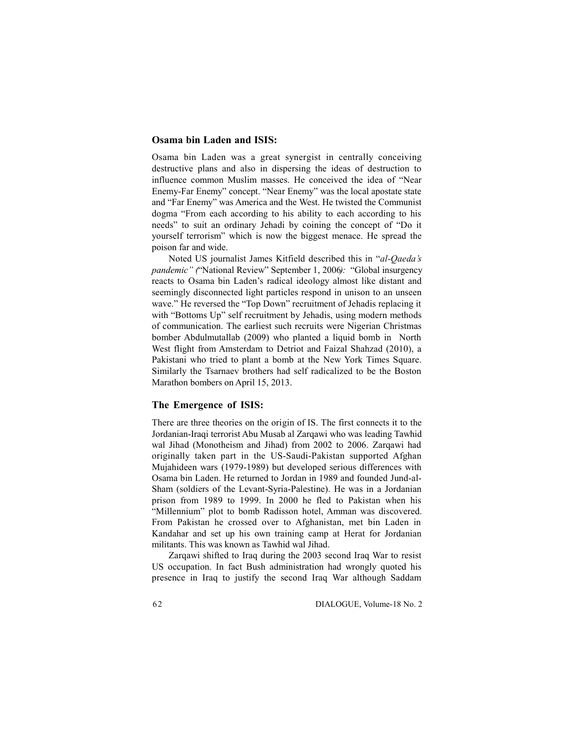### Osama bin Laden and ISIS:

Osama bin Laden was a great synergist in centrally conceiving destructive plans and also in dispersing the ideas of destruction to influence common Muslim masses. He conceived the idea of "Near Enemy-Far Enemy" concept. "Near Enemy" was the local apostate state and "Far Enemy" was America and the West. He twisted the Communist dogma "From each according to his ability to each according to his needs" to suit an ordinary Jehadi by coining the concept of "Do it yourself terrorism" which is now the biggest menace. He spread the poison far and wide.

Noted US journalist James Kitfield described this in "*al-Qaeda's pandemic" (*"National Review" September 1, 2006*):* "Global insurgency reacts to Osama bin Laden's radical ideology almost like distant and seemingly disconnected light particles respond in unison to an unseen wave." He reversed the "Top Down" recruitment of Jehadis replacing it with "Bottoms Up" self recruitment by Jehadis, using modern methods of communication. The earliest such recruits were Nigerian Christmas bomber Abdulmutallab (2009) who planted a liquid bomb in North West flight from Amsterdam to Detriot and Faizal Shahzad (2010), a Pakistani who tried to plant a bomb at the New York Times Square. Similarly the Tsarnaev brothers had self radicalized to be the Boston Marathon bombers on April 15, 2013.

### The Emergence of ISIS:

There are three theories on the origin of IS. The first connects it to the Jordanian-Iraqi terrorist Abu Musab al Zarqawi who was leading Tawhid wal Jihad (Monotheism and Jihad) from 2002 to 2006. Zarqawi had originally taken part in the US-Saudi-Pakistan supported Afghan Mujahideen wars (1979-1989) but developed serious differences with Osama bin Laden. He returned to Jordan in 1989 and founded Jund-al-Sham (soldiers of the Levant-Syria-Palestine). He was in a Jordanian prison from 1989 to 1999. In 2000 he fled to Pakistan when his "Millennium" plot to bomb Radisson hotel, Amman was discovered. From Pakistan he crossed over to Afghanistan, met bin Laden in Kandahar and set up his own training camp at Herat for Jordanian militants. This was known as Tawhid wal Jihad.

Zarqawi shifted to Iraq during the 2003 second Iraq War to resist US occupation. In fact Bush administration had wrongly quoted his presence in Iraq to justify the second Iraq War although Saddam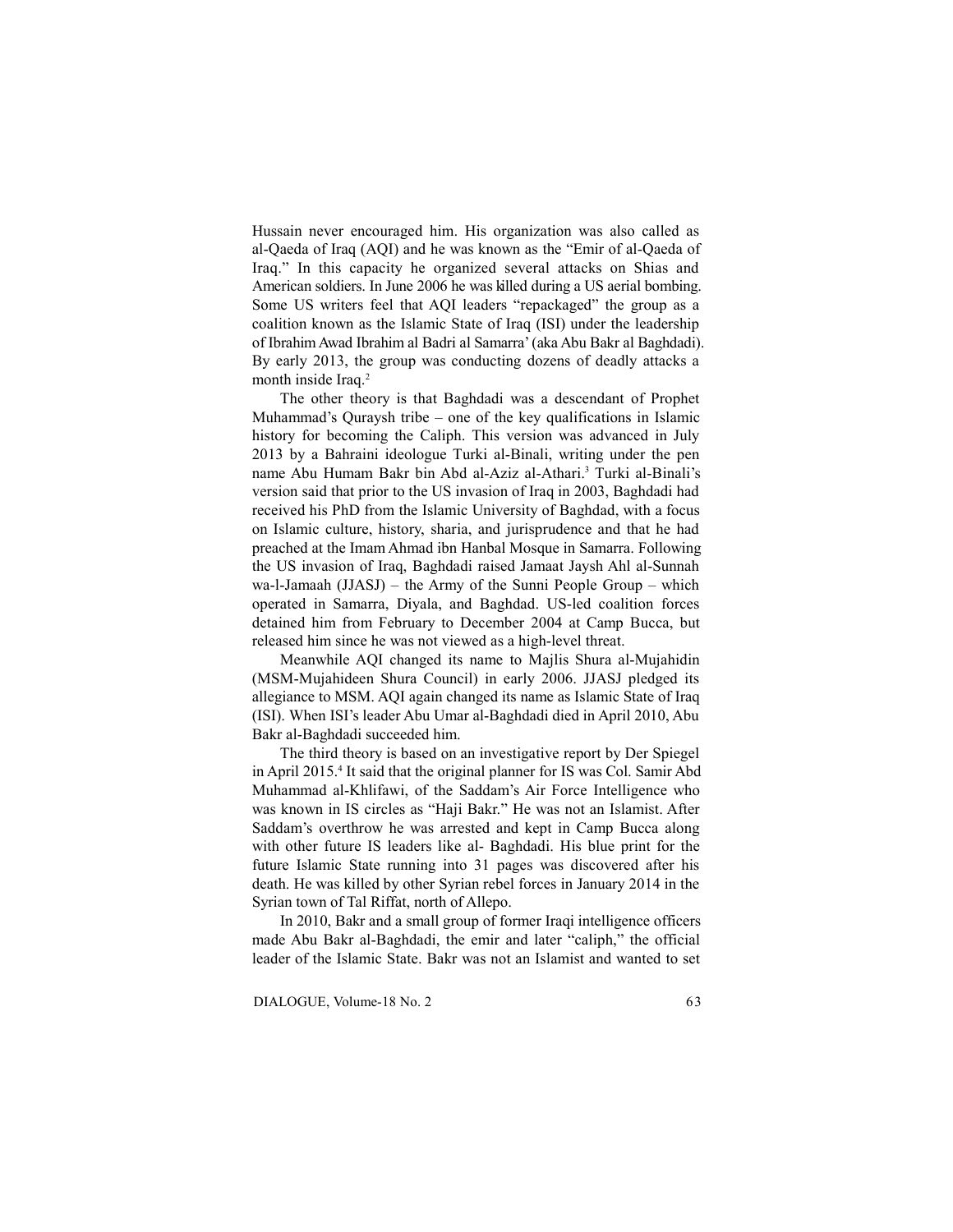Hussain never encouraged him. His organization was also called as al-Qaeda of Iraq (AQI) and he was known as the "Emir of al-Qaeda of Iraq." In this capacity he organized several attacks on Shias and American soldiers. In June 2006 he was killed during a US aerial bombing. Some US writers feel that AQI leaders "repackaged" the group as a coalition known as the Islamic State of Iraq (ISI) under the leadership of Ibrahim Awad Ibrahim al Badri al Samarra' (aka Abu Bakr al Baghdadi). By early 2013, the group was conducting dozens of deadly attacks a month inside Iraq.[2]

The other theory is that Baghdadi was a descendant of Prophet Muhammad's Quraysh tribe – one of the key qualifications in Islamic history for becoming the Caliph. This version was advanced in July 2013 by a Bahraini ideologue Turki al-Binali, writing under the pen name Abu Humam Bakr bin Abd al-Aziz al-Athari.[3] Turki al-Binali's version said that prior to the US invasion of Iraq in 2003, Baghdadi had received his PhD from the Islamic University of Baghdad, with a focus on Islamic culture, history, sharia, and jurisprudence and that he had preached at the Imam Ahmad ibn Hanbal Mosque in Samarra. Following the US invasion of Iraq, Baghdadi raised Jamaat Jaysh Ahl al-Sunnah wa-l-Jamaah (JJASJ) – the Army of the Sunni People Group – which operated in Samarra, Diyala, and Baghdad. US-led coalition forces detained him from February to December 2004 at Camp Bucca, but released him since he was not viewed as a high-level threat.

Meanwhile AQI changed its name to Majlis Shura al-Mujahidin (MSM-Mujahideen Shura Council) in early 2006. JJASJ pledged its allegiance to MSM. AQI again changed its name as Islamic State of Iraq (ISI). When ISI's leader Abu Umar al-Baghdadi died in April 2010, Abu Bakr al-Baghdadi succeeded him.

The third theory is based on an investigative report by Der Spiegel in April 2015.[4] It said that the original planner for IS was Col. Samir Abd Muhammad al-Khlifawi, of the Saddam's Air Force Intelligence who was known in IS circles as "Haji Bakr." He was not an Islamist. After Saddam's overthrow he was arrested and kept in Camp Bucca along with other future IS leaders like al- Baghdadi. His blue print for the future Islamic State running into 31 pages was discovered after his death. He was killed by other Syrian rebel forces in January 2014 in the Syrian town of Tal Riffat, north of Allepo.

In 2010, Bakr and a small group of former Iraqi intelligence officers made Abu Bakr al-Baghdadi, the emir and later "caliph," the official leader of the Islamic State. Bakr was not an Islamist and wanted to set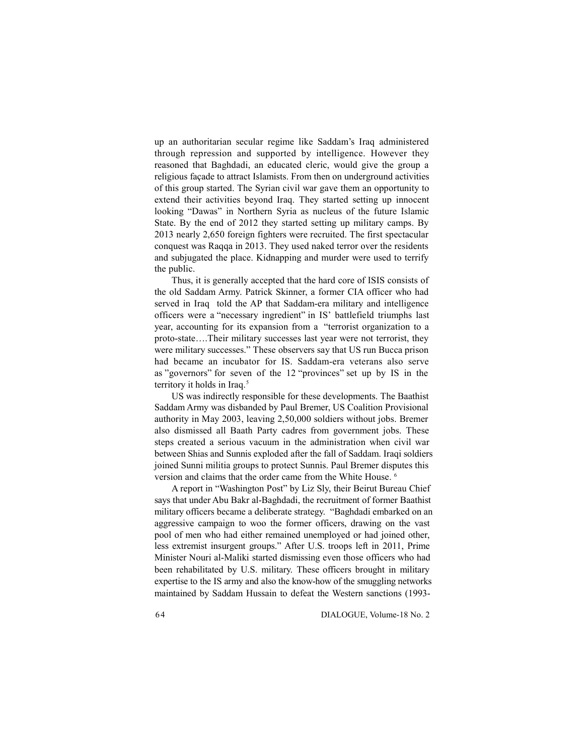up an authoritarian secular regime like Saddam's Iraq administered through repression and supported by intelligence. However they reasoned that Baghdadi, an educated cleric, would give the group a religious façade to attract Islamists. From then on underground activities of this group started. The Syrian civil war gave them an opportunity to extend their activities beyond Iraq. They started setting up innocent looking "Dawas" in Northern Syria as nucleus of the future Islamic State. By the end of 2012 they started setting up military camps. By 2013 nearly 2,650 foreign fighters were recruited. The first spectacular conquest was Raqqa in 2013. They used naked terror over the residents and subjugated the place. Kidnapping and murder were used to terrify the public.

Thus, it is generally accepted that the hard core of ISIS consists of the old Saddam Army. Patrick Skinner, a former CIA officer who had served in Iraq told the AP that Saddam-era military and intelligence officers were a "necessary ingredient" in IS' battlefield triumphs last year, accounting for its expansion from a "terrorist organization to a proto-state….Their military successes last year were not terrorist, they were military successes." These observers say that US run Bucca prison had became an incubator for IS. Saddam-era veterans also serve as "governors" for seven of the 12 "provinces" set up by IS in the territory it holds in Iraq.[5]

US was indirectly responsible for these developments. The Baathist Saddam Army was disbanded by Paul Bremer, US Coalition Provisional authority in May 2003, leaving 2,50,000 soldiers without jobs. Bremer also dismissed all Baath Party cadres from government jobs. These steps created a serious vacuum in the administration when civil war between Shias and Sunnis exploded after the fall of Saddam. Iraqi soldiers joined Sunni militia groups to protect Sunnis. Paul Bremer disputes this version and claims that the order came from the White House. [6]

A report in "Washington Post" by Liz Sly, their Beirut Bureau Chief says that under Abu Bakr al-Baghdadi, the recruitment of former Baathist military officers became a deliberate strategy. "Baghdadi embarked on an aggressive campaign to woo the former officers, drawing on the vast pool of men who had either remained unemployed or had joined other, less extremist insurgent groups." After U.S. troops left in 2011, Prime Minister Nouri al-Maliki started dismissing even those officers who had been rehabilitated by U.S. military. These officers brought in military expertise to the IS army and also the know-how of the smuggling networks maintained by Saddam Hussain to defeat the Western sanctions (1993-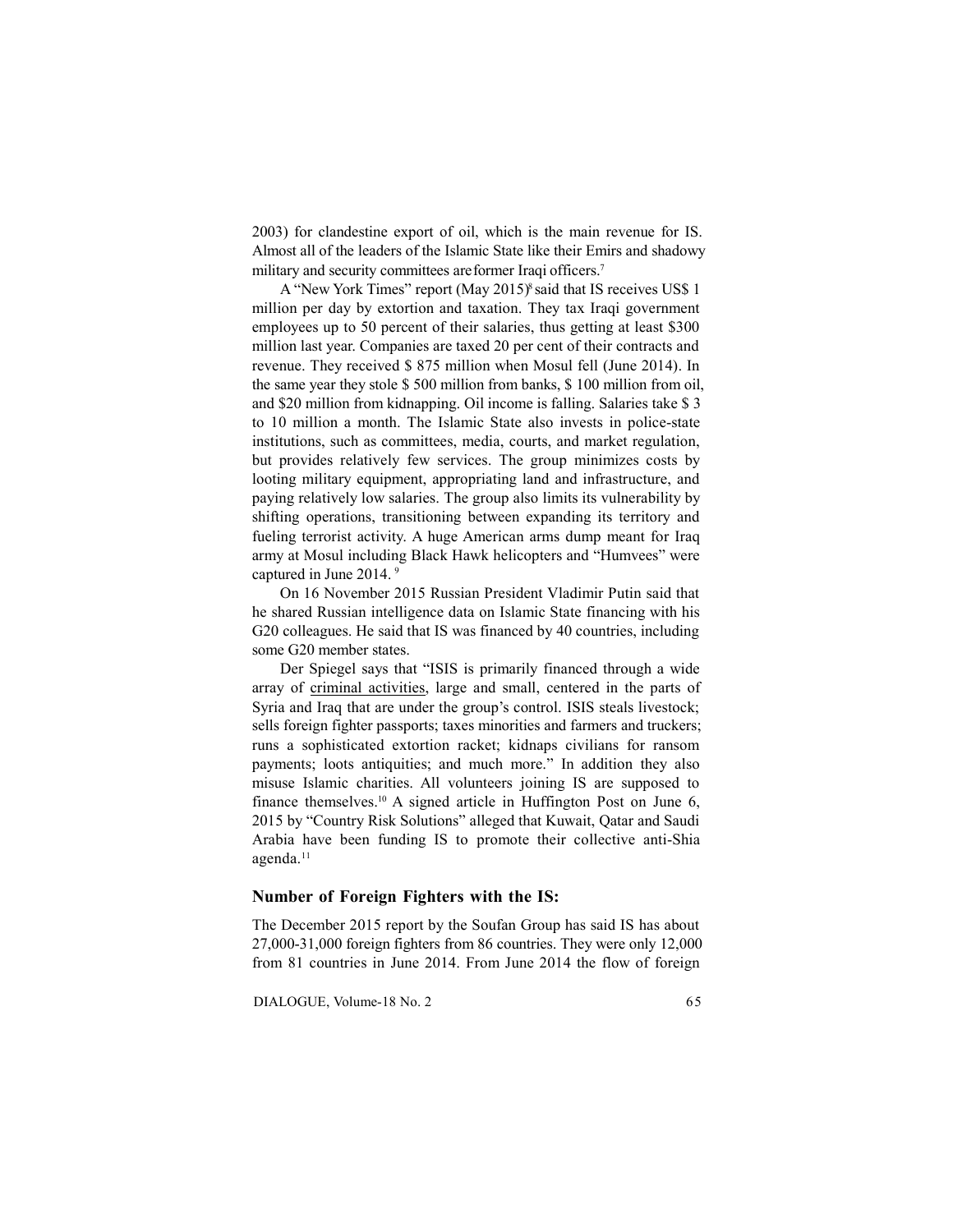2003) for clandestine export of oil, which is the main revenue for IS. Almost all of the leaders of the Islamic State like their Emirs and shadowy military and security committees are former Iraqi officers.[7]

A "New York Times" report (May 2015)[8] said that IS receives US$ 1 million per day by extortion and taxation. They tax Iraqi government employees up to 50 percent of their salaries, thus getting at least $300 million last year. Companies are taxed 20 per cent of their contracts and revenue. They received $ 875 million when Mosul fell (June 2014). In the same year they stole $ 500 million from banks, $ 100 million from oil, and $20 million from kidnapping. Oil income is falling. Salaries take $ 3 to 10 million a month. The Islamic State also invests in police-state institutions, such as committees, media, courts, and market regulation, but provides relatively few services. The group minimizes costs by looting military equipment, appropriating land and infrastructure, and paying relatively low salaries. The group also limits its vulnerability by shifting operations, transitioning between expanding its territory and fueling terrorist activity. A huge American arms dump meant for Iraq army at Mosul including Black Hawk helicopters and "Humvees" were captured in June 2014. [9]

On 16 November 2015 Russian President Vladimir Putin said that he shared Russian intelligence data on Islamic State financing with his G20 colleagues. He said that IS was financed by 40 countries, including some G20 member states.

Der Spiegel says that "ISIS is primarily financed through a wide array of criminal activities, large and small, centered in the parts of Syria and Iraq that are under the group's control. ISIS steals livestock; sells foreign fighter passports; taxes minorities and farmers and truckers; runs a sophisticated extortion racket; kidnaps civilians for ransom payments; loots antiquities; and much more." In addition they also misuse Islamic charities. All volunteers joining IS are supposed to finance themselves.[10] A signed article in Huffington Post on June 6, 2015 by "Country Risk Solutions" alleged that Kuwait, Qatar and Saudi Arabia have been funding IS to promote their collective anti-Shia agenda.[11]

### Number of Foreign Fighters with the IS:

The December 2015 report by the Soufan Group has said IS has about 27,000-31,000 foreign fighters from 86 countries. They were only 12,000 from 81 countries in June 2014. From June 2014 the flow of foreign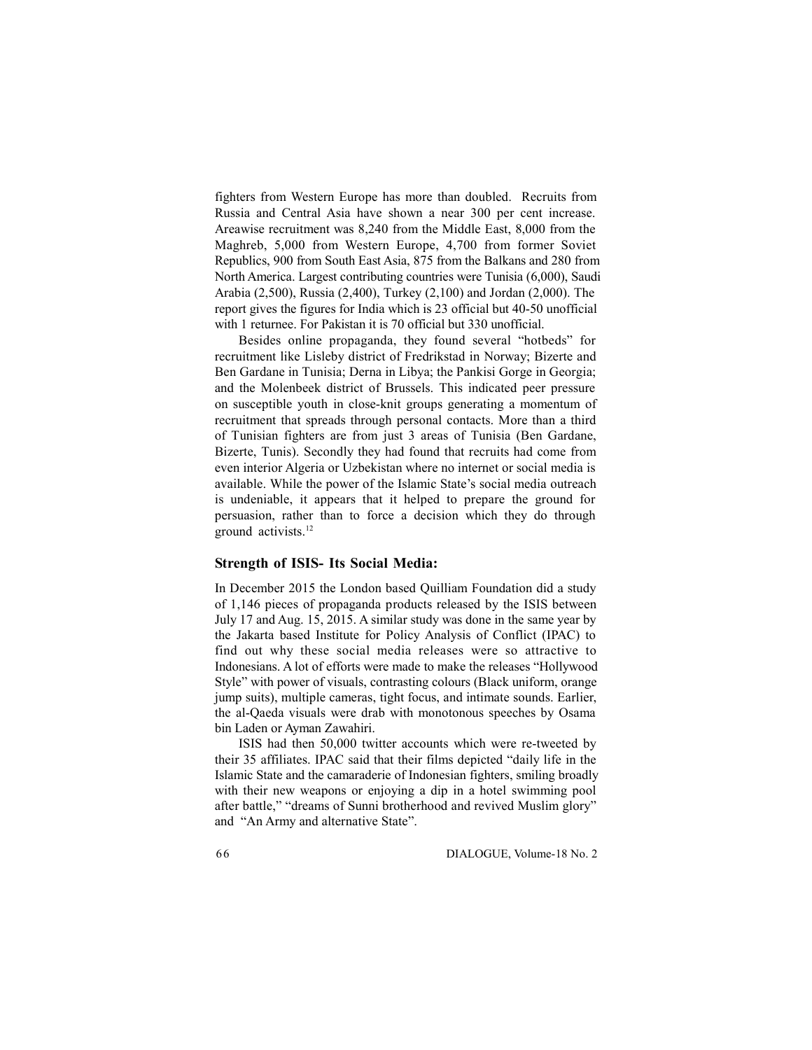fighters from Western Europe has more than doubled. Recruits from Russia and Central Asia have shown a near 300 per cent increase. Areawise recruitment was 8,240 from the Middle East, 8,000 from the Maghreb, 5,000 from Western Europe, 4,700 from former Soviet Republics, 900 from South East Asia, 875 from the Balkans and 280 from North America. Largest contributing countries were Tunisia (6,000), Saudi Arabia (2,500), Russia (2,400), Turkey (2,100) and Jordan (2,000). The report gives the figures for India which is 23 official but 40-50 unofficial with 1 returnee. For Pakistan it is 70 official but 330 unofficial.

Besides online propaganda, they found several "hotbeds" for recruitment like Lisleby district of Fredrikstad in Norway; Bizerte and Ben Gardane in Tunisia; Derna in Libya; the Pankisi Gorge in Georgia; and the Molenbeek district of Brussels. This indicated peer pressure on susceptible youth in close-knit groups generating a momentum of recruitment that spreads through personal contacts. More than a third of Tunisian fighters are from just 3 areas of Tunisia (Ben Gardane, Bizerte, Tunis). Secondly they had found that recruits had come from even interior Algeria or Uzbekistan where no internet or social media is available. While the power of the Islamic State's social media outreach is undeniable, it appears that it helped to prepare the ground for persuasion, rather than to force a decision which they do through ground activists.[12]

### Strength of ISIS- Its Social Media:

In December 2015 the London based Quilliam Foundation did a study of 1,146 pieces of propaganda products released by the ISIS between July 17 and Aug. 15, 2015. A similar study was done in the same year by the Jakarta based Institute for Policy Analysis of Conflict (IPAC) to find out why these social media releases were so attractive to Indonesians. A lot of efforts were made to make the releases "Hollywood Style" with power of visuals, contrasting colours (Black uniform, orange jump suits), multiple cameras, tight focus, and intimate sounds. Earlier, the al-Qaeda visuals were drab with monotonous speeches by Osama bin Laden or Ayman Zawahiri.

ISIS had then 50,000 twitter accounts which were re-tweeted by their 35 affiliates. IPAC said that their films depicted "daily life in the Islamic State and the camaraderie of Indonesian fighters, smiling broadly with their new weapons or enjoying a dip in a hotel swimming pool after battle," "dreams of Sunni brotherhood and revived Muslim glory" and "An Army and alternative State".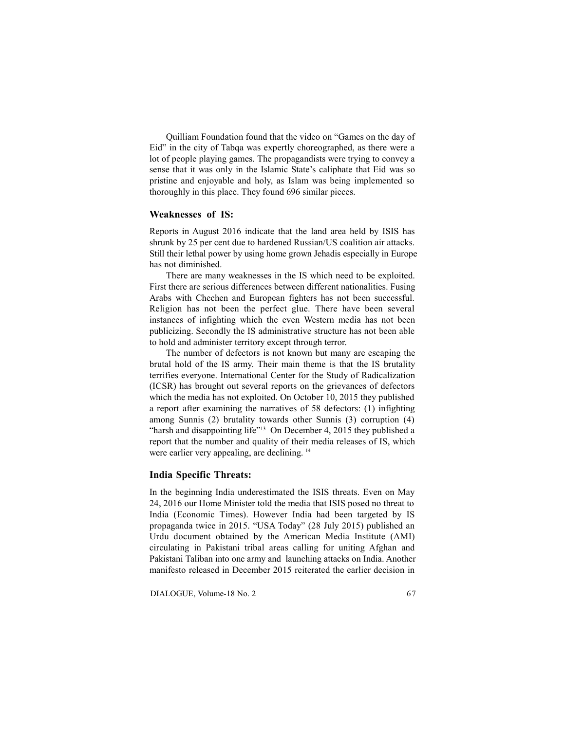Quilliam Foundation found that the video on "Games on the day of Eid" in the city of Tabqa was expertly choreographed, as there were a lot of people playing games. The propagandists were trying to convey a sense that it was only in the Islamic State's caliphate that Eid was so pristine and enjoyable and holy, as Islam was being implemented so thoroughly in this place. They found 696 similar pieces.

### Weaknesses of IS:

Reports in August 2016 indicate that the land area held by ISIS has shrunk by 25 per cent due to hardened Russian/US coalition air attacks. Still their lethal power by using home grown Jehadis especially in Europe has not diminished.

There are many weaknesses in the IS which need to be exploited. First there are serious differences between different nationalities. Fusing Arabs with Chechen and European fighters has not been successful. Religion has not been the perfect glue. There have been several instances of infighting which the even Western media has not been publicizing. Secondly the IS administrative structure has not been able to hold and administer territory except through terror.

The number of defectors is not known but many are escaping the brutal hold of the IS army. Their main theme is that the IS brutality terrifies everyone. International Center for the Study of Radicalization (ICSR) has brought out several reports on the grievances of defectors which the media has not exploited. On October 10, 2015 they published a report after examining the narratives of 58 defectors: (1) infighting among Sunnis (2) brutality towards other Sunnis (3) corruption (4) "harsh and disappointing life"[13] On December 4, 2015 they published a report that the number and quality of their media releases of IS, which were earlier very appealing, are declining. [14]

### India Specific Threats:

In the beginning India underestimated the ISIS threats. Even on May 24, 2016 our Home Minister told the media that ISIS posed no threat to India (Economic Times). However India had been targeted by IS propaganda twice in 2015. "USA Today" (28 July 2015) published an Urdu document obtained by the American Media Institute (AMI) circulating in Pakistani tribal areas calling for uniting Afghan and Pakistani Taliban into one army and launching attacks on India. Another manifesto released in December 2015 reiterated the earlier decision in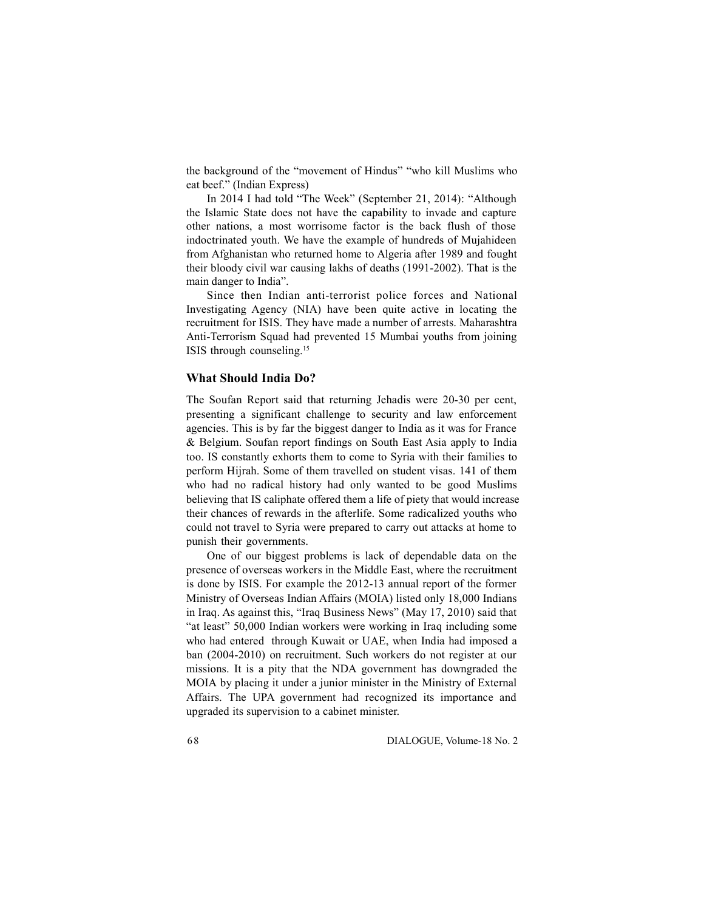the background of the "movement of Hindus" "who kill Muslims who eat beef." (Indian Express)

In 2014 I had told "The Week" (September 21, 2014): "Although the Islamic State does not have the capability to invade and capture other nations, a most worrisome factor is the back flush of those indoctrinated youth. We have the example of hundreds of Mujahideen from Afghanistan who returned home to Algeria after 1989 and fought their bloody civil war causing lakhs of deaths (1991-2002). That is the main danger to India".

Since then Indian anti-terrorist police forces and National Investigating Agency (NIA) have been quite active in locating the recruitment for ISIS. They have made a number of arrests. Maharashtra Anti-Terrorism Squad had prevented 15 Mumbai youths from joining ISIS through counseling.[15]

### What Should India Do?

The Soufan Report said that returning Jehadis were 20-30 per cent, presenting a significant challenge to security and law enforcement agencies. This is by far the biggest danger to India as it was for France & Belgium. Soufan report findings on South East Asia apply to India too. IS constantly exhorts them to come to Syria with their families to perform Hijrah. Some of them travelled on student visas. 141 of them who had no radical history had only wanted to be good Muslims believing that IS caliphate offered them a life of piety that would increase their chances of rewards in the afterlife. Some radicalized youths who could not travel to Syria were prepared to carry out attacks at home to punish their governments.

One of our biggest problems is lack of dependable data on the presence of overseas workers in the Middle East, where the recruitment is done by ISIS. For example the 2012-13 annual report of the former Ministry of Overseas Indian Affairs (MOIA) listed only 18,000 Indians in Iraq. As against this, "Iraq Business News" (May 17, 2010) said that "at least" 50,000 Indian workers were working in Iraq including some who had entered through Kuwait or UAE, when India had imposed a ban (2004-2010) on recruitment. Such workers do not register at our missions. It is a pity that the NDA government has downgraded the MOIA by placing it under a junior minister in the Ministry of External Affairs. The UPA government had recognized its importance and upgraded its supervision to a cabinet minister.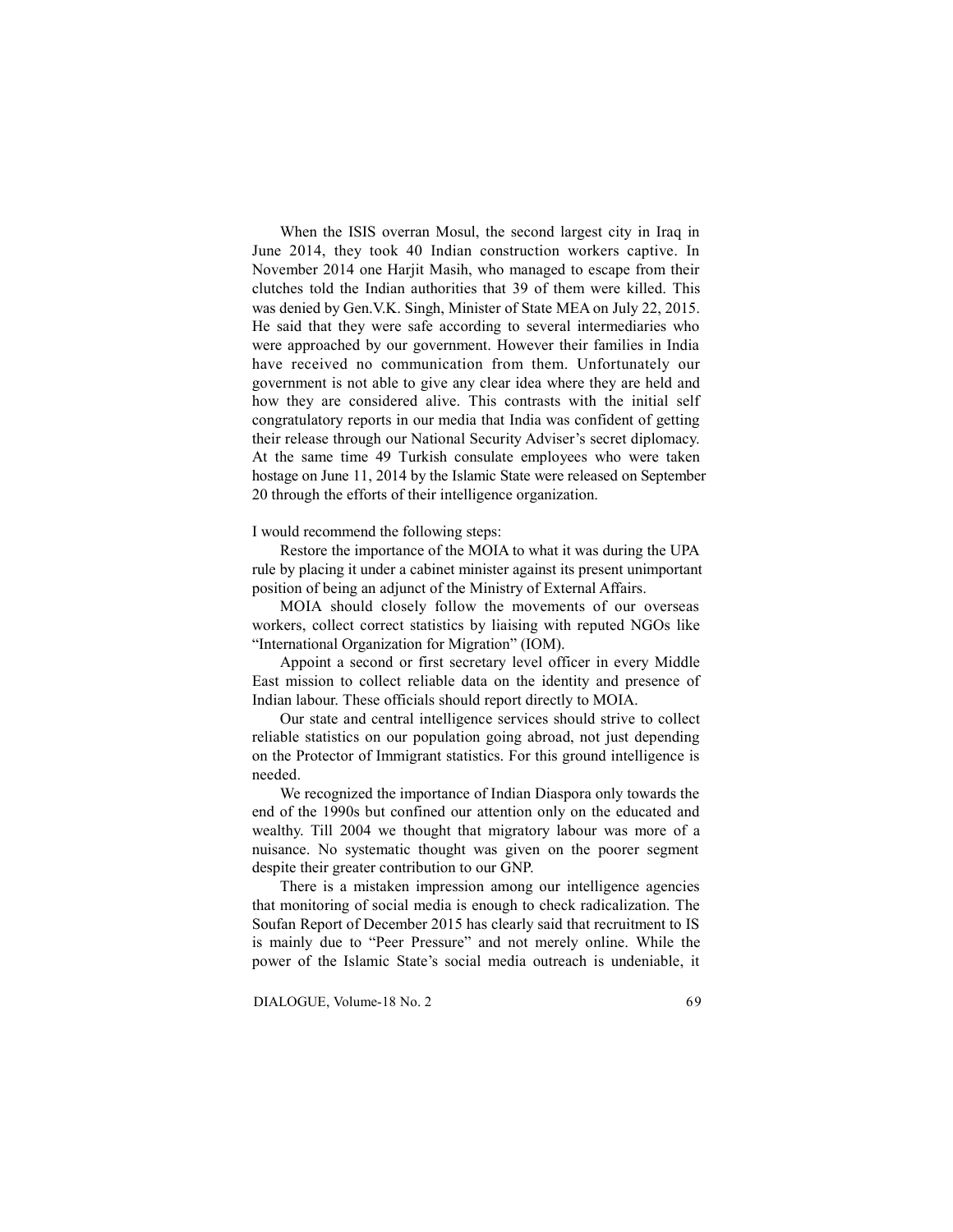When the ISIS overran Mosul, the second largest city in Iraq in June 2014, they took 40 Indian construction workers captive. In November 2014 one Harjit Masih, who managed to escape from their clutches told the Indian authorities that 39 of them were killed. This was denied by Gen.V.K. Singh, Minister of State MEA on July 22, 2015. He said that they were safe according to several intermediaries who were approached by our government. However their families in India have received no communication from them. Unfortunately our government is not able to give any clear idea where they are held and how they are considered alive. This contrasts with the initial self congratulatory reports in our media that India was confident of getting their release through our National Security Adviser's secret diplomacy. At the same time 49 Turkish consulate employees who were taken hostage on June 11, 2014 by the Islamic State were released on September 20 through the efforts of their intelligence organization.

I would recommend the following steps:

Restore the importance of the MOIA to what it was during the UPA rule by placing it under a cabinet minister against its present unimportant position of being an adjunct of the Ministry of External Affairs.

MOIA should closely follow the movements of our overseas workers, collect correct statistics by liaising with reputed NGOs like "International Organization for Migration" (IOM).

Appoint a second or first secretary level officer in every Middle East mission to collect reliable data on the identity and presence of Indian labour. These officials should report directly to MOIA.

Our state and central intelligence services should strive to collect reliable statistics on our population going abroad, not just depending on the Protector of Immigrant statistics. For this ground intelligence is needed.

We recognized the importance of Indian Diaspora only towards the end of the 1990s but confined our attention only on the educated and wealthy. Till 2004 we thought that migratory labour was more of a nuisance. No systematic thought was given on the poorer segment despite their greater contribution to our GNP.

There is a mistaken impression among our intelligence agencies that monitoring of social media is enough to check radicalization. The Soufan Report of December 2015 has clearly said that recruitment to IS is mainly due to "Peer Pressure" and not merely online. While the power of the Islamic State's social media outreach is undeniable, it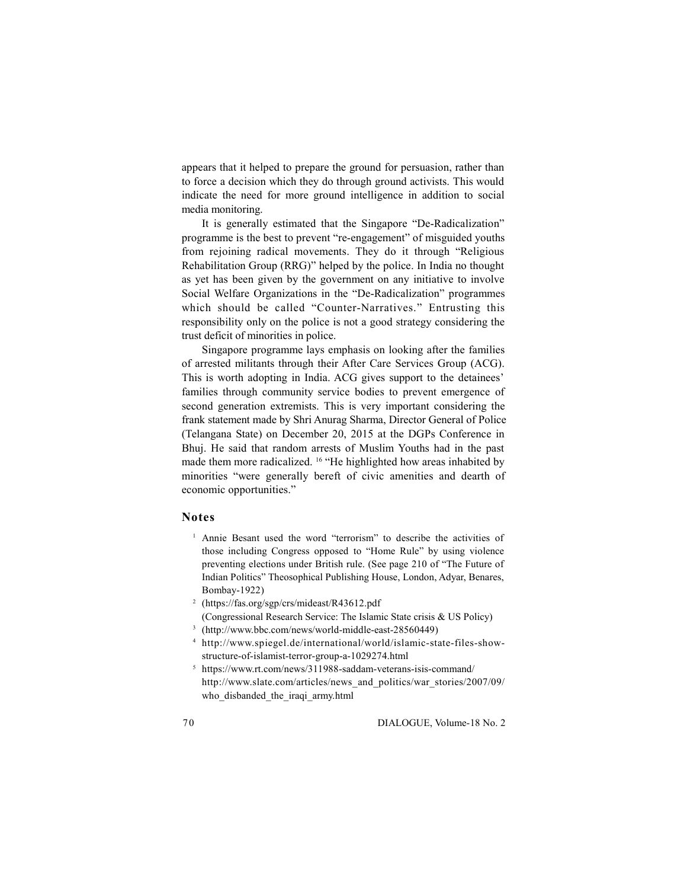appears that it helped to prepare the ground for persuasion, rather than to force a decision which they do through ground activists. This would indicate the need for more ground intelligence in addition to social media monitoring.

It is generally estimated that the Singapore "De-Radicalization" programme is the best to prevent "re-engagement" of misguided youths from rejoining radical movements. They do it through "Religious Rehabilitation Group (RRG)" helped by the police. In India no thought as yet has been given by the government on any initiative to involve Social Welfare Organizations in the "De-Radicalization" programmes which should be called "Counter-Narratives." Entrusting this responsibility only on the police is not a good strategy considering the trust deficit of minorities in police.

Singapore programme lays emphasis on looking after the families of arrested militants through their After Care Services Group (ACG). This is worth adopting in India. ACG gives support to the detainees' families through community service bodies to prevent emergence of second generation extremists. This is very important considering the frank statement made by Shri Anurag Sharma, Director General of Police (Telangana State) on December 20, 2015 at the DGPs Conference in Bhuj. He said that random arrests of Muslim Youths had in the past made them more radicalized. [16] "He highlighted how areas inhabited by minorities "were generally bereft of civic amenities and dearth of economic opportunities."

## Notes

1. Annie Besant used the word "terrorism" to describe the activities of those including Congress opposed to "Home Rule" by using violence preventing elections under British rule. (See page 210 of "The Future of Indian Politics" Theosophical Publishing House, London, Adyar, Benares, Bombay-1922)
2. (https://fas.org/sgp/crs/mideast/R43612.pdf (Congressional Research Service: The Islamic State crisis & US Policy)
3. (http://www.bbc.com/news/world-middle-east-28560449)
4. http://www.spiegel.de/international/world/islamic-state-files-show-structure-of-islamist-terror-group-a-1029274.html
5. https://www.rt.com/news/311988-saddam-veterans-isis-command/ http://www.slate.com/articles/news_and_politics/war_stories/2007/09/who_disbanded_the_iraqi_army.html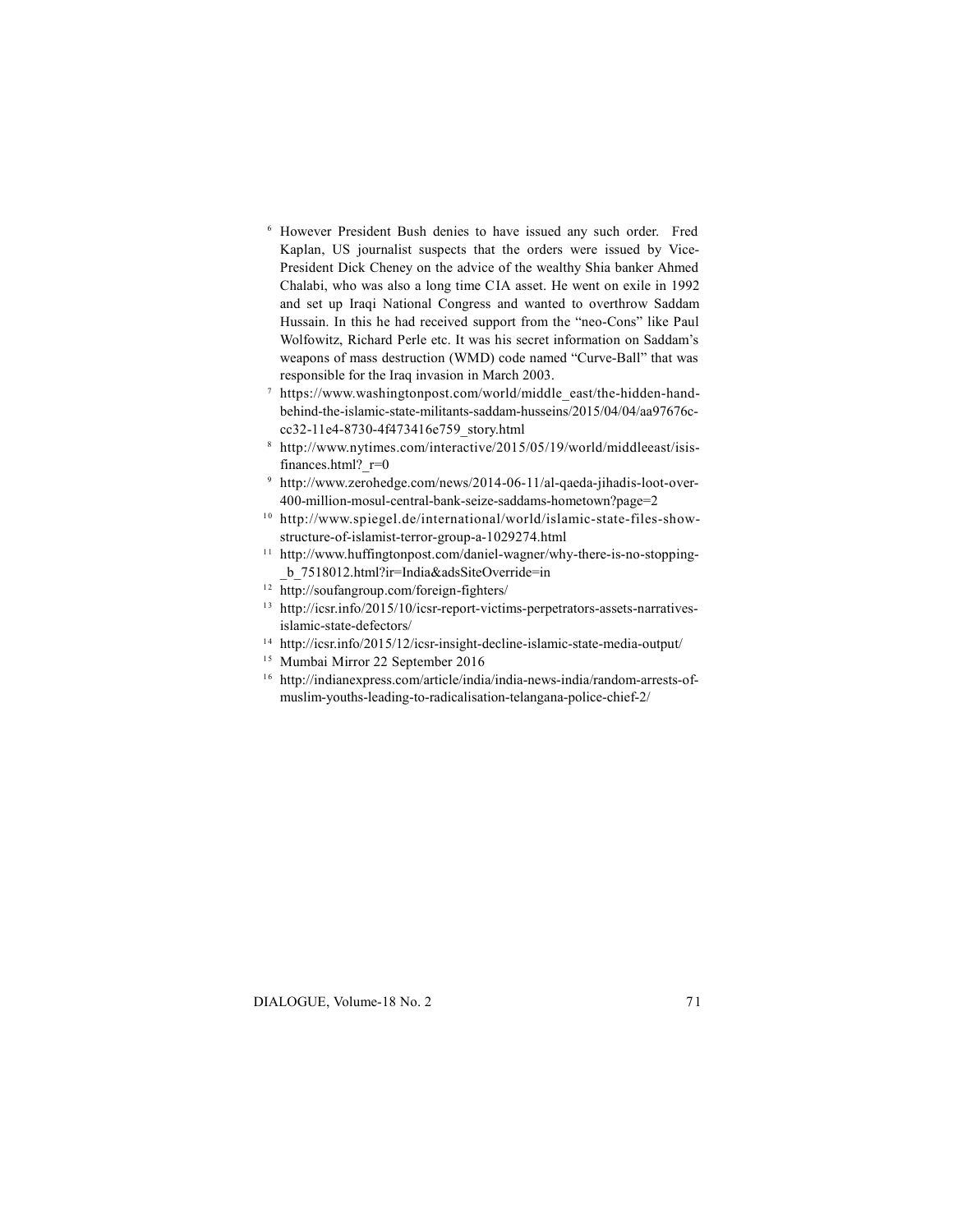[6] However President Bush denies to have issued any such order. Fred Kaplan, US journalist suspects that the orders were issued by Vice-President Dick Cheney on the advice of the wealthy Shia banker Ahmed Chalabi, who was also a long time CIA asset. He went on exile in 1992 and set up Iraqi National Congress and wanted to overthrow Saddam Hussain. In this he had received support from the "neo-Cons" like Paul Wolfowitz, Richard Perle etc. It was his secret information on Saddam's weapons of mass destruction (WMD) code named "Curve-Ball" that was responsible for the Iraq invasion in March 2003.

[7] https://www.washingtonpost.com/world/middle_east/the-hidden-hand-behind-the-islamic-state-militants-saddam-husseins/2015/04/04/aa97676c-cc32-11e4-8730-4f473416e759_story.html

[8] http://www.nytimes.com/interactive/2015/05/19/world/middleeast/isis-finances.html?_r=0

[9] http://www.zerohedge.com/news/2014-06-11/al-qaeda-jihadis-loot-over-400-million-mosul-central-bank-seize-saddams-hometown?page=2

[10] http://www.spiegel.de/international/world/islamic-state-files-show-structure-of-islamist-terror-group-a-1029274.html

[11] http://www.huffingtonpost.com/daniel-wagner/why-there-is-no-stopping-_b_7518012.html?ir=India&adsSiteOverride=in

[12] http://soufangroup.com/foreign-fighters/

[13] http://icsr.info/2015/10/icsr-report-victims-perpetrators-assets-narratives-islamic-state-defectors/

[14] http://icsr.info/2015/12/icsr-insight-decline-islamic-state-media-output/

[15] Mumbai Mirror 22 September 2016

[16] http://indianexpress.com/article/india/india-news-india/random-arrests-of-muslim-youths-leading-to-radicalisation-telangana-police-chief-2/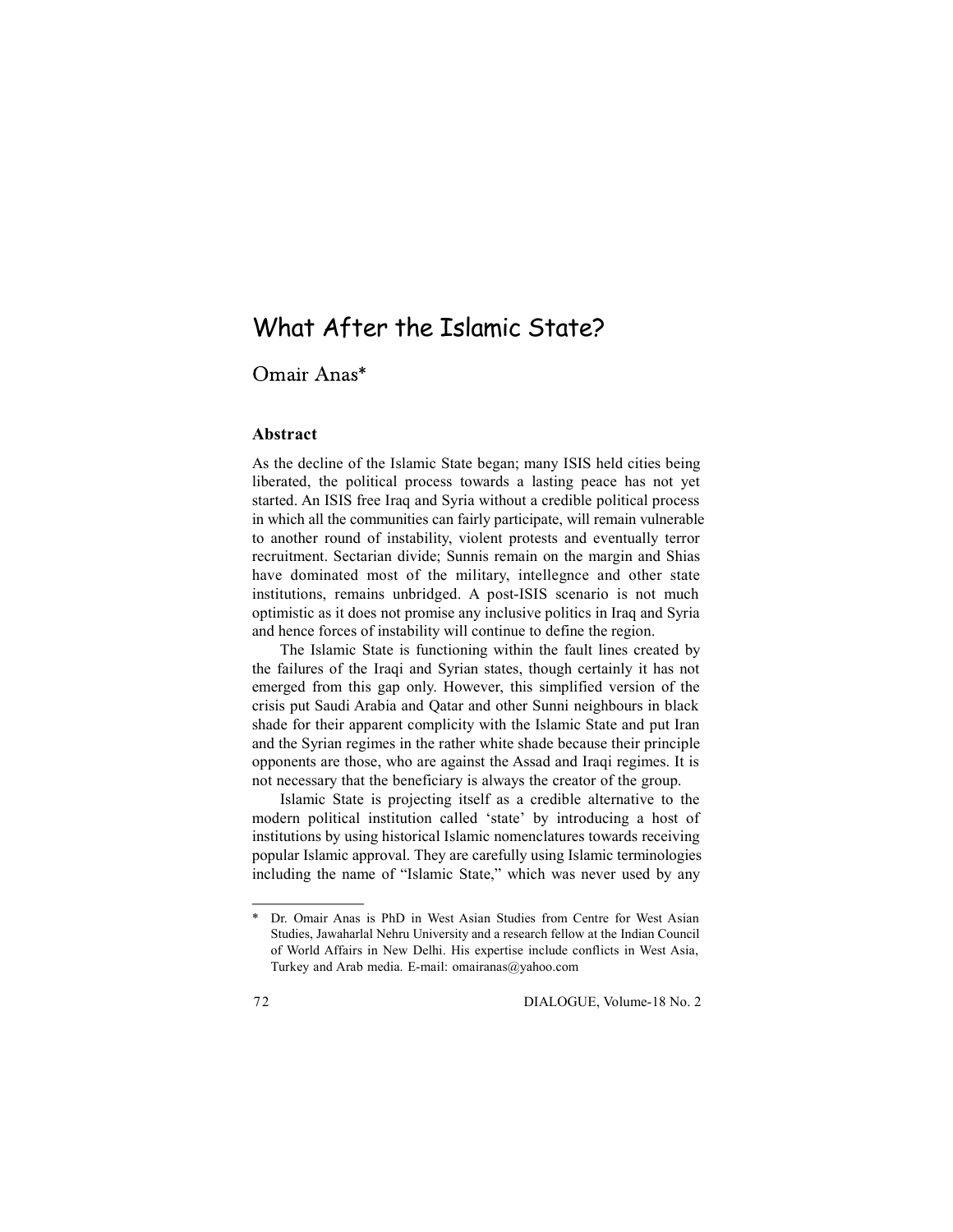# What After the Islamic State?

## Omair Anas*

### Abstract

As the decline of the Islamic State began; many ISIS held cities being liberated, the political process towards a lasting peace has not yet started. An ISIS free Iraq and Syria without a credible political process in which all the communities can fairly participate, will remain vulnerable to another round of instability, violent protests and eventually terror recruitment. Sectarian divide; Sunnis remain on the margin and Shias have dominated most of the military, intellegnce and other state institutions, remains unbridged. A post-ISIS scenario is not much optimistic as it does not promise any inclusive politics in Iraq and Syria and hence forces of instability will continue to define the region.

The Islamic State is functioning within the fault lines created by the failures of the Iraqi and Syrian states, though certainly it has not emerged from this gap only. However, this simplified version of the crisis put Saudi Arabia and Qatar and other Sunni neighbours in black shade for their apparent complicity with the Islamic State and put Iran and the Syrian regimes in the rather white shade because their principle opponents are those, who are against the Assad and Iraqi regimes. It is not necessary that the beneficiary is always the creator of the group.

Islamic State is projecting itself as a credible alternative to the modern political institution called 'state' by introducing a host of institutions by using historical Islamic nomenclatures towards receiving popular Islamic approval. They are carefully using Islamic terminologies including the name of "Islamic State," which was never used by any

---

* Dr. Omair Anas is PhD in West Asian Studies from Centre for West Asian Studies, Jawaharlal Nehru University and a research fellow at the Indian Council of World Affairs in New Delhi. His expertise include conflicts in West Asia, Turkey and Arab media. E-mail: omairanas@yahoo.com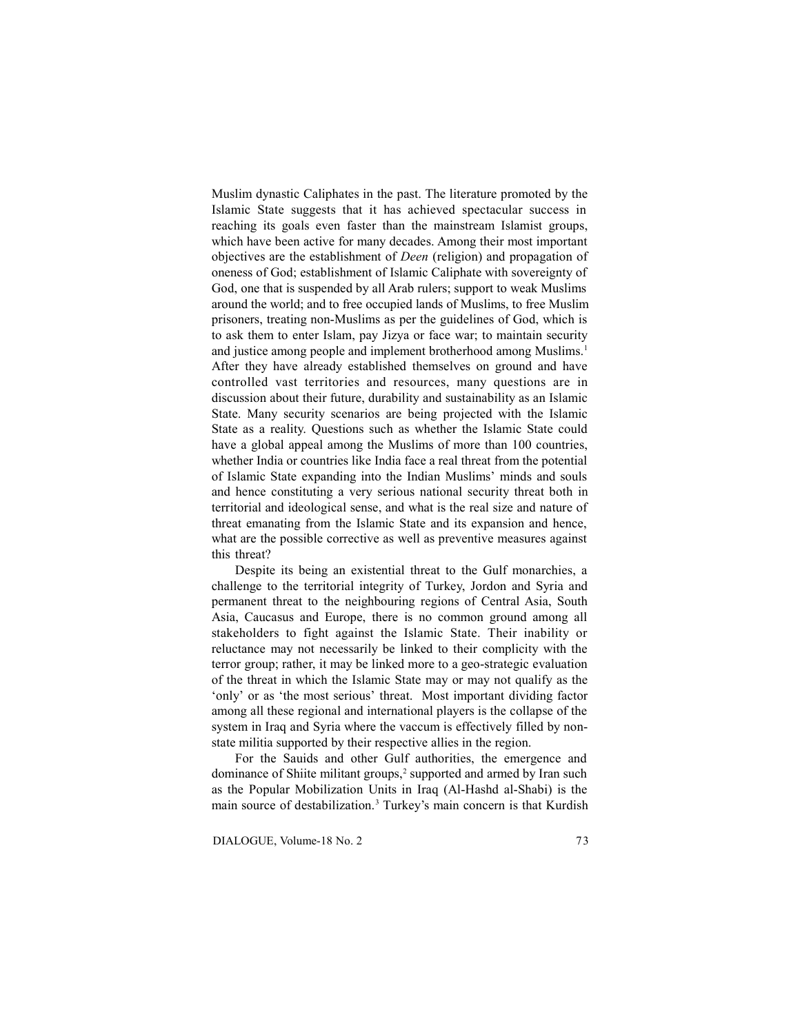Muslim dynastic Caliphates in the past. The literature promoted by the Islamic State suggests that it has achieved spectacular success in reaching its goals even faster than the mainstream Islamist groups, which have been active for many decades. Among their most important objectives are the establishment of *Deen* (religion) and propagation of oneness of God; establishment of Islamic Caliphate with sovereignty of God, one that is suspended by all Arab rulers; support to weak Muslims around the world; and to free occupied lands of Muslims, to free Muslim prisoners, treating non-Muslims as per the guidelines of God, which is to ask them to enter Islam, pay Jizya or face war; to maintain security and justice among people and implement brotherhood among Muslims.[1] After they have already established themselves on ground and have controlled vast territories and resources, many questions are in discussion about their future, durability and sustainability as an Islamic State. Many security scenarios are being projected with the Islamic State as a reality. Questions such as whether the Islamic State could have a global appeal among the Muslims of more than 100 countries, whether India or countries like India face a real threat from the potential of Islamic State expanding into the Indian Muslims' minds and souls and hence constituting a very serious national security threat both in territorial and ideological sense, and what is the real size and nature of threat emanating from the Islamic State and its expansion and hence, what are the possible corrective as well as preventive measures against this threat?

Despite its being an existential threat to the Gulf monarchies, a challenge to the territorial integrity of Turkey, Jordon and Syria and permanent threat to the neighbouring regions of Central Asia, South Asia, Caucasus and Europe, there is no common ground among all stakeholders to fight against the Islamic State. Their inability or reluctance may not necessarily be linked to their complicity with the terror group; rather, it may be linked more to a geo-strategic evaluation of the threat in which the Islamic State may or may not qualify as the 'only' or as 'the most serious' threat. Most important dividing factor among all these regional and international players is the collapse of the system in Iraq and Syria where the vaccum is effectively filled by non-state militia supported by their respective allies in the region.

For the Sauids and other Gulf authorities, the emergence and dominance of Shiite militant groups,[2] supported and armed by Iran such as the Popular Mobilization Units in Iraq (Al-Hashd al-Shabi) is the main source of destabilization.[3] Turkey's main concern is that Kurdish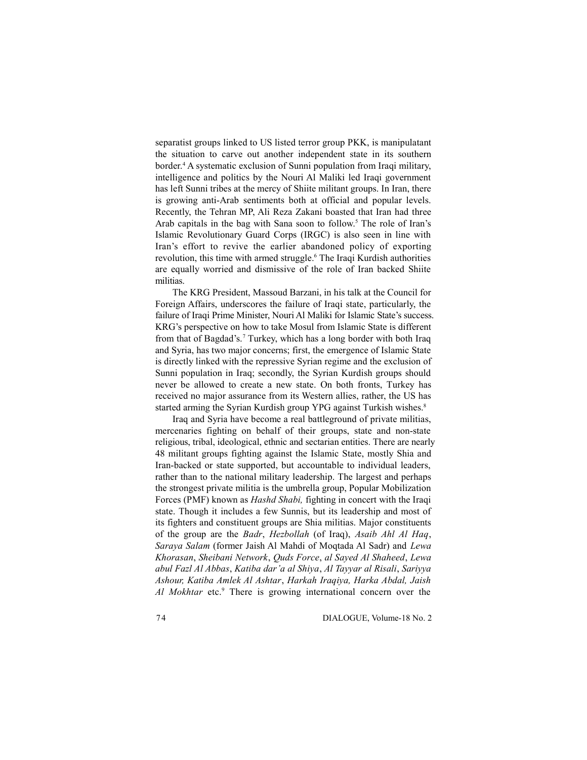separatist groups linked to US listed terror group PKK, is manipulatant the situation to carve out another independent state in its southern border.[4] A systematic exclusion of Sunni population from Iraqi military, intelligence and politics by the Nouri Al Maliki led Iraqi government has left Sunni tribes at the mercy of Shiite militant groups. In Iran, there is growing anti-Arab sentiments both at official and popular levels. Recently, the Tehran MP, Ali Reza Zakani boasted that Iran had three Arab capitals in the bag with Sana soon to follow.[5] The role of Iran's Islamic Revolutionary Guard Corps (IRGC) is also seen in line with Iran's effort to revive the earlier abandoned policy of exporting revolution, this time with armed struggle.[6] The Iraqi Kurdish authorities are equally worried and dismissive of the role of Iran backed Shiite militias.

The KRG President, Massoud Barzani, in his talk at the Council for Foreign Affairs, underscores the failure of Iraqi state, particularly, the failure of Iraqi Prime Minister, Nouri Al Maliki for Islamic State's success. KRG's perspective on how to take Mosul from Islamic State is different from that of Bagdad's.[7] Turkey, which has a long border with both Iraq and Syria, has two major concerns; first, the emergence of Islamic State is directly linked with the repressive Syrian regime and the exclusion of Sunni population in Iraq; secondly, the Syrian Kurdish groups should never be allowed to create a new state. On both fronts, Turkey has received no major assurance from its Western allies, rather, the US has started arming the Syrian Kurdish group YPG against Turkish wishes.[8]

Iraq and Syria have become a real battleground of private militias, mercenaries fighting on behalf of their groups, state and non-state religious, tribal, ideological, ethnic and sectarian entities. There are nearly 48 militant groups fighting against the Islamic State, mostly Shia and Iran-backed or state supported, but accountable to individual leaders, rather than to the national military leadership. The largest and perhaps the strongest private militia is the umbrella group, Popular Mobilization Forces (PMF) known as *Hashd Shabi,* fighting in concert with the Iraqi state. Though it includes a few Sunnis, but its leadership and most of its fighters and constituent groups are Shia militias. Major constituents of the group are the *Badr*, *Hezbollah* (of Iraq), *Asaib Ahl Al Haq*, *Saraya Salam* (former Jaish Al Mahdi of Moqtada Al Sadr) and *Lewa Khorasan*, *Sheibani Network*, *Quds Force*, *al Sayed Al Shaheed*, *Lewa abul Fazl Al Abbas*, *Katiba dar'a al Shiya*, *Al Tayyar al Risali*, *Sariyya Ashour, Katiba Amlek Al Ashtar*, *Harkah Iraqiya, Harka Abdal, Jaish Al Mokhtar* etc.[9] There is growing international concern over the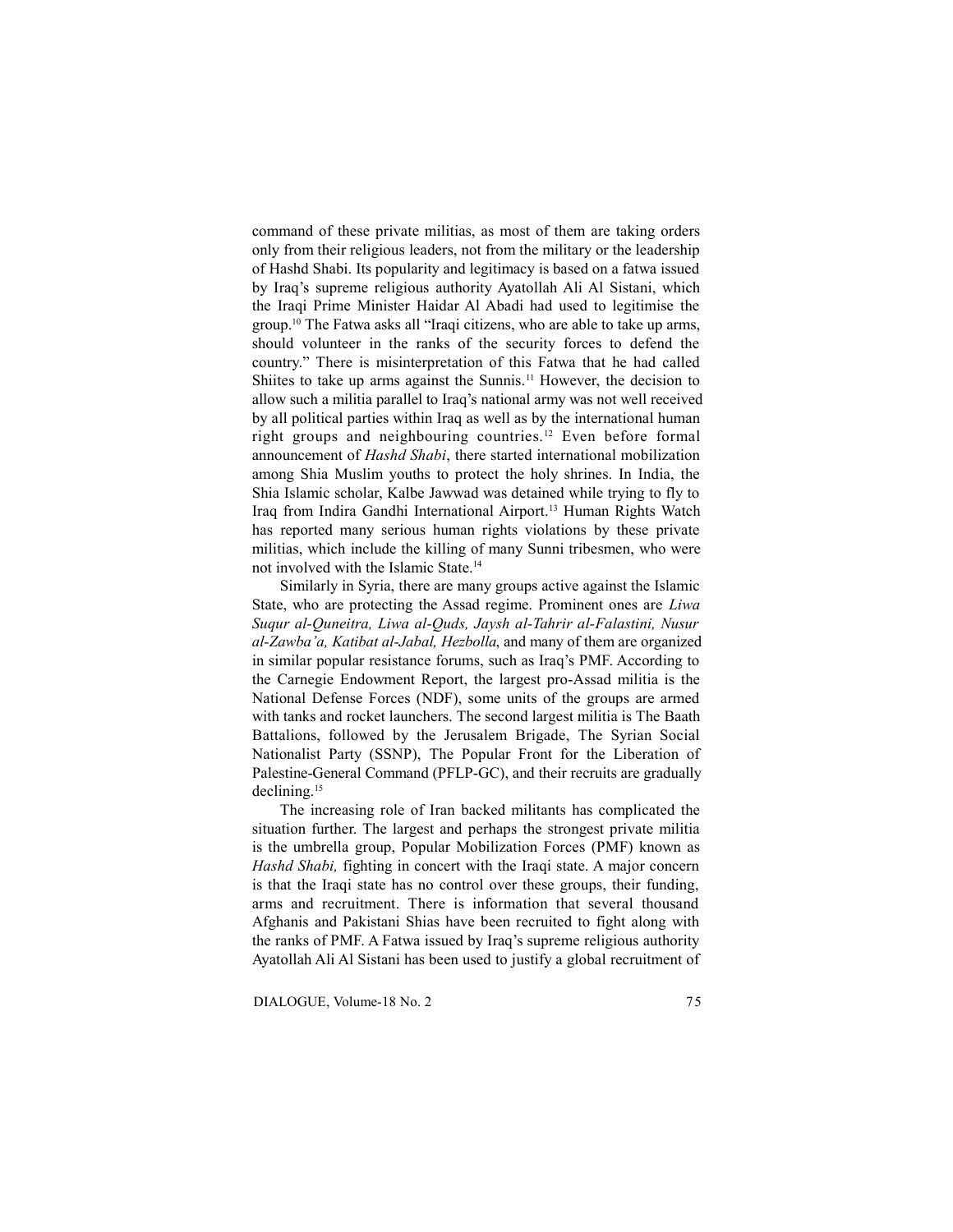command of these private militias, as most of them are taking orders only from their religious leaders, not from the military or the leadership of Hashd Shabi. Its popularity and legitimacy is based on a fatwa issued by Iraq's supreme religious authority Ayatollah Ali Al Sistani, which the Iraqi Prime Minister Haidar Al Abadi had used to legitimise the group.[10] The Fatwa asks all "Iraqi citizens, who are able to take up arms, should volunteer in the ranks of the security forces to defend the country." There is misinterpretation of this Fatwa that he had called Shiites to take up arms against the Sunnis.[11] However, the decision to allow such a militia parallel to Iraq's national army was not well received by all political parties within Iraq as well as by the international human right groups and neighbouring countries.[12] Even before formal announcement of *Hashd Shabi*, there started international mobilization among Shia Muslim youths to protect the holy shrines. In India, the Shia Islamic scholar, Kalbe Jawwad was detained while trying to fly to Iraq from Indira Gandhi International Airport.[13] Human Rights Watch has reported many serious human rights violations by these private militias, which include the killing of many Sunni tribesmen, who were not involved with the Islamic State.[14]

Similarly in Syria, there are many groups active against the Islamic State, who are protecting the Assad regime. Prominent ones are *Liwa Suqur al-Quneitra, Liwa al-Quds, Jaysh al-Tahrir al-Falastini, Nusur al-Zawba'a, Katibat al-Jabal, Hezbolla*, and many of them are organized in similar popular resistance forums, such as Iraq's PMF. According to the Carnegie Endowment Report, the largest pro-Assad militia is the National Defense Forces (NDF), some units of the groups are armed with tanks and rocket launchers. The second largest militia is The Baath Battalions, followed by the Jerusalem Brigade, The Syrian Social Nationalist Party (SSNP), The Popular Front for the Liberation of Palestine-General Command (PFLP-GC), and their recruits are gradually declining.[15]

The increasing role of Iran backed militants has complicated the situation further. The largest and perhaps the strongest private militia is the umbrella group, Popular Mobilization Forces (PMF) known as *Hashd Shabi,* fighting in concert with the Iraqi state. A major concern is that the Iraqi state has no control over these groups, their funding, arms and recruitment. There is information that several thousand Afghanis and Pakistani Shias have been recruited to fight along with the ranks of PMF. A Fatwa issued by Iraq's supreme religious authority Ayatollah Ali Al Sistani has been used to justify a global recruitment of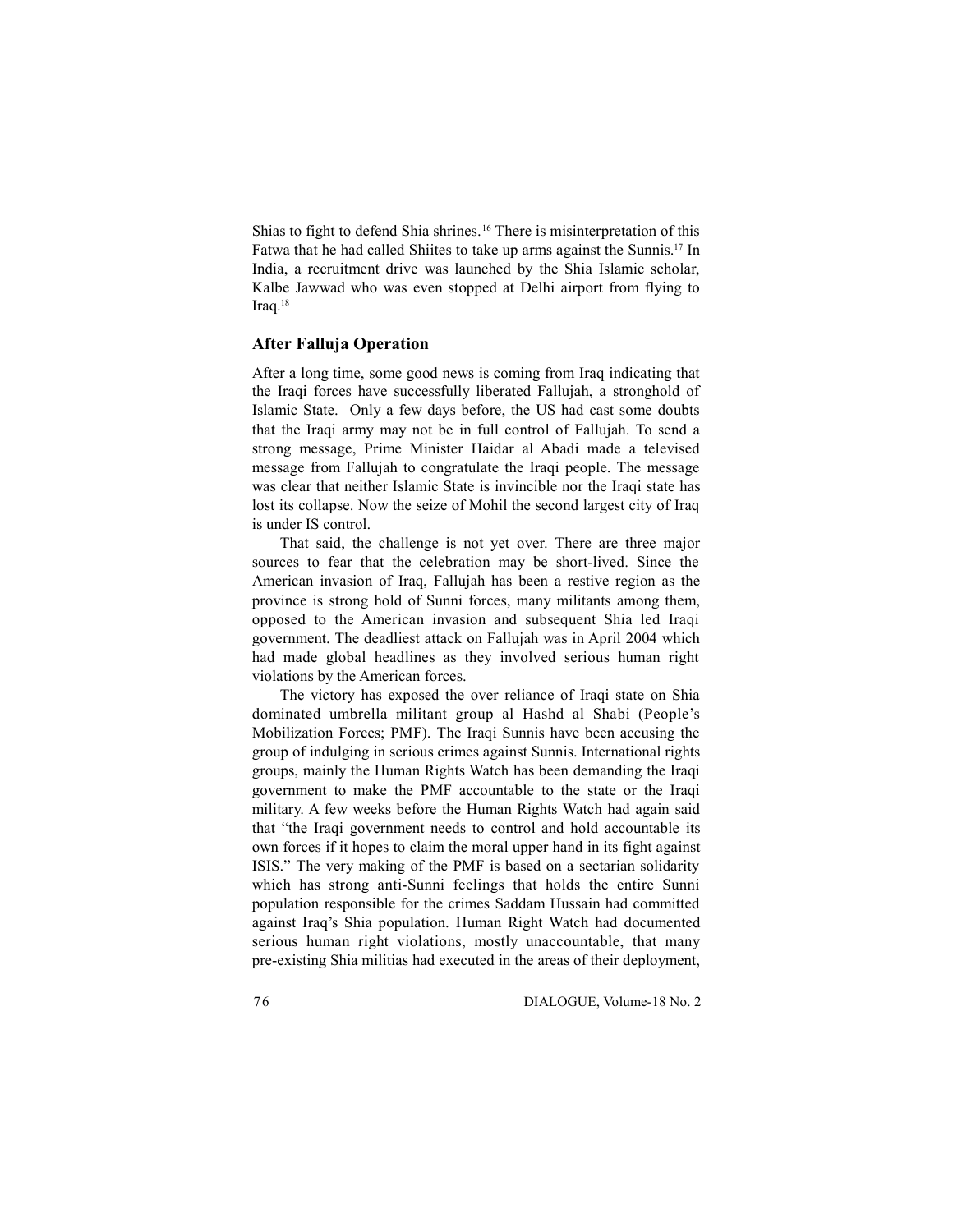Shias to fight to defend Shia shrines.[16] There is misinterpretation of this Fatwa that he had called Shiites to take up arms against the Sunnis.[17] In India, a recruitment drive was launched by the Shia Islamic scholar, Kalbe Jawwad who was even stopped at Delhi airport from flying to Iraq.[18]

### After Falluja Operation

After a long time, some good news is coming from Iraq indicating that the Iraqi forces have successfully liberated Fallujah, a stronghold of Islamic State. Only a few days before, the US had cast some doubts that the Iraqi army may not be in full control of Fallujah. To send a strong message, Prime Minister Haidar al Abadi made a televised message from Fallujah to congratulate the Iraqi people. The message was clear that neither Islamic State is invincible nor the Iraqi state has lost its collapse. Now the seize of Mohil the second largest city of Iraq is under IS control.

That said, the challenge is not yet over. There are three major sources to fear that the celebration may be short-lived. Since the American invasion of Iraq, Fallujah has been a restive region as the province is strong hold of Sunni forces, many militants among them, opposed to the American invasion and subsequent Shia led Iraqi government. The deadliest attack on Fallujah was in April 2004 which had made global headlines as they involved serious human right violations by the American forces.

The victory has exposed the over reliance of Iraqi state on Shia dominated umbrella militant group al Hashd al Shabi (People's Mobilization Forces; PMF). The Iraqi Sunnis have been accusing the group of indulging in serious crimes against Sunnis. International rights groups, mainly the Human Rights Watch has been demanding the Iraqi government to make the PMF accountable to the state or the Iraqi military. A few weeks before the Human Rights Watch had again said that "the Iraqi government needs to control and hold accountable its own forces if it hopes to claim the moral upper hand in its fight against ISIS." The very making of the PMF is based on a sectarian solidarity which has strong anti-Sunni feelings that holds the entire Sunni population responsible for the crimes Saddam Hussain had committed against Iraq's Shia population. Human Right Watch had documented serious human right violations, mostly unaccountable, that many pre-existing Shia militias had executed in the areas of their deployment,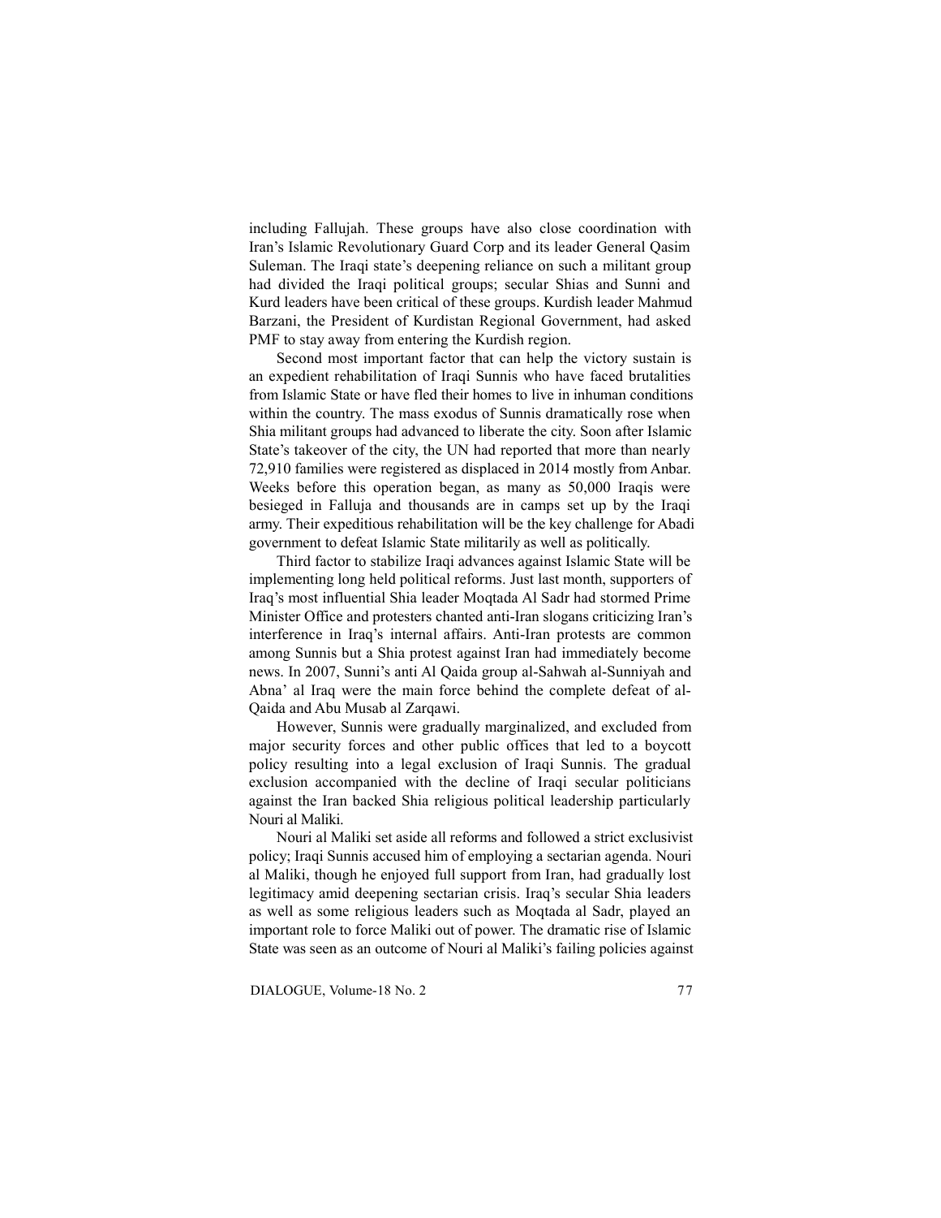including Fallujah. These groups have also close coordination with Iran's Islamic Revolutionary Guard Corp and its leader General Qasim Suleman. The Iraqi state's deepening reliance on such a militant group had divided the Iraqi political groups; secular Shias and Sunni and Kurd leaders have been critical of these groups. Kurdish leader Mahmud Barzani, the President of Kurdistan Regional Government, had asked PMF to stay away from entering the Kurdish region.

Second most important factor that can help the victory sustain is an expedient rehabilitation of Iraqi Sunnis who have faced brutalities from Islamic State or have fled their homes to live in inhuman conditions within the country. The mass exodus of Sunnis dramatically rose when Shia militant groups had advanced to liberate the city. Soon after Islamic State's takeover of the city, the UN had reported that more than nearly 72,910 families were registered as displaced in 2014 mostly from Anbar. Weeks before this operation began, as many as 50,000 Iraqis were besieged in Falluja and thousands are in camps set up by the Iraqi army. Their expeditious rehabilitation will be the key challenge for Abadi government to defeat Islamic State militarily as well as politically.

Third factor to stabilize Iraqi advances against Islamic State will be implementing long held political reforms. Just last month, supporters of Iraq's most influential Shia leader Moqtada Al Sadr had stormed Prime Minister Office and protesters chanted anti-Iran slogans criticizing Iran's interference in Iraq's internal affairs. Anti-Iran protests are common among Sunnis but a Shia protest against Iran had immediately become news. In 2007, Sunni's anti Al Qaida group al-Sahwah al-Sunniyah and Abna' al Iraq were the main force behind the complete defeat of al-Qaida and Abu Musab al Zarqawi.

However, Sunnis were gradually marginalized, and excluded from major security forces and other public offices that led to a boycott policy resulting into a legal exclusion of Iraqi Sunnis. The gradual exclusion accompanied with the decline of Iraqi secular politicians against the Iran backed Shia religious political leadership particularly Nouri al Maliki.

Nouri al Maliki set aside all reforms and followed a strict exclusivist policy; Iraqi Sunnis accused him of employing a sectarian agenda. Nouri al Maliki, though he enjoyed full support from Iran, had gradually lost legitimacy amid deepening sectarian crisis. Iraq's secular Shia leaders as well as some religious leaders such as Moqtada al Sadr, played an important role to force Maliki out of power. The dramatic rise of Islamic State was seen as an outcome of Nouri al Maliki's failing policies against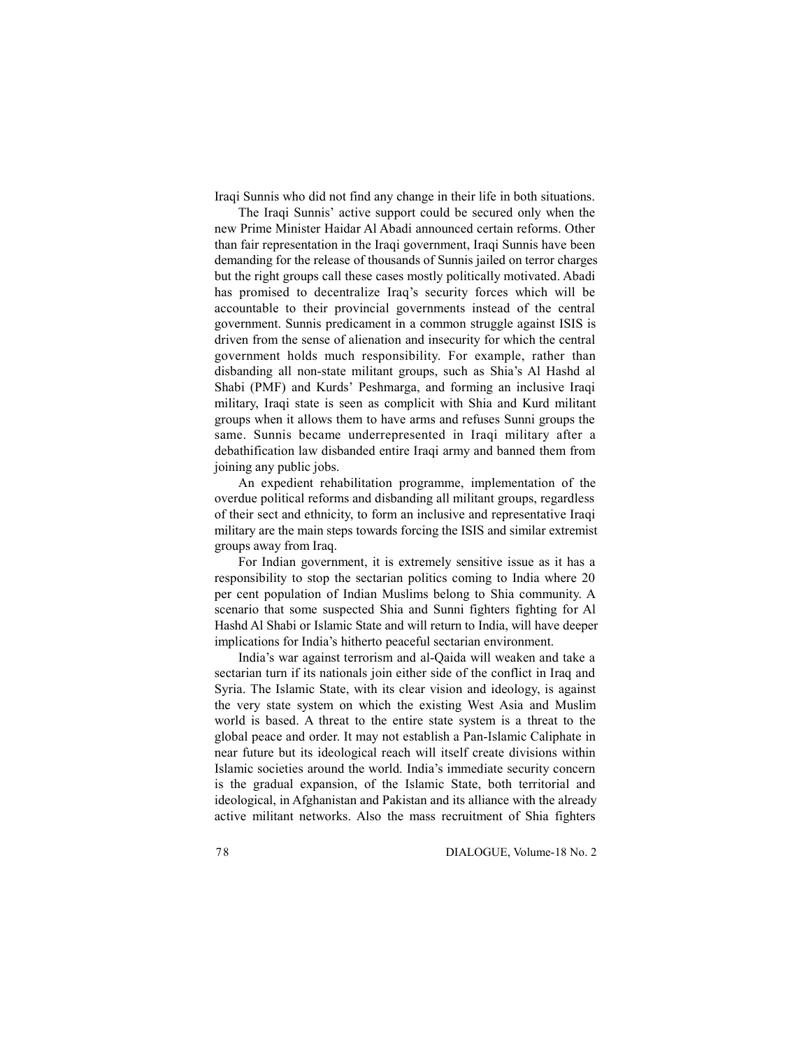Iraqi Sunnis who did not find any change in their life in both situations.

The Iraqi Sunnis' active support could be secured only when the new Prime Minister Haidar Al Abadi announced certain reforms. Other than fair representation in the Iraqi government, Iraqi Sunnis have been demanding for the release of thousands of Sunnis jailed on terror charges but the right groups call these cases mostly politically motivated. Abadi has promised to decentralize Iraq's security forces which will be accountable to their provincial governments instead of the central government. Sunnis predicament in a common struggle against ISIS is driven from the sense of alienation and insecurity for which the central government holds much responsibility. For example, rather than disbanding all non-state militant groups, such as Shia's Al Hashd al Shabi (PMF) and Kurds' Peshmarga, and forming an inclusive Iraqi military, Iraqi state is seen as complicit with Shia and Kurd militant groups when it allows them to have arms and refuses Sunni groups the same. Sunnis became underrepresented in Iraqi military after a debathification law disbanded entire Iraqi army and banned them from joining any public jobs.

An expedient rehabilitation programme, implementation of the overdue political reforms and disbanding all militant groups, regardless of their sect and ethnicity, to form an inclusive and representative Iraqi military are the main steps towards forcing the ISIS and similar extremist groups away from Iraq.

For Indian government, it is extremely sensitive issue as it has a responsibility to stop the sectarian politics coming to India where 20 per cent population of Indian Muslims belong to Shia community. A scenario that some suspected Shia and Sunni fighters fighting for Al Hashd Al Shabi or Islamic State and will return to India, will have deeper implications for India's hitherto peaceful sectarian environment.

India's war against terrorism and al-Qaida will weaken and take a sectarian turn if its nationals join either side of the conflict in Iraq and Syria. The Islamic State, with its clear vision and ideology, is against the very state system on which the existing West Asia and Muslim world is based. A threat to the entire state system is a threat to the global peace and order. It may not establish a Pan-Islamic Caliphate in near future but its ideological reach will itself create divisions within Islamic societies around the world. India's immediate security concern is the gradual expansion, of the Islamic State, both territorial and ideological, in Afghanistan and Pakistan and its alliance with the already active militant networks. Also the mass recruitment of Shia fighters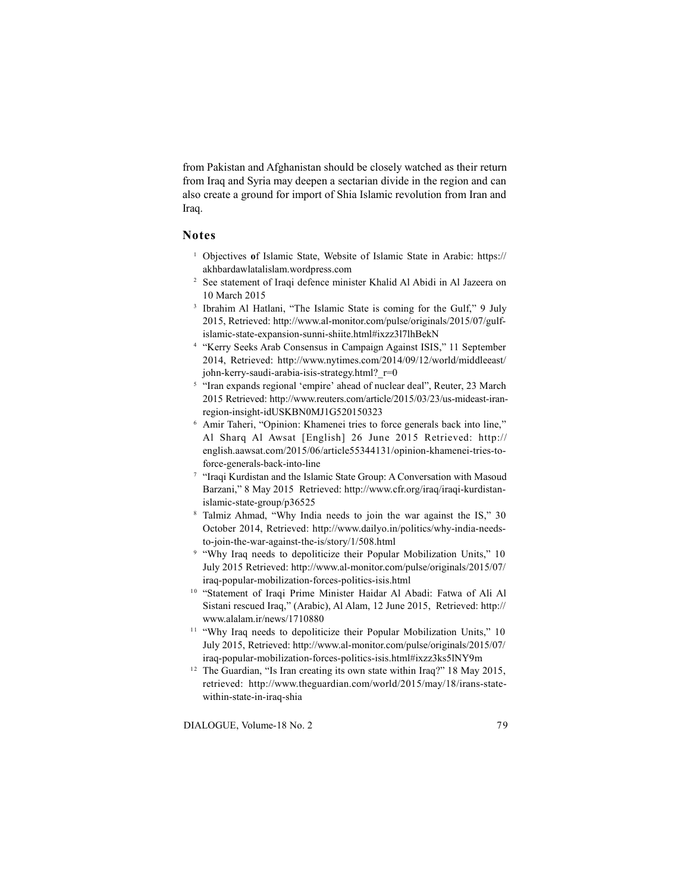from Pakistan and Afghanistan should be closely watched as their return from Iraq and Syria may deepen a sectarian divide in the region and can also create a ground for import of Shia Islamic revolution from Iran and Iraq.

## Notes

1. Objectives **o**f Islamic State, Website of Islamic State in Arabic: https://akhbardawlatalislam.wordpress.com
2. See statement of Iraqi defence minister Khalid Al Abidi in Al Jazeera on 10 March 2015
3. Ibrahim Al Hatlani, "The Islamic State is coming for the Gulf," 9 July 2015, Retrieved: http://www.al-monitor.com/pulse/originals/2015/07/gulf-islamic-state-expansion-sunni-shiite.html#ixzz3l7lhBekN
4. "Kerry Seeks Arab Consensus in Campaign Against ISIS," 11 September 2014, Retrieved: http://www.nytimes.com/2014/09/12/world/middleeast/john-kerry-saudi-arabia-isis-strategy.html?_r=0
5. "Iran expands regional 'empire' ahead of nuclear deal", Reuter, 23 March 2015 Retrieved: http://www.reuters.com/article/2015/03/23/us-mideast-iran-region-insight-idUSKBN0MJ1G520150323
6. Amir Taheri, "Opinion: Khamenei tries to force generals back into line," Al Sharq Al Awsat [English] 26 June 2015 Retrieved: http://english.aawsat.com/2015/06/article55344131/opinion-khamenei-tries-to-force-generals-back-into-line
7. "Iraqi Kurdistan and the Islamic State Group: A Conversation with Masoud Barzani," 8 May 2015 Retrieved: http://www.cfr.org/iraq/iraqi-kurdistan-islamic-state-group/p36525
8. Talmiz Ahmad, "Why India needs to join the war against the IS," 30 October 2014, Retrieved: http://www.dailyo.in/politics/why-india-needs-to-join-the-war-against-the-is/story/1/508.html
9. "Why Iraq needs to depoliticize their Popular Mobilization Units," 10 July 2015 Retrieved: http://www.al-monitor.com/pulse/originals/2015/07/iraq-popular-mobilization-forces-politics-isis.html
10. "Statement of Iraqi Prime Minister Haidar Al Abadi: Fatwa of Ali Al Sistani rescued Iraq," (Arabic), Al Alam, 12 June 2015, Retrieved: http://www.alalam.ir/news/1710880
11. "Why Iraq needs to depoliticize their Popular Mobilization Units," 10 July 2015, Retrieved: http://www.al-monitor.com/pulse/originals/2015/07/iraq-popular-mobilization-forces-politics-isis.html#ixzz3ks5lNY9m
12. The Guardian, "Is Iran creating its own state within Iraq?" 18 May 2015, retrieved: http://www.theguardian.com/world/2015/may/18/irans-state-within-state-in-iraq-shia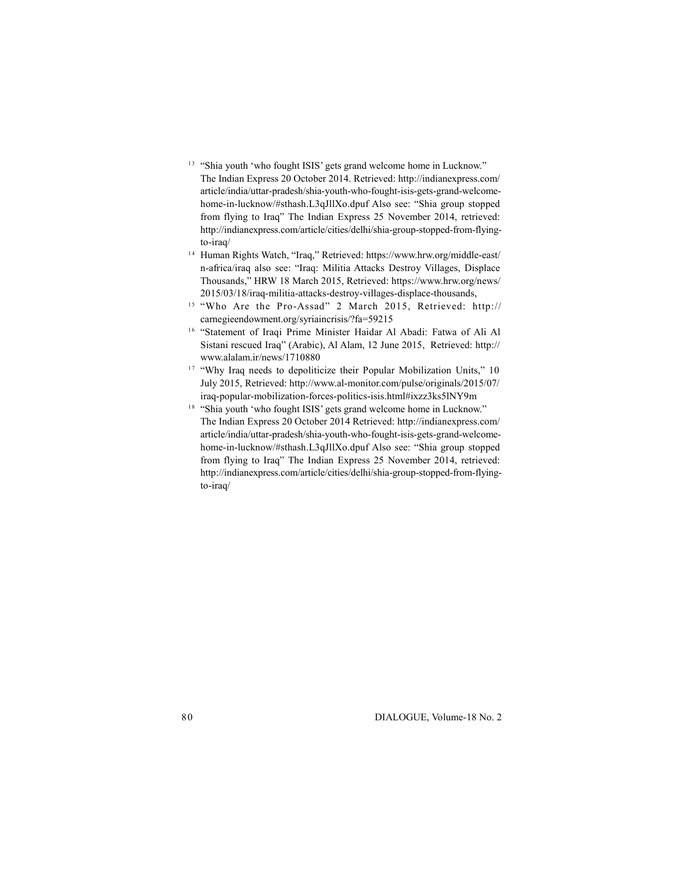[13] "Shia youth 'who fought ISIS' gets grand welcome home in Lucknow." The Indian Express 20 October 2014. Retrieved: http://indianexpress.com/article/india/uttar-pradesh/shia-youth-who-fought-isis-gets-grand-welcome-home-in-lucknow/#sthash.L3qJllXo.dpuf Also see: "Shia group stopped from flying to Iraq" The Indian Express 25 November 2014, retrieved: http://indianexpress.com/article/cities/delhi/shia-group-stopped-from-flying-to-iraq/

[14] Human Rights Watch, "Iraq," Retrieved: https://www.hrw.org/middle-east/n-africa/iraq also see: "Iraq: Militia Attacks Destroy Villages, Displace Thousands," HRW 18 March 2015, Retrieved: https://www.hrw.org/news/2015/03/18/iraq-militia-attacks-destroy-villages-displace-thousands,

[15] "Who Are the Pro-Assad" 2 March 2015, Retrieved: http://carnegieendowment.org/syriaincrisis/?fa=59215

[16] "Statement of Iraqi Prime Minister Haidar Al Abadi: Fatwa of Ali Al Sistani rescued Iraq" (Arabic), Al Alam, 12 June 2015, Retrieved: http://www.alalam.ir/news/1710880

[17] "Why Iraq needs to depoliticize their Popular Mobilization Units," 10 July 2015, Retrieved: http://www.al-monitor.com/pulse/originals/2015/07/iraq-popular-mobilization-forces-politics-isis.html#ixzz3ks5lNY9m

[18] "Shia youth 'who fought ISIS' gets grand welcome home in Lucknow." The Indian Express 20 October 2014 Retrieved: http://indianexpress.com/article/india/uttar-pradesh/shia-youth-who-fought-isis-gets-grand-welcome-home-in-lucknow/#sthash.L3qJllXo.dpuf Also see: "Shia group stopped from flying to Iraq" The Indian Express 25 November 2014, retrieved: http://indianexpress.com/article/cities/delhi/shia-group-stopped-from-flying-to-iraq/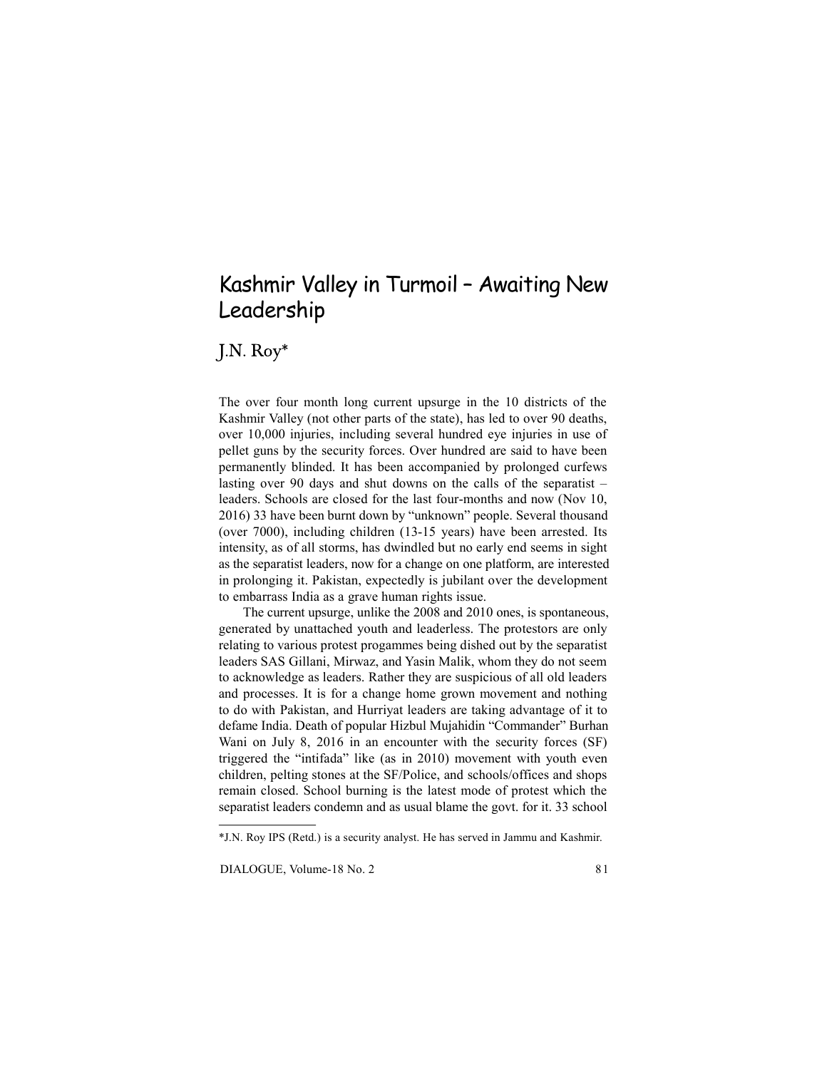# Kashmir Valley in Turmoil – Awaiting New Leadership

## J.N. Roy*

The over four month long current upsurge in the 10 districts of the Kashmir Valley (not other parts of the state), has led to over 90 deaths, over 10,000 injuries, including several hundred eye injuries in use of pellet guns by the security forces. Over hundred are said to have been permanently blinded. It has been accompanied by prolonged curfews lasting over 90 days and shut downs on the calls of the separatist – leaders. Schools are closed for the last four-months and now (Nov 10, 2016) 33 have been burnt down by "unknown" people. Several thousand (over 7000), including children (13-15 years) have been arrested. Its intensity, as of all storms, has dwindled but no early end seems in sight as the separatist leaders, now for a change on one platform, are interested in prolonging it. Pakistan, expectedly is jubilant over the development to embarrass India as a grave human rights issue.

The current upsurge, unlike the 2008 and 2010 ones, is spontaneous, generated by unattached youth and leaderless. The protestors are only relating to various protest progammes being dished out by the separatist leaders SAS Gillani, Mirwaz, and Yasin Malik, whom they do not seem to acknowledge as leaders. Rather they are suspicious of all old leaders and processes. It is for a change home grown movement and nothing to do with Pakistan, and Hurriyat leaders are taking advantage of it to defame India. Death of popular Hizbul Mujahidin "Commander" Burhan Wani on July 8, 2016 in an encounter with the security forces (SF) triggered the "intifada" like (as in 2010) movement with youth even children, pelting stones at the SF/Police, and schools/offices and shops remain closed. School burning is the latest mode of protest which the separatist leaders condemn and as usual blame the govt. for it. 33 school

---

*J.N. Roy IPS (Retd.) is a security analyst. He has served in Jammu and Kashmir.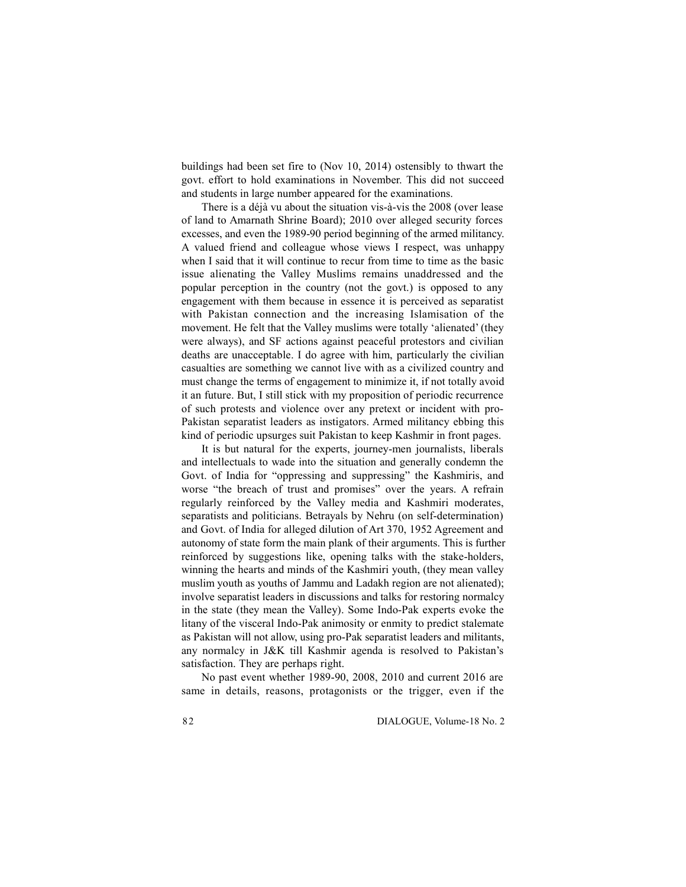buildings had been set fire to (Nov 10, 2014) ostensibly to thwart the govt. effort to hold examinations in November. This did not succeed and students in large number appeared for the examinations.

There is a déjà vu about the situation vis-à-vis the 2008 (over lease of land to Amarnath Shrine Board); 2010 over alleged security forces excesses, and even the 1989-90 period beginning of the armed militancy. A valued friend and colleague whose views I respect, was unhappy when I said that it will continue to recur from time to time as the basic issue alienating the Valley Muslims remains unaddressed and the popular perception in the country (not the govt.) is opposed to any engagement with them because in essence it is perceived as separatist with Pakistan connection and the increasing Islamisation of the movement. He felt that the Valley muslims were totally 'alienated' (they were always), and SF actions against peaceful protestors and civilian deaths are unacceptable. I do agree with him, particularly the civilian casualties are something we cannot live with as a civilized country and must change the terms of engagement to minimize it, if not totally avoid it an future. But, I still stick with my proposition of periodic recurrence of such protests and violence over any pretext or incident with pro-Pakistan separatist leaders as instigators. Armed militancy ebbing this kind of periodic upsurges suit Pakistan to keep Kashmir in front pages.

It is but natural for the experts, journey-men journalists, liberals and intellectuals to wade into the situation and generally condemn the Govt. of India for "oppressing and suppressing" the Kashmiris, and worse "the breach of trust and promises" over the years. A refrain regularly reinforced by the Valley media and Kashmiri moderates, separatists and politicians. Betrayals by Nehru (on self-determination) and Govt. of India for alleged dilution of Art 370, 1952 Agreement and autonomy of state form the main plank of their arguments. This is further reinforced by suggestions like, opening talks with the stake-holders, winning the hearts and minds of the Kashmiri youth, (they mean valley muslim youth as youths of Jammu and Ladakh region are not alienated); involve separatist leaders in discussions and talks for restoring normalcy in the state (they mean the Valley). Some Indo-Pak experts evoke the litany of the visceral Indo-Pak animosity or enmity to predict stalemate as Pakistan will not allow, using pro-Pak separatist leaders and militants, any normalcy in J&K till Kashmir agenda is resolved to Pakistan's satisfaction. They are perhaps right.

No past event whether 1989-90, 2008, 2010 and current 2016 are same in details, reasons, protagonists or the trigger, even if the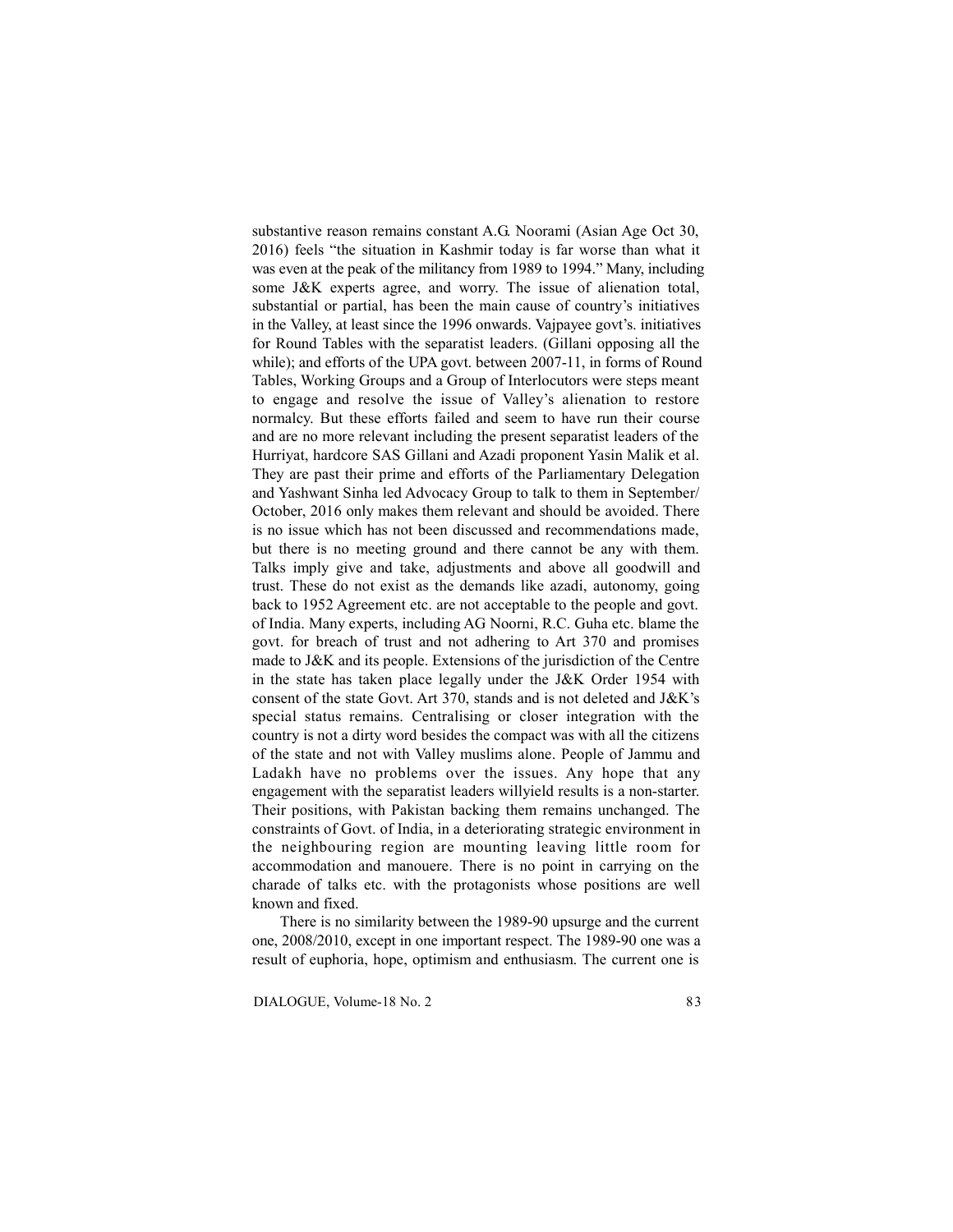substantive reason remains constant A.G. Noorami (Asian Age Oct 30, 2016) feels "the situation in Kashmir today is far worse than what it was even at the peak of the militancy from 1989 to 1994." Many, including some J&K experts agree, and worry. The issue of alienation total, substantial or partial, has been the main cause of country's initiatives in the Valley, at least since the 1996 onwards. Vajpayee govt's. initiatives for Round Tables with the separatist leaders. (Gillani opposing all the while); and efforts of the UPA govt. between 2007-11, in forms of Round Tables, Working Groups and a Group of Interlocutors were steps meant to engage and resolve the issue of Valley's alienation to restore normalcy. But these efforts failed and seem to have run their course and are no more relevant including the present separatist leaders of the Hurriyat, hardcore SAS Gillani and Azadi proponent Yasin Malik et al. They are past their prime and efforts of the Parliamentary Delegation and Yashwant Sinha led Advocacy Group to talk to them in September/ October, 2016 only makes them relevant and should be avoided. There is no issue which has not been discussed and recommendations made, but there is no meeting ground and there cannot be any with them. Talks imply give and take, adjustments and above all goodwill and trust. These do not exist as the demands like azadi, autonomy, going back to 1952 Agreement etc. are not acceptable to the people and govt. of India. Many experts, including AG Noorni, R.C. Guha etc. blame the govt. for breach of trust and not adhering to Art 370 and promises made to J&K and its people. Extensions of the jurisdiction of the Centre in the state has taken place legally under the J&K Order 1954 with consent of the state Govt. Art 370, stands and is not deleted and J&K's special status remains. Centralising or closer integration with the country is not a dirty word besides the compact was with all the citizens of the state and not with Valley muslims alone. People of Jammu and Ladakh have no problems over the issues. Any hope that any engagement with the separatist leaders willyield results is a non-starter. Their positions, with Pakistan backing them remains unchanged. The constraints of Govt. of India, in a deteriorating strategic environment in the neighbouring region are mounting leaving little room for accommodation and manouere. There is no point in carrying on the charade of talks etc. with the protagonists whose positions are well known and fixed.

There is no similarity between the 1989-90 upsurge and the current one, 2008/2010, except in one important respect. The 1989-90 one was a result of euphoria, hope, optimism and enthusiasm. The current one is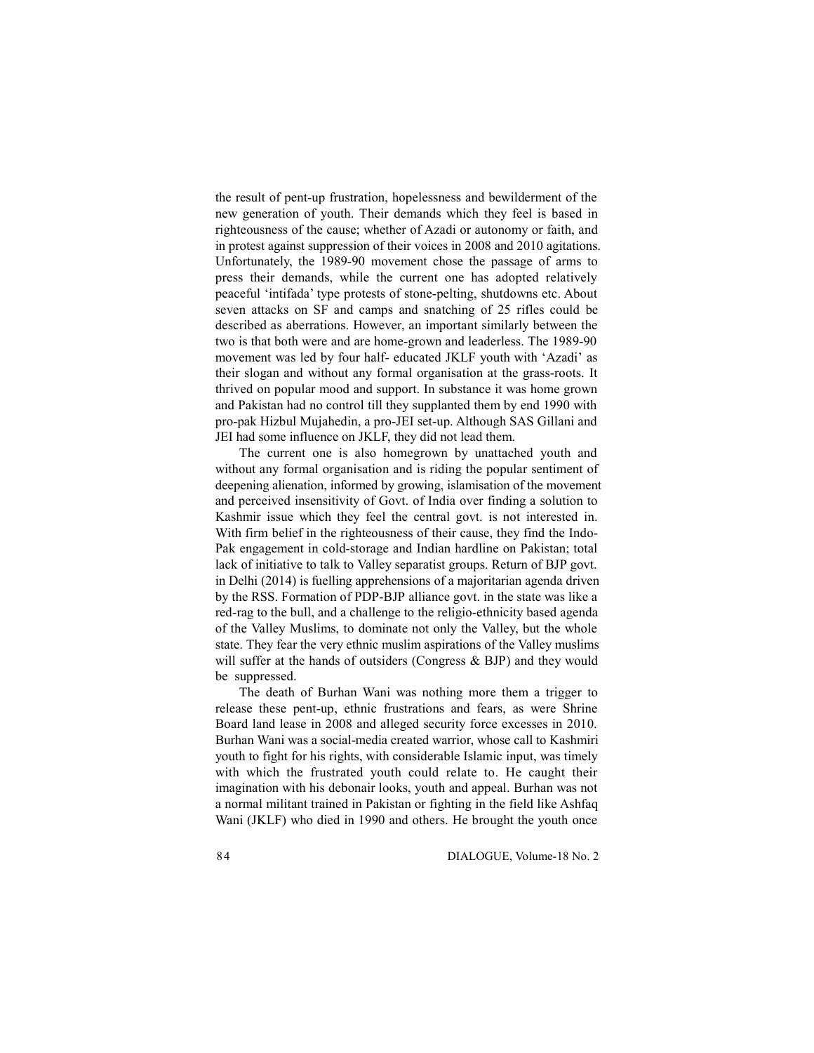the result of pent-up frustration, hopelessness and bewilderment of the new generation of youth. Their demands which they feel is based in righteousness of the cause; whether of Azadi or autonomy or faith, and in protest against suppression of their voices in 2008 and 2010 agitations. Unfortunately, the 1989-90 movement chose the passage of arms to press their demands, while the current one has adopted relatively peaceful 'intifada' type protests of stone-pelting, shutdowns etc. About seven attacks on SF and camps and snatching of 25 rifles could be described as aberrations. However, an important similarly between the two is that both were and are home-grown and leaderless. The 1989-90 movement was led by four half- educated JKLF youth with 'Azadi' as their slogan and without any formal organisation at the grass-roots. It thrived on popular mood and support. In substance it was home grown and Pakistan had no control till they supplanted them by end 1990 with pro-pak Hizbul Mujahedin, a pro-JEI set-up. Although SAS Gillani and JEI had some influence on JKLF, they did not lead them.

The current one is also homegrown by unattached youth and without any formal organisation and is riding the popular sentiment of deepening alienation, informed by growing, islamisation of the movement and perceived insensitivity of Govt. of India over finding a solution to Kashmir issue which they feel the central govt. is not interested in. With firm belief in the righteousness of their cause, they find the Indo-Pak engagement in cold-storage and Indian hardline on Pakistan; total lack of initiative to talk to Valley separatist groups. Return of BJP govt. in Delhi (2014) is fuelling apprehensions of a majoritarian agenda driven by the RSS. Formation of PDP-BJP alliance govt. in the state was like a red-rag to the bull, and a challenge to the religio-ethnicity based agenda of the Valley Muslims, to dominate not only the Valley, but the whole state. They fear the very ethnic muslim aspirations of the Valley muslims will suffer at the hands of outsiders (Congress & BJP) and they would be suppressed.

The death of Burhan Wani was nothing more them a trigger to release these pent-up, ethnic frustrations and fears, as were Shrine Board land lease in 2008 and alleged security force excesses in 2010. Burhan Wani was a social-media created warrior, whose call to Kashmiri youth to fight for his rights, with considerable Islamic input, was timely with which the frustrated youth could relate to. He caught their imagination with his debonair looks, youth and appeal. Burhan was not a normal militant trained in Pakistan or fighting in the field like Ashfaq Wani (JKLF) who died in 1990 and others. He brought the youth once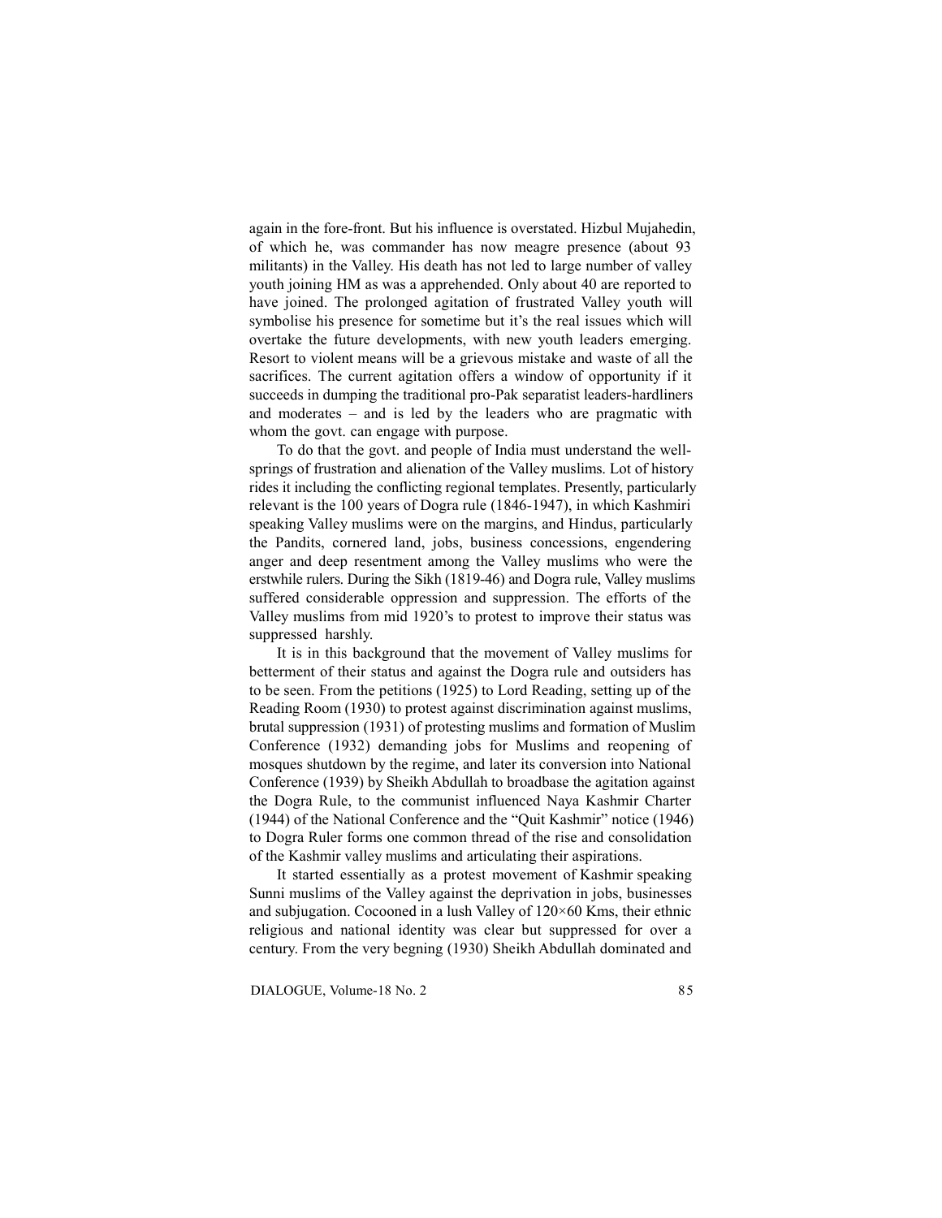again in the fore-front. But his influence is overstated. Hizbul Mujahedin, of which he, was commander has now meagre presence (about 93 militants) in the Valley. His death has not led to large number of valley youth joining HM as was a apprehended. Only about 40 are reported to have joined. The prolonged agitation of frustrated Valley youth will symbolise his presence for sometime but it's the real issues which will overtake the future developments, with new youth leaders emerging. Resort to violent means will be a grievous mistake and waste of all the sacrifices. The current agitation offers a window of opportunity if it succeeds in dumping the traditional pro-Pak separatist leaders-hardliners and moderates – and is led by the leaders who are pragmatic with whom the govt. can engage with purpose.

To do that the govt. and people of India must understand the well-springs of frustration and alienation of the Valley muslims. Lot of history rides it including the conflicting regional templates. Presently, particularly relevant is the 100 years of Dogra rule (1846-1947), in which Kashmiri speaking Valley muslims were on the margins, and Hindus, particularly the Pandits, cornered land, jobs, business concessions, engendering anger and deep resentment among the Valley muslims who were the erstwhile rulers. During the Sikh (1819-46) and Dogra rule, Valley muslims suffered considerable oppression and suppression. The efforts of the Valley muslims from mid 1920's to protest to improve their status was suppressed harshly.

It is in this background that the movement of Valley muslims for betterment of their status and against the Dogra rule and outsiders has to be seen. From the petitions (1925) to Lord Reading, setting up of the Reading Room (1930) to protest against discrimination against muslims, brutal suppression (1931) of protesting muslims and formation of Muslim Conference (1932) demanding jobs for Muslims and reopening of mosques shutdown by the regime, and later its conversion into National Conference (1939) by Sheikh Abdullah to broadbase the agitation against the Dogra Rule, to the communist influenced Naya Kashmir Charter (1944) of the National Conference and the "Quit Kashmir" notice (1946) to Dogra Ruler forms one common thread of the rise and consolidation of the Kashmir valley muslims and articulating their aspirations.

It started essentially as a protest movement of Kashmir speaking Sunni muslims of the Valley against the deprivation in jobs, businesses and subjugation. Cocooned in a lush Valley of 120×60 Kms, their ethnic religious and national identity was clear but suppressed for over a century. From the very begning (1930) Sheikh Abdullah dominated and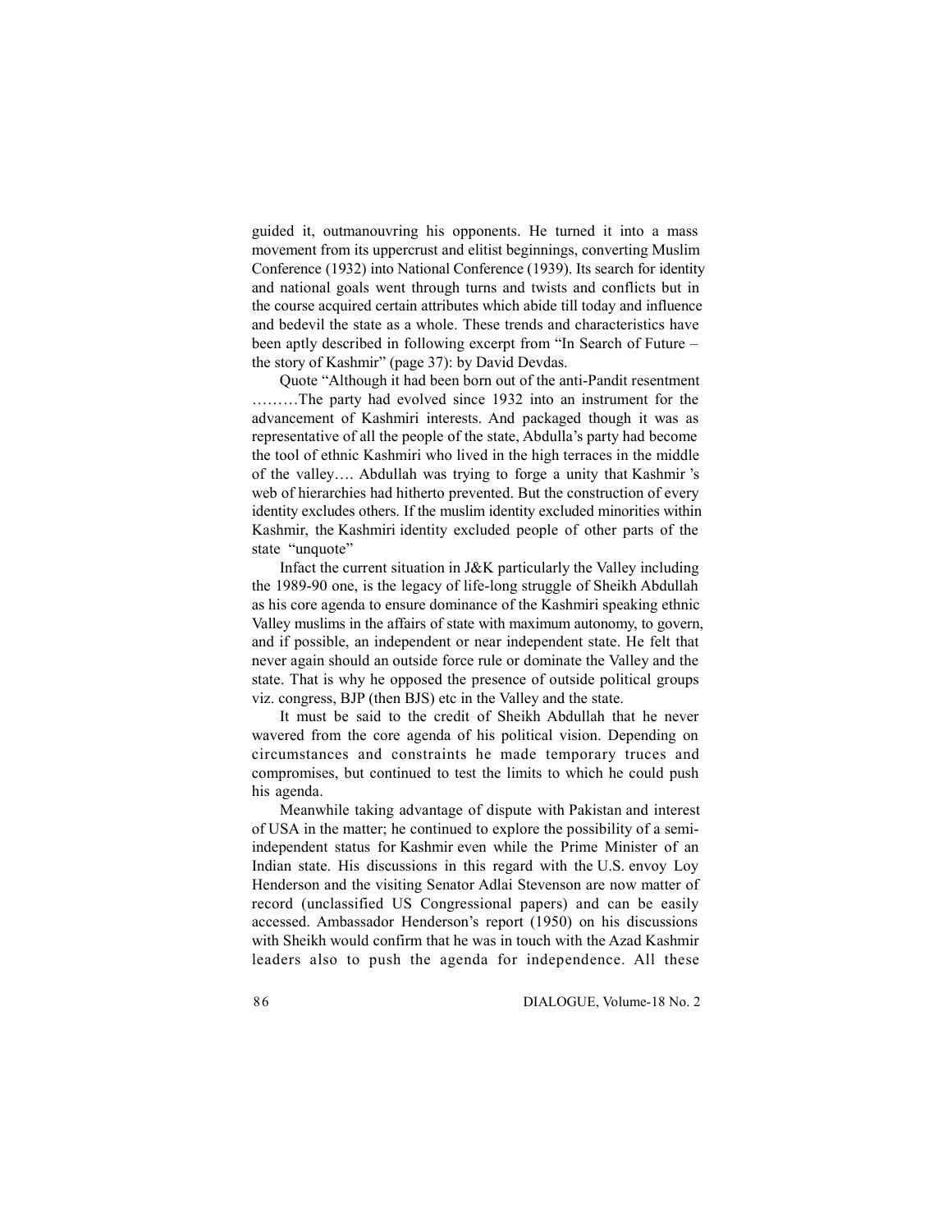guided it, outmanouvring his opponents. He turned it into a mass movement from its uppercrust and elitist beginnings, converting Muslim Conference (1932) into National Conference (1939). Its search for identity and national goals went through turns and twists and conflicts but in the course acquired certain attributes which abide till today and influence and bedevil the state as a whole. These trends and characteristics have been aptly described in following excerpt from "In Search of Future – the story of Kashmir" (page 37): by David Devdas.

Quote "Although it had been born out of the anti-Pandit resentment ………The party had evolved since 1932 into an instrument for the advancement of Kashmiri interests. And packaged though it was as representative of all the people of the state, Abdulla's party had become the tool of ethnic Kashmiri who lived in the high terraces in the middle of the valley…. Abdullah was trying to forge a unity that Kashmir 's web of hierarchies had hitherto prevented. But the construction of every identity excludes others. If the muslim identity excluded minorities within Kashmir, the Kashmiri identity excluded people of other parts of the state "unquote"

Infact the current situation in J&K particularly the Valley including the 1989-90 one, is the legacy of life-long struggle of Sheikh Abdullah as his core agenda to ensure dominance of the Kashmiri speaking ethnic Valley muslims in the affairs of state with maximum autonomy, to govern, and if possible, an independent or near independent state. He felt that never again should an outside force rule or dominate the Valley and the state. That is why he opposed the presence of outside political groups viz. congress, BJP (then BJS) etc in the Valley and the state.

It must be said to the credit of Sheikh Abdullah that he never wavered from the core agenda of his political vision. Depending on circumstances and constraints he made temporary truces and compromises, but continued to test the limits to which he could push his agenda.

Meanwhile taking advantage of dispute with Pakistan and interest of USA in the matter; he continued to explore the possibility of a semi-independent status for Kashmir even while the Prime Minister of an Indian state. His discussions in this regard with the U.S. envoy Loy Henderson and the visiting Senator Adlai Stevenson are now matter of record (unclassified US Congressional papers) and can be easily accessed. Ambassador Henderson's report (1950) on his discussions with Sheikh would confirm that he was in touch with the Azad Kashmir leaders also to push the agenda for independence. All these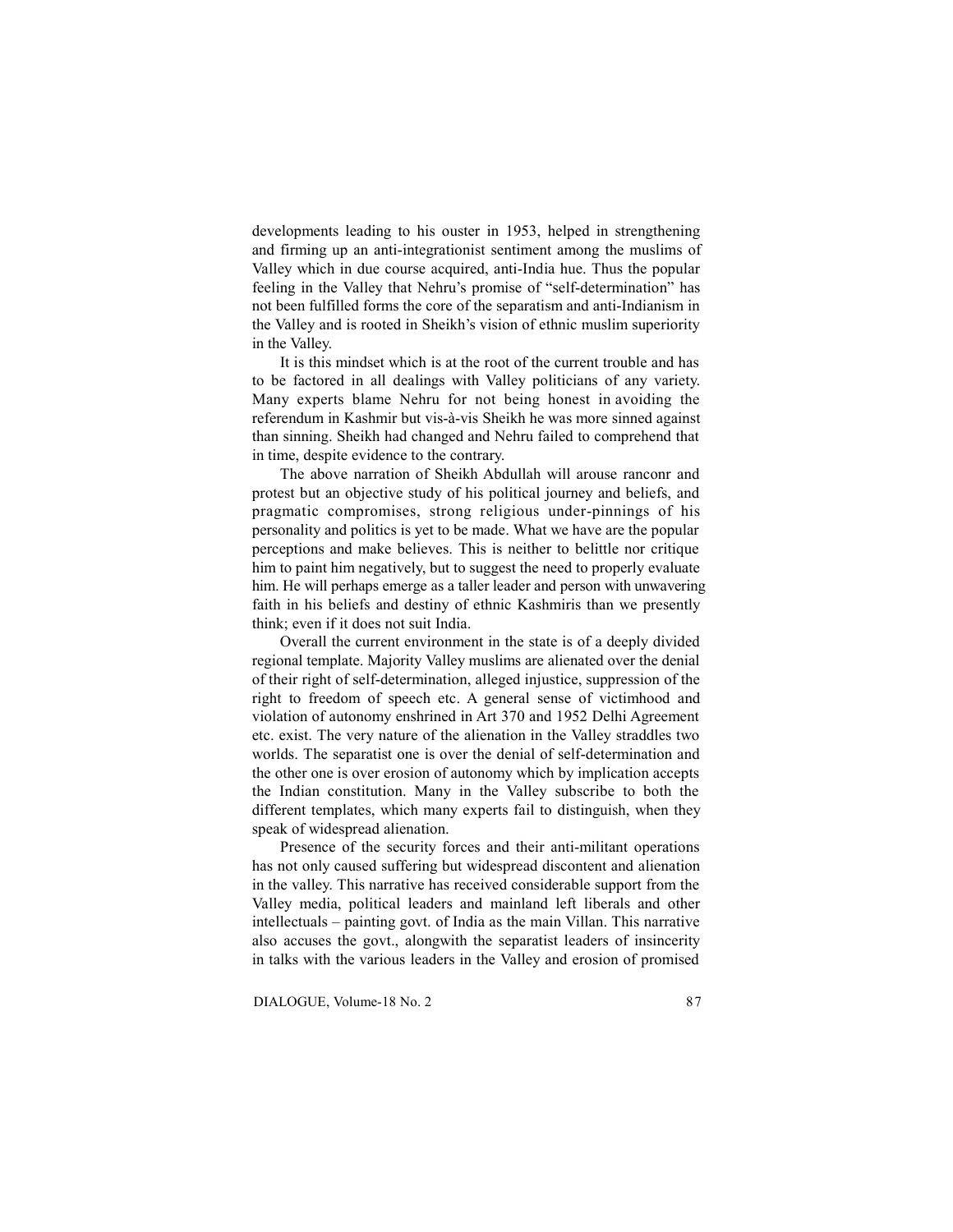developments leading to his ouster in 1953, helped in strengthening and firming up an anti-integrationist sentiment among the muslims of Valley which in due course acquired, anti-India hue. Thus the popular feeling in the Valley that Nehru's promise of "self-determination" has not been fulfilled forms the core of the separatism and anti-Indianism in the Valley and is rooted in Sheikh's vision of ethnic muslim superiority in the Valley.

It is this mindset which is at the root of the current trouble and has to be factored in all dealings with Valley politicians of any variety. Many experts blame Nehru for not being honest in avoiding the referendum in Kashmir but vis-à-vis Sheikh he was more sinned against than sinning. Sheikh had changed and Nehru failed to comprehend that in time, despite evidence to the contrary.

The above narration of Sheikh Abdullah will arouse ranconr and protest but an objective study of his political journey and beliefs, and pragmatic compromises, strong religious under-pinnings of his personality and politics is yet to be made. What we have are the popular perceptions and make believes. This is neither to belittle nor critique him to paint him negatively, but to suggest the need to properly evaluate him. He will perhaps emerge as a taller leader and person with unwavering faith in his beliefs and destiny of ethnic Kashmiris than we presently think; even if it does not suit India.

Overall the current environment in the state is of a deeply divided regional template. Majority Valley muslims are alienated over the denial of their right of self-determination, alleged injustice, suppression of the right to freedom of speech etc. A general sense of victimhood and violation of autonomy enshrined in Art 370 and 1952 Delhi Agreement etc. exist. The very nature of the alienation in the Valley straddles two worlds. The separatist one is over the denial of self-determination and the other one is over erosion of autonomy which by implication accepts the Indian constitution. Many in the Valley subscribe to both the different templates, which many experts fail to distinguish, when they speak of widespread alienation.

Presence of the security forces and their anti-militant operations has not only caused suffering but widespread discontent and alienation in the valley. This narrative has received considerable support from the Valley media, political leaders and mainland left liberals and other intellectuals – painting govt. of India as the main Villan. This narrative also accuses the govt., alongwith the separatist leaders of insincerity in talks with the various leaders in the Valley and erosion of promised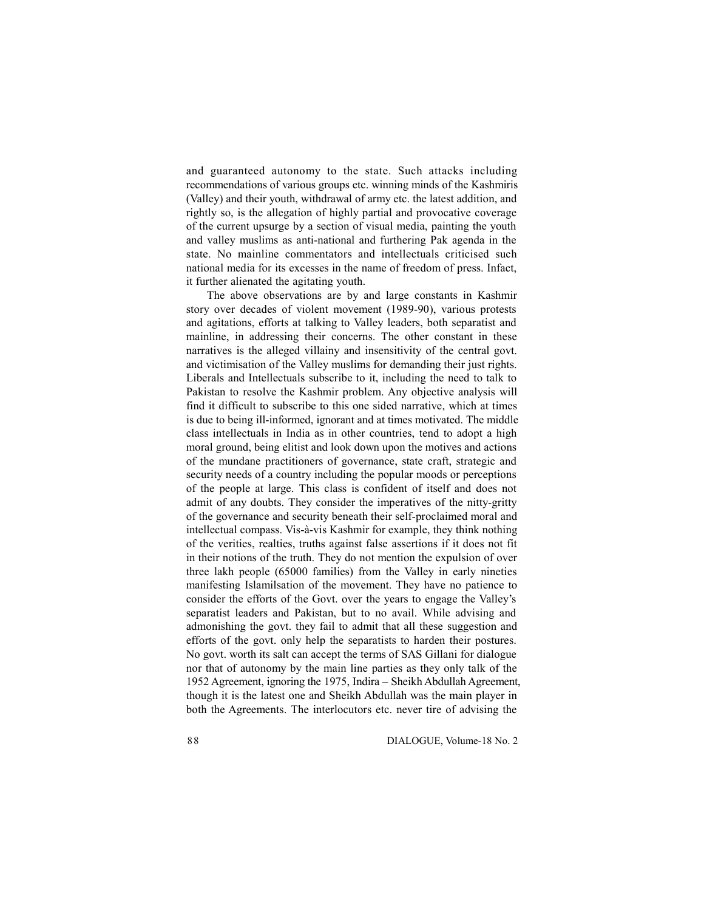and guaranteed autonomy to the state. Such attacks including recommendations of various groups etc. winning minds of the Kashmiris (Valley) and their youth, withdrawal of army etc. the latest addition, and rightly so, is the allegation of highly partial and provocative coverage of the current upsurge by a section of visual media, painting the youth and valley muslims as anti-national and furthering Pak agenda in the state. No mainline commentators and intellectuals criticised such national media for its excesses in the name of freedom of press. Infact, it further alienated the agitating youth.

The above observations are by and large constants in Kashmir story over decades of violent movement (1989-90), various protests and agitations, efforts at talking to Valley leaders, both separatist and mainline, in addressing their concerns. The other constant in these narratives is the alleged villainy and insensitivity of the central govt. and victimisation of the Valley muslims for demanding their just rights. Liberals and Intellectuals subscribe to it, including the need to talk to Pakistan to resolve the Kashmir problem. Any objective analysis will find it difficult to subscribe to this one sided narrative, which at times is due to being ill-informed, ignorant and at times motivated. The middle class intellectuals in India as in other countries, tend to adopt a high moral ground, being elitist and look down upon the motives and actions of the mundane practitioners of governance, state craft, strategic and security needs of a country including the popular moods or perceptions of the people at large. This class is confident of itself and does not admit of any doubts. They consider the imperatives of the nitty-gritty of the governance and security beneath their self-proclaimed moral and intellectual compass. Vis-à-vis Kashmir for example, they think nothing of the verities, realties, truths against false assertions if it does not fit in their notions of the truth. They do not mention the expulsion of over three lakh people (65000 families) from the Valley in early nineties manifesting Islamilsation of the movement. They have no patience to consider the efforts of the Govt. over the years to engage the Valley's separatist leaders and Pakistan, but to no avail. While advising and admonishing the govt. they fail to admit that all these suggestion and efforts of the govt. only help the separatists to harden their postures. No govt. worth its salt can accept the terms of SAS Gillani for dialogue nor that of autonomy by the main line parties as they only talk of the 1952 Agreement, ignoring the 1975, Indira – Sheikh Abdullah Agreement, though it is the latest one and Sheikh Abdullah was the main player in both the Agreements. The interlocutors etc. never tire of advising the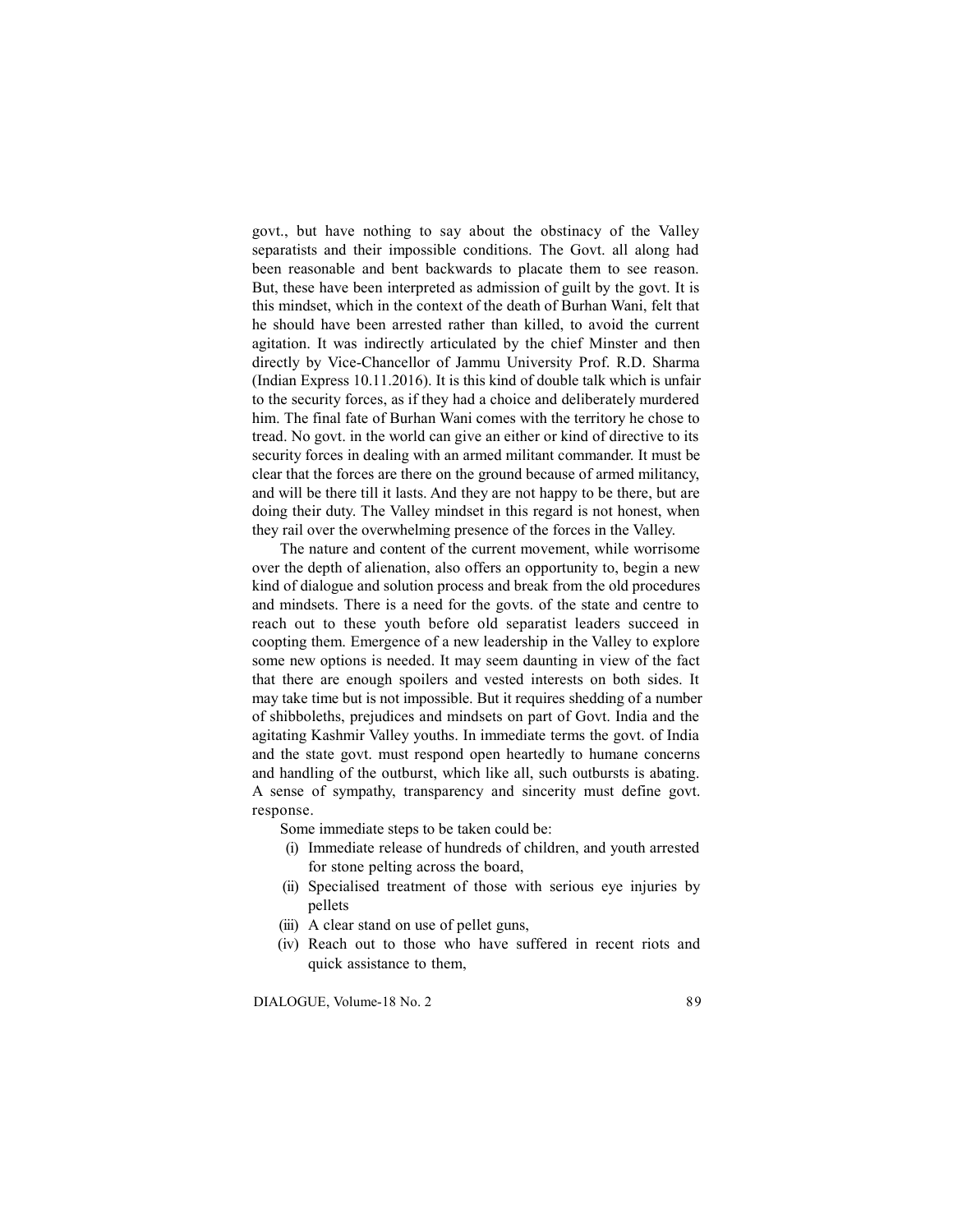govt., but have nothing to say about the obstinacy of the Valley separatists and their impossible conditions. The Govt. all along had been reasonable and bent backwards to placate them to see reason. But, these have been interpreted as admission of guilt by the govt. It is this mindset, which in the context of the death of Burhan Wani, felt that he should have been arrested rather than killed, to avoid the current agitation. It was indirectly articulated by the chief Minster and then directly by Vice-Chancellor of Jammu University Prof. R.D. Sharma (Indian Express 10.11.2016). It is this kind of double talk which is unfair to the security forces, as if they had a choice and deliberately murdered him. The final fate of Burhan Wani comes with the territory he chose to tread. No govt. in the world can give an either or kind of directive to its security forces in dealing with an armed militant commander. It must be clear that the forces are there on the ground because of armed militancy, and will be there till it lasts. And they are not happy to be there, but are doing their duty. The Valley mindset in this regard is not honest, when they rail over the overwhelming presence of the forces in the Valley.

The nature and content of the current movement, while worrisome over the depth of alienation, also offers an opportunity to, begin a new kind of dialogue and solution process and break from the old procedures and mindsets. There is a need for the govts. of the state and centre to reach out to these youth before old separatist leaders succeed in coopting them. Emergence of a new leadership in the Valley to explore some new options is needed. It may seem daunting in view of the fact that there are enough spoilers and vested interests on both sides. It may take time but is not impossible. But it requires shedding of a number of shibboleths, prejudices and mindsets on part of Govt. India and the agitating Kashmir Valley youths. In immediate terms the govt. of India and the state govt. must respond open heartedly to humane concerns and handling of the outburst, which like all, such outbursts is abating. A sense of sympathy, transparency and sincerity must define govt. response.

Some immediate steps to be taken could be:

(i) Immediate release of hundreds of children, and youth arrested for stone pelting across the board,

(ii) Specialised treatment of those with serious eye injuries by pellets

(iii) A clear stand on use of pellet guns,

(iv) Reach out to those who have suffered in recent riots and quick assistance to them,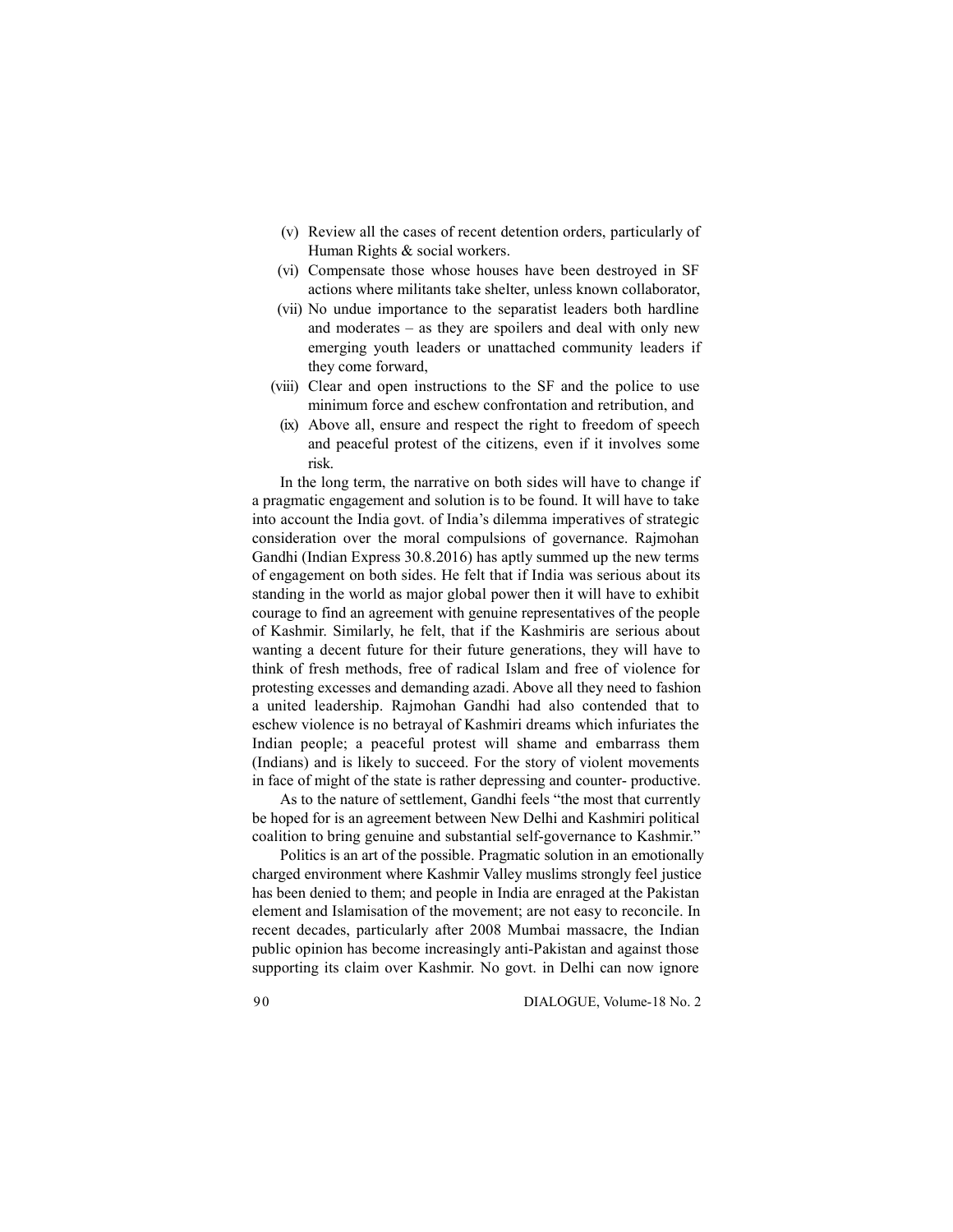(v) Review all the cases of recent detention orders, particularly of Human Rights & social workers.

(vi) Compensate those whose houses have been destroyed in SF actions where militants take shelter, unless known collaborator,

(vii) No undue importance to the separatist leaders both hardline and moderates – as they are spoilers and deal with only new emerging youth leaders or unattached community leaders if they come forward,

(viii) Clear and open instructions to the SF and the police to use minimum force and eschew confrontation and retribution, and

(ix) Above all, ensure and respect the right to freedom of speech and peaceful protest of the citizens, even if it involves some risk.

In the long term, the narrative on both sides will have to change if a pragmatic engagement and solution is to be found. It will have to take into account the India govt. of India's dilemma imperatives of strategic consideration over the moral compulsions of governance. Rajmohan Gandhi (Indian Express 30.8.2016) has aptly summed up the new terms of engagement on both sides. He felt that if India was serious about its standing in the world as major global power then it will have to exhibit courage to find an agreement with genuine representatives of the people of Kashmir. Similarly, he felt, that if the Kashmiris are serious about wanting a decent future for their future generations, they will have to think of fresh methods, free of radical Islam and free of violence for protesting excesses and demanding azadi. Above all they need to fashion a united leadership. Rajmohan Gandhi had also contended that to eschew violence is no betrayal of Kashmiri dreams which infuriates the Indian people; a peaceful protest will shame and embarrass them (Indians) and is likely to succeed. For the story of violent movements in face of might of the state is rather depressing and counter- productive.

As to the nature of settlement, Gandhi feels "the most that currently be hoped for is an agreement between New Delhi and Kashmiri political coalition to bring genuine and substantial self-governance to Kashmir."

Politics is an art of the possible. Pragmatic solution in an emotionally charged environment where Kashmir Valley muslims strongly feel justice has been denied to them; and people in India are enraged at the Pakistan element and Islamisation of the movement; are not easy to reconcile. In recent decades, particularly after 2008 Mumbai massacre, the Indian public opinion has become increasingly anti-Pakistan and against those supporting its claim over Kashmir. No govt. in Delhi can now ignore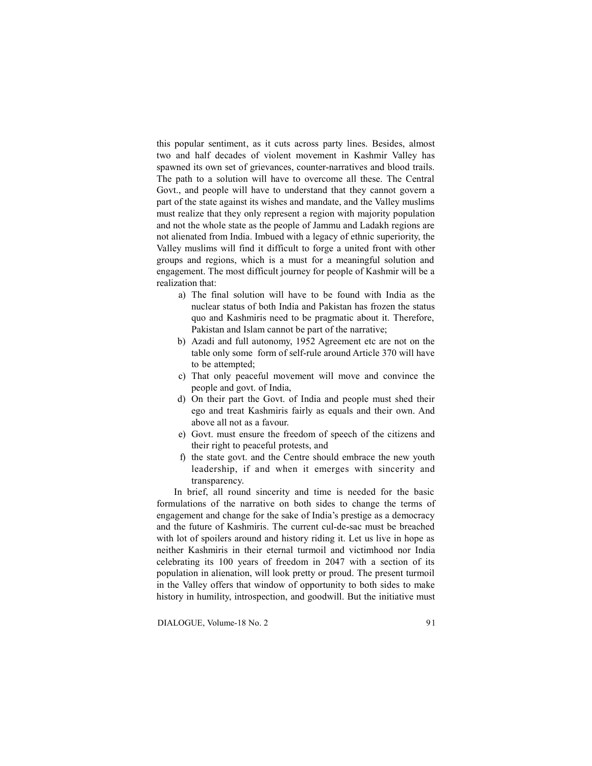this popular sentiment, as it cuts across party lines. Besides, almost two and half decades of violent movement in Kashmir Valley has spawned its own set of grievances, counter-narratives and blood trails. The path to a solution will have to overcome all these. The Central Govt., and people will have to understand that they cannot govern a part of the state against its wishes and mandate, and the Valley muslims must realize that they only represent a region with majority population and not the whole state as the people of Jammu and Ladakh regions are not alienated from India. Imbued with a legacy of ethnic superiority, the Valley muslims will find it difficult to forge a united front with other groups and regions, which is a must for a meaningful solution and engagement. The most difficult journey for people of Kashmir will be a realization that:

a) The final solution will have to be found with India as the nuclear status of both India and Pakistan has frozen the status quo and Kashmiris need to be pragmatic about it. Therefore, Pakistan and Islam cannot be part of the narrative;
b) Azadi and full autonomy, 1952 Agreement etc are not on the table only some form of self-rule around Article 370 will have to be attempted;
c) That only peaceful movement will move and convince the people and govt. of India,
d) On their part the Govt. of India and people must shed their ego and treat Kashmiris fairly as equals and their own. And above all not as a favour.
e) Govt. must ensure the freedom of speech of the citizens and their right to peaceful protests, and
f) the state govt. and the Centre should embrace the new youth leadership, if and when it emerges with sincerity and transparency.

In brief, all round sincerity and time is needed for the basic formulations of the narrative on both sides to change the terms of engagement and change for the sake of India's prestige as a democracy and the future of Kashmiris. The current cul-de-sac must be breached with lot of spoilers around and history riding it. Let us live in hope as neither Kashmiris in their eternal turmoil and victimhood nor India celebrating its 100 years of freedom in 2047 with a section of its population in alienation, will look pretty or proud. The present turmoil in the Valley offers that window of opportunity to both sides to make history in humility, introspection, and goodwill. But the initiative must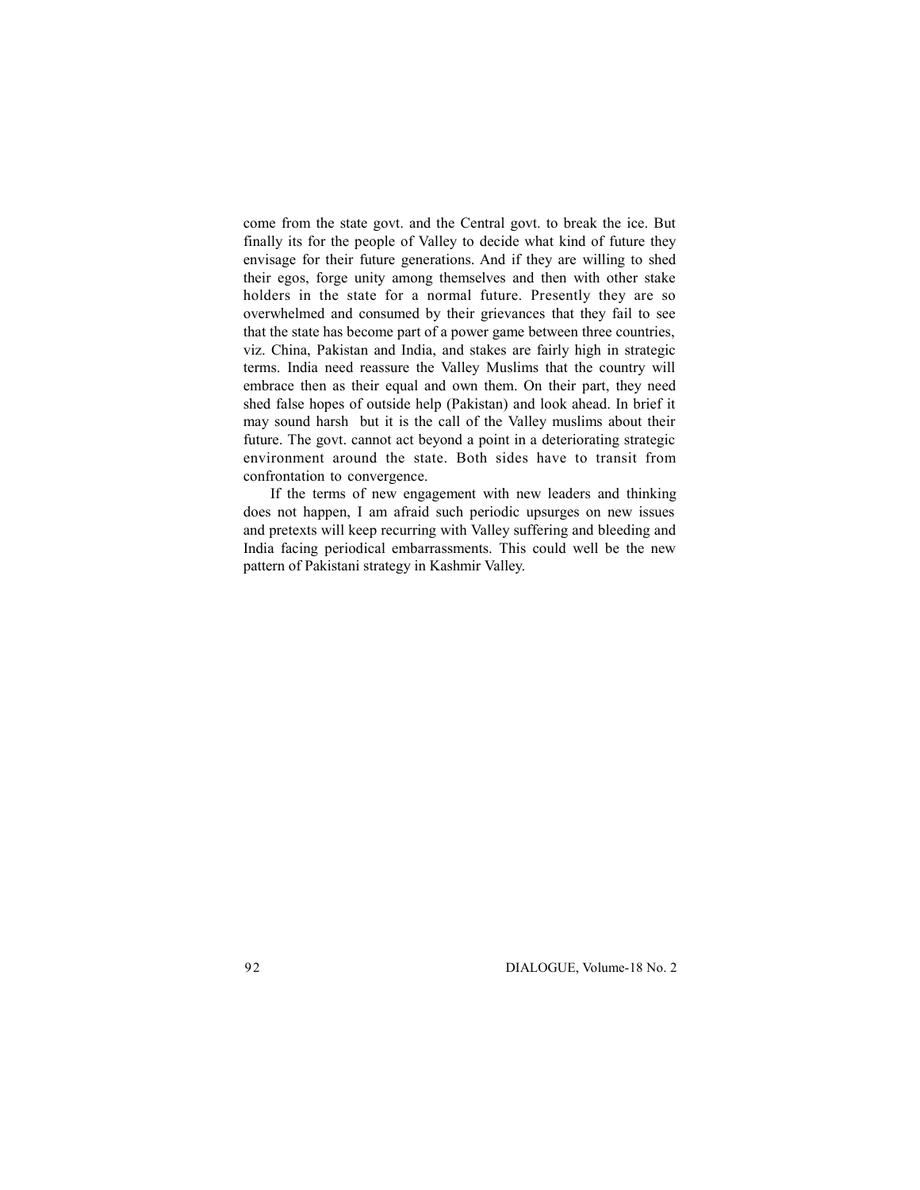come from the state govt. and the Central govt. to break the ice. But finally its for the people of Valley to decide what kind of future they envisage for their future generations. And if they are willing to shed their egos, forge unity among themselves and then with other stake holders in the state for a normal future. Presently they are so overwhelmed and consumed by their grievances that they fail to see that the state has become part of a power game between three countries, viz. China, Pakistan and India, and stakes are fairly high in strategic terms. India need reassure the Valley Muslims that the country will embrace then as their equal and own them. On their part, they need shed false hopes of outside help (Pakistan) and look ahead. In brief it may sound harsh but it is the call of the Valley muslims about their future. The govt. cannot act beyond a point in a deteriorating strategic environment around the state. Both sides have to transit from confrontation to convergence.

If the terms of new engagement with new leaders and thinking does not happen, I am afraid such periodic upsurges on new issues and pretexts will keep recurring with Valley suffering and bleeding and India facing periodical embarrassments. This could well be the new pattern of Pakistani strategy in Kashmir Valley.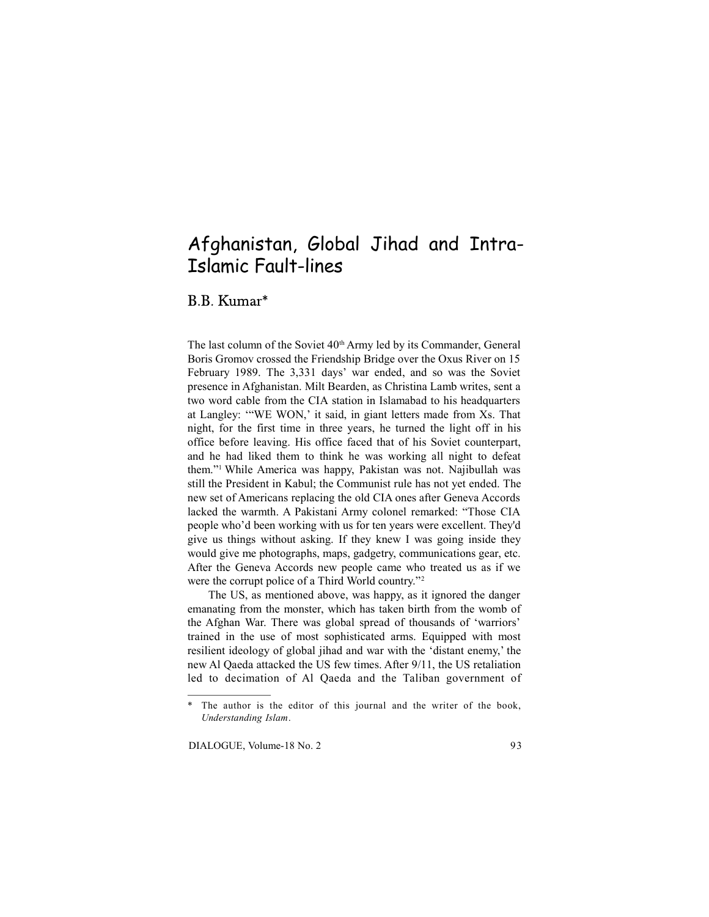# Afghanistan, Global Jihad and Intra-Islamic Fault-lines

## B.B. Kumar*

The last column of the Soviet $40^{th}$ Army led by its Commander, General Boris Gromov crossed the Friendship Bridge over the Oxus River on 15 February 1989. The 3,331 days' war ended, and so was the Soviet presence in Afghanistan. Milt Bearden, as Christina Lamb writes, sent a two word cable from the CIA station in Islamabad to his headquarters at Langley: '"WE WON,' it said, in giant letters made from Xs. That night, for the first time in three years, he turned the light off in his office before leaving. His office faced that of his Soviet counterpart, and he had liked them to think he was working all night to defeat them."[1] While America was happy, Pakistan was not. Najibullah was still the President in Kabul; the Communist rule has not yet ended. The new set of Americans replacing the old CIA ones after Geneva Accords lacked the warmth. A Pakistani Army colonel remarked: "Those CIA people who'd been working with us for ten years were excellent. They'd give us things without asking. If they knew I was going inside they would give me photographs, maps, gadgetry, communications gear, etc. After the Geneva Accords new people came who treated us as if we were the corrupt police of a Third World country."[2]

The US, as mentioned above, was happy, as it ignored the danger emanating from the monster, which has taken birth from the womb of the Afghan War. There was global spread of thousands of 'warriors' trained in the use of most sophisticated arms. Equipped with most resilient ideology of global jihad and war with the 'distant enemy,' the new Al Qaeda attacked the US few times. After 9/11, the US retaliation led to decimation of Al Qaeda and the Taliban government of

---

* The author is the editor of this journal and the writer of the book, *Understanding Islam*.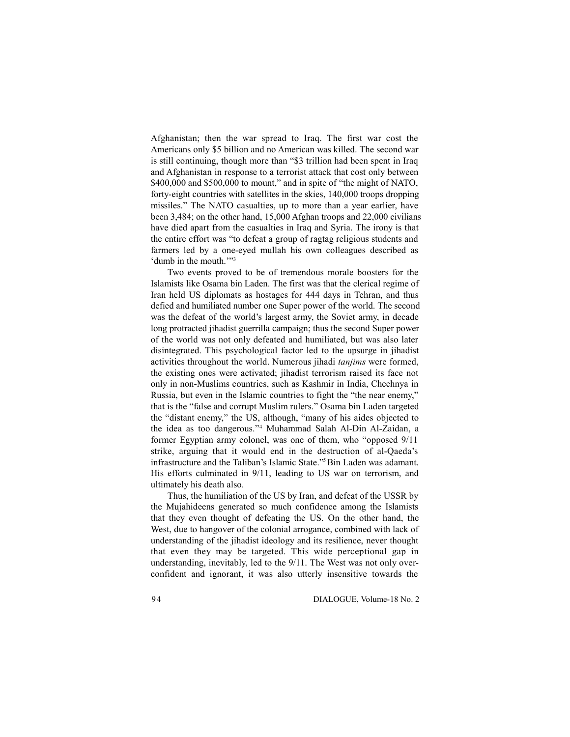Afghanistan; then the war spread to Iraq. The first war cost the Americans only $5 billion and no American was killed. The second war is still continuing, though more than "$3 trillion had been spent in Iraq and Afghanistan in response to a terrorist attack that cost only between $400,000 and $500,000 to mount," and in spite of "the might of NATO, forty-eight countries with satellites in the skies, 140,000 troops dropping missiles." The NATO casualties, up to more than a year earlier, have been 3,484; on the other hand, 15,000 Afghan troops and 22,000 civilians have died apart from the casualties in Iraq and Syria. The irony is that the entire effort was "to defeat a group of ragtag religious students and farmers led by a one-eyed mullah his own colleagues described as 'dumb in the mouth.'"[3]

Two events proved to be of tremendous morale boosters for the Islamists like Osama bin Laden. The first was that the clerical regime of Iran held US diplomats as hostages for 444 days in Tehran, and thus defied and humiliated number one Super power of the world. The second was the defeat of the world's largest army, the Soviet army, in decade long protracted jihadist guerrilla campaign; thus the second Super power of the world was not only defeated and humiliated, but was also later disintegrated. This psychological factor led to the upsurge in jihadist activities throughout the world. Numerous jihadi *tanjims* were formed, the existing ones were activated; jihadist terrorism raised its face not only in non-Muslims countries, such as Kashmir in India, Chechnya in Russia, but even in the Islamic countries to fight the "the near enemy," that is the "false and corrupt Muslim rulers." Osama bin Laden targeted the "distant enemy," the US, although, "many of his aides objected to the idea as too dangerous."[4] Muhammad Salah Al-Din Al-Zaidan, a former Egyptian army colonel, was one of them, who "opposed 9/11 strike, arguing that it would end in the destruction of al-Qaeda's infrastructure and the Taliban's Islamic State."[5] Bin Laden was adamant. His efforts culminated in 9/11, leading to US war on terrorism, and ultimately his death also.

Thus, the humiliation of the US by Iran, and defeat of the USSR by the Mujahideens generated so much confidence among the Islamists that they even thought of defeating the US. On the other hand, the West, due to hangover of the colonial arrogance, combined with lack of understanding of the jihadist ideology and its resilience, never thought that even they may be targeted. This wide perceptional gap in understanding, inevitably, led to the 9/11. The West was not only over-confident and ignorant, it was also utterly insensitive towards the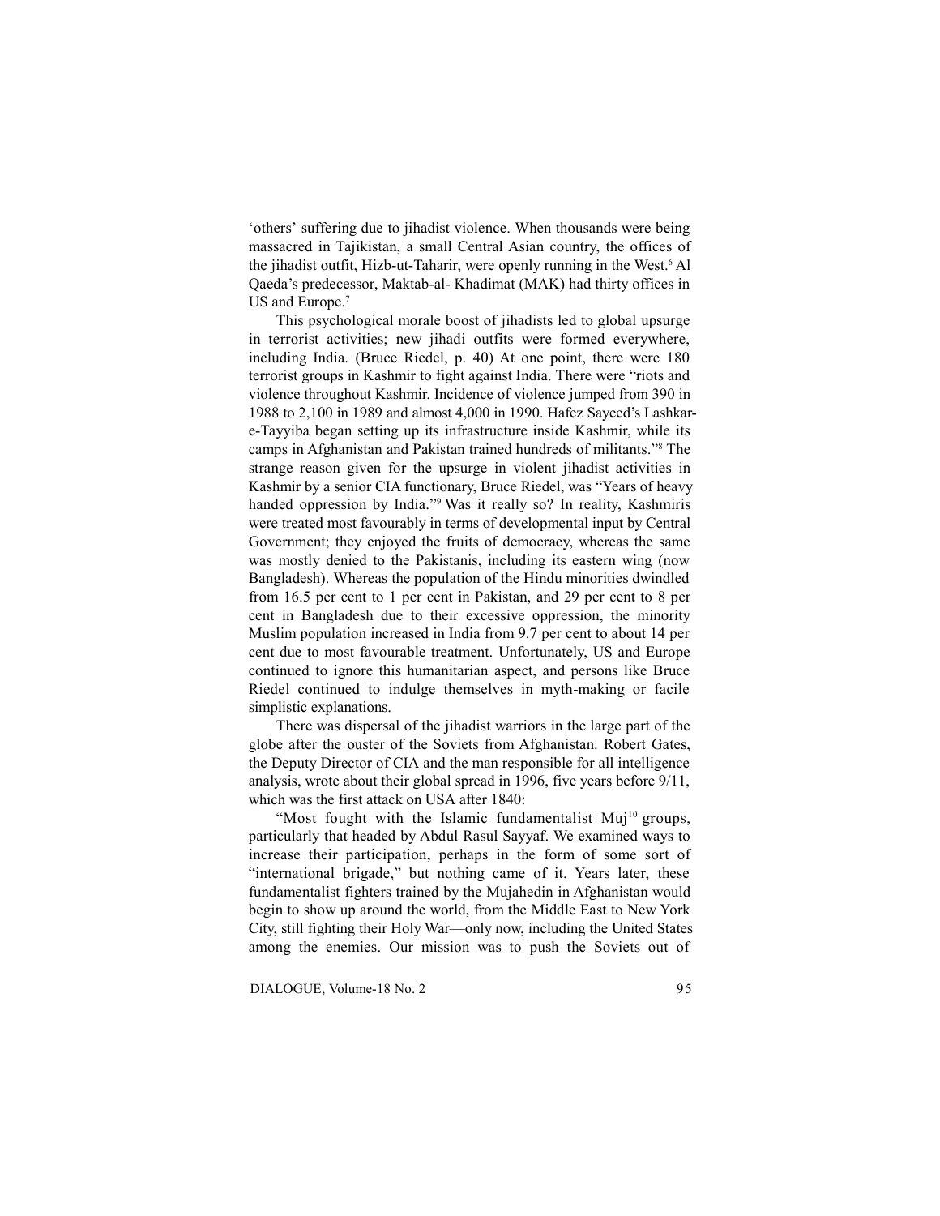'others' suffering due to jihadist violence. When thousands were being massacred in Tajikistan, a small Central Asian country, the offices of the jihadist outfit, Hizb-ut-Taharir, were openly running in the West.[6] Al Qaeda's predecessor, Maktab-al- Khadimat (MAK) had thirty offices in US and Europe.[7]

This psychological morale boost of jihadists led to global upsurge in terrorist activities; new jihadi outfits were formed everywhere, including India. (Bruce Riedel, p. 40) At one point, there were 180 terrorist groups in Kashmir to fight against India. There were "riots and violence throughout Kashmir. Incidence of violence jumped from 390 in 1988 to 2,100 in 1989 and almost 4,000 in 1990. Hafez Sayeed's Lashkar-e-Tayyiba began setting up its infrastructure inside Kashmir, while its camps in Afghanistan and Pakistan trained hundreds of militants."[8] The strange reason given for the upsurge in violent jihadist activities in Kashmir by a senior CIA functionary, Bruce Riedel, was "Years of heavy handed oppression by India."[9] Was it really so? In reality, Kashmiris were treated most favourably in terms of developmental input by Central Government; they enjoyed the fruits of democracy, whereas the same was mostly denied to the Pakistanis, including its eastern wing (now Bangladesh). Whereas the population of the Hindu minorities dwindled from 16.5 per cent to 1 per cent in Pakistan, and 29 per cent to 8 per cent in Bangladesh due to their excessive oppression, the minority Muslim population increased in India from 9.7 per cent to about 14 per cent due to most favourable treatment. Unfortunately, US and Europe continued to ignore this humanitarian aspect, and persons like Bruce Riedel continued to indulge themselves in myth-making or facile simplistic explanations.

There was dispersal of the jihadist warriors in the large part of the globe after the ouster of the Soviets from Afghanistan. Robert Gates, the Deputy Director of CIA and the man responsible for all intelligence analysis, wrote about their global spread in 1996, five years before 9/11, which was the first attack on USA after 1840:

"Most fought with the Islamic fundamentalist Muj[10] groups, particularly that headed by Abdul Rasul Sayyaf. We examined ways to increase their participation, perhaps in the form of some sort of "international brigade," but nothing came of it. Years later, these fundamentalist fighters trained by the Mujahedin in Afghanistan would begin to show up around the world, from the Middle East to New York City, still fighting their Holy War—only now, including the United States among the enemies. Our mission was to push the Soviets out of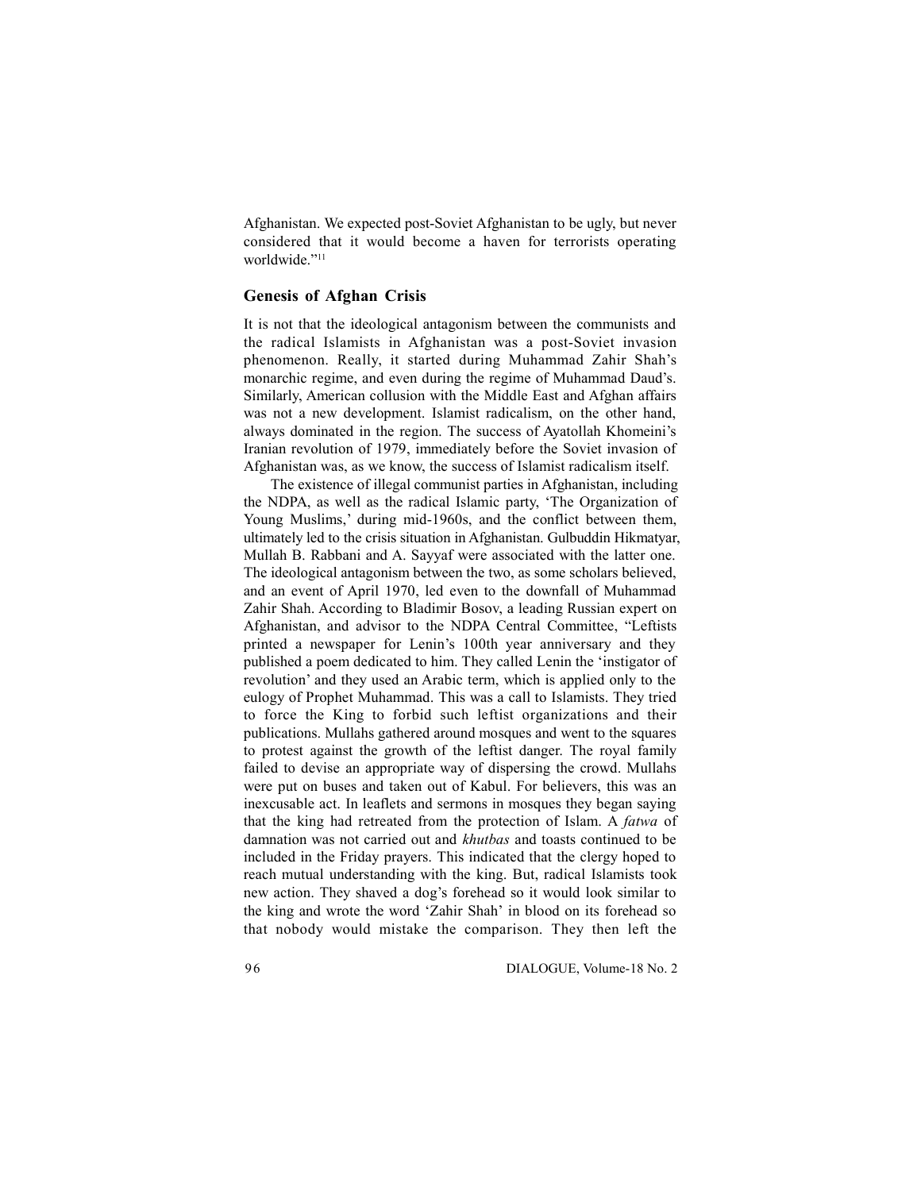Afghanistan. We expected post-Soviet Afghanistan to be ugly, but never considered that it would become a haven for terrorists operating worldwide."[11]

## Genesis of Afghan Crisis

It is not that the ideological antagonism between the communists and the radical Islamists in Afghanistan was a post-Soviet invasion phenomenon. Really, it started during Muhammad Zahir Shah's monarchic regime, and even during the regime of Muhammad Daud's. Similarly, American collusion with the Middle East and Afghan affairs was not a new development. Islamist radicalism, on the other hand, always dominated in the region. The success of Ayatollah Khomeini's Iranian revolution of 1979, immediately before the Soviet invasion of Afghanistan was, as we know, the success of Islamist radicalism itself.

The existence of illegal communist parties in Afghanistan, including the NDPA, as well as the radical Islamic party, 'The Organization of Young Muslims,' during mid-1960s, and the conflict between them, ultimately led to the crisis situation in Afghanistan. Gulbuddin Hikmatyar, Mullah B. Rabbani and A. Sayyaf were associated with the latter one. The ideological antagonism between the two, as some scholars believed, and an event of April 1970, led even to the downfall of Muhammad Zahir Shah. According to Bladimir Bosov, a leading Russian expert on Afghanistan, and advisor to the NDPA Central Committee, "Leftists printed a newspaper for Lenin's 100th year anniversary and they published a poem dedicated to him. They called Lenin the 'instigator of revolution' and they used an Arabic term, which is applied only to the eulogy of Prophet Muhammad. This was a call to Islamists. They tried to force the King to forbid such leftist organizations and their publications. Mullahs gathered around mosques and went to the squares to protest against the growth of the leftist danger. The royal family failed to devise an appropriate way of dispersing the crowd. Mullahs were put on buses and taken out of Kabul. For believers, this was an inexcusable act. In leaflets and sermons in mosques they began saying that the king had retreated from the protection of Islam. A *fatwa* of damnation was not carried out and *khutbas* and toasts continued to be included in the Friday prayers. This indicated that the clergy hoped to reach mutual understanding with the king. But, radical Islamists took new action. They shaved a dog's forehead so it would look similar to the king and wrote the word 'Zahir Shah' in blood on its forehead so that nobody would mistake the comparison. They then left the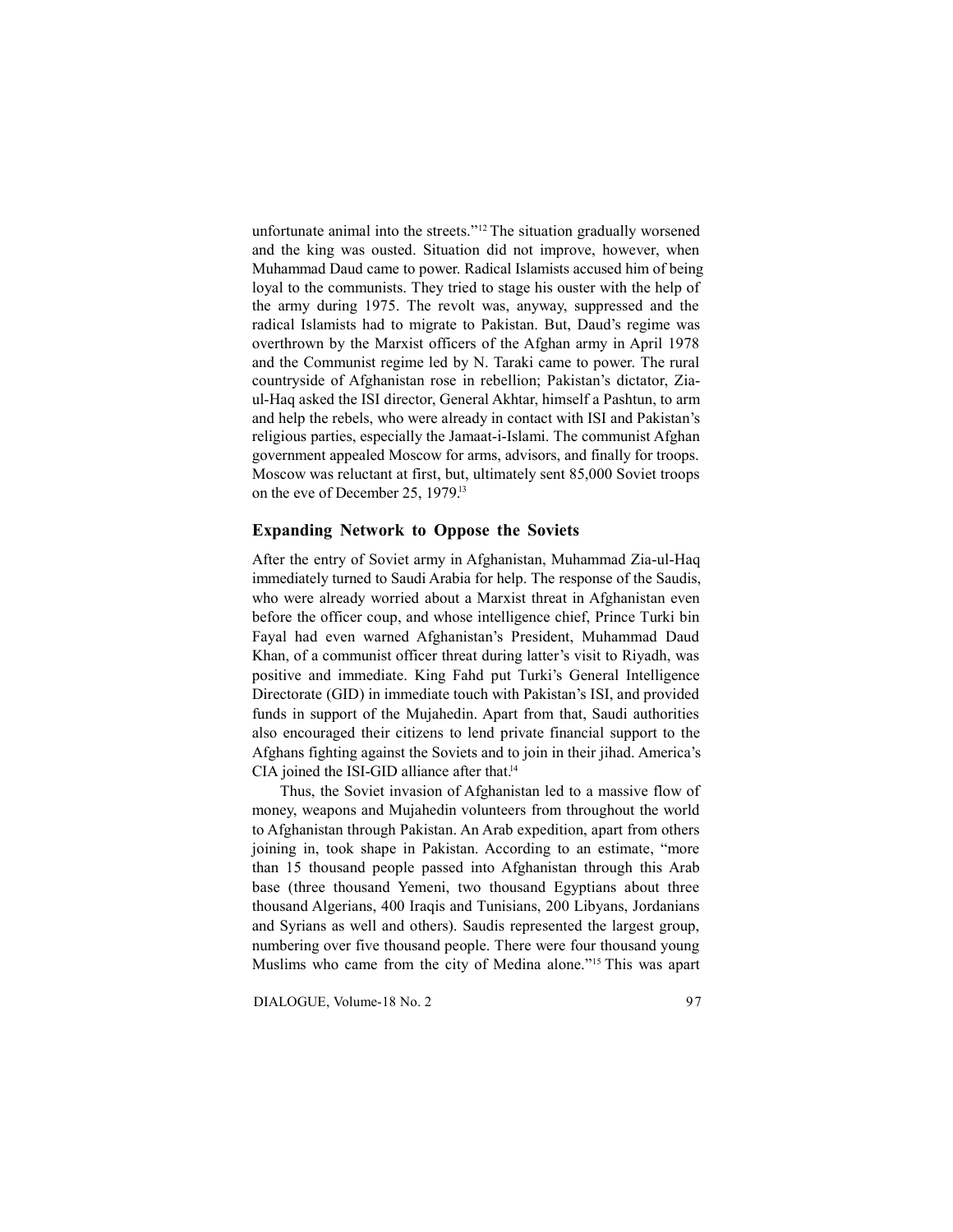unfortunate animal into the streets."[12] The situation gradually worsened and the king was ousted. Situation did not improve, however, when Muhammad Daud came to power. Radical Islamists accused him of being loyal to the communists. They tried to stage his ouster with the help of the army during 1975. The revolt was, anyway, suppressed and the radical Islamists had to migrate to Pakistan. But, Daud's regime was overthrown by the Marxist officers of the Afghan army in April 1978 and the Communist regime led by N. Taraki came to power. The rural countryside of Afghanistan rose in rebellion; Pakistan's dictator, Zia-ul-Haq asked the ISI director, General Akhtar, himself a Pashtun, to arm and help the rebels, who were already in contact with ISI and Pakistan's religious parties, especially the Jamaat-i-Islami. The communist Afghan government appealed Moscow for arms, advisors, and finally for troops. Moscow was reluctant at first, but, ultimately sent 85,000 Soviet troops on the eve of December 25, 1979.[13]

## Expanding Network to Oppose the Soviets

After the entry of Soviet army in Afghanistan, Muhammad Zia-ul-Haq immediately turned to Saudi Arabia for help. The response of the Saudis, who were already worried about a Marxist threat in Afghanistan even before the officer coup, and whose intelligence chief, Prince Turki bin Fayal had even warned Afghanistan's President, Muhammad Daud Khan, of a communist officer threat during latter's visit to Riyadh, was positive and immediate. King Fahd put Turki's General Intelligence Directorate (GID) in immediate touch with Pakistan's ISI, and provided funds in support of the Mujahedin. Apart from that, Saudi authorities also encouraged their citizens to lend private financial support to the Afghans fighting against the Soviets and to join in their jihad. America's CIA joined the ISI-GID alliance after that.[14]

Thus, the Soviet invasion of Afghanistan led to a massive flow of money, weapons and Mujahedin volunteers from throughout the world to Afghanistan through Pakistan. An Arab expedition, apart from others joining in, took shape in Pakistan. According to an estimate, "more than 15 thousand people passed into Afghanistan through this Arab base (three thousand Yemeni, two thousand Egyptians about three thousand Algerians, 400 Iraqis and Tunisians, 200 Libyans, Jordanians and Syrians as well and others). Saudis represented the largest group, numbering over five thousand people. There were four thousand young Muslims who came from the city of Medina alone."[15] This was apart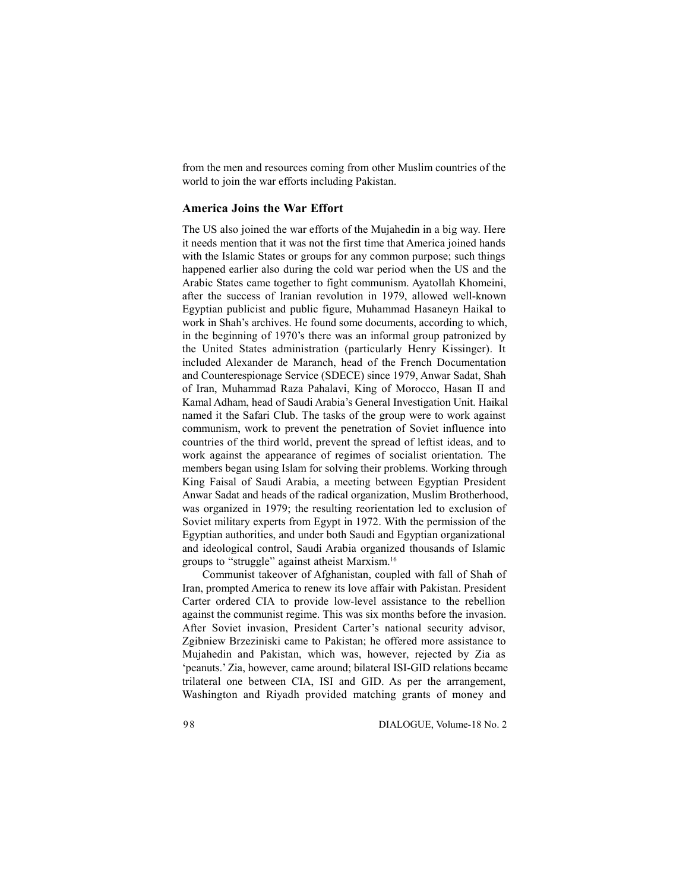from the men and resources coming from other Muslim countries of the world to join the war efforts including Pakistan.

## America Joins the War Effort

The US also joined the war efforts of the Mujahedin in a big way. Here it needs mention that it was not the first time that America joined hands with the Islamic States or groups for any common purpose; such things happened earlier also during the cold war period when the US and the Arabic States came together to fight communism. Ayatollah Khomeini, after the success of Iranian revolution in 1979, allowed well-known Egyptian publicist and public figure, Muhammad Hasaneyn Haikal to work in Shah's archives. He found some documents, according to which, in the beginning of 1970's there was an informal group patronized by the United States administration (particularly Henry Kissinger). It included Alexander de Maranch, head of the French Documentation and Counterespionage Service (SDECE) since 1979, Anwar Sadat, Shah of Iran, Muhammad Raza Pahalavi, King of Morocco, Hasan II and Kamal Adham, head of Saudi Arabia's General Investigation Unit. Haikal named it the Safari Club. The tasks of the group were to work against communism, work to prevent the penetration of Soviet influence into countries of the third world, prevent the spread of leftist ideas, and to work against the appearance of regimes of socialist orientation. The members began using Islam for solving their problems. Working through King Faisal of Saudi Arabia, a meeting between Egyptian President Anwar Sadat and heads of the radical organization, Muslim Brotherhood, was organized in 1979; the resulting reorientation led to exclusion of Soviet military experts from Egypt in 1972. With the permission of the Egyptian authorities, and under both Saudi and Egyptian organizational and ideological control, Saudi Arabia organized thousands of Islamic groups to "struggle" against atheist Marxism.[16]

Communist takeover of Afghanistan, coupled with fall of Shah of Iran, prompted America to renew its love affair with Pakistan. President Carter ordered CIA to provide low-level assistance to the rebellion against the communist regime. This was six months before the invasion. After Soviet invasion, President Carter's national security advisor, Zgibniew Brzeziniski came to Pakistan; he offered more assistance to Mujahedin and Pakistan, which was, however, rejected by Zia as 'peanuts.' Zia, however, came around; bilateral ISI-GID relations became trilateral one between CIA, ISI and GID. As per the arrangement, Washington and Riyadh provided matching grants of money and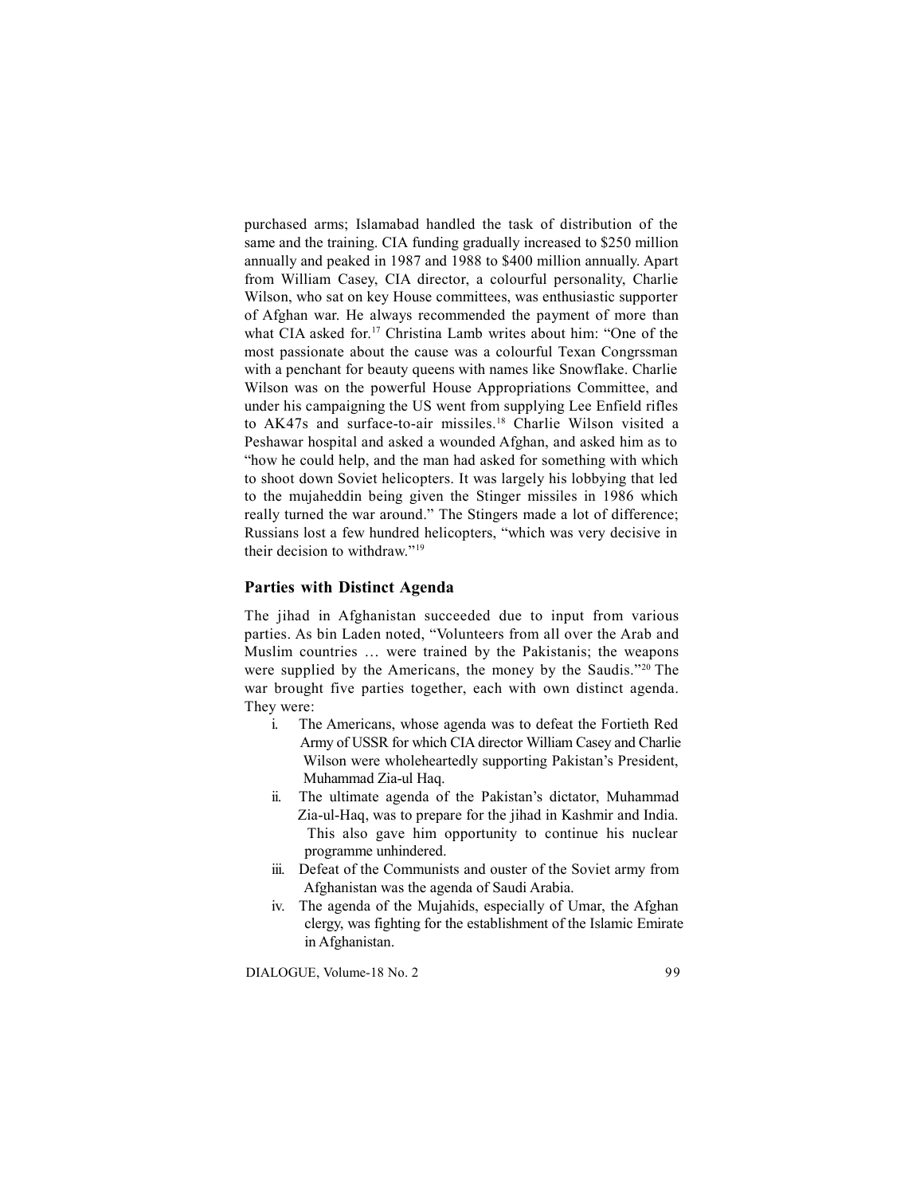purchased arms; Islamabad handled the task of distribution of the same and the training. CIA funding gradually increased to $250 million annually and peaked in 1987 and 1988 to $400 million annually. Apart from William Casey, CIA director, a colourful personality, Charlie Wilson, who sat on key House committees, was enthusiastic supporter of Afghan war. He always recommended the payment of more than what CIA asked for.[17] Christina Lamb writes about him: "One of the most passionate about the cause was a colourful Texan Congrssman with a penchant for beauty queens with names like Snowflake. Charlie Wilson was on the powerful House Appropriations Committee, and under his campaigning the US went from supplying Lee Enfield rifles to AK47s and surface-to-air missiles.[18] Charlie Wilson visited a Peshawar hospital and asked a wounded Afghan, and asked him as to "how he could help, and the man had asked for something with which to shoot down Soviet helicopters. It was largely his lobbying that led to the mujaheddin being given the Stinger missiles in 1986 which really turned the war around." The Stingers made a lot of difference; Russians lost a few hundred helicopters, "which was very decisive in their decision to withdraw."[19]

### Parties with Distinct Agenda

The jihad in Afghanistan succeeded due to input from various parties. As bin Laden noted, "Volunteers from all over the Arab and Muslim countries … were trained by the Pakistanis; the weapons were supplied by the Americans, the money by the Saudis."[20] The war brought five parties together, each with own distinct agenda. They were:

i. The Americans, whose agenda was to defeat the Fortieth Red Army of USSR for which CIA director William Casey and Charlie Wilson were wholeheartedly supporting Pakistan's President, Muhammad Zia-ul Haq.

ii. The ultimate agenda of the Pakistan's dictator, Muhammad Zia-ul-Haq, was to prepare for the jihad in Kashmir and India. This also gave him opportunity to continue his nuclear programme unhindered.

iii. Defeat of the Communists and ouster of the Soviet army from Afghanistan was the agenda of Saudi Arabia.

iv. The agenda of the Mujahids, especially of Umar, the Afghan clergy, was fighting for the establishment of the Islamic Emirate in Afghanistan.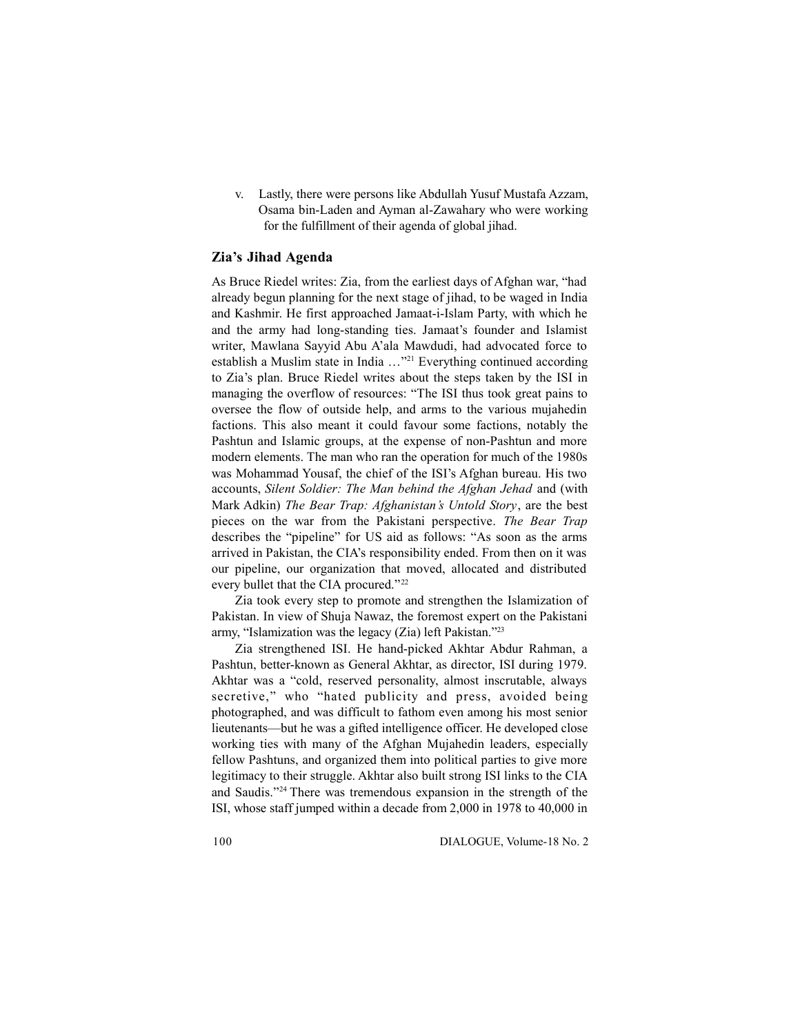v. Lastly, there were persons like Abdullah Yusuf Mustafa Azzam, Osama bin-Laden and Ayman al-Zawahary who were working for the fulfillment of their agenda of global jihad.

## Zia's Jihad Agenda

As Bruce Riedel writes: Zia, from the earliest days of Afghan war, "had already begun planning for the next stage of jihad, to be waged in India and Kashmir. He first approached Jamaat-i-Islam Party, with which he and the army had long-standing ties. Jamaat's founder and Islamist writer, Mawlana Sayyid Abu A'ala Mawdudi, had advocated force to establish a Muslim state in India …"[21] Everything continued according to Zia's plan. Bruce Riedel writes about the steps taken by the ISI in managing the overflow of resources: "The ISI thus took great pains to oversee the flow of outside help, and arms to the various mujahedin factions. This also meant it could favour some factions, notably the Pashtun and Islamic groups, at the expense of non-Pashtun and more modern elements. The man who ran the operation for much of the 1980s was Mohammad Yousaf, the chief of the ISI's Afghan bureau. His two accounts, *Silent Soldier: The Man behind the Afghan Jehad* and (with Mark Adkin) *The Bear Trap: Afghanistan's Untold Story*, are the best pieces on the war from the Pakistani perspective. *The Bear Trap* describes the "pipeline" for US aid as follows: "As soon as the arms arrived in Pakistan, the CIA's responsibility ended. From then on it was our pipeline, our organization that moved, allocated and distributed every bullet that the CIA procured."[22]

Zia took every step to promote and strengthen the Islamization of Pakistan. In view of Shuja Nawaz, the foremost expert on the Pakistani army, "Islamization was the legacy (Zia) left Pakistan."[23]

Zia strengthened ISI. He hand-picked Akhtar Abdur Rahman, a Pashtun, better-known as General Akhtar, as director, ISI during 1979. Akhtar was a "cold, reserved personality, almost inscrutable, always secretive," who "hated publicity and press, avoided being photographed, and was difficult to fathom even among his most senior lieutenants—but he was a gifted intelligence officer. He developed close working ties with many of the Afghan Mujahedin leaders, especially fellow Pashtuns, and organized them into political parties to give more legitimacy to their struggle. Akhtar also built strong ISI links to the CIA and Saudis."[24] There was tremendous expansion in the strength of the ISI, whose staff jumped within a decade from 2,000 in 1978 to 40,000 in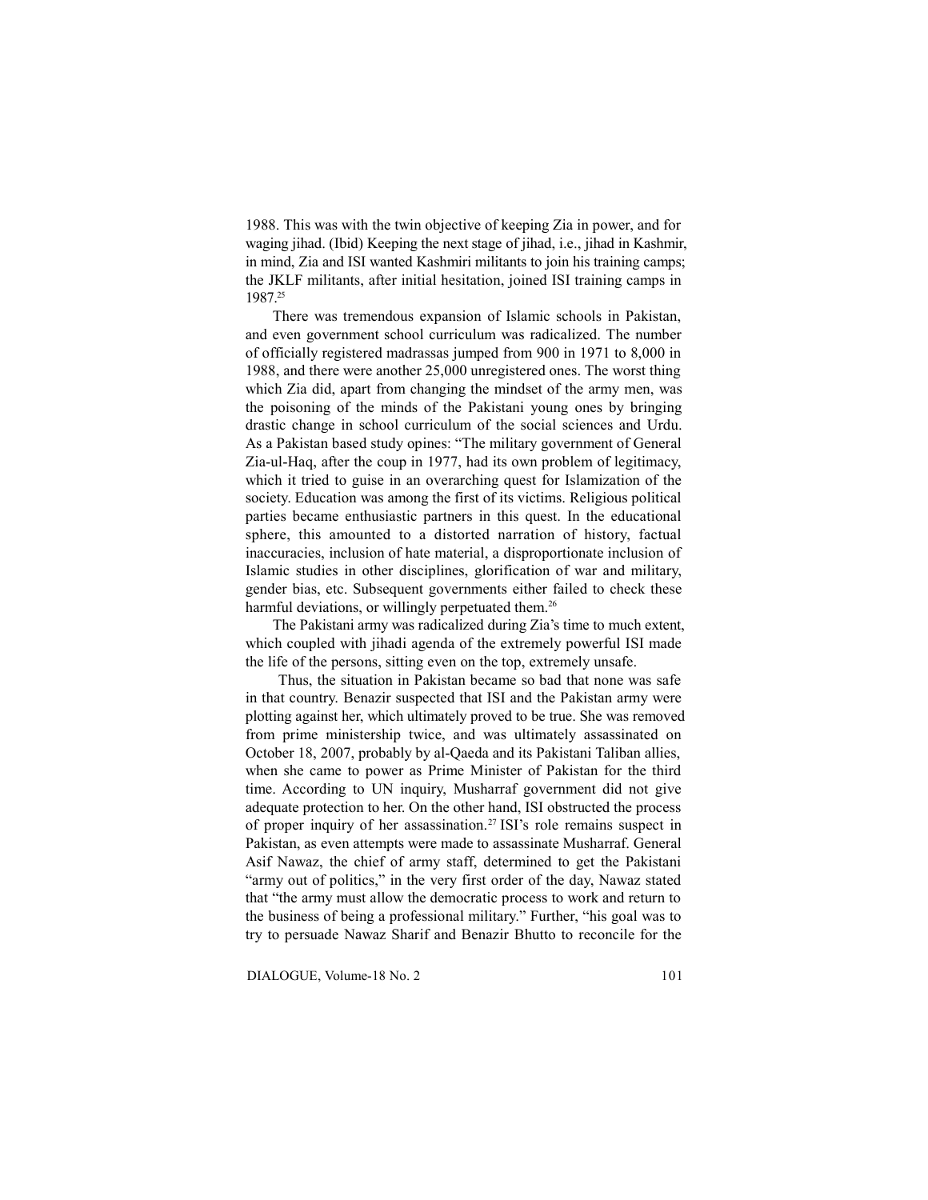1988. This was with the twin objective of keeping Zia in power, and for waging jihad. (Ibid) Keeping the next stage of jihad, i.e., jihad in Kashmir, in mind, Zia and ISI wanted Kashmiri militants to join his training camps; the JKLF militants, after initial hesitation, joined ISI training camps in 1987.[25]

There was tremendous expansion of Islamic schools in Pakistan, and even government school curriculum was radicalized. The number of officially registered madrassas jumped from 900 in 1971 to 8,000 in 1988, and there were another 25,000 unregistered ones. The worst thing which Zia did, apart from changing the mindset of the army men, was the poisoning of the minds of the Pakistani young ones by bringing drastic change in school curriculum of the social sciences and Urdu. As a Pakistan based study opines: "The military government of General Zia-ul-Haq, after the coup in 1977, had its own problem of legitimacy, which it tried to guise in an overarching quest for Islamization of the society. Education was among the first of its victims. Religious political parties became enthusiastic partners in this quest. In the educational sphere, this amounted to a distorted narration of history, factual inaccuracies, inclusion of hate material, a disproportionate inclusion of Islamic studies in other disciplines, glorification of war and military, gender bias, etc. Subsequent governments either failed to check these harmful deviations, or willingly perpetuated them.[26]

The Pakistani army was radicalized during Zia's time to much extent, which coupled with jihadi agenda of the extremely powerful ISI made the life of the persons, sitting even on the top, extremely unsafe.

Thus, the situation in Pakistan became so bad that none was safe in that country. Benazir suspected that ISI and the Pakistan army were plotting against her, which ultimately proved to be true. She was removed from prime ministership twice, and was ultimately assassinated on October 18, 2007, probably by al-Qaeda and its Pakistani Taliban allies, when she came to power as Prime Minister of Pakistan for the third time. According to UN inquiry, Musharraf government did not give adequate protection to her. On the other hand, ISI obstructed the process of proper inquiry of her assassination.[27] ISI's role remains suspect in Pakistan, as even attempts were made to assassinate Musharraf. General Asif Nawaz, the chief of army staff, determined to get the Pakistani "army out of politics," in the very first order of the day, Nawaz stated that "the army must allow the democratic process to work and return to the business of being a professional military." Further, "his goal was to try to persuade Nawaz Sharif and Benazir Bhutto to reconcile for the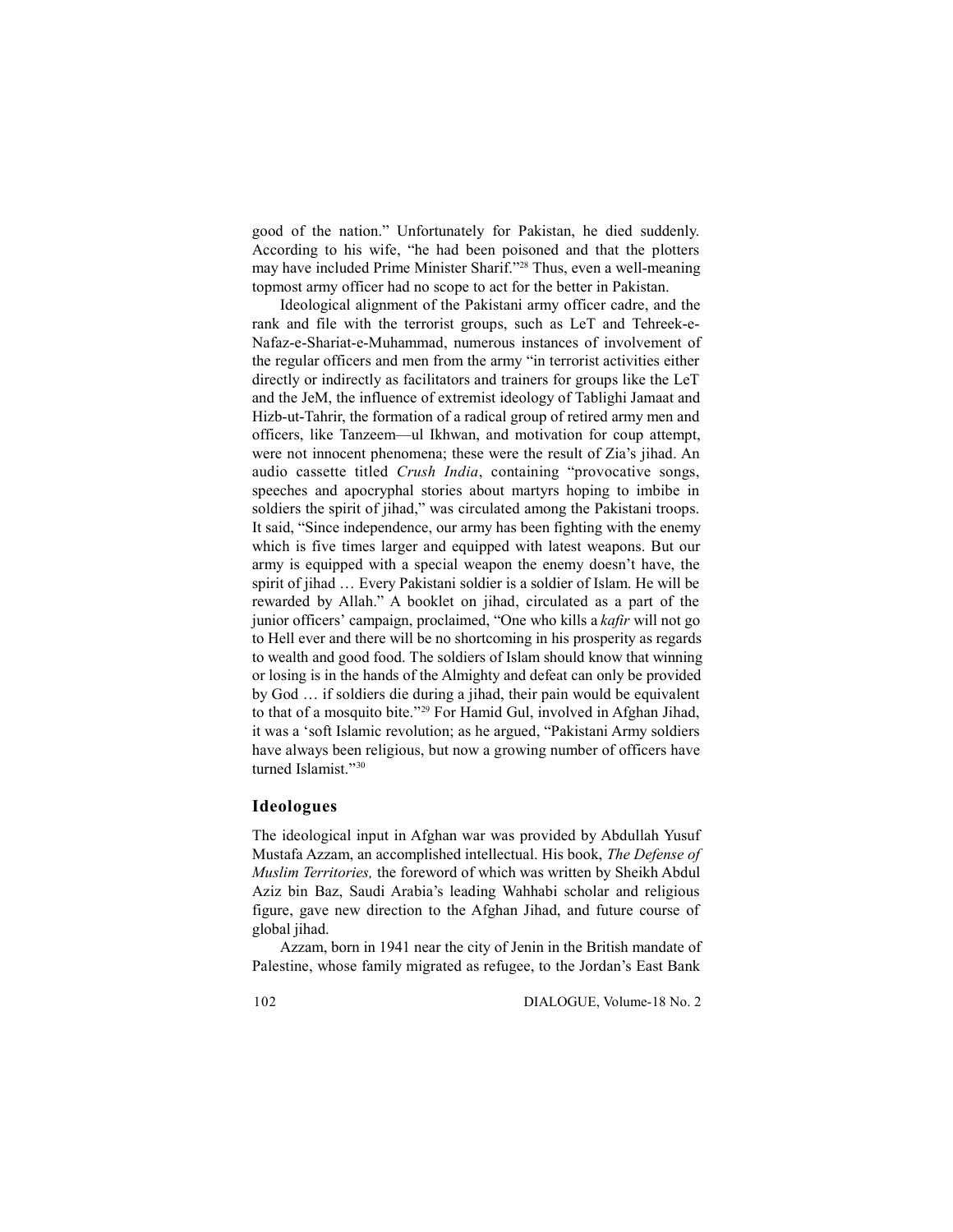good of the nation." Unfortunately for Pakistan, he died suddenly. According to his wife, "he had been poisoned and that the plotters may have included Prime Minister Sharif."[28] Thus, even a well-meaning topmost army officer had no scope to act for the better in Pakistan.

Ideological alignment of the Pakistani army officer cadre, and the rank and file with the terrorist groups, such as LeT and Tehreek-e-Nafaz-e-Shariat-e-Muhammad, numerous instances of involvement of the regular officers and men from the army "in terrorist activities either directly or indirectly as facilitators and trainers for groups like the LeT and the JeM, the influence of extremist ideology of Tablighi Jamaat and Hizb-ut-Tahrir, the formation of a radical group of retired army men and officers, like Tanzeem—ul Ikhwan, and motivation for coup attempt, were not innocent phenomena; these were the result of Zia's jihad. An audio cassette titled *Crush India*, containing "provocative songs, speeches and apocryphal stories about martyrs hoping to imbibe in soldiers the spirit of jihad," was circulated among the Pakistani troops. It said, "Since independence, our army has been fighting with the enemy which is five times larger and equipped with latest weapons. But our army is equipped with a special weapon the enemy doesn't have, the spirit of jihad … Every Pakistani soldier is a soldier of Islam. He will be rewarded by Allah." A booklet on jihad, circulated as a part of the junior officers' campaign, proclaimed, "One who kills a *kafir* will not go to Hell ever and there will be no shortcoming in his prosperity as regards to wealth and good food. The soldiers of Islam should know that winning or losing is in the hands of the Almighty and defeat can only be provided by God … if soldiers die during a jihad, their pain would be equivalent to that of a mosquito bite."[29] For Hamid Gul, involved in Afghan Jihad, it was a 'soft Islamic revolution; as he argued, "Pakistani Army soldiers have always been religious, but now a growing number of officers have turned Islamist."[30]

## Ideologues

The ideological input in Afghan war was provided by Abdullah Yusuf Mustafa Azzam, an accomplished intellectual. His book, *The Defense of Muslim Territories,* the foreword of which was written by Sheikh Abdul Aziz bin Baz, Saudi Arabia's leading Wahhabi scholar and religious figure, gave new direction to the Afghan Jihad, and future course of global jihad.

Azzam, born in 1941 near the city of Jenin in the British mandate of Palestine, whose family migrated as refugee, to the Jordan's East Bank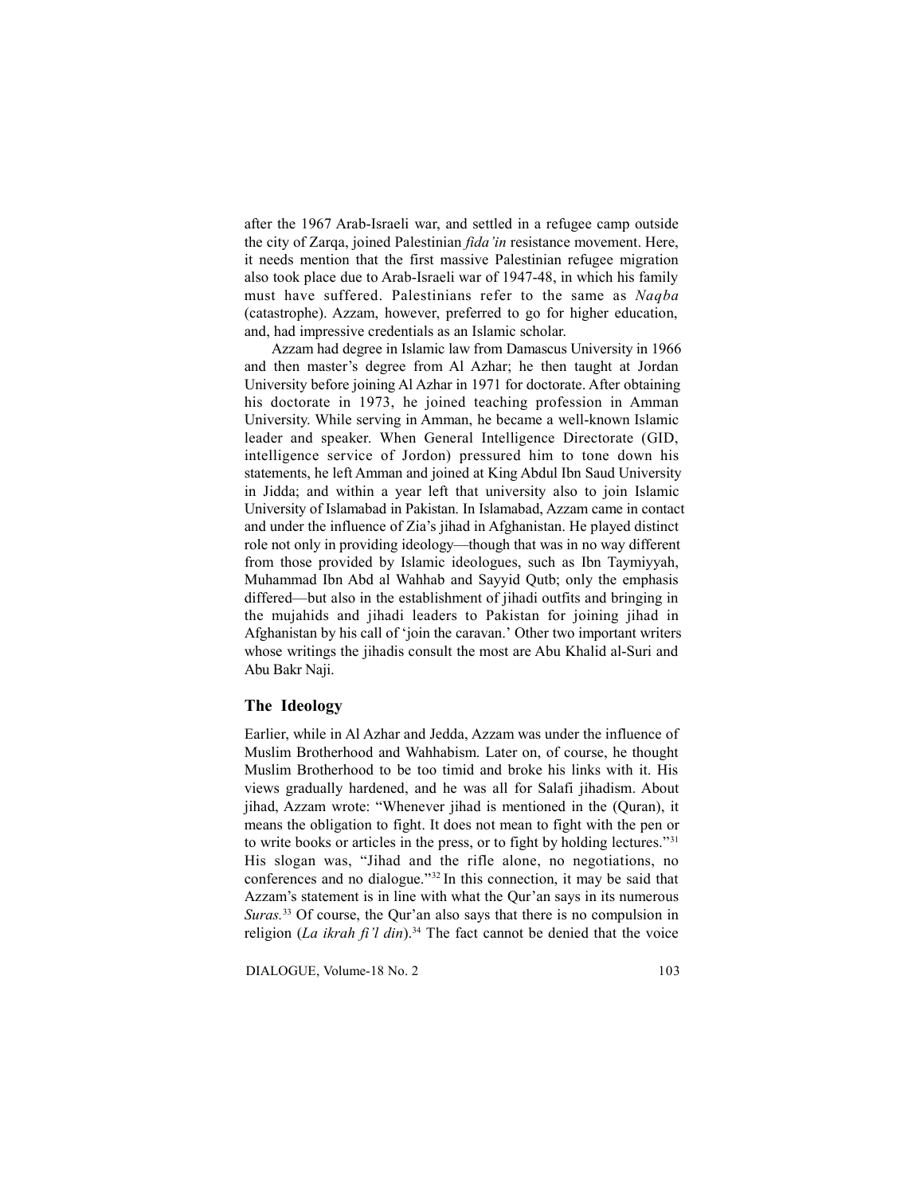after the 1967 Arab-Israeli war, and settled in a refugee camp outside the city of Zarqa, joined Palestinian *fida'in* resistance movement. Here, it needs mention that the first massive Palestinian refugee migration also took place due to Arab-Israeli war of 1947-48, in which his family must have suffered. Palestinians refer to the same as *Naqba* (catastrophe). Azzam, however, preferred to go for higher education, and, had impressive credentials as an Islamic scholar.

Azzam had degree in Islamic law from Damascus University in 1966 and then master's degree from Al Azhar; he then taught at Jordan University before joining Al Azhar in 1971 for doctorate. After obtaining his doctorate in 1973, he joined teaching profession in Amman University. While serving in Amman, he became a well-known Islamic leader and speaker. When General Intelligence Directorate (GID, intelligence service of Jordon) pressured him to tone down his statements, he left Amman and joined at King Abdul Ibn Saud University in Jidda; and within a year left that university also to join Islamic University of Islamabad in Pakistan. In Islamabad, Azzam came in contact and under the influence of Zia's jihad in Afghanistan. He played distinct role not only in providing ideology—though that was in no way different from those provided by Islamic ideologues, such as Ibn Taymiyyah, Muhammad Ibn Abd al Wahhab and Sayyid Qutb; only the emphasis differed—but also in the establishment of jihadi outfits and bringing in the mujahids and jihadi leaders to Pakistan for joining jihad in Afghanistan by his call of 'join the caravan.' Other two important writers whose writings the jihadis consult the most are Abu Khalid al-Suri and Abu Bakr Naji.

## The Ideology

Earlier, while in Al Azhar and Jedda, Azzam was under the influence of Muslim Brotherhood and Wahhabism. Later on, of course, he thought Muslim Brotherhood to be too timid and broke his links with it. His views gradually hardened, and he was all for Salafi jihadism. About jihad, Azzam wrote: "Whenever jihad is mentioned in the (Quran), it means the obligation to fight. It does not mean to fight with the pen or to write books or articles in the press, or to fight by holding lectures."[31] His slogan was, "Jihad and the rifle alone, no negotiations, no conferences and no dialogue."[32] In this connection, it may be said that Azzam's statement is in line with what the Qur'an says in its numerous *Suras.*[33] Of course, the Qur'an also says that there is no compulsion in religion (*La ikrah fi'l din*).[34] The fact cannot be denied that the voice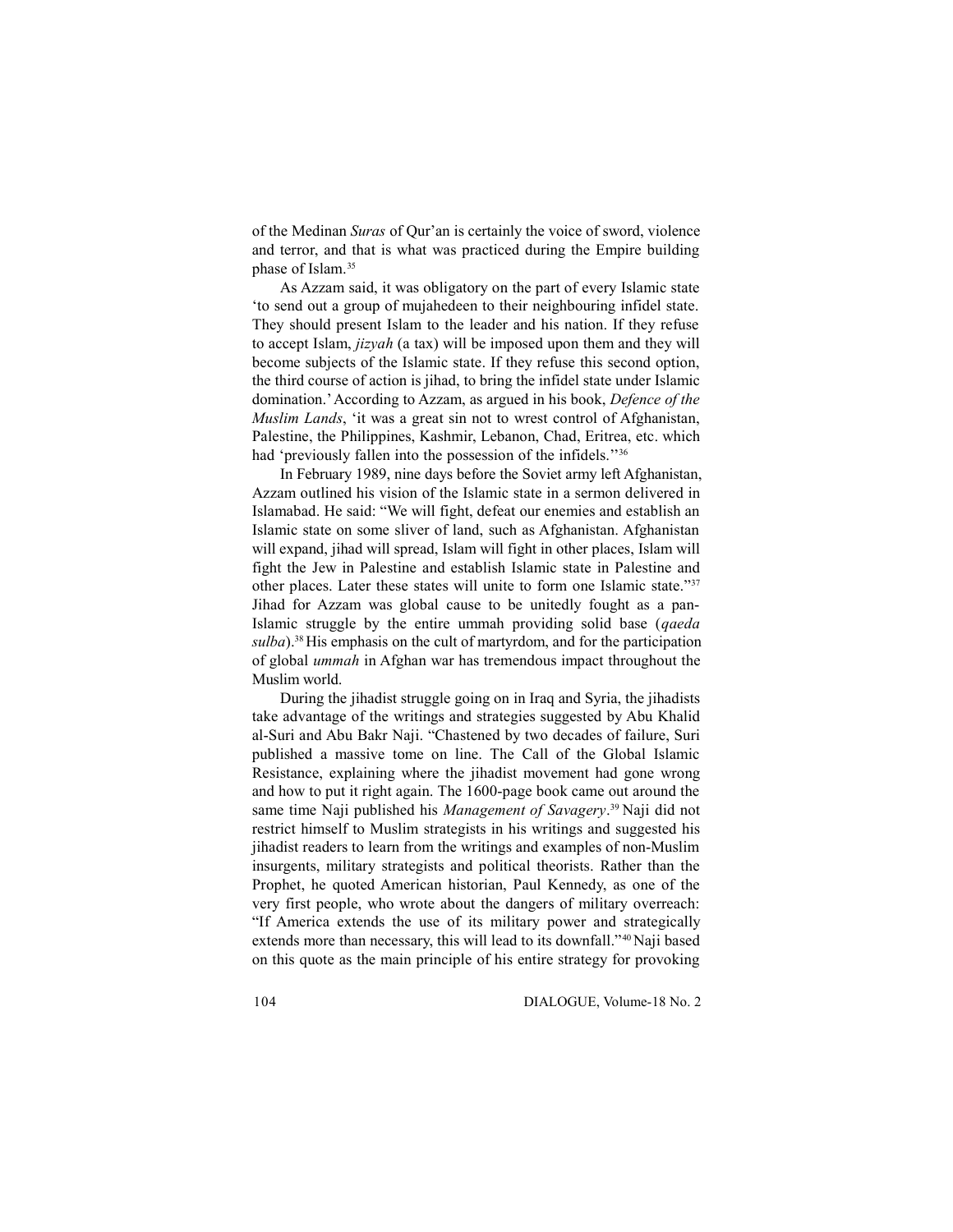of the Medinan *Suras* of Qur'an is certainly the voice of sword, violence and terror, and that is what was practiced during the Empire building phase of Islam.[35]

As Azzam said, it was obligatory on the part of every Islamic state 'to send out a group of mujahedeen to their neighbouring infidel state. They should present Islam to the leader and his nation. If they refuse to accept Islam, *jizyah* (a tax) will be imposed upon them and they will become subjects of the Islamic state. If they refuse this second option, the third course of action is jihad, to bring the infidel state under Islamic domination.' According to Azzam, as argued in his book, *Defence of the Muslim Lands*, 'it was a great sin not to wrest control of Afghanistan, Palestine, the Philippines, Kashmir, Lebanon, Chad, Eritrea, etc. which had 'previously fallen into the possession of the infidels.''[36]

In February 1989, nine days before the Soviet army left Afghanistan, Azzam outlined his vision of the Islamic state in a sermon delivered in Islamabad. He said: "We will fight, defeat our enemies and establish an Islamic state on some sliver of land, such as Afghanistan. Afghanistan will expand, jihad will spread, Islam will fight in other places, Islam will fight the Jew in Palestine and establish Islamic state in Palestine and other places. Later these states will unite to form one Islamic state."[37] Jihad for Azzam was global cause to be unitedly fought as a pan-Islamic struggle by the entire ummah providing solid base (*qaeda sulba*).[38] His emphasis on the cult of martyrdom, and for the participation of global *ummah* in Afghan war has tremendous impact throughout the Muslim world.

During the jihadist struggle going on in Iraq and Syria, the jihadists take advantage of the writings and strategies suggested by Abu Khalid al-Suri and Abu Bakr Naji. "Chastened by two decades of failure, Suri published a massive tome on line. The Call of the Global Islamic Resistance, explaining where the jihadist movement had gone wrong and how to put it right again. The 1600-page book came out around the same time Naji published his *Management of Savagery*.[39] Naji did not restrict himself to Muslim strategists in his writings and suggested his jihadist readers to learn from the writings and examples of non-Muslim insurgents, military strategists and political theorists. Rather than the Prophet, he quoted American historian, Paul Kennedy, as one of the very first people, who wrote about the dangers of military overreach: "If America extends the use of its military power and strategically extends more than necessary, this will lead to its downfall."[40] Naji based on this quote as the main principle of his entire strategy for provoking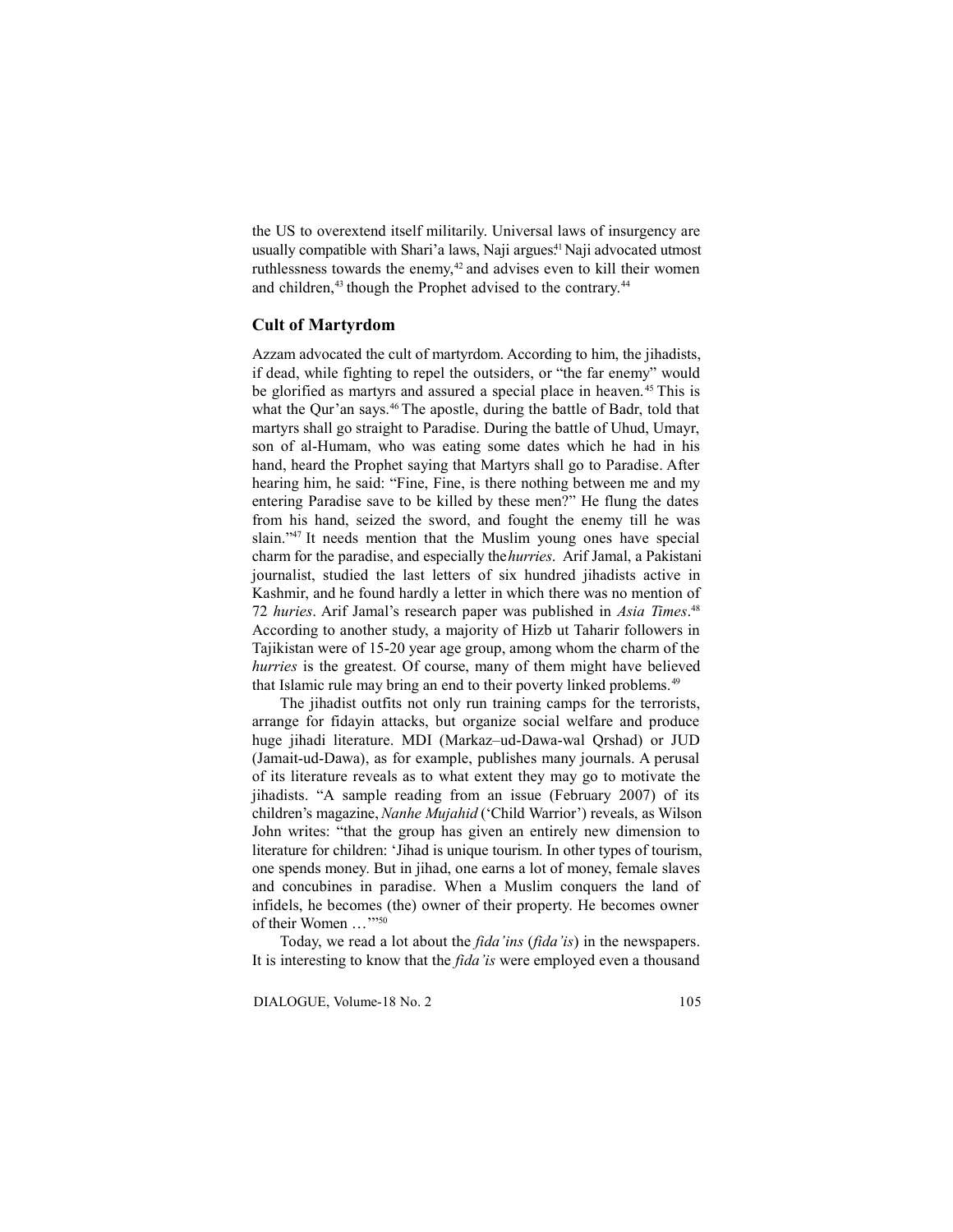the US to overextend itself militarily. Universal laws of insurgency are usually compatible with Shari'a laws, Naji argues.[41] Naji advocated utmost ruthlessness towards the enemy,[42] and advises even to kill their women and children,[43] though the Prophet advised to the contrary.[44]

### Cult of Martyrdom

Azzam advocated the cult of martyrdom. According to him, the jihadists, if dead, while fighting to repel the outsiders, or "the far enemy" would be glorified as martyrs and assured a special place in heaven.[45] This is what the Qur'an says.[46] The apostle, during the battle of Badr, told that martyrs shall go straight to Paradise. During the battle of Uhud, Umayr, son of al-Humam, who was eating some dates which he had in his hand, heard the Prophet saying that Martyrs shall go to Paradise. After hearing him, he said: "Fine, Fine, is there nothing between me and my entering Paradise save to be killed by these men?" He flung the dates from his hand, seized the sword, and fought the enemy till he was slain."[47] It needs mention that the Muslim young ones have special charm for the paradise, and especially the *hurries*. Arif Jamal, a Pakistani journalist, studied the last letters of six hundred jihadists active in Kashmir, and he found hardly a letter in which there was no mention of 72 *huries*. Arif Jamal's research paper was published in *Asia Times*.[48] According to another study, a majority of Hizb ut Taharir followers in Tajikistan were of 15-20 year age group, among whom the charm of the *hurries* is the greatest. Of course, many of them might have believed that Islamic rule may bring an end to their poverty linked problems.[49]

The jihadist outfits not only run training camps for the terrorists, arrange for fidayin attacks, but organize social welfare and produce huge jihadi literature. MDI (Markaz–ud-Dawa-wal Qrshad) or JUD (Jamait-ud-Dawa), as for example, publishes many journals. A perusal of its literature reveals as to what extent they may go to motivate the jihadists. "A sample reading from an issue (February 2007) of its children's magazine, *Nanhe Mujahid* ('Child Warrior') reveals, as Wilson John writes: "that the group has given an entirely new dimension to literature for children: 'Jihad is unique tourism. In other types of tourism, one spends money. But in jihad, one earns a lot of money, female slaves and concubines in paradise. When a Muslim conquers the land of infidels, he becomes (the) owner of their property. He becomes owner of their Women …'"[50]

Today, we read a lot about the *fida'ins* (*fida'is*) in the newspapers. It is interesting to know that the *fida'is* were employed even a thousand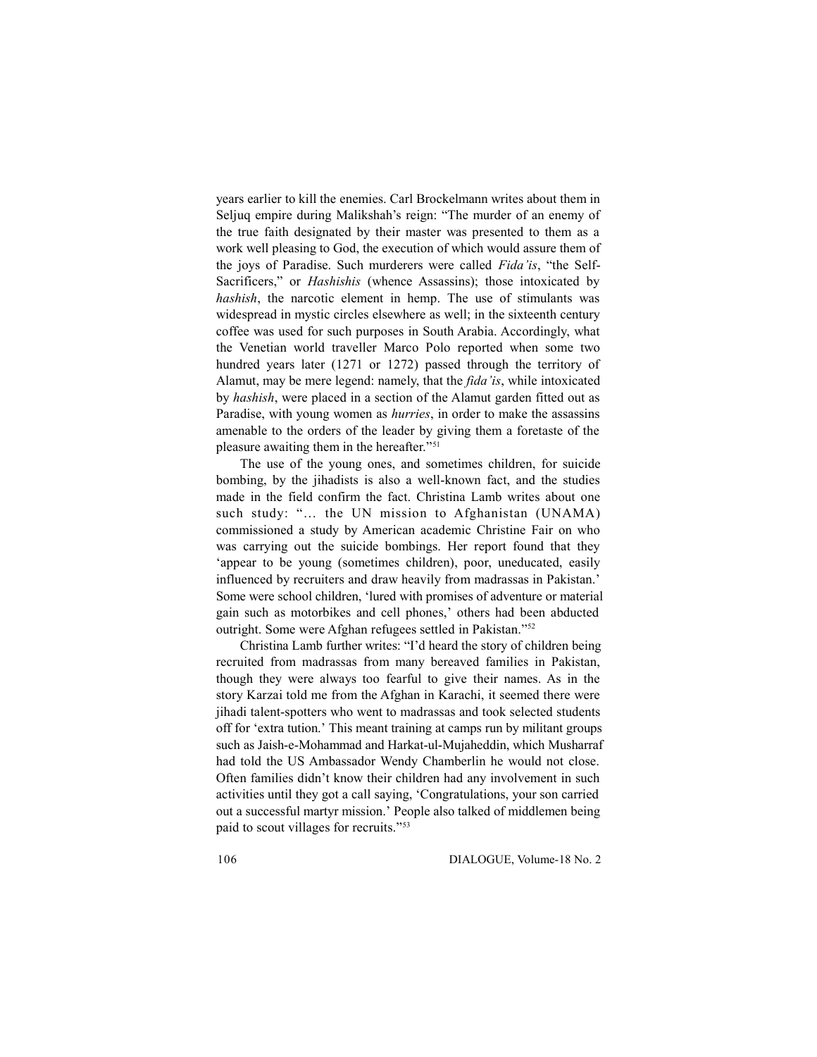years earlier to kill the enemies. Carl Brockelmann writes about them in Seljuq empire during Malikshah's reign: "The murder of an enemy of the true faith designated by their master was presented to them as a work well pleasing to God, the execution of which would assure them of the joys of Paradise. Such murderers were called *Fida'is*, "the Self-Sacrificers," or *Hashishis* (whence Assassins); those intoxicated by *hashish*, the narcotic element in hemp. The use of stimulants was widespread in mystic circles elsewhere as well; in the sixteenth century coffee was used for such purposes in South Arabia. Accordingly, what the Venetian world traveller Marco Polo reported when some two hundred years later (1271 or 1272) passed through the territory of Alamut, may be mere legend: namely, that the *fida'is*, while intoxicated by *hashish*, were placed in a section of the Alamut garden fitted out as Paradise, with young women as *hurries*, in order to make the assassins amenable to the orders of the leader by giving them a foretaste of the pleasure awaiting them in the hereafter."[51]

The use of the young ones, and sometimes children, for suicide bombing, by the jihadists is also a well-known fact, and the studies made in the field confirm the fact. Christina Lamb writes about one such study: "... the UN mission to Afghanistan (UNAMA) commissioned a study by American academic Christine Fair on who was carrying out the suicide bombings. Her report found that they 'appear to be young (sometimes children), poor, uneducated, easily influenced by recruiters and draw heavily from madrassas in Pakistan.' Some were school children, 'lured with promises of adventure or material gain such as motorbikes and cell phones,' others had been abducted outright. Some were Afghan refugees settled in Pakistan."[52]

Christina Lamb further writes: "I'd heard the story of children being recruited from madrassas from many bereaved families in Pakistan, though they were always too fearful to give their names. As in the story Karzai told me from the Afghan in Karachi, it seemed there were jihadi talent-spotters who went to madrassas and took selected students off for 'extra tution.' This meant training at camps run by militant groups such as Jaish-e-Mohammad and Harkat-ul-Mujaheddin, which Musharraf had told the US Ambassador Wendy Chamberlin he would not close. Often families didn't know their children had any involvement in such activities until they got a call saying, 'Congratulations, your son carried out a successful martyr mission.' People also talked of middlemen being paid to scout villages for recruits."[53]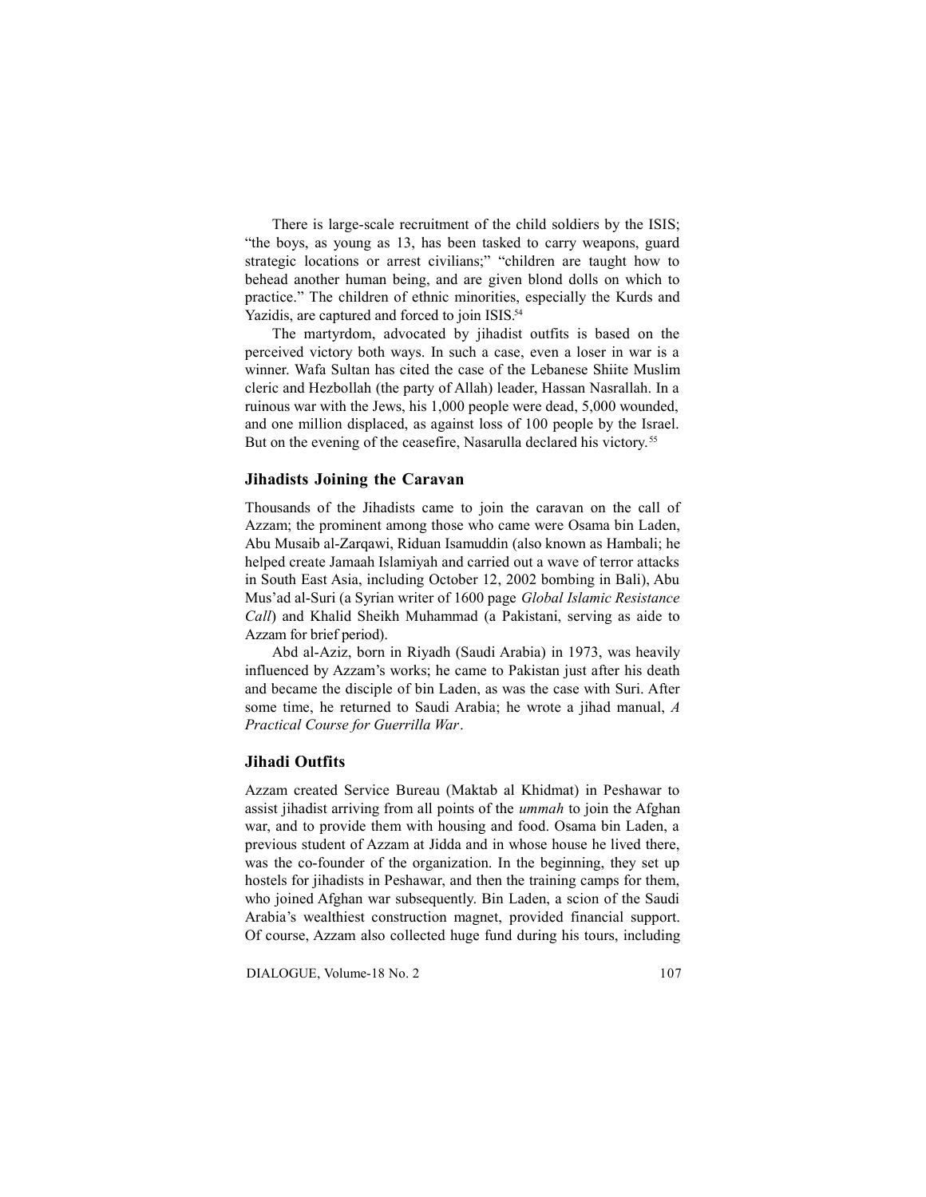There is large-scale recruitment of the child soldiers by the ISIS; "the boys, as young as 13, has been tasked to carry weapons, guard strategic locations or arrest civilians;" "children are taught how to behead another human being, and are given blond dolls on which to practice." The children of ethnic minorities, especially the Kurds and Yazidis, are captured and forced to join ISIS.[54]

The martyrdom, advocated by jihadist outfits is based on the perceived victory both ways. In such a case, even a loser in war is a winner. Wafa Sultan has cited the case of the Lebanese Shiite Muslim cleric and Hezbollah (the party of Allah) leader, Hassan Nasrallah. In a ruinous war with the Jews, his 1,000 people were dead, 5,000 wounded, and one million displaced, as against loss of 100 people by the Israel. But on the evening of the ceasefire, Nasarulla declared his victory.[55]

### Jihadists Joining the Caravan

Thousands of the Jihadists came to join the caravan on the call of Azzam; the prominent among those who came were Osama bin Laden, Abu Musaib al-Zarqawi, Riduan Isamuddin (also known as Hambali; he helped create Jamaah Islamiyah and carried out a wave of terror attacks in South East Asia, including October 12, 2002 bombing in Bali), Abu Mus'ad al-Suri (a Syrian writer of 1600 page *Global Islamic Resistance Call*) and Khalid Sheikh Muhammad (a Pakistani, serving as aide to Azzam for brief period).

Abd al-Aziz, born in Riyadh (Saudi Arabia) in 1973, was heavily influenced by Azzam's works; he came to Pakistan just after his death and became the disciple of bin Laden, as was the case with Suri. After some time, he returned to Saudi Arabia; he wrote a jihad manual, *A Practical Course for Guerrilla War*.

### Jihadi Outfits

Azzam created Service Bureau (Maktab al Khidmat) in Peshawar to assist jihadist arriving from all points of the *ummah* to join the Afghan war, and to provide them with housing and food. Osama bin Laden, a previous student of Azzam at Jidda and in whose house he lived there, was the co-founder of the organization. In the beginning, they set up hostels for jihadists in Peshawar, and then the training camps for them, who joined Afghan war subsequently. Bin Laden, a scion of the Saudi Arabia's wealthiest construction magnet, provided financial support. Of course, Azzam also collected huge fund during his tours, including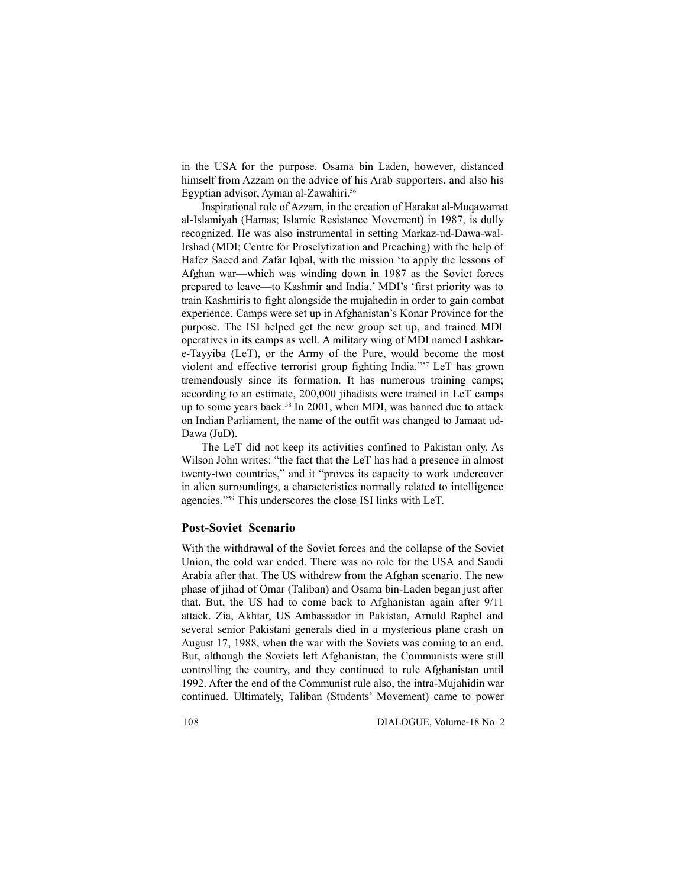in the USA for the purpose. Osama bin Laden, however, distanced himself from Azzam on the advice of his Arab supporters, and also his Egyptian advisor, Ayman al-Zawahiri.[56]

Inspirational role of Azzam, in the creation of Harakat al-Muqawamat al-Islamiyah (Hamas; Islamic Resistance Movement) in 1987, is dully recognized. He was also instrumental in setting Markaz-ud-Dawa-wal-Irshad (MDI; Centre for Proselytization and Preaching) with the help of Hafez Saeed and Zafar Iqbal, with the mission 'to apply the lessons of Afghan war—which was winding down in 1987 as the Soviet forces prepared to leave—to Kashmir and India.' MDI's 'first priority was to train Kashmiris to fight alongside the mujahedin in order to gain combat experience. Camps were set up in Afghanistan's Konar Province for the purpose. The ISI helped get the new group set up, and trained MDI operatives in its camps as well. A military wing of MDI named Lashkar-e-Tayyiba (LeT), or the Army of the Pure, would become the most violent and effective terrorist group fighting India."[57] LeT has grown tremendously since its formation. It has numerous training camps; according to an estimate, 200,000 jihadists were trained in LeT camps up to some years back.[58] In 2001, when MDI, was banned due to attack on Indian Parliament, the name of the outfit was changed to Jamaat ud-Dawa (JuD).

The LeT did not keep its activities confined to Pakistan only. As Wilson John writes: "the fact that the LeT has had a presence in almost twenty-two countries," and it "proves its capacity to work undercover in alien surroundings, a characteristics normally related to intelligence agencies."[59] This underscores the close ISI links with LeT.

### Post-Soviet Scenario

With the withdrawal of the Soviet forces and the collapse of the Soviet Union, the cold war ended. There was no role for the USA and Saudi Arabia after that. The US withdrew from the Afghan scenario. The new phase of jihad of Omar (Taliban) and Osama bin-Laden began just after that. But, the US had to come back to Afghanistan again after 9/11 attack. Zia, Akhtar, US Ambassador in Pakistan, Arnold Raphel and several senior Pakistani generals died in a mysterious plane crash on August 17, 1988, when the war with the Soviets was coming to an end. But, although the Soviets left Afghanistan, the Communists were still controlling the country, and they continued to rule Afghanistan until 1992. After the end of the Communist rule also, the intra-Mujahidin war continued. Ultimately, Taliban (Students' Movement) came to power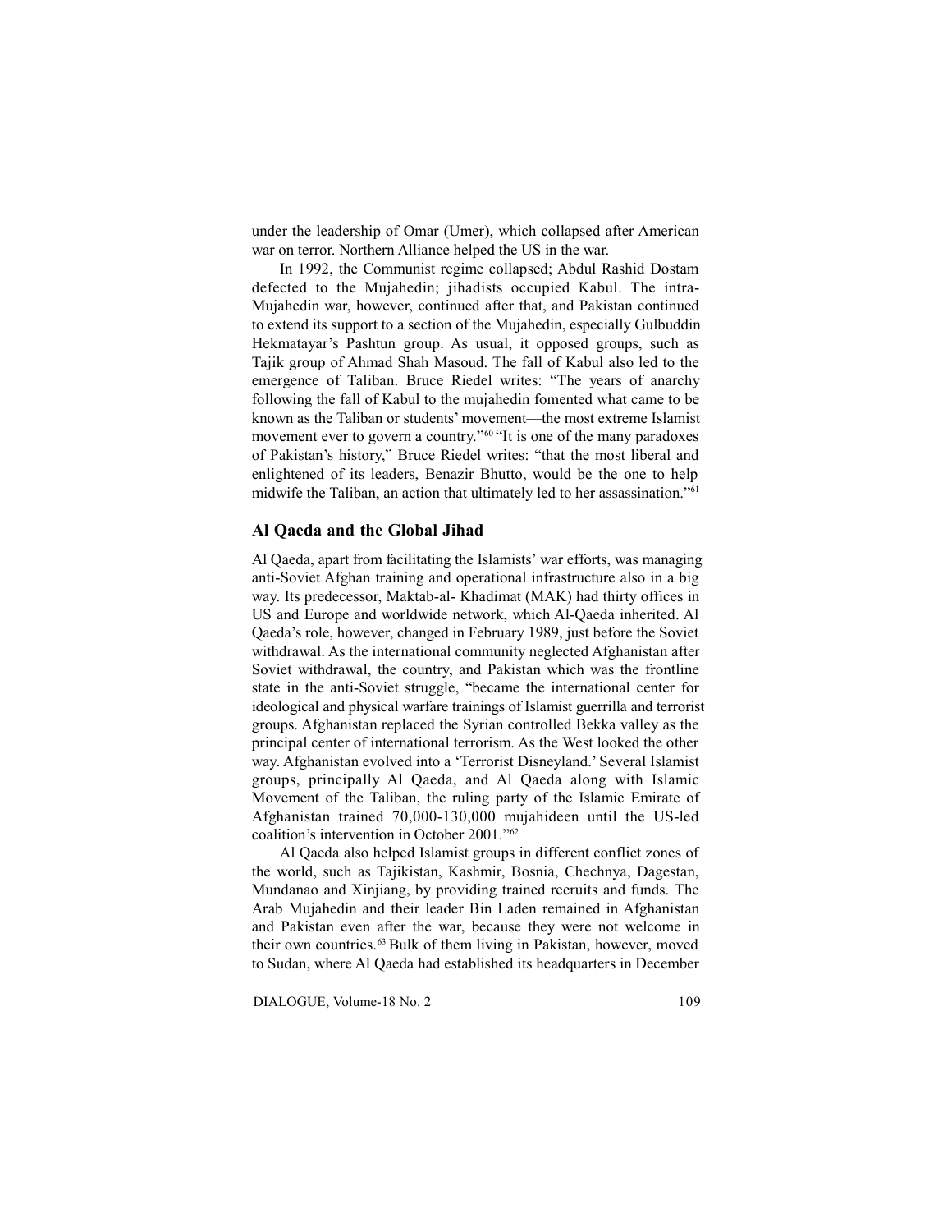under the leadership of Omar (Umer), which collapsed after American war on terror. Northern Alliance helped the US in the war.

In 1992, the Communist regime collapsed; Abdul Rashid Dostam defected to the Mujahedin; jihadists occupied Kabul. The intra-Mujahedin war, however, continued after that, and Pakistan continued to extend its support to a section of the Mujahedin, especially Gulbuddin Hekmatayar's Pashtun group. As usual, it opposed groups, such as Tajik group of Ahmad Shah Masoud. The fall of Kabul also led to the emergence of Taliban. Bruce Riedel writes: "The years of anarchy following the fall of Kabul to the mujahedin fomented what came to be known as the Taliban or students' movement—the most extreme Islamist movement ever to govern a country."[60] "It is one of the many paradoxes of Pakistan's history," Bruce Riedel writes: "that the most liberal and enlightened of its leaders, Benazir Bhutto, would be the one to help midwife the Taliban, an action that ultimately led to her assassination."[61]

## Al Qaeda and the Global Jihad

Al Qaeda, apart from facilitating the Islamists' war efforts, was managing anti-Soviet Afghan training and operational infrastructure also in a big way. Its predecessor, Maktab-al- Khadimat (MAK) had thirty offices in US and Europe and worldwide network, which Al-Qaeda inherited. Al Qaeda's role, however, changed in February 1989, just before the Soviet withdrawal. As the international community neglected Afghanistan after Soviet withdrawal, the country, and Pakistan which was the frontline state in the anti-Soviet struggle, "became the international center for ideological and physical warfare trainings of Islamist guerrilla and terrorist groups. Afghanistan replaced the Syrian controlled Bekka valley as the principal center of international terrorism. As the West looked the other way. Afghanistan evolved into a 'Terrorist Disneyland.' Several Islamist groups, principally Al Qaeda, and Al Qaeda along with Islamic Movement of the Taliban, the ruling party of the Islamic Emirate of Afghanistan trained 70,000-130,000 mujahideen until the US-led coalition's intervention in October 2001."[62]

Al Qaeda also helped Islamist groups in different conflict zones of the world, such as Tajikistan, Kashmir, Bosnia, Chechnya, Dagestan, Mundanao and Xinjiang, by providing trained recruits and funds. The Arab Mujahedin and their leader Bin Laden remained in Afghanistan and Pakistan even after the war, because they were not welcome in their own countries.[63] Bulk of them living in Pakistan, however, moved to Sudan, where Al Qaeda had established its headquarters in December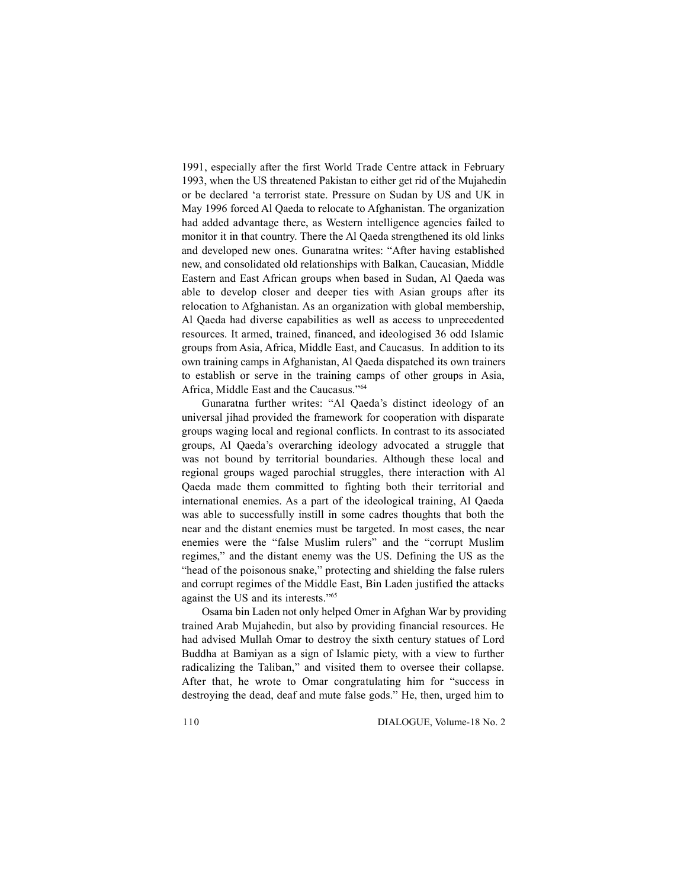1991, especially after the first World Trade Centre attack in February 1993, when the US threatened Pakistan to either get rid of the Mujahedin or be declared 'a terrorist state. Pressure on Sudan by US and UK in May 1996 forced Al Qaeda to relocate to Afghanistan. The organization had added advantage there, as Western intelligence agencies failed to monitor it in that country. There the Al Qaeda strengthened its old links and developed new ones. Gunaratna writes: "After having established new, and consolidated old relationships with Balkan, Caucasian, Middle Eastern and East African groups when based in Sudan, Al Qaeda was able to develop closer and deeper ties with Asian groups after its relocation to Afghanistan. As an organization with global membership, Al Qaeda had diverse capabilities as well as access to unprecedented resources. It armed, trained, financed, and ideologised 36 odd Islamic groups from Asia, Africa, Middle East, and Caucasus. In addition to its own training camps in Afghanistan, Al Qaeda dispatched its own trainers to establish or serve in the training camps of other groups in Asia, Africa, Middle East and the Caucasus."[64]

Gunaratna further writes: "Al Qaeda's distinct ideology of an universal jihad provided the framework for cooperation with disparate groups waging local and regional conflicts. In contrast to its associated groups, Al Qaeda's overarching ideology advocated a struggle that was not bound by territorial boundaries. Although these local and regional groups waged parochial struggles, there interaction with Al Qaeda made them committed to fighting both their territorial and international enemies. As a part of the ideological training, Al Qaeda was able to successfully instill in some cadres thoughts that both the near and the distant enemies must be targeted. In most cases, the near enemies were the "false Muslim rulers" and the "corrupt Muslim regimes," and the distant enemy was the US. Defining the US as the "head of the poisonous snake," protecting and shielding the false rulers and corrupt regimes of the Middle East, Bin Laden justified the attacks against the US and its interests."[65]

Osama bin Laden not only helped Omer in Afghan War by providing trained Arab Mujahedin, but also by providing financial resources. He had advised Mullah Omar to destroy the sixth century statues of Lord Buddha at Bamiyan as a sign of Islamic piety, with a view to further radicalizing the Taliban," and visited them to oversee their collapse. After that, he wrote to Omar congratulating him for "success in destroying the dead, deaf and mute false gods." He, then, urged him to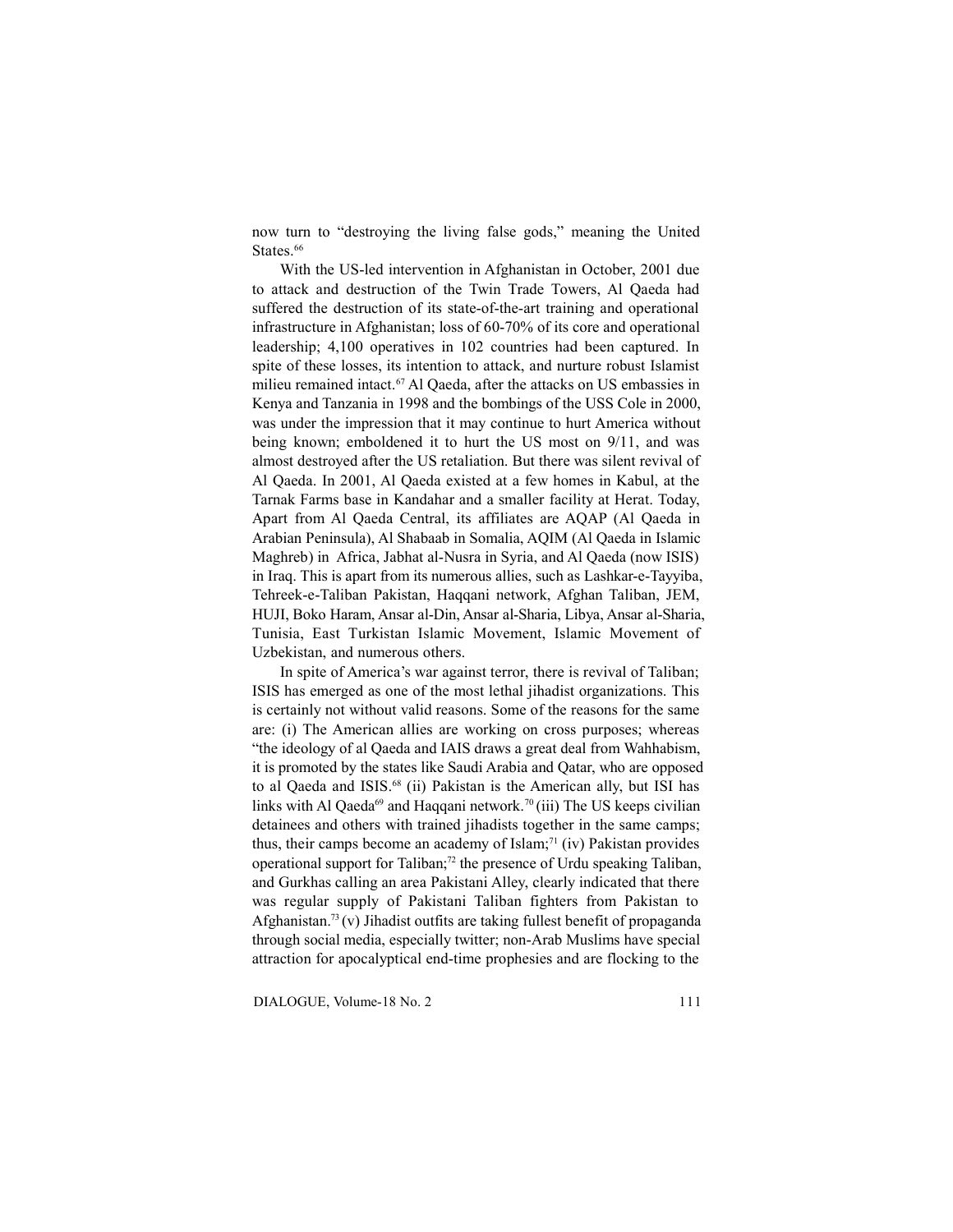now turn to "destroying the living false gods," meaning the United States.[66]

With the US-led intervention in Afghanistan in October, 2001 due to attack and destruction of the Twin Trade Towers, Al Qaeda had suffered the destruction of its state-of-the-art training and operational infrastructure in Afghanistan; loss of 60-70% of its core and operational leadership; 4,100 operatives in 102 countries had been captured. In spite of these losses, its intention to attack, and nurture robust Islamist milieu remained intact.[67] Al Qaeda, after the attacks on US embassies in Kenya and Tanzania in 1998 and the bombings of the USS Cole in 2000, was under the impression that it may continue to hurt America without being known; emboldened it to hurt the US most on 9/11, and was almost destroyed after the US retaliation. But there was silent revival of Al Qaeda. In 2001, Al Qaeda existed at a few homes in Kabul, at the Tarnak Farms base in Kandahar and a smaller facility at Herat. Today, Apart from Al Qaeda Central, its affiliates are AQAP (Al Qaeda in Arabian Peninsula), Al Shabaab in Somalia, AQIM (Al Qaeda in Islamic Maghreb) in Africa, Jabhat al-Nusra in Syria, and Al Qaeda (now ISIS) in Iraq. This is apart from its numerous allies, such as Lashkar-e-Tayyiba, Tehreek-e-Taliban Pakistan, Haqqani network, Afghan Taliban, JEM, HUJI, Boko Haram, Ansar al-Din, Ansar al-Sharia, Libya, Ansar al-Sharia, Tunisia, East Turkistan Islamic Movement, Islamic Movement of Uzbekistan, and numerous others.

In spite of America's war against terror, there is revival of Taliban; ISIS has emerged as one of the most lethal jihadist organizations. This is certainly not without valid reasons. Some of the reasons for the same are: (i) The American allies are working on cross purposes; whereas "the ideology of al Qaeda and IAIS draws a great deal from Wahhabism, it is promoted by the states like Saudi Arabia and Qatar, who are opposed to al Qaeda and ISIS.[68] (ii) Pakistan is the American ally, but ISI has links with Al Qaeda[69] and Haqqani network.[70] (iii) The US keeps civilian detainees and others with trained jihadists together in the same camps; thus, their camps become an academy of Islam;[71] (iv) Pakistan provides operational support for Taliban;[72] the presence of Urdu speaking Taliban, and Gurkhas calling an area Pakistani Alley, clearly indicated that there was regular supply of Pakistani Taliban fighters from Pakistan to Afghanistan.[73] (v) Jihadist outfits are taking fullest benefit of propaganda through social media, especially twitter; non-Arab Muslims have special attraction for apocalyptical end-time prophesies and are flocking to the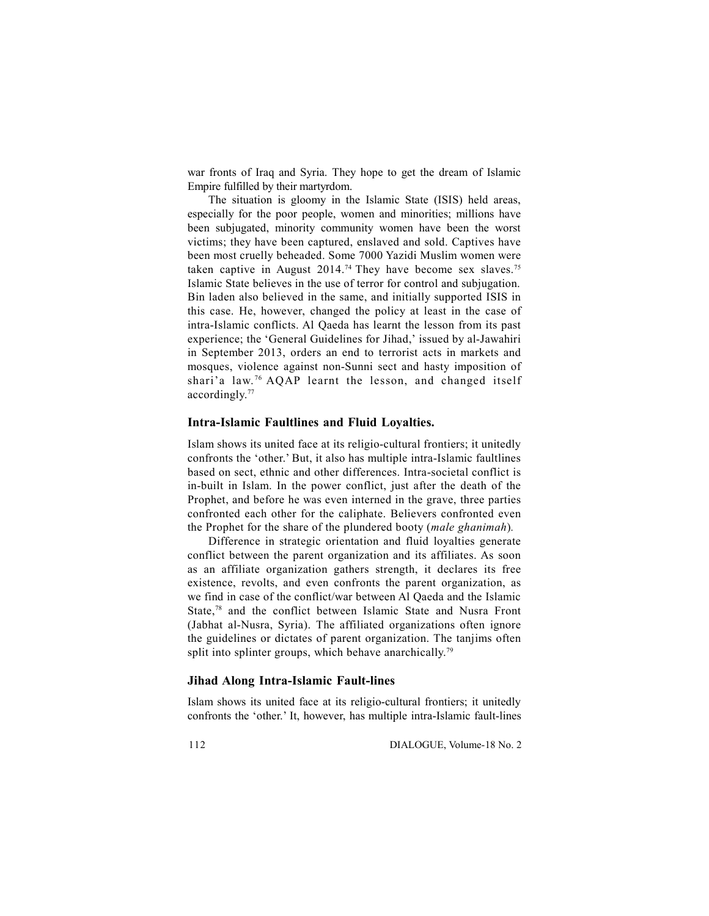war fronts of Iraq and Syria. They hope to get the dream of Islamic Empire fulfilled by their martyrdom.

The situation is gloomy in the Islamic State (ISIS) held areas, especially for the poor people, women and minorities; millions have been subjugated, minority community women have been the worst victims; they have been captured, enslaved and sold. Captives have been most cruelly beheaded. Some 7000 Yazidi Muslim women were taken captive in August 2014.[74] They have become sex slaves.[75] Islamic State believes in the use of terror for control and subjugation. Bin laden also believed in the same, and initially supported ISIS in this case. He, however, changed the policy at least in the case of intra-Islamic conflicts. Al Qaeda has learnt the lesson from its past experience; the 'General Guidelines for Jihad,' issued by al-Jawahiri in September 2013, orders an end to terrorist acts in markets and mosques, violence against non-Sunni sect and hasty imposition of shari'a law.[76] AQAP learnt the lesson, and changed itself accordingly.[77]

### Intra-Islamic Faultlines and Fluid Loyalties.

Islam shows its united face at its religio-cultural frontiers; it unitedly confronts the 'other.' But, it also has multiple intra-Islamic faultlines based on sect, ethnic and other differences. Intra-societal conflict is in-built in Islam. In the power conflict, just after the death of the Prophet, and before he was even interned in the grave, three parties confronted each other for the caliphate. Believers confronted even the Prophet for the share of the plundered booty (*male ghanimah*).

Difference in strategic orientation and fluid loyalties generate conflict between the parent organization and its affiliates. As soon as an affiliate organization gathers strength, it declares its free existence, revolts, and even confronts the parent organization, as we find in case of the conflict/war between Al Qaeda and the Islamic State,[78] and the conflict between Islamic State and Nusra Front (Jabhat al-Nusra, Syria). The affiliated organizations often ignore the guidelines or dictates of parent organization. The tanjims often split into splinter groups, which behave anarchically.[79]

### Jihad Along Intra-Islamic Fault-lines

Islam shows its united face at its religio-cultural frontiers; it unitedly confronts the 'other.' It, however, has multiple intra-Islamic fault-lines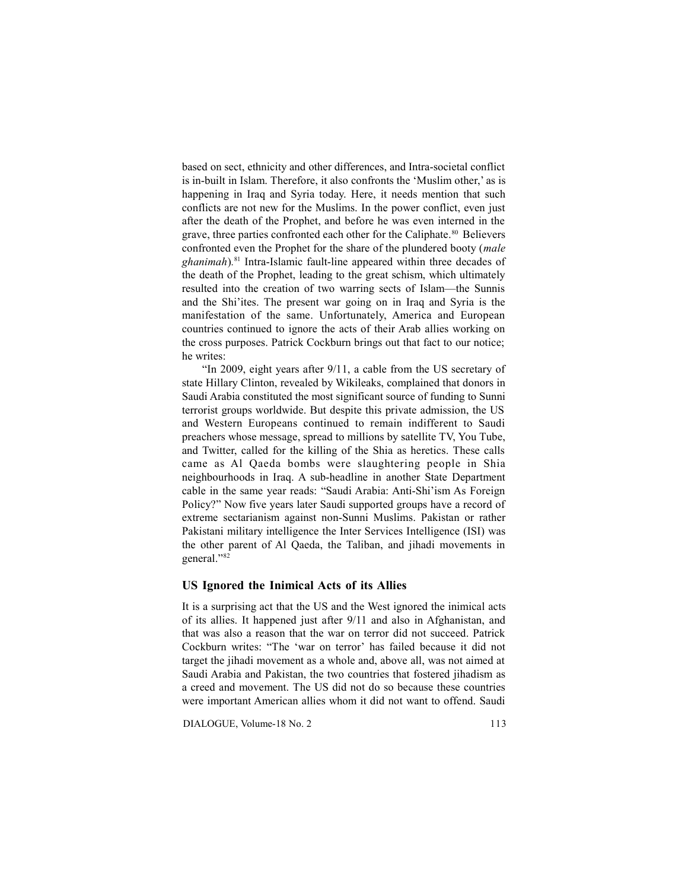based on sect, ethnicity and other differences, and Intra-societal conflict is in-built in Islam. Therefore, it also confronts the 'Muslim other,' as is happening in Iraq and Syria today. Here, it needs mention that such conflicts are not new for the Muslims. In the power conflict, even just after the death of the Prophet, and before he was even interned in the grave, three parties confronted each other for the Caliphate.[80] Believers confronted even the Prophet for the share of the plundered booty (*male ghanimah*).[81] Intra-Islamic fault-line appeared within three decades of the death of the Prophet, leading to the great schism, which ultimately resulted into the creation of two warring sects of Islam—the Sunnis and the Shi'ites. The present war going on in Iraq and Syria is the manifestation of the same. Unfortunately, America and European countries continued to ignore the acts of their Arab allies working on the cross purposes. Patrick Cockburn brings out that fact to our notice; he writes:

"In 2009, eight years after 9/11, a cable from the US secretary of state Hillary Clinton, revealed by Wikileaks, complained that donors in Saudi Arabia constituted the most significant source of funding to Sunni terrorist groups worldwide. But despite this private admission, the US and Western Europeans continued to remain indifferent to Saudi preachers whose message, spread to millions by satellite TV, You Tube, and Twitter, called for the killing of the Shia as heretics. These calls came as Al Qaeda bombs were slaughtering people in Shia neighbourhoods in Iraq. A sub-headline in another State Department cable in the same year reads: "Saudi Arabia: Anti-Shi'ism As Foreign Policy?" Now five years later Saudi supported groups have a record of extreme sectarianism against non-Sunni Muslims. Pakistan or rather Pakistani military intelligence the Inter Services Intelligence (ISI) was the other parent of Al Qaeda, the Taliban, and jihadi movements in general."[82]

## US Ignored the Inimical Acts of its Allies

It is a surprising act that the US and the West ignored the inimical acts of its allies. It happened just after 9/11 and also in Afghanistan, and that was also a reason that the war on terror did not succeed. Patrick Cockburn writes: "The 'war on terror' has failed because it did not target the jihadi movement as a whole and, above all, was not aimed at Saudi Arabia and Pakistan, the two countries that fostered jihadism as a creed and movement. The US did not do so because these countries were important American allies whom it did not want to offend. Saudi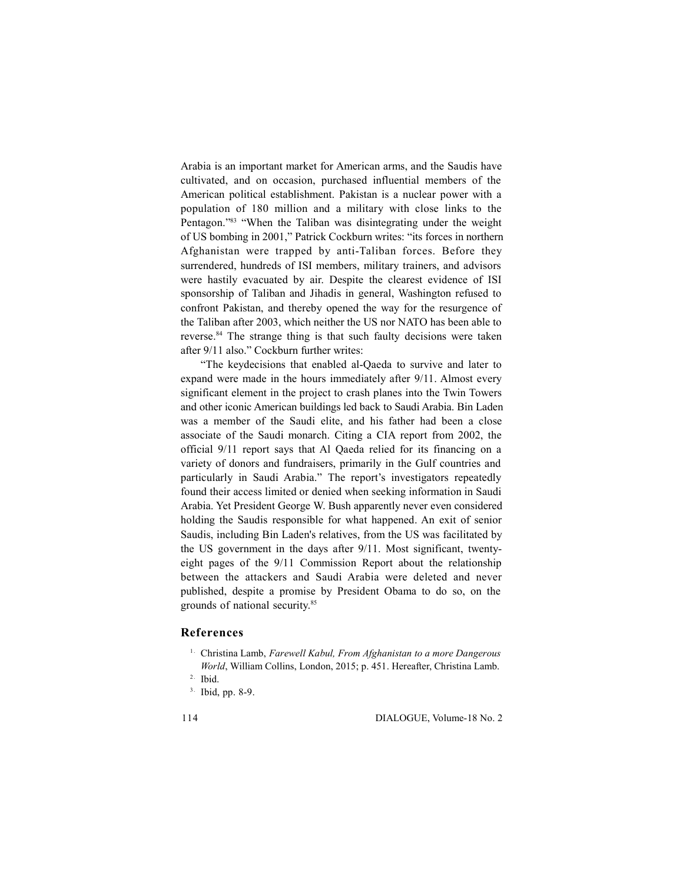Arabia is an important market for American arms, and the Saudis have cultivated, and on occasion, purchased influential members of the American political establishment. Pakistan is a nuclear power with a population of 180 million and a military with close links to the Pentagon."[83] "When the Taliban was disintegrating under the weight of US bombing in 2001," Patrick Cockburn writes: "its forces in northern Afghanistan were trapped by anti-Taliban forces. Before they surrendered, hundreds of ISI members, military trainers, and advisors were hastily evacuated by air. Despite the clearest evidence of ISI sponsorship of Taliban and Jihadis in general, Washington refused to confront Pakistan, and thereby opened the way for the resurgence of the Taliban after 2003, which neither the US nor NATO has been able to reverse.[84] The strange thing is that such faulty decisions were taken after 9/11 also." Cockburn further writes:

"The keydecisions that enabled al-Qaeda to survive and later to expand were made in the hours immediately after 9/11. Almost every significant element in the project to crash planes into the Twin Towers and other iconic American buildings led back to Saudi Arabia. Bin Laden was a member of the Saudi elite, and his father had been a close associate of the Saudi monarch. Citing a CIA report from 2002, the official 9/11 report says that Al Qaeda relied for its financing on a variety of donors and fundraisers, primarily in the Gulf countries and particularly in Saudi Arabia." The report's investigators repeatedly found their access limited or denied when seeking information in Saudi Arabia. Yet President George W. Bush apparently never even considered holding the Saudis responsible for what happened. An exit of senior Saudis, including Bin Laden's relatives, from the US was facilitated by the US government in the days after 9/11. Most significant, twenty-eight pages of the 9/11 Commission Report about the relationship between the attackers and Saudi Arabia were deleted and never published, despite a promise by President Obama to do so, on the grounds of national security.[85]

## References

1. Christina Lamb, *Farewell Kabul, From Afghanistan to a more Dangerous World*, William Collins, London, 2015; p. 451. Hereafter, Christina Lamb.
2. Ibid.
3. Ibid, pp. 8-9.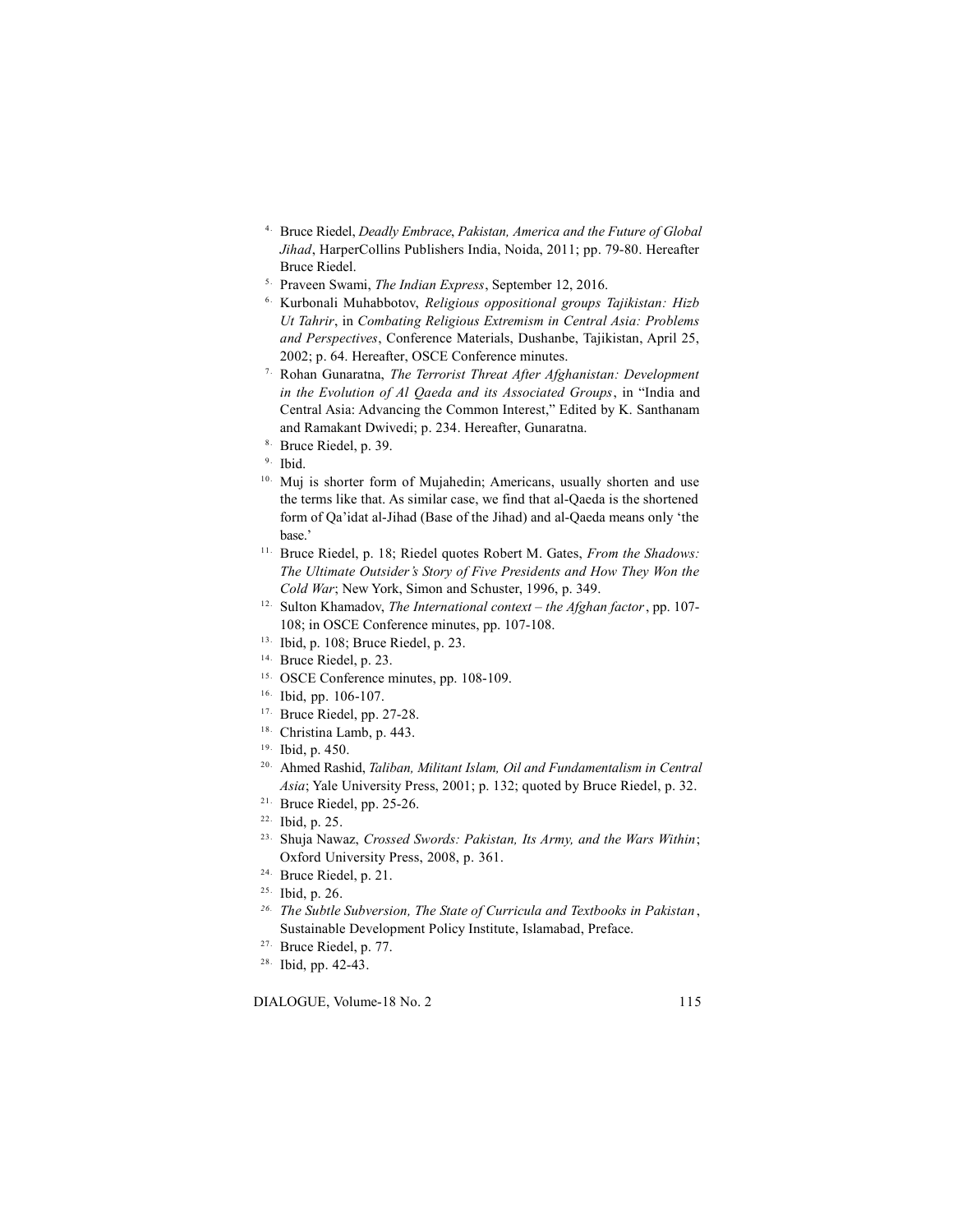4. Bruce Riedel, *Deadly Embrace*, *Pakistan, America and the Future of Global Jihad*, HarperCollins Publishers India, Noida, 2011; pp. 79-80. Hereafter Bruce Riedel.
5. Praveen Swami, *The Indian Express*, September 12, 2016.
6. Kurbonali Muhabbotov, *Religious oppositional groups Tajikistan: Hizb Ut Tahrir*, in *Combating Religious Extremism in Central Asia: Problems and Perspectives*, Conference Materials, Dushanbe, Tajikistan, April 25, 2002; p. 64. Hereafter, OSCE Conference minutes.
7. Rohan Gunaratna, *The Terrorist Threat After Afghanistan: Development in the Evolution of Al Qaeda and its Associated Groups*, in "India and Central Asia: Advancing the Common Interest," Edited by K. Santhanam and Ramakant Dwivedi; p. 234. Hereafter, Gunaratna.
8. Bruce Riedel, p. 39.
9. Ibid.
10. Muj is shorter form of Mujahedin; Americans, usually shorten and use the terms like that. As similar case, we find that al-Qaeda is the shortened form of Qa'idat al-Jihad (Base of the Jihad) and al-Qaeda means only 'the base.'
11. Bruce Riedel, p. 18; Riedel quotes Robert M. Gates, *From the Shadows: The Ultimate Outsider's Story of Five Presidents and How They Won the Cold War*; New York, Simon and Schuster, 1996, p. 349.
12. Sulton Khamadov, *The International context – the Afghan factor*, pp. 107-108; in OSCE Conference minutes, pp. 107-108.
13. Ibid, p. 108; Bruce Riedel, p. 23.
14. Bruce Riedel, p. 23.
15. OSCE Conference minutes, pp. 108-109.
16. Ibid, pp. 106-107.
17. Bruce Riedel, pp. 27-28.
18. Christina Lamb, p. 443.
19. Ibid, p. 450.
20. Ahmed Rashid, *Taliban, Militant Islam, Oil and Fundamentalism in Central Asia*; Yale University Press, 2001; p. 132; quoted by Bruce Riedel, p. 32.
21. Bruce Riedel, pp. 25-26.
22. Ibid, p. 25.
23. Shuja Nawaz, *Crossed Swords: Pakistan, Its Army, and the Wars Within*; Oxford University Press, 2008, p. 361.
24. Bruce Riedel, p. 21.
25. Ibid, p. 26.
26. *The Subtle Subversion, The State of Curricula and Textbooks in Pakistan*, Sustainable Development Policy Institute, Islamabad, Preface.
27. Bruce Riedel, p. 77.
28. Ibid, pp. 42-43.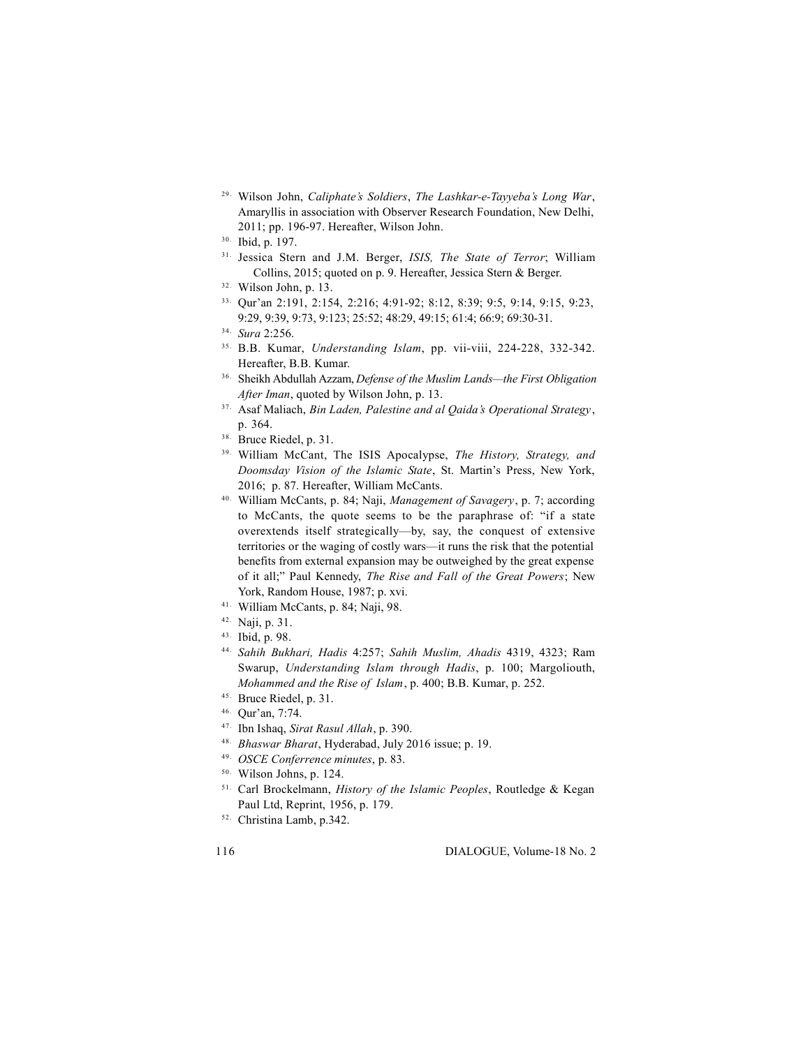29. Wilson John, *Caliphate's Soldiers*, *The Lashkar-e-Tayyeba's Long War*, Amaryllis in association with Observer Research Foundation, New Delhi, 2011; pp. 196-97. Hereafter, Wilson John.
30. Ibid, p. 197.
31. Jessica Stern and J.M. Berger, *ISIS, The State of Terror*; William Collins, 2015; quoted on p. 9. Hereafter, Jessica Stern & Berger.
32. Wilson John, p. 13.
33. Qur'an 2:191, 2:154, 2:216; 4:91-92; 8:12, 8:39; 9:5, 9:14, 9:15, 9:23, 9:29, 9:39, 9:73, 9:123; 25:52; 48:29, 49:15; 61:4; 66:9; 69:30-31.
34. *Sura* 2:256.
35. B.B. Kumar, *Understanding Islam*, pp. vii-viii, 224-228, 332-342. Hereafter, B.B. Kumar.
36. Sheikh Abdullah Azzam, *Defense of the Muslim Lands—the First Obligation After Iman*, quoted by Wilson John, p. 13.
37. Asaf Maliach, *Bin Laden, Palestine and al Qaida's Operational Strategy*, p. 364.
38. Bruce Riedel, p. 31.
39. William McCant, The ISIS Apocalypse, *The History, Strategy, and Doomsday Vision of the Islamic State*, St. Martin's Press, New York, 2016; p. 87. Hereafter, William McCants.
40. William McCants, p. 84; Naji, *Management of Savagery*, p. 7; according to McCants, the quote seems to be the paraphrase of: "if a state overextends itself strategically—by, say, the conquest of extensive territories or the waging of costly wars—it runs the risk that the potential benefits from external expansion may be outweighed by the great expense of it all;" Paul Kennedy, *The Rise and Fall of the Great Powers*; New York, Random House, 1987; p. xvi.
41. William McCants, p. 84; Naji, 98.
42. Naji, p. 31.
43. Ibid, p. 98.
44. *Sahih Bukhari, Hadis* 4:257; *Sahih Muslim, Ahadis* 4319, 4323; Ram Swarup, *Understanding Islam through Hadis*, p. 100; Margoliouth, *Mohammed and the Rise of Islam*, p. 400; B.B. Kumar, p. 252.
45. Bruce Riedel, p. 31.
46. Qur'an, 7:74.
47. Ibn Ishaq, *Sirat Rasul Allah*, p. 390.
48. *Bhaswar Bharat*, Hyderabad, July 2016 issue; p. 19.
49. *OSCE Conferrence minutes*, p. 83.
50. Wilson Johns, p. 124.
51. Carl Brockelmann, *History of the Islamic Peoples*, Routledge & Kegan Paul Ltd, Reprint, 1956, p. 179.
52. Christina Lamb, p.342.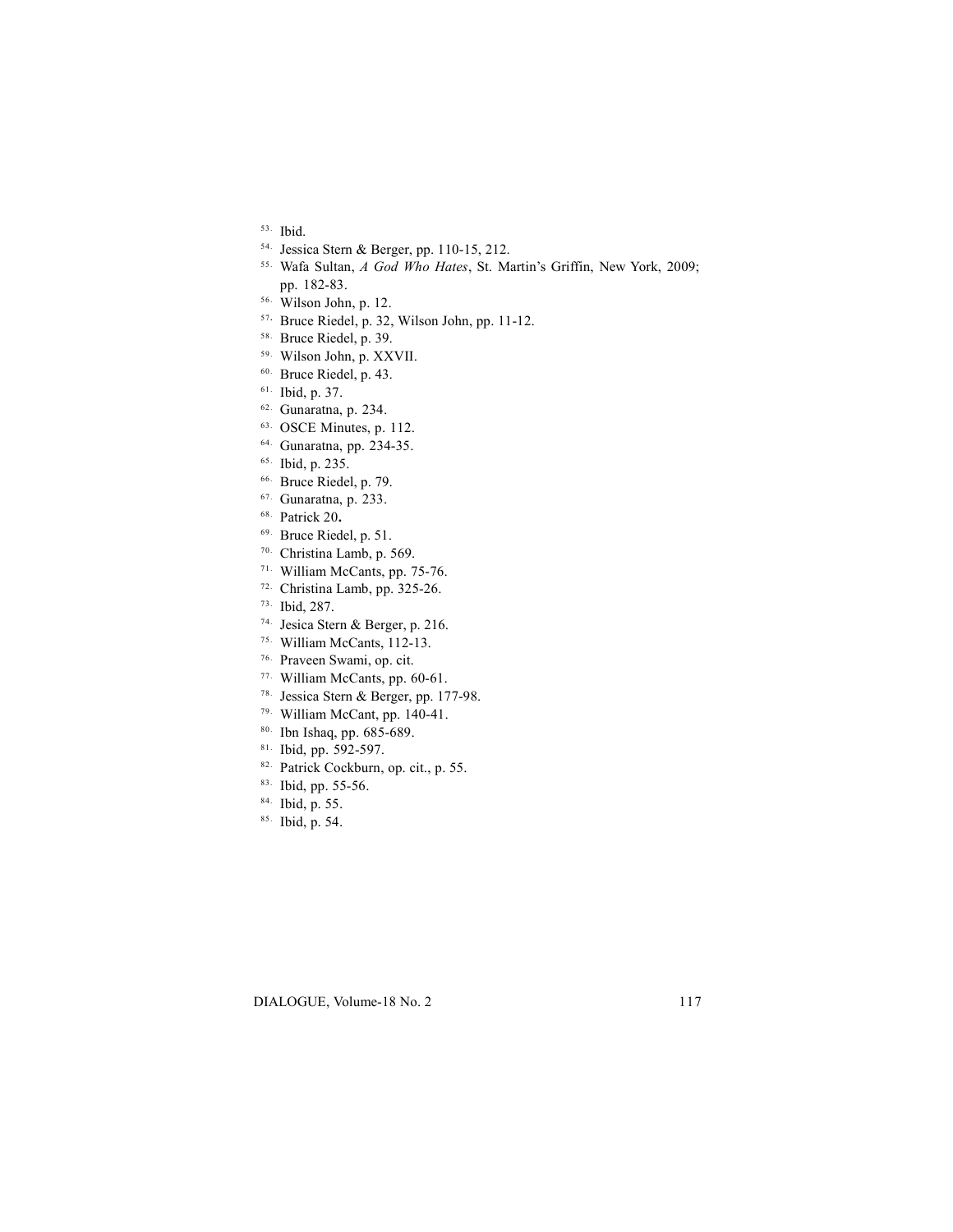53. Ibid.
54. Jessica Stern & Berger, pp. 110-15, 212.
55. Wafa Sultan, *A God Who Hates*, St. Martin's Griffin, New York, 2009; pp. 182-83.
56. Wilson John, p. 12.
57. Bruce Riedel, p. 32, Wilson John, pp. 11-12.
58. Bruce Riedel, p. 39.
59. Wilson John, p. XXVII.
60. Bruce Riedel, p. 43.
61. Ibid, p. 37.
62. Gunaratna, p. 234.
63. OSCE Minutes, p. 112.
64. Gunaratna, pp. 234-35.
65. Ibid, p. 235.
66. Bruce Riedel, p. 79.
67. Gunaratna, p. 233.
68. Patrick 20**.**
69. Bruce Riedel, p. 51.
70. Christina Lamb, p. 569.
71. William McCants, pp. 75-76.
72. Christina Lamb, pp. 325-26.
73. Ibid, 287.
74. Jesica Stern & Berger, p. 216.
75. William McCants, 112-13.
76. Praveen Swami, op. cit.
77. William McCants, pp. 60-61.
78. Jessica Stern & Berger, pp. 177-98.
79. William McCant, pp. 140-41.
80. Ibn Ishaq, pp. 685-689.
81. Ibid, pp. 592-597.
82. Patrick Cockburn, op. cit., p. 55.
83. Ibid, pp. 55-56.
84. Ibid, p. 55.
85. Ibid, p. 54.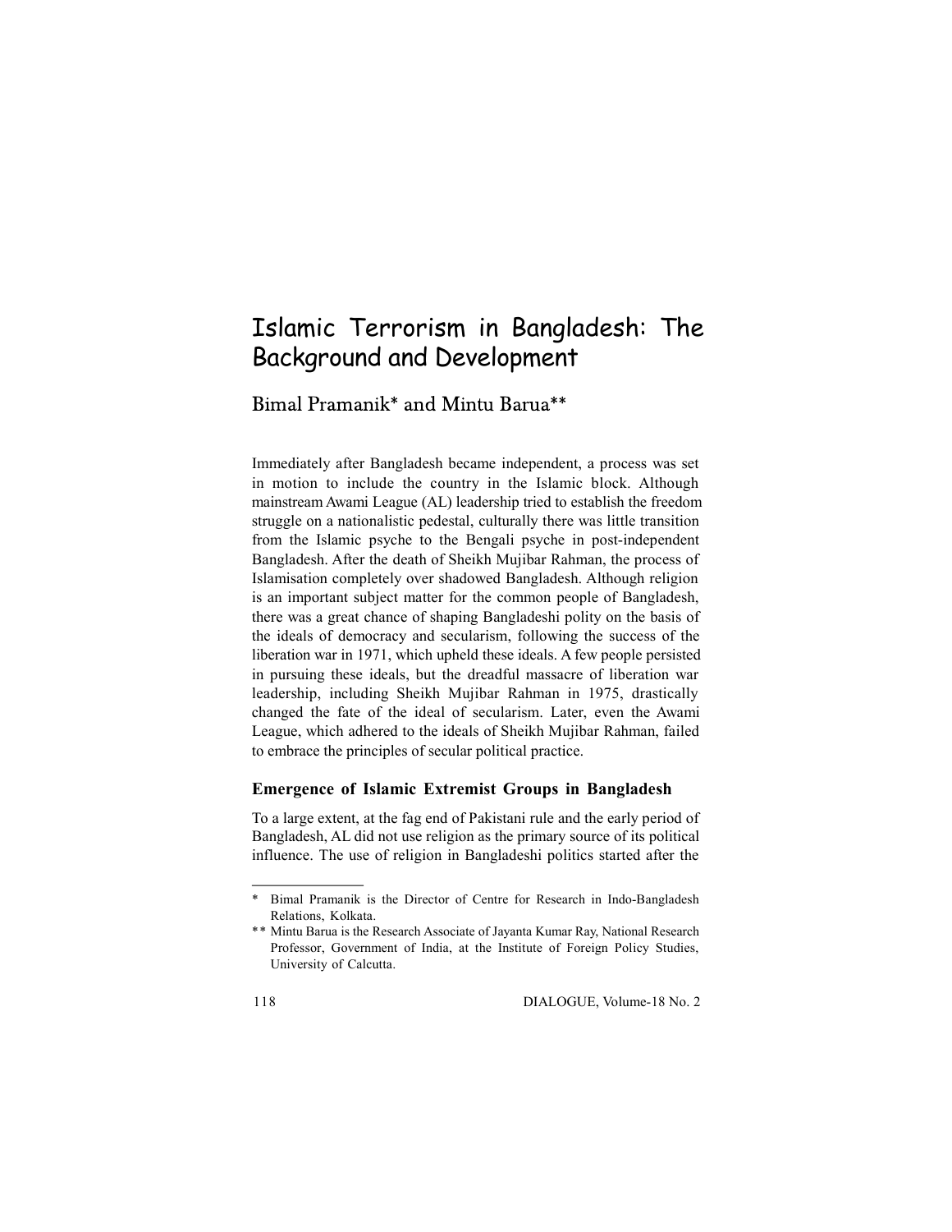# Islamic Terrorism in Bangladesh: The Background and Development

## Bimal Pramanik* and Mintu Barua**

Immediately after Bangladesh became independent, a process was set in motion to include the country in the Islamic block. Although mainstream Awami League (AL) leadership tried to establish the freedom struggle on a nationalistic pedestal, culturally there was little transition from the Islamic psyche to the Bengali psyche in post-independent Bangladesh. After the death of Sheikh Mujibar Rahman, the process of Islamisation completely over shadowed Bangladesh. Although religion is an important subject matter for the common people of Bangladesh, there was a great chance of shaping Bangladeshi polity on the basis of the ideals of democracy and secularism, following the success of the liberation war in 1971, which upheld these ideals. A few people persisted in pursuing these ideals, but the dreadful massacre of liberation war leadership, including Sheikh Mujibar Rahman in 1975, drastically changed the fate of the ideal of secularism. Later, even the Awami League, which adhered to the ideals of Sheikh Mujibar Rahman, failed to embrace the principles of secular political practice.

### Emergence of Islamic Extremist Groups in Bangladesh

To a large extent, at the fag end of Pakistani rule and the early period of Bangladesh, AL did not use religion as the primary source of its political influence. The use of religion in Bangladeshi politics started after the

---

* Bimal Pramanik is the Director of Centre for Research in Indo-Bangladesh Relations, Kolkata.

** Mintu Barua is the Research Associate of Jayanta Kumar Ray, National Research Professor, Government of India, at the Institute of Foreign Policy Studies, University of Calcutta.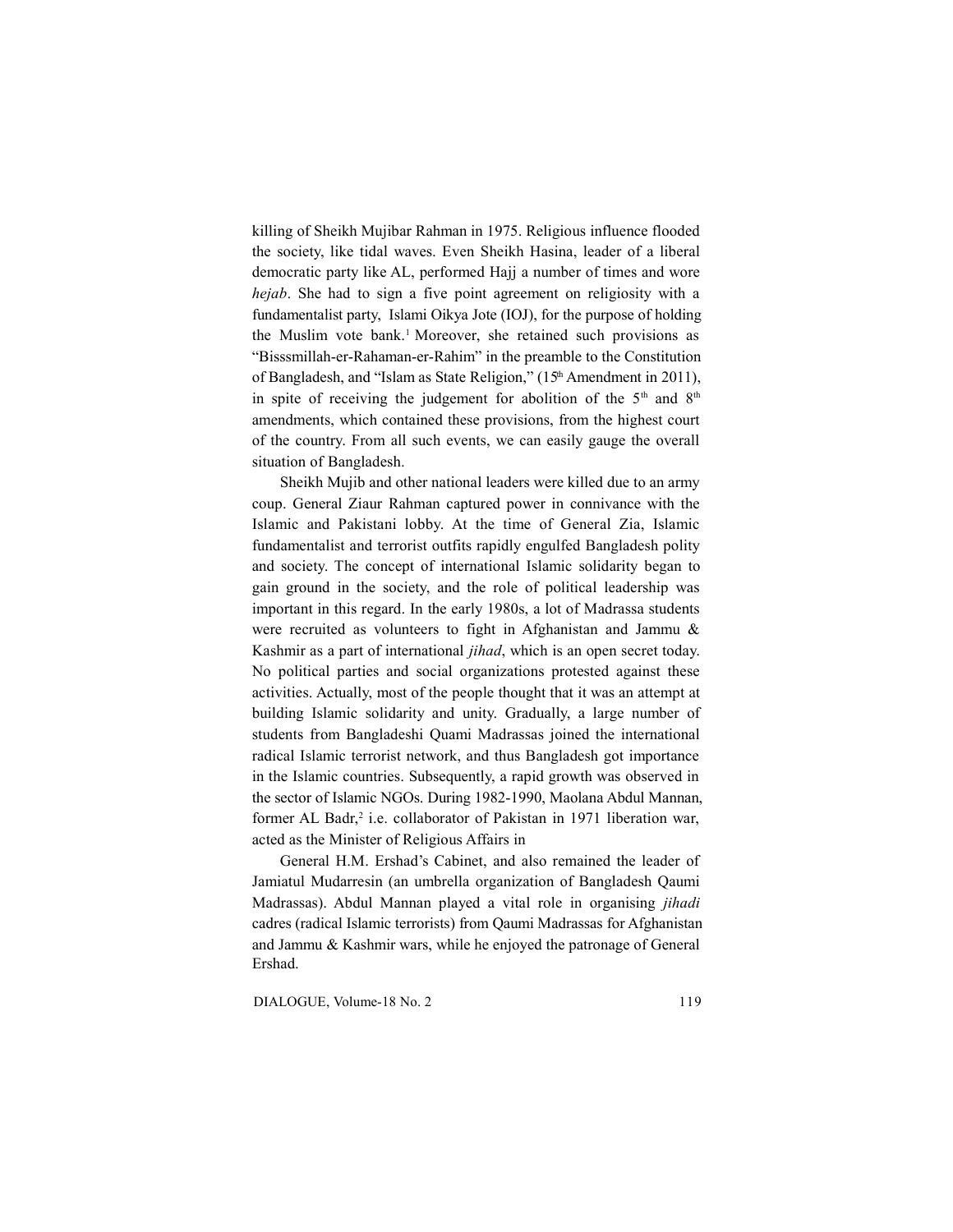killing of Sheikh Mujibar Rahman in 1975. Religious influence flooded the society, like tidal waves. Even Sheikh Hasina, leader of a liberal democratic party like AL, performed Hajj a number of times and wore *hejab*. She had to sign a five point agreement on religiosity with a fundamentalist party, Islami Oikya Jote (IOJ), for the purpose of holding the Muslim vote bank.[1] Moreover, she retained such provisions as "Bisssmillah-er-Rahaman-er-Rahim" in the preamble to the Constitution of Bangladesh, and "Islam as State Religion," (15th Amendment in 2011), in spite of receiving the judgement for abolition of the 5th and 8th amendments, which contained these provisions, from the highest court of the country. From all such events, we can easily gauge the overall situation of Bangladesh.

Sheikh Mujib and other national leaders were killed due to an army coup. General Ziaur Rahman captured power in connivance with the Islamic and Pakistani lobby. At the time of General Zia, Islamic fundamentalist and terrorist outfits rapidly engulfed Bangladesh polity and society. The concept of international Islamic solidarity began to gain ground in the society, and the role of political leadership was important in this regard. In the early 1980s, a lot of Madrassa students were recruited as volunteers to fight in Afghanistan and Jammu & Kashmir as a part of international *jihad*, which is an open secret today. No political parties and social organizations protested against these activities. Actually, most of the people thought that it was an attempt at building Islamic solidarity and unity. Gradually, a large number of students from Bangladeshi Quami Madrassas joined the international radical Islamic terrorist network, and thus Bangladesh got importance in the Islamic countries. Subsequently, a rapid growth was observed in the sector of Islamic NGOs. During 1982-1990, Maolana Abdul Mannan, former AL Badr,[2] i.e. collaborator of Pakistan in 1971 liberation war, acted as the Minister of Religious Affairs in

General H.M. Ershad's Cabinet, and also remained the leader of Jamiatul Mudarresin (an umbrella organization of Bangladesh Qaumi Madrassas). Abdul Mannan played a vital role in organising *jihadi* cadres (radical Islamic terrorists) from Qaumi Madrassas for Afghanistan and Jammu & Kashmir wars, while he enjoyed the patronage of General Ershad.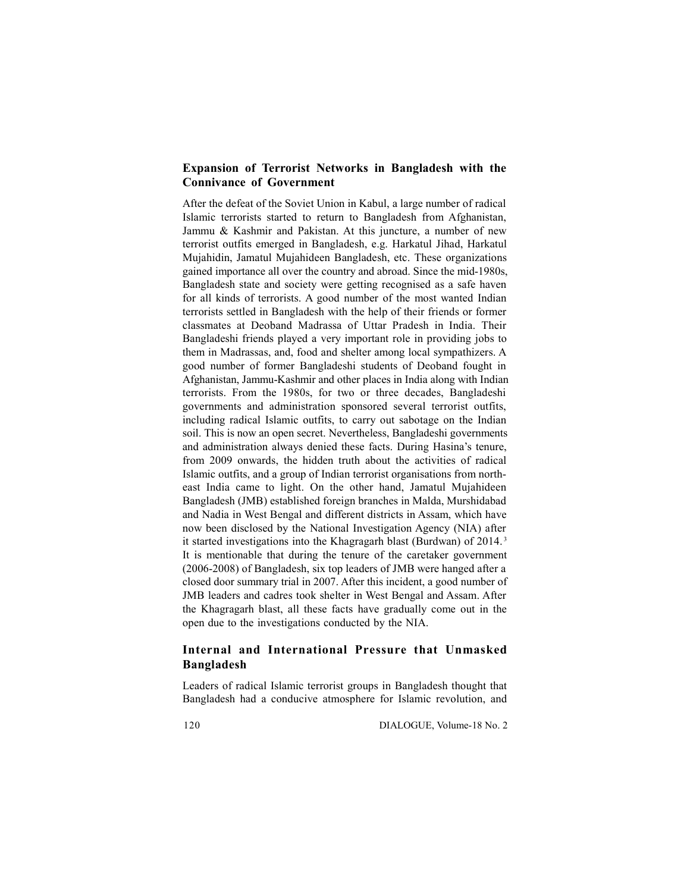## Expansion of Terrorist Networks in Bangladesh with the Connivance of Government

After the defeat of the Soviet Union in Kabul, a large number of radical Islamic terrorists started to return to Bangladesh from Afghanistan, Jammu & Kashmir and Pakistan. At this juncture, a number of new terrorist outfits emerged in Bangladesh, e.g. Harkatul Jihad, Harkatul Mujahidin, Jamatul Mujahideen Bangladesh, etc. These organizations gained importance all over the country and abroad. Since the mid-1980s, Bangladesh state and society were getting recognised as a safe haven for all kinds of terrorists. A good number of the most wanted Indian terrorists settled in Bangladesh with the help of their friends or former classmates at Deoband Madrassa of Uttar Pradesh in India. Their Bangladeshi friends played a very important role in providing jobs to them in Madrassas, and, food and shelter among local sympathizers. A good number of former Bangladeshi students of Deoband fought in Afghanistan, Jammu-Kashmir and other places in India along with Indian terrorists. From the 1980s, for two or three decades, Bangladeshi governments and administration sponsored several terrorist outfits, including radical Islamic outfits, to carry out sabotage on the Indian soil. This is now an open secret. Nevertheless, Bangladeshi governments and administration always denied these facts. During Hasina's tenure, from 2009 onwards, the hidden truth about the activities of radical Islamic outfits, and a group of Indian terrorist organisations from north-east India came to light. On the other hand, Jamatul Mujahideen Bangladesh (JMB) established foreign branches in Malda, Murshidabad and Nadia in West Bengal and different districts in Assam, which have now been disclosed by the National Investigation Agency (NIA) after it started investigations into the Khagragarh blast (Burdwan) of 2014.[3] It is mentionable that during the tenure of the caretaker government (2006-2008) of Bangladesh, six top leaders of JMB were hanged after a closed door summary trial in 2007. After this incident, a good number of JMB leaders and cadres took shelter in West Bengal and Assam. After the Khagragarh blast, all these facts have gradually come out in the open due to the investigations conducted by the NIA.

## Internal and International Pressure that Unmasked Bangladesh

Leaders of radical Islamic terrorist groups in Bangladesh thought that Bangladesh had a conducive atmosphere for Islamic revolution, and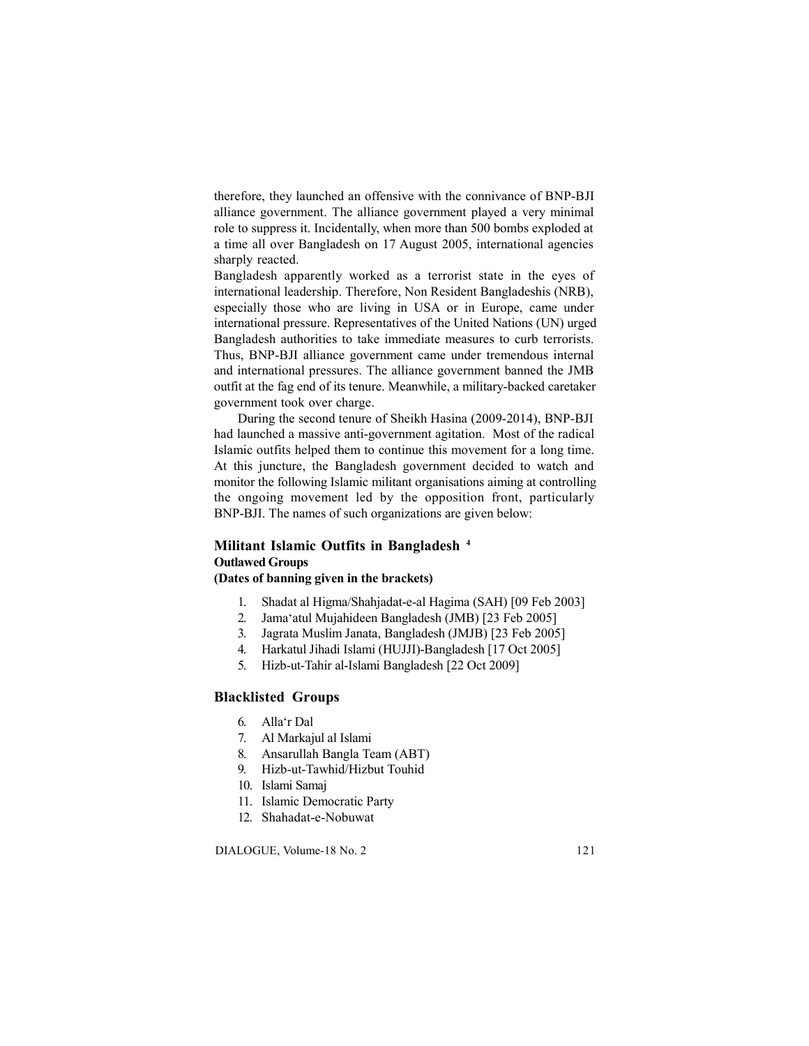therefore, they launched an offensive with the connivance of BNP-BJI alliance government. The alliance government played a very minimal role to suppress it. Incidentally, when more than 500 bombs exploded at a time all over Bangladesh on 17 August 2005, international agencies sharply reacted.

Bangladesh apparently worked as a terrorist state in the eyes of international leadership. Therefore, Non Resident Bangladeshis (NRB), especially those who are living in USA or in Europe, came under international pressure. Representatives of the United Nations (UN) urged Bangladesh authorities to take immediate measures to curb terrorists. Thus, BNP-BJI alliance government came under tremendous internal and international pressures. The alliance government banned the JMB outfit at the fag end of its tenure. Meanwhile, a military-backed caretaker government took over charge.

During the second tenure of Sheikh Hasina (2009-2014), BNP-BJI had launched a massive anti-government agitation. Most of the radical Islamic outfits helped them to continue this movement for a long time. At this juncture, the Bangladesh government decided to watch and monitor the following Islamic militant organisations aiming at controlling the ongoing movement led by the opposition front, particularly BNP-BJI. The names of such organizations are given below:

## Militant Islamic Outfits in Bangladesh [4]

### Outlawed Groups

**(Dates of banning given in the brackets)**

1. Shadat al Higma/Shahjadat-e-al Hagima (SAH) [09 Feb 2003]
2. Jama'atul Mujahideen Bangladesh (JMB) [23 Feb 2005]
3. Jagrata Muslim Janata, Bangladesh (JMJB) [23 Feb 2005]
4. Harkatul Jihadi Islami (HUJJI)-Bangladesh [17 Oct 2005]
5. Hizb-ut-Tahir al-Islami Bangladesh [22 Oct 2009]

### Blacklisted Groups

6. Alla'r Dal
7. Al Markajul al Islami
8. Ansarullah Bangla Team (ABT)
9. Hizb-ut-Tawhid/Hizbut Touhid
10. Islami Samaj
11. Islamic Democratic Party
12. Shahadat-e-Nobuwat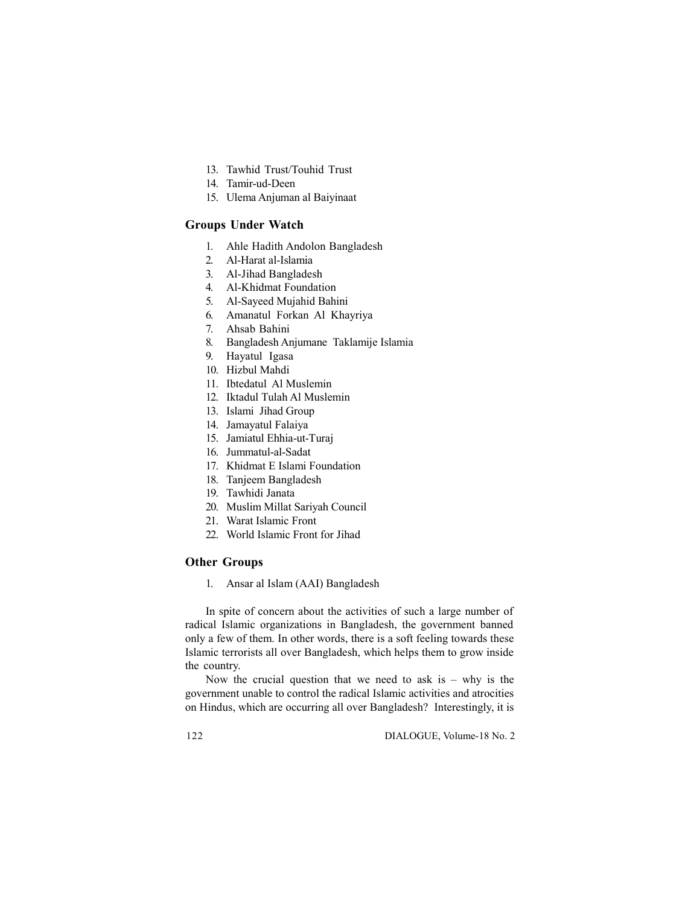13. Tawhid Trust/Touhid Trust
14. Tamir-ud-Deen
15. Ulema Anjuman al Baiyinaat

### Groups Under Watch

1. Ahle Hadith Andolon Bangladesh
2. Al-Harat al-Islamia
3. Al-Jihad Bangladesh
4. Al-Khidmat Foundation
5. Al-Sayeed Mujahid Bahini
6. Amanatul Forkan Al Khayriya
7. Ahsab Bahini
8. Bangladesh Anjumane Taklamije Islamia
9. Hayatul Igasa
10. Hizbul Mahdi
11. Ibtedatul Al Muslemin
12. Iktadul Tulah Al Muslemin
13. Islami Jihad Group
14. Jamayatul Falaiya
15. Jamiatul Ehhia-ut-Turaj
16. Jummatul-al-Sadat
17. Khidmat E Islami Foundation
18. Tanjeem Bangladesh
19. Tawhidi Janata
20. Muslim Millat Sariyah Council
21. Warat Islamic Front
22. World Islamic Front for Jihad

### Other Groups

1. Ansar al Islam (AAI) Bangladesh

In spite of concern about the activities of such a large number of radical Islamic organizations in Bangladesh, the government banned only a few of them. In other words, there is a soft feeling towards these Islamic terrorists all over Bangladesh, which helps them to grow inside the country.

Now the crucial question that we need to ask is – why is the government unable to control the radical Islamic activities and atrocities on Hindus, which are occurring all over Bangladesh? Interestingly, it is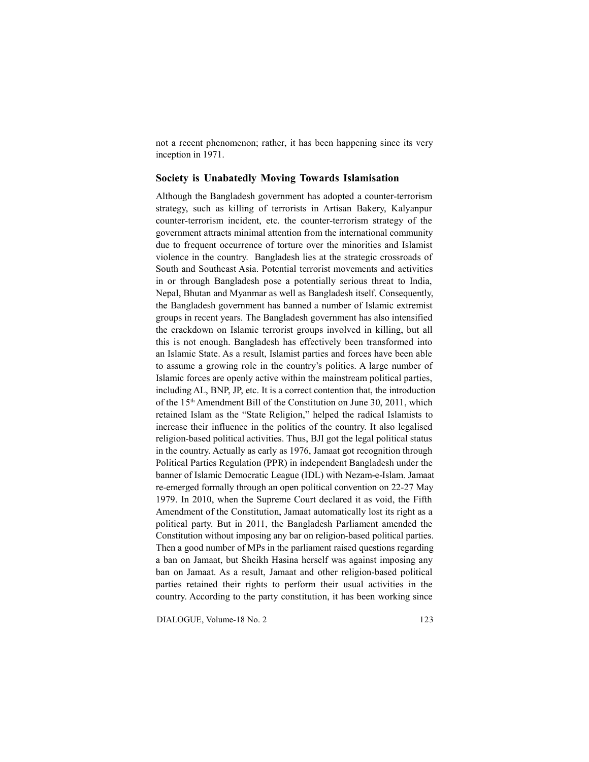not a recent phenomenon; rather, it has been happening since its very inception in 1971.

### Society is Unabatedly Moving Towards Islamisation

Although the Bangladesh government has adopted a counter-terrorism strategy, such as killing of terrorists in Artisan Bakery, Kalyanpur counter-terrorism incident, etc. the counter-terrorism strategy of the government attracts minimal attention from the international community due to frequent occurrence of torture over the minorities and Islamist violence in the country. Bangladesh lies at the strategic crossroads of South and Southeast Asia. Potential terrorist movements and activities in or through Bangladesh pose a potentially serious threat to India, Nepal, Bhutan and Myanmar as well as Bangladesh itself. Consequently, the Bangladesh government has banned a number of Islamic extremist groups in recent years. The Bangladesh government has also intensified the crackdown on Islamic terrorist groups involved in killing, but all this is not enough. Bangladesh has effectively been transformed into an Islamic State. As a result, Islamist parties and forces have been able to assume a growing role in the country's politics. A large number of Islamic forces are openly active within the mainstream political parties, including AL, BNP, JP, etc. It is a correct contention that, the introduction of the 15th Amendment Bill of the Constitution on June 30, 2011, which retained Islam as the "State Religion," helped the radical Islamists to increase their influence in the politics of the country. It also legalised religion-based political activities. Thus, BJI got the legal political status in the country. Actually as early as 1976, Jamaat got recognition through Political Parties Regulation (PPR) in independent Bangladesh under the banner of Islamic Democratic League (IDL) with Nezam-e-Islam. Jamaat re-emerged formally through an open political convention on 22-27 May 1979. In 2010, when the Supreme Court declared it as void, the Fifth Amendment of the Constitution, Jamaat automatically lost its right as a political party. But in 2011, the Bangladesh Parliament amended the Constitution without imposing any bar on religion-based political parties. Then a good number of MPs in the parliament raised questions regarding a ban on Jamaat, but Sheikh Hasina herself was against imposing any ban on Jamaat. As a result, Jamaat and other religion-based political parties retained their rights to perform their usual activities in the country. According to the party constitution, it has been working since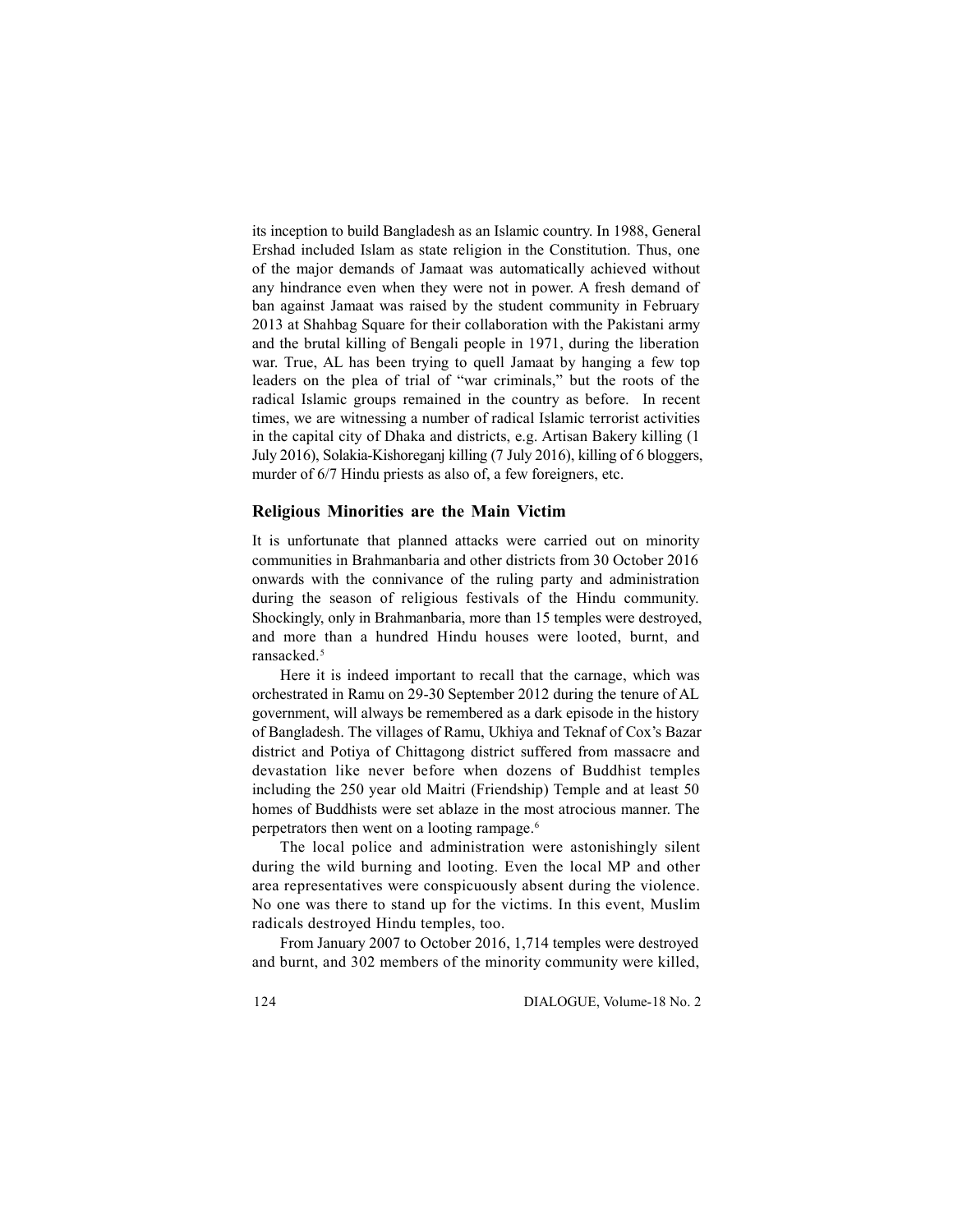its inception to build Bangladesh as an Islamic country. In 1988, General Ershad included Islam as state religion in the Constitution. Thus, one of the major demands of Jamaat was automatically achieved without any hindrance even when they were not in power. A fresh demand of ban against Jamaat was raised by the student community in February 2013 at Shahbag Square for their collaboration with the Pakistani army and the brutal killing of Bengali people in 1971, during the liberation war. True, AL has been trying to quell Jamaat by hanging a few top leaders on the plea of trial of "war criminals," but the roots of the radical Islamic groups remained in the country as before. In recent times, we are witnessing a number of radical Islamic terrorist activities in the capital city of Dhaka and districts, e.g. Artisan Bakery killing (1 July 2016), Solakia-Kishoreganj killing (7 July 2016), killing of 6 bloggers, murder of 6/7 Hindu priests as also of, a few foreigners, etc.

### Religious Minorities are the Main Victim

It is unfortunate that planned attacks were carried out on minority communities in Brahmanbaria and other districts from 30 October 2016 onwards with the connivance of the ruling party and administration during the season of religious festivals of the Hindu community. Shockingly, only in Brahmanbaria, more than 15 temples were destroyed, and more than a hundred Hindu houses were looted, burnt, and ransacked.[5]

Here it is indeed important to recall that the carnage, which was orchestrated in Ramu on 29-30 September 2012 during the tenure of AL government, will always be remembered as a dark episode in the history of Bangladesh. The villages of Ramu, Ukhiya and Teknaf of Cox's Bazar district and Potiya of Chittagong district suffered from massacre and devastation like never before when dozens of Buddhist temples including the 250 year old Maitri (Friendship) Temple and at least 50 homes of Buddhists were set ablaze in the most atrocious manner. The perpetrators then went on a looting rampage.[6]

The local police and administration were astonishingly silent during the wild burning and looting. Even the local MP and other area representatives were conspicuously absent during the violence. No one was there to stand up for the victims. In this event, Muslim radicals destroyed Hindu temples, too.

From January 2007 to October 2016, 1,714 temples were destroyed and burnt, and 302 members of the minority community were killed,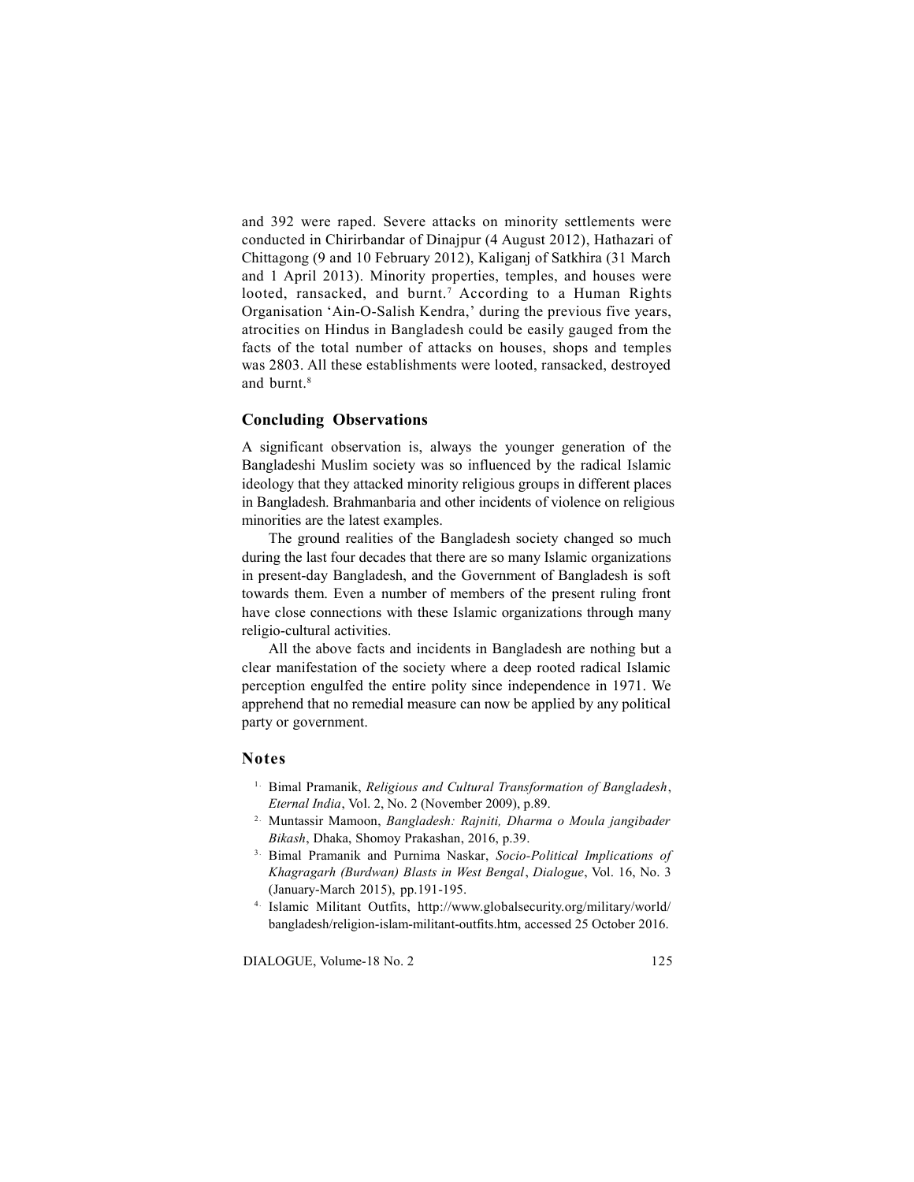and 392 were raped. Severe attacks on minority settlements were conducted in Chirirbandar of Dinajpur (4 August 2012), Hathazari of Chittagong (9 and 10 February 2012), Kaliganj of Satkhira (31 March and 1 April 2013). Minority properties, temples, and houses were looted, ransacked, and burnt.[7] According to a Human Rights Organisation 'Ain-O-Salish Kendra,' during the previous five years, atrocities on Hindus in Bangladesh could be easily gauged from the facts of the total number of attacks on houses, shops and temples was 2803. All these establishments were looted, ransacked, destroyed and burnt.[8]

## Concluding Observations

A significant observation is, always the younger generation of the Bangladeshi Muslim society was so influenced by the radical Islamic ideology that they attacked minority religious groups in different places in Bangladesh. Brahmanbaria and other incidents of violence on religious minorities are the latest examples.

The ground realities of the Bangladesh society changed so much during the last four decades that there are so many Islamic organizations in present-day Bangladesh, and the Government of Bangladesh is soft towards them. Even a number of members of the present ruling front have close connections with these Islamic organizations through many religio-cultural activities.

All the above facts and incidents in Bangladesh are nothing but a clear manifestation of the society where a deep rooted radical Islamic perception engulfed the entire polity since independence in 1971. We apprehend that no remedial measure can now be applied by any political party or government.

## Notes

1. Bimal Pramanik, *Religious and Cultural Transformation of Bangladesh*, *Eternal India*, Vol. 2, No. 2 (November 2009), p.89.
2. Muntassir Mamoon, *Bangladesh: Rajniti, Dharma o Moula jangibader Bikash*, Dhaka, Shomoy Prakashan, 2016, p.39.
3. Bimal Pramanik and Purnima Naskar, *Socio-Political Implications of Khagragarh (Burdwan) Blasts in West Bengal*, *Dialogue*, Vol. 16, No. 3 (January-March 2015), pp.191-195.
4. Islamic Militant Outfits, http://www.globalsecurity.org/military/world/bangladesh/religion-islam-militant-outfits.htm, accessed 25 October 2016.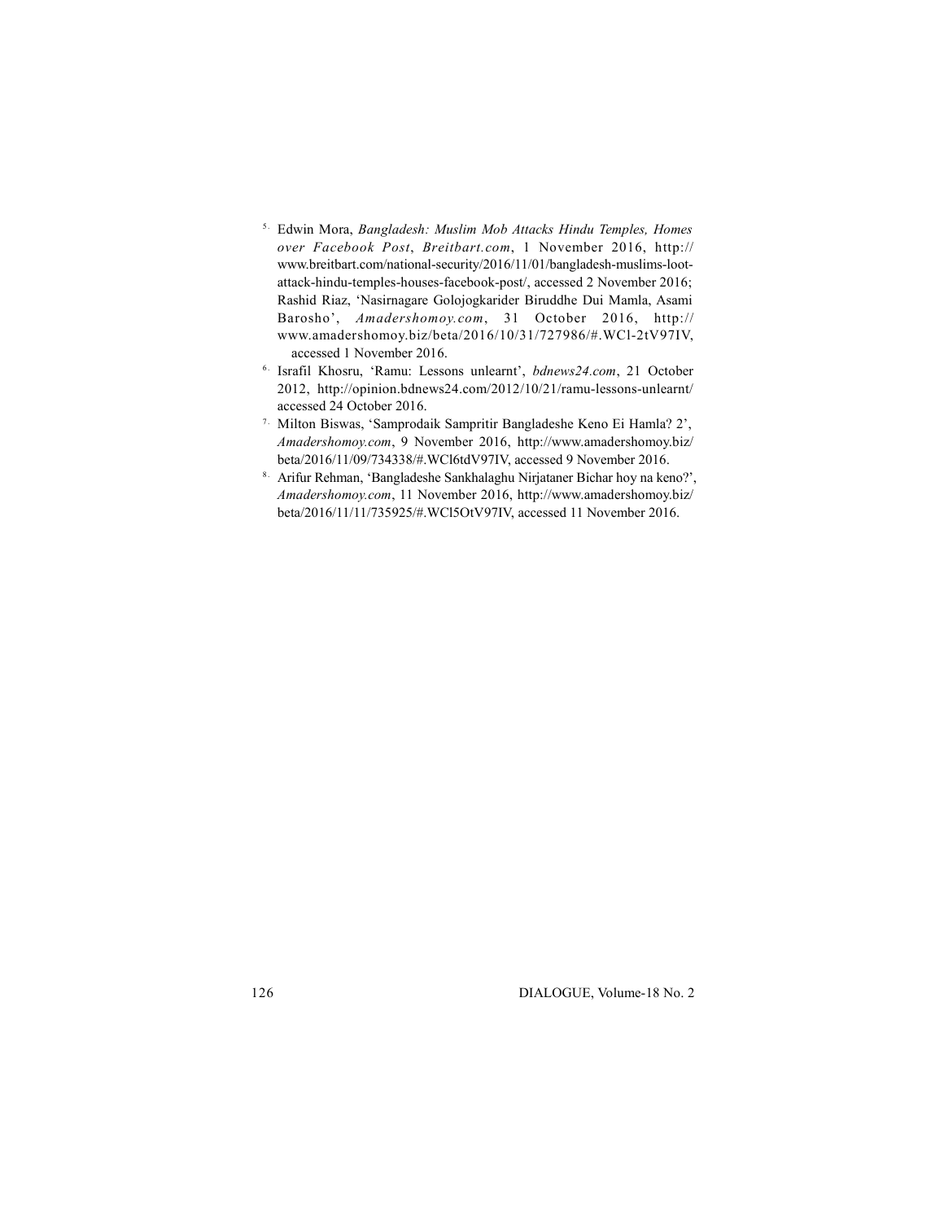5. Edwin Mora, *Bangladesh: Muslim Mob Attacks Hindu Temples, Homes over Facebook Post*, *Breitbart.com*, 1 November 2016, http://www.breitbart.com/national-security/2016/11/01/bangladesh-muslims-loot-attack-hindu-temples-houses-facebook-post/, accessed 2 November 2016; Rashid Riaz, 'Nasirnagare Golojogkarider Biruddhe Dui Mamla, Asami Barosho', *Amadershomoy.com*, 31 October 2016, http://www.amadershomoy.biz/beta/2016/10/31/727986/#.WCl-2tV97IV, accessed 1 November 2016.
6. Israfil Khosru, 'Ramu: Lessons unlearnt', *bdnews24.com*, 21 October 2012, http://opinion.bdnews24.com/2012/10/21/ramu-lessons-unlearnt/ accessed 24 October 2016.
7. Milton Biswas, 'Samprodaik Sampritir Bangladeshe Keno Ei Hamla? 2', *Amadershomoy.com*, 9 November 2016, http://www.amadershomoy.biz/beta/2016/11/09/734338/#.WCl6tdV97IV, accessed 9 November 2016.
8. Arifur Rehman, 'Bangladeshe Sankhalaghu Nirjataner Bichar hoy na keno?', *Amadershomoy.com*, 11 November 2016, http://www.amadershomoy.biz/beta/2016/11/11/735925/#.WCl5OtV97IV, accessed 11 November 2016.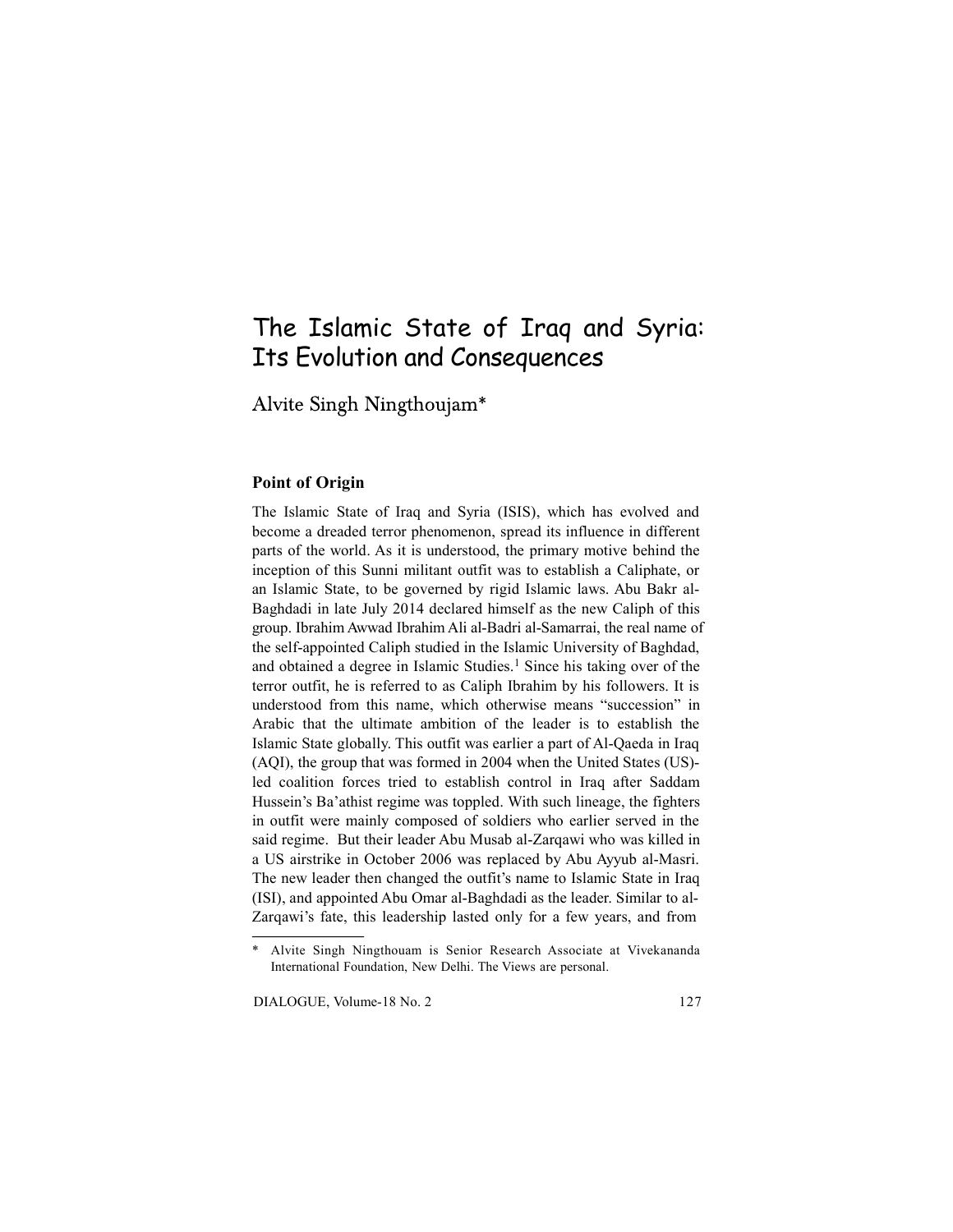# The Islamic State of Iraq and Syria: Its Evolution and Consequences

Alvite Singh Ningthoujam*

### Point of Origin

The Islamic State of Iraq and Syria (ISIS), which has evolved and become a dreaded terror phenomenon, spread its influence in different parts of the world. As it is understood, the primary motive behind the inception of this Sunni militant outfit was to establish a Caliphate, or an Islamic State, to be governed by rigid Islamic laws. Abu Bakr al-Baghdadi in late July 2014 declared himself as the new Caliph of this group. Ibrahim Awwad Ibrahim Ali al-Badri al-Samarrai, the real name of the self-appointed Caliph studied in the Islamic University of Baghdad, and obtained a degree in Islamic Studies.[1] Since his taking over of the terror outfit, he is referred to as Caliph Ibrahim by his followers. It is understood from this name, which otherwise means "succession" in Arabic that the ultimate ambition of the leader is to establish the Islamic State globally. This outfit was earlier a part of Al-Qaeda in Iraq (AQI), the group that was formed in 2004 when the United States (US)-led coalition forces tried to establish control in Iraq after Saddam Hussein's Ba'athist regime was toppled. With such lineage, the fighters in outfit were mainly composed of soldiers who earlier served in the said regime. But their leader Abu Musab al-Zarqawi who was killed in a US airstrike in October 2006 was replaced by Abu Ayyub al-Masri. The new leader then changed the outfit's name to Islamic State in Iraq (ISI), and appointed Abu Omar al-Baghdadi as the leader. Similar to al-Zarqawi's fate, this leadership lasted only for a few years, and from

---

\* Alvite Singh Ningthouam is Senior Research Associate at Vivekananda International Foundation, New Delhi. The Views are personal.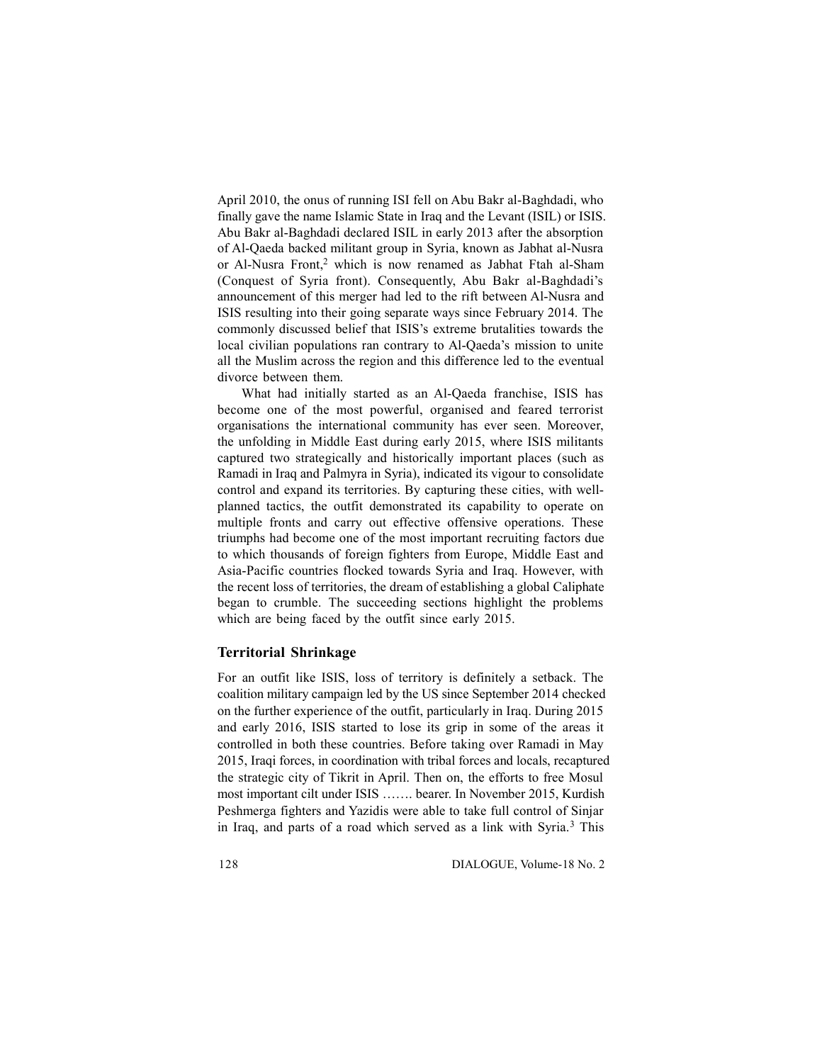April 2010, the onus of running ISI fell on Abu Bakr al-Baghdadi, who finally gave the name Islamic State in Iraq and the Levant (ISIL) or ISIS. Abu Bakr al-Baghdadi declared ISIL in early 2013 after the absorption of Al-Qaeda backed militant group in Syria, known as Jabhat al-Nusra or Al-Nusra Front,[2] which is now renamed as Jabhat Ftah al-Sham (Conquest of Syria front). Consequently, Abu Bakr al-Baghdadi's announcement of this merger had led to the rift between Al-Nusra and ISIS resulting into their going separate ways since February 2014. The commonly discussed belief that ISIS's extreme brutalities towards the local civilian populations ran contrary to Al-Qaeda's mission to unite all the Muslim across the region and this difference led to the eventual divorce between them.

What had initially started as an Al-Qaeda franchise, ISIS has become one of the most powerful, organised and feared terrorist organisations the international community has ever seen. Moreover, the unfolding in Middle East during early 2015, where ISIS militants captured two strategically and historically important places (such as Ramadi in Iraq and Palmyra in Syria), indicated its vigour to consolidate control and expand its territories. By capturing these cities, with well-planned tactics, the outfit demonstrated its capability to operate on multiple fronts and carry out effective offensive operations. These triumphs had become one of the most important recruiting factors due to which thousands of foreign fighters from Europe, Middle East and Asia-Pacific countries flocked towards Syria and Iraq. However, with the recent loss of territories, the dream of establishing a global Caliphate began to crumble. The succeeding sections highlight the problems which are being faced by the outfit since early 2015.

### Territorial Shrinkage

For an outfit like ISIS, loss of territory is definitely a setback. The coalition military campaign led by the US since September 2014 checked on the further experience of the outfit, particularly in Iraq. During 2015 and early 2016, ISIS started to lose its grip in some of the areas it controlled in both these countries. Before taking over Ramadi in May 2015, Iraqi forces, in coordination with tribal forces and locals, recaptured the strategic city of Tikrit in April. Then on, the efforts to free Mosul most important cilt under ISIS ……. bearer. In November 2015, Kurdish Peshmerga fighters and Yazidis were able to take full control of Sinjar in Iraq, and parts of a road which served as a link with Syria.[3] This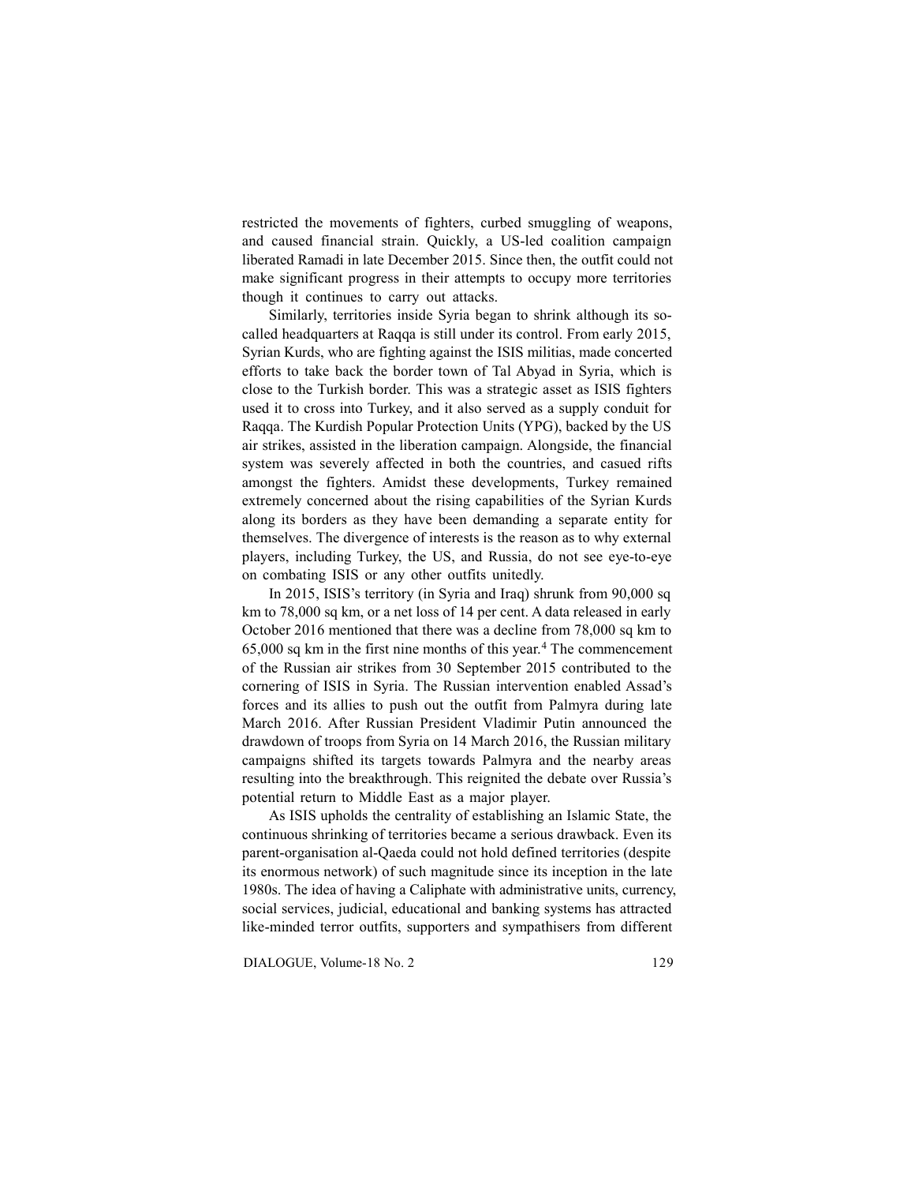restricted the movements of fighters, curbed smuggling of weapons, and caused financial strain. Quickly, a US-led coalition campaign liberated Ramadi in late December 2015. Since then, the outfit could not make significant progress in their attempts to occupy more territories though it continues to carry out attacks.

Similarly, territories inside Syria began to shrink although its so-called headquarters at Raqqa is still under its control. From early 2015, Syrian Kurds, who are fighting against the ISIS militias, made concerted efforts to take back the border town of Tal Abyad in Syria, which is close to the Turkish border. This was a strategic asset as ISIS fighters used it to cross into Turkey, and it also served as a supply conduit for Raqqa. The Kurdish Popular Protection Units (YPG), backed by the US air strikes, assisted in the liberation campaign. Alongside, the financial system was severely affected in both the countries, and casued rifts amongst the fighters. Amidst these developments, Turkey remained extremely concerned about the rising capabilities of the Syrian Kurds along its borders as they have been demanding a separate entity for themselves. The divergence of interests is the reason as to why external players, including Turkey, the US, and Russia, do not see eye-to-eye on combating ISIS or any other outfits unitedly.

In 2015, ISIS's territory (in Syria and Iraq) shrunk from 90,000 sq km to 78,000 sq km, or a net loss of 14 per cent. A data released in early October 2016 mentioned that there was a decline from 78,000 sq km to 65,000 sq km in the first nine months of this year.[4] The commencement of the Russian air strikes from 30 September 2015 contributed to the cornering of ISIS in Syria. The Russian intervention enabled Assad's forces and its allies to push out the outfit from Palmyra during late March 2016. After Russian President Vladimir Putin announced the drawdown of troops from Syria on 14 March 2016, the Russian military campaigns shifted its targets towards Palmyra and the nearby areas resulting into the breakthrough. This reignited the debate over Russia's potential return to Middle East as a major player.

As ISIS upholds the centrality of establishing an Islamic State, the continuous shrinking of territories became a serious drawback. Even its parent-organisation al-Qaeda could not hold defined territories (despite its enormous network) of such magnitude since its inception in the late 1980s. The idea of having a Caliphate with administrative units, currency, social services, judicial, educational and banking systems has attracted like-minded terror outfits, supporters and sympathisers from different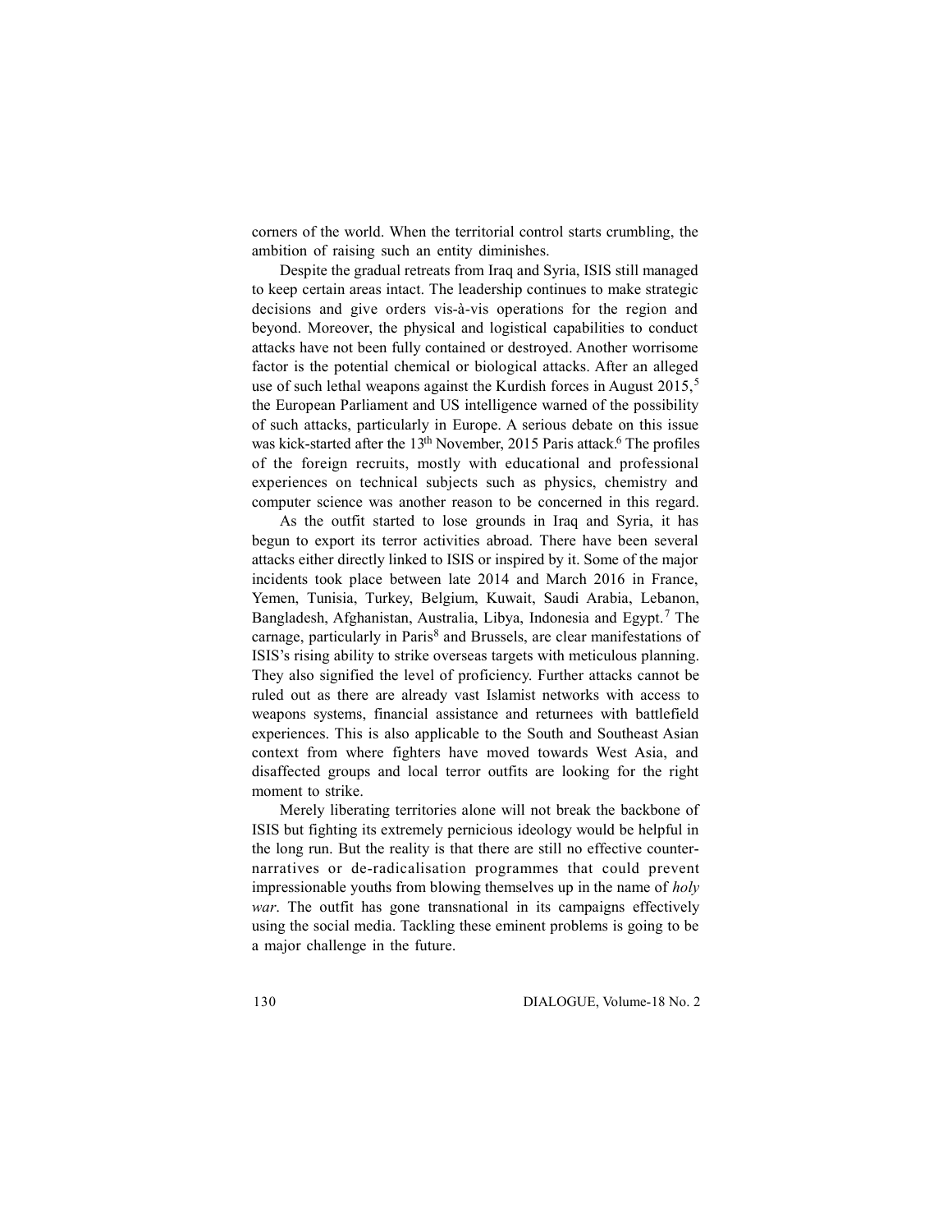corners of the world. When the territorial control starts crumbling, the ambition of raising such an entity diminishes.

Despite the gradual retreats from Iraq and Syria, ISIS still managed to keep certain areas intact. The leadership continues to make strategic decisions and give orders vis-à-vis operations for the region and beyond. Moreover, the physical and logistical capabilities to conduct attacks have not been fully contained or destroyed. Another worrisome factor is the potential chemical or biological attacks. After an alleged use of such lethal weapons against the Kurdish forces in August 2015,[5] the European Parliament and US intelligence warned of the possibility of such attacks, particularly in Europe. A serious debate on this issue was kick-started after the 13th November, 2015 Paris attack.[6] The profiles of the foreign recruits, mostly with educational and professional experiences on technical subjects such as physics, chemistry and computer science was another reason to be concerned in this regard.

As the outfit started to lose grounds in Iraq and Syria, it has begun to export its terror activities abroad. There have been several attacks either directly linked to ISIS or inspired by it. Some of the major incidents took place between late 2014 and March 2016 in France, Yemen, Tunisia, Turkey, Belgium, Kuwait, Saudi Arabia, Lebanon, Bangladesh, Afghanistan, Australia, Libya, Indonesia and Egypt.[7] The carnage, particularly in Paris[8] and Brussels, are clear manifestations of ISIS's rising ability to strike overseas targets with meticulous planning. They also signified the level of proficiency. Further attacks cannot be ruled out as there are already vast Islamist networks with access to weapons systems, financial assistance and returnees with battlefield experiences. This is also applicable to the South and Southeast Asian context from where fighters have moved towards West Asia, and disaffected groups and local terror outfits are looking for the right moment to strike.

Merely liberating territories alone will not break the backbone of ISIS but fighting its extremely pernicious ideology would be helpful in the long run. But the reality is that there are still no effective counter-narratives or de-radicalisation programmes that could prevent impressionable youths from blowing themselves up in the name of *holy war*. The outfit has gone transnational in its campaigns effectively using the social media. Tackling these eminent problems is going to be a major challenge in the future.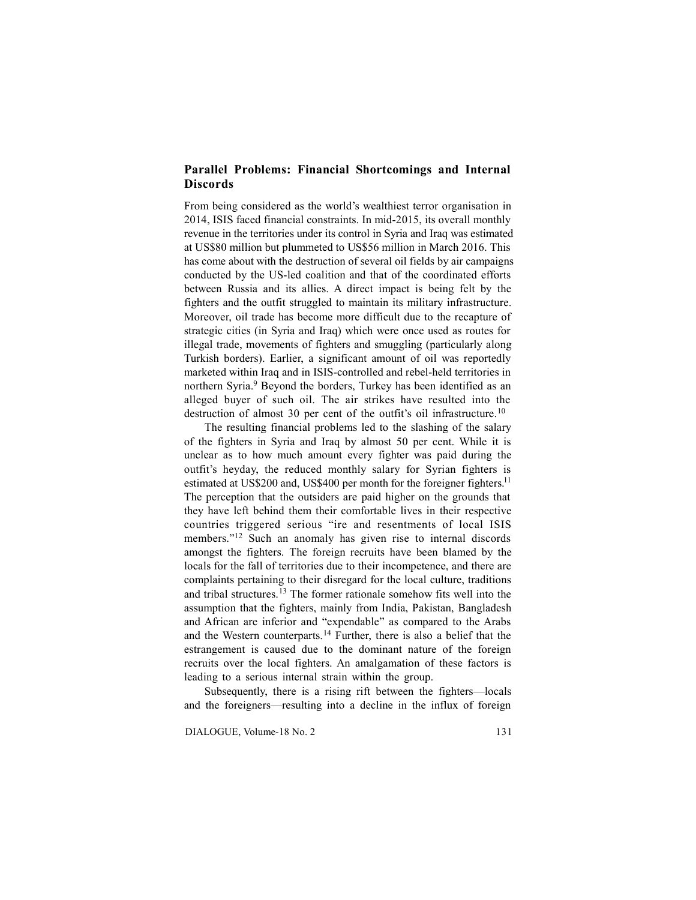## Parallel Problems: Financial Shortcomings and Internal Discords

From being considered as the world's wealthiest terror organisation in 2014, ISIS faced financial constraints. In mid-2015, its overall monthly revenue in the territories under its control in Syria and Iraq was estimated at US$80 million but plummeted to US$56 million in March 2016. This has come about with the destruction of several oil fields by air campaigns conducted by the US-led coalition and that of the coordinated efforts between Russia and its allies. A direct impact is being felt by the fighters and the outfit struggled to maintain its military infrastructure. Moreover, oil trade has become more difficult due to the recapture of strategic cities (in Syria and Iraq) which were once used as routes for illegal trade, movements of fighters and smuggling (particularly along Turkish borders). Earlier, a significant amount of oil was reportedly marketed within Iraq and in ISIS-controlled and rebel-held territories in northern Syria.[9] Beyond the borders, Turkey has been identified as an alleged buyer of such oil. The air strikes have resulted into the destruction of almost 30 per cent of the outfit's oil infrastructure.[10]

The resulting financial problems led to the slashing of the salary of the fighters in Syria and Iraq by almost 50 per cent. While it is unclear as to how much amount every fighter was paid during the outfit's heyday, the reduced monthly salary for Syrian fighters is estimated at US$200 and, US$400 per month for the foreigner fighters.[11] The perception that the outsiders are paid higher on the grounds that they have left behind them their comfortable lives in their respective countries triggered serious "ire and resentments of local ISIS members."[12] Such an anomaly has given rise to internal discords amongst the fighters. The foreign recruits have been blamed by the locals for the fall of territories due to their incompetence, and there are complaints pertaining to their disregard for the local culture, traditions and tribal structures.[13] The former rationale somehow fits well into the assumption that the fighters, mainly from India, Pakistan, Bangladesh and African are inferior and "expendable" as compared to the Arabs and the Western counterparts.[14] Further, there is also a belief that the estrangement is caused due to the dominant nature of the foreign recruits over the local fighters. An amalgamation of these factors is leading to a serious internal strain within the group.

Subsequently, there is a rising rift between the fighters—locals and the foreigners—resulting into a decline in the influx of foreign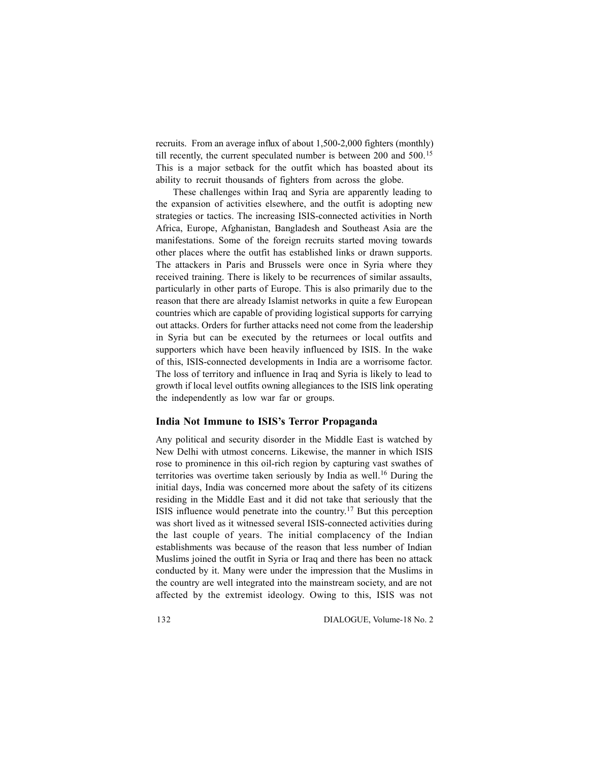recruits. From an average influx of about 1,500-2,000 fighters (monthly) till recently, the current speculated number is between 200 and 500.[15] This is a major setback for the outfit which has boasted about its ability to recruit thousands of fighters from across the globe.

These challenges within Iraq and Syria are apparently leading to the expansion of activities elsewhere, and the outfit is adopting new strategies or tactics. The increasing ISIS-connected activities in North Africa, Europe, Afghanistan, Bangladesh and Southeast Asia are the manifestations. Some of the foreign recruits started moving towards other places where the outfit has established links or drawn supports. The attackers in Paris and Brussels were once in Syria where they received training. There is likely to be recurrences of similar assaults, particularly in other parts of Europe. This is also primarily due to the reason that there are already Islamist networks in quite a few European countries which are capable of providing logistical supports for carrying out attacks. Orders for further attacks need not come from the leadership in Syria but can be executed by the returnees or local outfits and supporters which have been heavily influenced by ISIS. In the wake of this, ISIS-connected developments in India are a worrisome factor. The loss of territory and influence in Iraq and Syria is likely to lead to growth if local level outfits owning allegiances to the ISIS link operating the independently as low war far or groups.

## India Not Immune to ISIS's Terror Propaganda

Any political and security disorder in the Middle East is watched by New Delhi with utmost concerns. Likewise, the manner in which ISIS rose to prominence in this oil-rich region by capturing vast swathes of territories was overtime taken seriously by India as well.[16] During the initial days, India was concerned more about the safety of its citizens residing in the Middle East and it did not take that seriously that the ISIS influence would penetrate into the country.[17] But this perception was short lived as it witnessed several ISIS-connected activities during the last couple of years. The initial complacency of the Indian establishments was because of the reason that less number of Indian Muslims joined the outfit in Syria or Iraq and there has been no attack conducted by it. Many were under the impression that the Muslims in the country are well integrated into the mainstream society, and are not affected by the extremist ideology. Owing to this, ISIS was not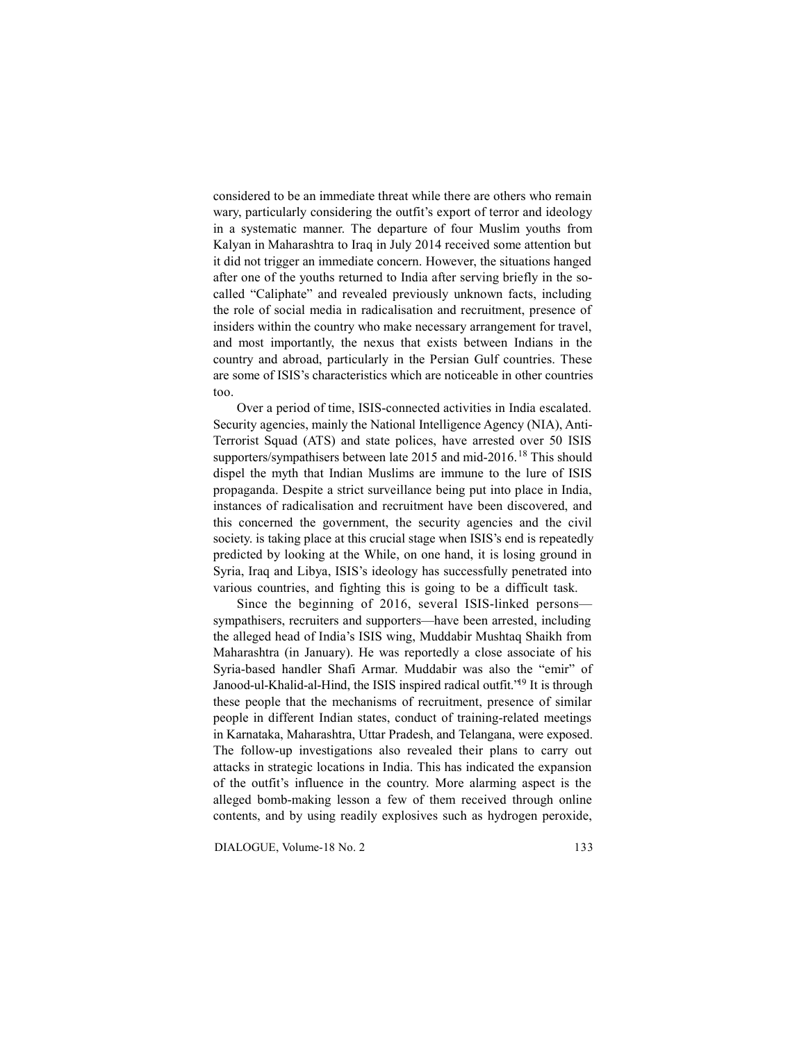considered to be an immediate threat while there are others who remain wary, particularly considering the outfit's export of terror and ideology in a systematic manner. The departure of four Muslim youths from Kalyan in Maharashtra to Iraq in July 2014 received some attention but it did not trigger an immediate concern. However, the situations hanged after one of the youths returned to India after serving briefly in the so-called "Caliphate" and revealed previously unknown facts, including the role of social media in radicalisation and recruitment, presence of insiders within the country who make necessary arrangement for travel, and most importantly, the nexus that exists between Indians in the country and abroad, particularly in the Persian Gulf countries. These are some of ISIS's characteristics which are noticeable in other countries too.

Over a period of time, ISIS-connected activities in India escalated. Security agencies, mainly the National Intelligence Agency (NIA), Anti-Terrorist Squad (ATS) and state polices, have arrested over 50 ISIS supporters/sympathisers between late 2015 and mid-2016.[18] This should dispel the myth that Indian Muslims are immune to the lure of ISIS propaganda. Despite a strict surveillance being put into place in India, instances of radicalisation and recruitment have been discovered, and this concerned the government, the security agencies and the civil society. is taking place at this crucial stage when ISIS's end is repeatedly predicted by looking at the While, on one hand, it is losing ground in Syria, Iraq and Libya, ISIS's ideology has successfully penetrated into various countries, and fighting this is going to be a difficult task.

Since the beginning of 2016, several ISIS-linked persons—sympathisers, recruiters and supporters—have been arrested, including the alleged head of India's ISIS wing, Muddabir Mushtaq Shaikh from Maharashtra (in January). He was reportedly a close associate of his Syria-based handler Shafi Armar. Muddabir was also the "emir" of Janood-ul-Khalid-al-Hind, the ISIS inspired radical outfit."[19] It is through these people that the mechanisms of recruitment, presence of similar people in different Indian states, conduct of training-related meetings in Karnataka, Maharashtra, Uttar Pradesh, and Telangana, were exposed. The follow-up investigations also revealed their plans to carry out attacks in strategic locations in India. This has indicated the expansion of the outfit's influence in the country. More alarming aspect is the alleged bomb-making lesson a few of them received through online contents, and by using readily explosives such as hydrogen peroxide,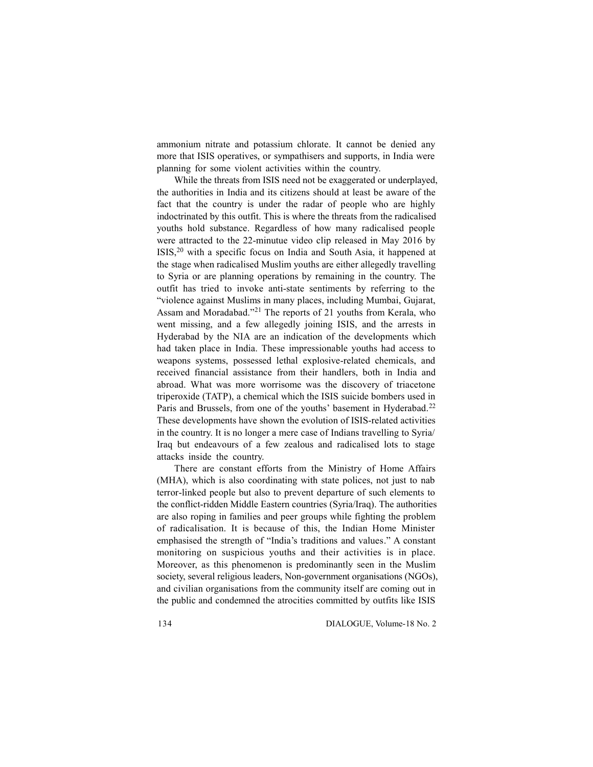ammonium nitrate and potassium chlorate. It cannot be denied any more that ISIS operatives, or sympathisers and supports, in India were planning for some violent activities within the country.

While the threats from ISIS need not be exaggerated or underplayed, the authorities in India and its citizens should at least be aware of the fact that the country is under the radar of people who are highly indoctrinated by this outfit. This is where the threats from the radicalised youths hold substance. Regardless of how many radicalised people were attracted to the 22-minutue video clip released in May 2016 by ISIS,[20] with a specific focus on India and South Asia, it happened at the stage when radicalised Muslim youths are either allegedly travelling to Syria or are planning operations by remaining in the country. The outfit has tried to invoke anti-state sentiments by referring to the "violence against Muslims in many places, including Mumbai, Gujarat, Assam and Moradabad."[21] The reports of 21 youths from Kerala, who went missing, and a few allegedly joining ISIS, and the arrests in Hyderabad by the NIA are an indication of the developments which had taken place in India. These impressionable youths had access to weapons systems, possessed lethal explosive-related chemicals, and received financial assistance from their handlers, both in India and abroad. What was more worrisome was the discovery of triacetone triperoxide (TATP), a chemical which the ISIS suicide bombers used in Paris and Brussels, from one of the youths' basement in Hyderabad.[22] These developments have shown the evolution of ISIS-related activities in the country. It is no longer a mere case of Indians travelling to Syria/ Iraq but endeavours of a few zealous and radicalised lots to stage attacks inside the country.

There are constant efforts from the Ministry of Home Affairs (MHA), which is also coordinating with state polices, not just to nab terror-linked people but also to prevent departure of such elements to the conflict-ridden Middle Eastern countries (Syria/Iraq). The authorities are also roping in families and peer groups while fighting the problem of radicalisation. It is because of this, the Indian Home Minister emphasised the strength of "India's traditions and values." A constant monitoring on suspicious youths and their activities is in place. Moreover, as this phenomenon is predominantly seen in the Muslim society, several religious leaders, Non-government organisations (NGOs), and civilian organisations from the community itself are coming out in the public and condemned the atrocities committed by outfits like ISIS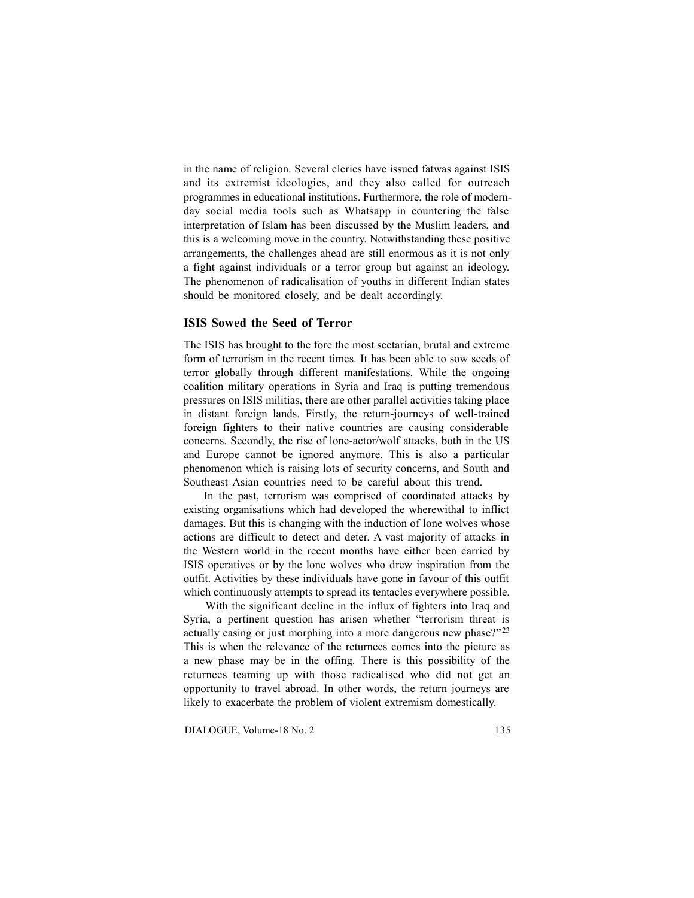in the name of religion. Several clerics have issued fatwas against ISIS and its extremist ideologies, and they also called for outreach programmes in educational institutions. Furthermore, the role of modern-day social media tools such as Whatsapp in countering the false interpretation of Islam has been discussed by the Muslim leaders, and this is a welcoming move in the country. Notwithstanding these positive arrangements, the challenges ahead are still enormous as it is not only a fight against individuals or a terror group but against an ideology. The phenomenon of radicalisation of youths in different Indian states should be monitored closely, and be dealt accordingly.

### ISIS Sowed the Seed of Terror

The ISIS has brought to the fore the most sectarian, brutal and extreme form of terrorism in the recent times. It has been able to sow seeds of terror globally through different manifestations. While the ongoing coalition military operations in Syria and Iraq is putting tremendous pressures on ISIS militias, there are other parallel activities taking place in distant foreign lands. Firstly, the return-journeys of well-trained foreign fighters to their native countries are causing considerable concerns. Secondly, the rise of lone-actor/wolf attacks, both in the US and Europe cannot be ignored anymore. This is also a particular phenomenon which is raising lots of security concerns, and South and Southeast Asian countries need to be careful about this trend.

In the past, terrorism was comprised of coordinated attacks by existing organisations which had developed the wherewithal to inflict damages. But this is changing with the induction of lone wolves whose actions are difficult to detect and deter. A vast majority of attacks in the Western world in the recent months have either been carried by ISIS operatives or by the lone wolves who drew inspiration from the outfit. Activities by these individuals have gone in favour of this outfit which continuously attempts to spread its tentacles everywhere possible.

With the significant decline in the influx of fighters into Iraq and Syria, a pertinent question has arisen whether "terrorism threat is actually easing or just morphing into a more dangerous new phase?"[23] This is when the relevance of the returnees comes into the picture as a new phase may be in the offing. There is this possibility of the returnees teaming up with those radicalised who did not get an opportunity to travel abroad. In other words, the return journeys are likely to exacerbate the problem of violent extremism domestically.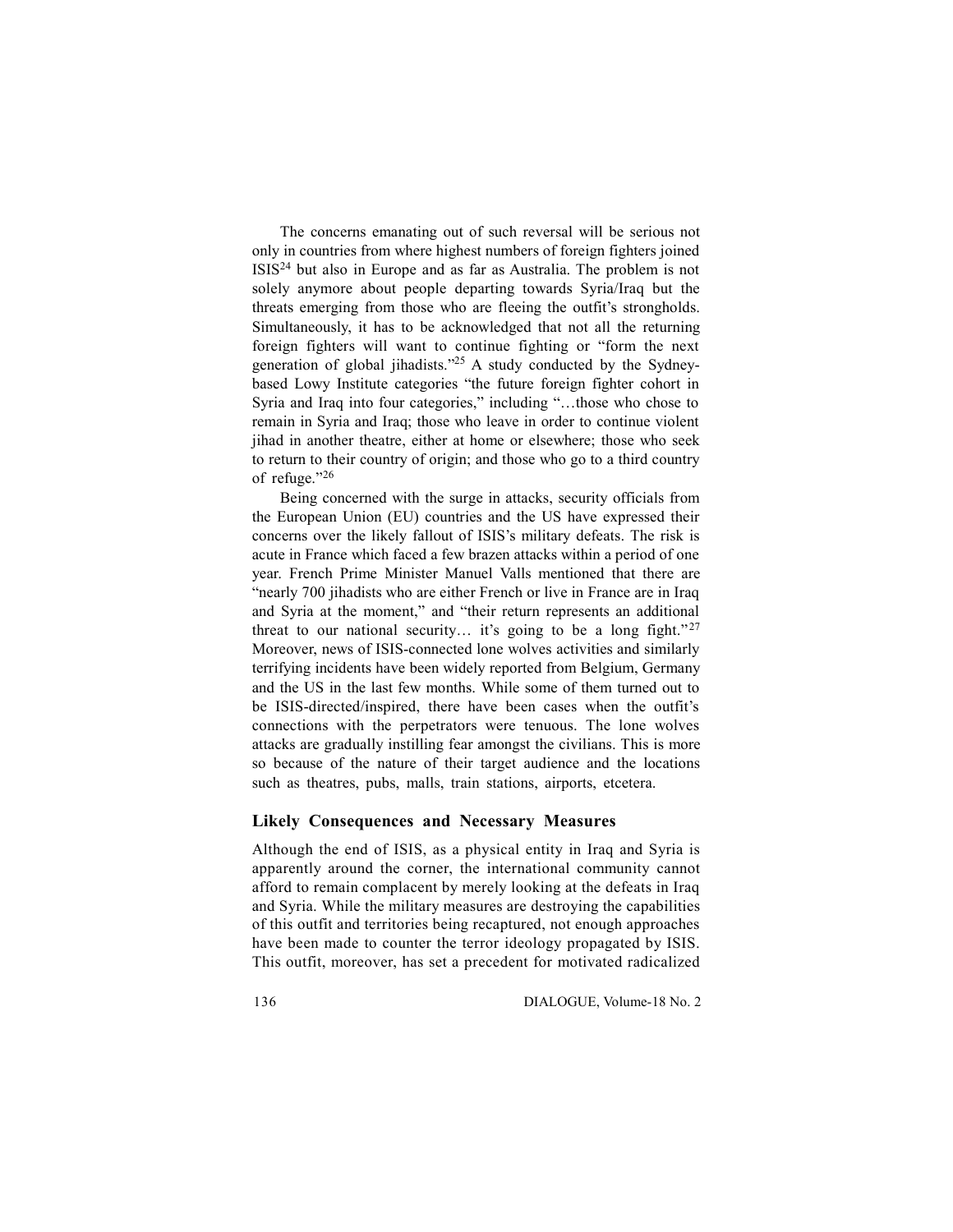The concerns emanating out of such reversal will be serious not only in countries from where highest numbers of foreign fighters joined ISIS[24] but also in Europe and as far as Australia. The problem is not solely anymore about people departing towards Syria/Iraq but the threats emerging from those who are fleeing the outfit's strongholds. Simultaneously, it has to be acknowledged that not all the returning foreign fighters will want to continue fighting or "form the next generation of global jihadists."[25] A study conducted by the Sydney-based Lowy Institute categories "the future foreign fighter cohort in Syria and Iraq into four categories," including "…those who chose to remain in Syria and Iraq; those who leave in order to continue violent jihad in another theatre, either at home or elsewhere; those who seek to return to their country of origin; and those who go to a third country of refuge."[26]

Being concerned with the surge in attacks, security officials from the European Union (EU) countries and the US have expressed their concerns over the likely fallout of ISIS's military defeats. The risk is acute in France which faced a few brazen attacks within a period of one year. French Prime Minister Manuel Valls mentioned that there are "nearly 700 jihadists who are either French or live in France are in Iraq and Syria at the moment," and "their return represents an additional threat to our national security… it's going to be a long fight."[27] Moreover, news of ISIS-connected lone wolves activities and similarly terrifying incidents have been widely reported from Belgium, Germany and the US in the last few months. While some of them turned out to be ISIS-directed/inspired, there have been cases when the outfit's connections with the perpetrators were tenuous. The lone wolves attacks are gradually instilling fear amongst the civilians. This is more so because of the nature of their target audience and the locations such as theatres, pubs, malls, train stations, airports, etcetera.

## Likely Consequences and Necessary Measures

Although the end of ISIS, as a physical entity in Iraq and Syria is apparently around the corner, the international community cannot afford to remain complacent by merely looking at the defeats in Iraq and Syria. While the military measures are destroying the capabilities of this outfit and territories being recaptured, not enough approaches have been made to counter the terror ideology propagated by ISIS. This outfit, moreover, has set a precedent for motivated radicalized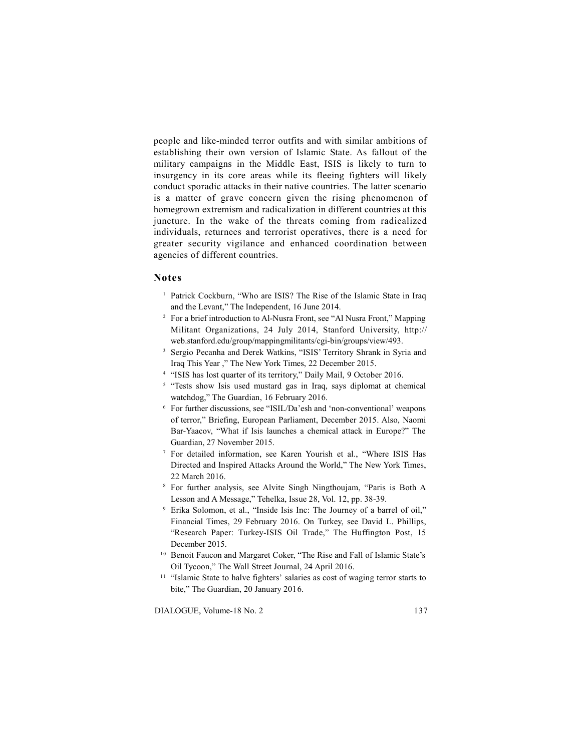people and like-minded terror outfits and with similar ambitions of establishing their own version of Islamic State. As fallout of the military campaigns in the Middle East, ISIS is likely to turn to insurgency in its core areas while its fleeing fighters will likely conduct sporadic attacks in their native countries. The latter scenario is a matter of grave concern given the rising phenomenon of homegrown extremism and radicalization in different countries at this juncture. In the wake of the threats coming from radicalized individuals, returnees and terrorist operatives, there is a need for greater security vigilance and enhanced coordination between agencies of different countries.

## Notes

1. Patrick Cockburn, "Who are ISIS? The Rise of the Islamic State in Iraq and the Levant," The Independent, 16 June 2014.
2. For a brief introduction to Al-Nusra Front, see "Al Nusra Front," Mapping Militant Organizations, 24 July 2014, Stanford University, http://web.stanford.edu/group/mappingmilitants/cgi-bin/groups/view/493.
3. Sergio Pecanha and Derek Watkins, "ISIS' Territory Shrank in Syria and Iraq This Year ," The New York Times, 22 December 2015.
4. "ISIS has lost quarter of its territory," Daily Mail, 9 October 2016.
5. "Tests show Isis used mustard gas in Iraq, says diplomat at chemical watchdog," The Guardian, 16 February 2016.
6. For further discussions, see "ISIL/Da'esh and 'non-conventional' weapons of terror," Briefing, European Parliament, December 2015. Also, Naomi Bar-Yaacov, "What if Isis launches a chemical attack in Europe?" The Guardian, 27 November 2015.
7. For detailed information, see Karen Yourish et al., "Where ISIS Has Directed and Inspired Attacks Around the World," The New York Times, 22 March 2016.
8. For further analysis, see Alvite Singh Ningthoujam, "Paris is Both A Lesson and A Message," Tehelka, Issue 28, Vol. 12, pp. 38-39.
9. Erika Solomon, et al., "Inside Isis Inc: The Journey of a barrel of oil," Financial Times, 29 February 2016. On Turkey, see David L. Phillips, "Research Paper: Turkey-ISIS Oil Trade," The Huffington Post, 15 December 2015.
10. Benoit Faucon and Margaret Coker, "The Rise and Fall of Islamic State's Oil Tycoon," The Wall Street Journal, 24 April 2016.
11. "Islamic State to halve fighters' salaries as cost of waging terror starts to bite," The Guardian, 20 January 2016.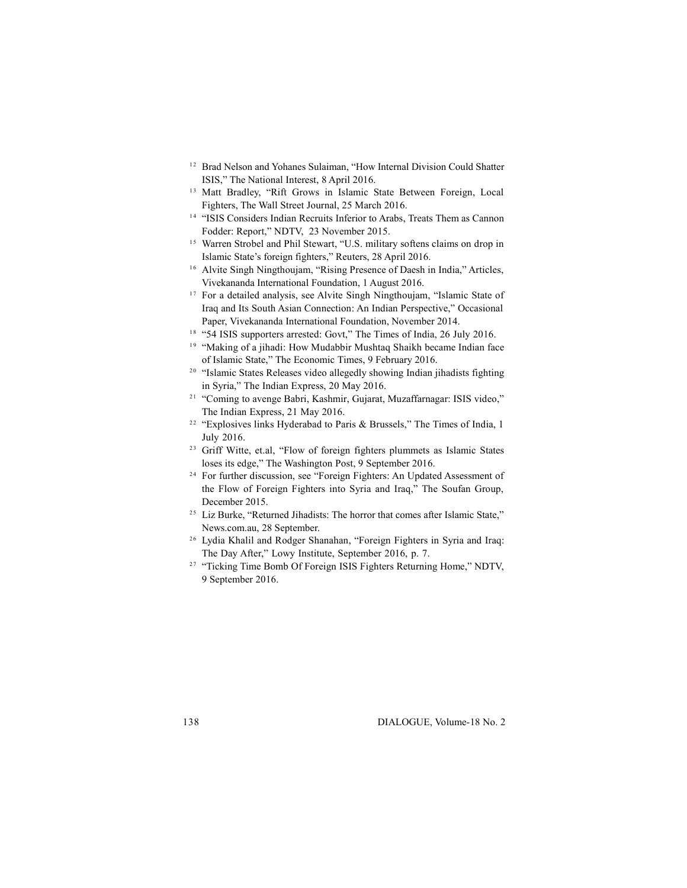[12] Brad Nelson and Yohanes Sulaiman, "How Internal Division Could Shatter ISIS," The National Interest, 8 April 2016.

[13] Matt Bradley, "Rift Grows in Islamic State Between Foreign, Local Fighters, The Wall Street Journal, 25 March 2016.

[14] "ISIS Considers Indian Recruits Inferior to Arabs, Treats Them as Cannon Fodder: Report," NDTV, 23 November 2015.

[15] Warren Strobel and Phil Stewart, "U.S. military softens claims on drop in Islamic State's foreign fighters," Reuters, 28 April 2016.

[16] Alvite Singh Ningthoujam, "Rising Presence of Daesh in India," Articles, Vivekananda International Foundation, 1 August 2016.

[17] For a detailed analysis, see Alvite Singh Ningthoujam, "Islamic State of Iraq and Its South Asian Connection: An Indian Perspective," Occasional Paper, Vivekananda International Foundation, November 2014.

[18] "54 ISIS supporters arrested: Govt," The Times of India, 26 July 2016.

[19] "Making of a jihadi: How Mudabbir Mushtaq Shaikh became Indian face of Islamic State," The Economic Times, 9 February 2016.

[20] "Islamic States Releases video allegedly showing Indian jihadists fighting in Syria," The Indian Express, 20 May 2016.

[21] "Coming to avenge Babri, Kashmir, Gujarat, Muzaffarnagar: ISIS video," The Indian Express, 21 May 2016.

[22] "Explosives links Hyderabad to Paris & Brussels," The Times of India, 1 July 2016.

[23] Griff Witte, et.al, "Flow of foreign fighters plummets as Islamic States loses its edge," The Washington Post, 9 September 2016.

[24] For further discussion, see "Foreign Fighters: An Updated Assessment of the Flow of Foreign Fighters into Syria and Iraq," The Soufan Group, December 2015.

[25] Liz Burke, "Returned Jihadists: The horror that comes after Islamic State," News.com.au, 28 September.

[26] Lydia Khalil and Rodger Shanahan, "Foreign Fighters in Syria and Iraq: The Day After," Lowy Institute, September 2016, p. 7.

[27] "Ticking Time Bomb Of Foreign ISIS Fighters Returning Home," NDTV, 9 September 2016.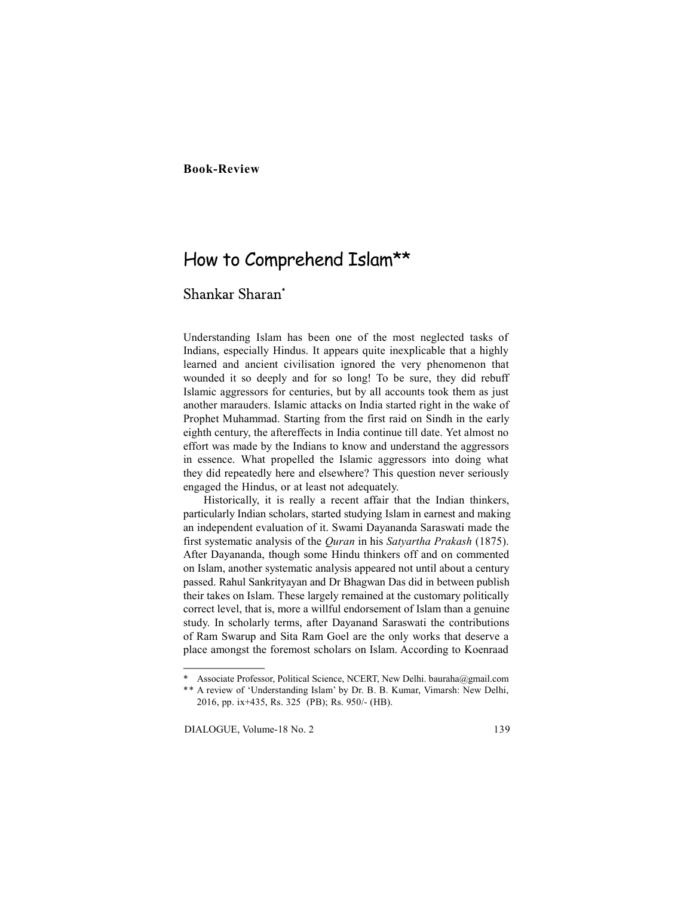**Book-Review**

# How to Comprehend Islam**

Shankar Sharan*

Understanding Islam has been one of the most neglected tasks of Indians, especially Hindus. It appears quite inexplicable that a highly learned and ancient civilisation ignored the very phenomenon that wounded it so deeply and for so long! To be sure, they did rebuff Islamic aggressors for centuries, but by all accounts took them as just another marauders. Islamic attacks on India started right in the wake of Prophet Muhammad. Starting from the first raid on Sindh in the early eighth century, the aftereffects in India continue till date. Yet almost no effort was made by the Indians to know and understand the aggressors in essence. What propelled the Islamic aggressors into doing what they did repeatedly here and elsewhere? This question never seriously engaged the Hindus, or at least not adequately.

Historically, it is really a recent affair that the Indian thinkers, particularly Indian scholars, started studying Islam in earnest and making an independent evaluation of it. Swami Dayananda Saraswati made the first systematic analysis of the *Quran* in his *Satyartha Prakash* (1875). After Dayananda, though some Hindu thinkers off and on commented on Islam, another systematic analysis appeared not until about a century passed. Rahul Sankrityayan and Dr Bhagwan Das did in between publish their takes on Islam. These largely remained at the customary politically correct level, that is, more a willful endorsement of Islam than a genuine study. In scholarly terms, after Dayanand Saraswati the contributions of Ram Swarup and Sita Ram Goel are the only works that deserve a place amongst the foremost scholars on Islam. According to Koenraad

---

\* Associate Professor, Political Science, NCERT, New Delhi. bauraha@gmail.com

\*\* A review of 'Understanding Islam' by Dr. B. B. Kumar, Vimarsh: New Delhi, 2016, pp. ix+435, Rs. 325 (PB); Rs. 950/- (HB).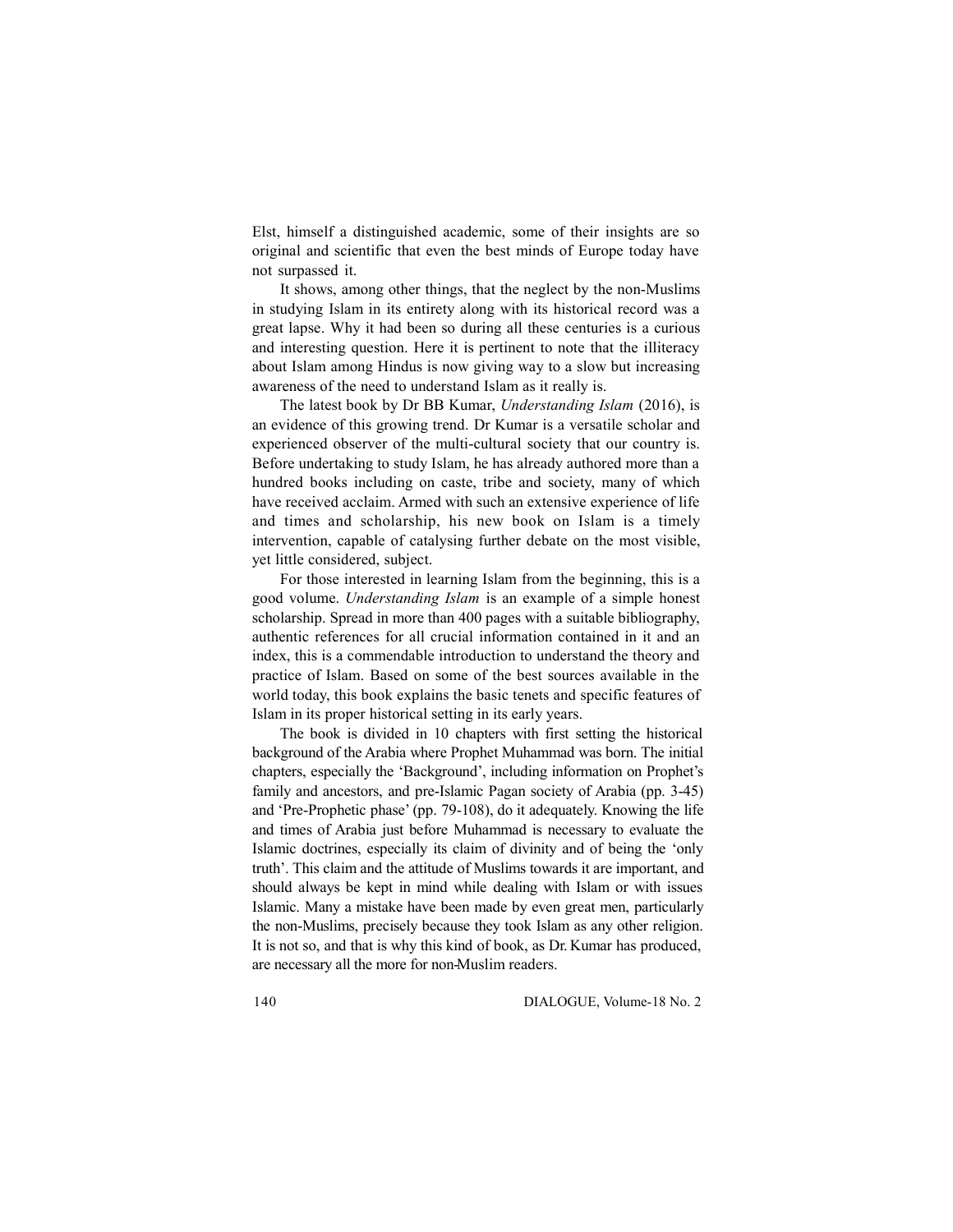Elst, himself a distinguished academic, some of their insights are so original and scientific that even the best minds of Europe today have not surpassed it.

It shows, among other things, that the neglect by the non-Muslims in studying Islam in its entirety along with its historical record was a great lapse. Why it had been so during all these centuries is a curious and interesting question. Here it is pertinent to note that the illiteracy about Islam among Hindus is now giving way to a slow but increasing awareness of the need to understand Islam as it really is.

The latest book by Dr BB Kumar, *Understanding Islam* (2016), is an evidence of this growing trend. Dr Kumar is a versatile scholar and experienced observer of the multi-cultural society that our country is. Before undertaking to study Islam, he has already authored more than a hundred books including on caste, tribe and society, many of which have received acclaim. Armed with such an extensive experience of life and times and scholarship, his new book on Islam is a timely intervention, capable of catalysing further debate on the most visible, yet little considered, subject.

For those interested in learning Islam from the beginning, this is a good volume. *Understanding Islam* is an example of a simple honest scholarship. Spread in more than 400 pages with a suitable bibliography, authentic references for all crucial information contained in it and an index, this is a commendable introduction to understand the theory and practice of Islam. Based on some of the best sources available in the world today, this book explains the basic tenets and specific features of Islam in its proper historical setting in its early years.

The book is divided in 10 chapters with first setting the historical background of the Arabia where Prophet Muhammad was born. The initial chapters, especially the 'Background', including information on Prophet's family and ancestors, and pre-Islamic Pagan society of Arabia (pp. 3-45) and 'Pre-Prophetic phase' (pp. 79-108), do it adequately. Knowing the life and times of Arabia just before Muhammad is necessary to evaluate the Islamic doctrines, especially its claim of divinity and of being the 'only truth'. This claim and the attitude of Muslims towards it are important, and should always be kept in mind while dealing with Islam or with issues Islamic. Many a mistake have been made by even great men, particularly the non-Muslims, precisely because they took Islam as any other religion. It is not so, and that is why this kind of book, as Dr. Kumar has produced, are necessary all the more for non-Muslim readers.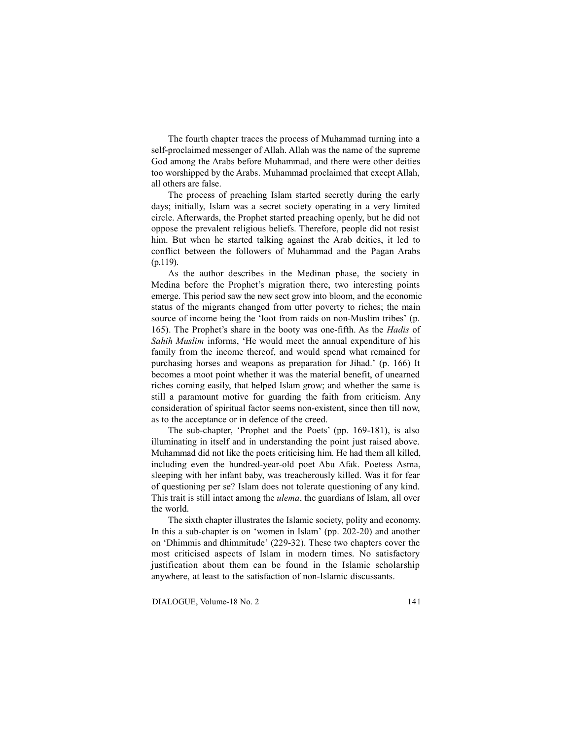The fourth chapter traces the process of Muhammad turning into a self-proclaimed messenger of Allah. Allah was the name of the supreme God among the Arabs before Muhammad, and there were other deities too worshipped by the Arabs. Muhammad proclaimed that except Allah, all others are false.

The process of preaching Islam started secretly during the early days; initially, Islam was a secret society operating in a very limited circle. Afterwards, the Prophet started preaching openly, but he did not oppose the prevalent religious beliefs. Therefore, people did not resist him. But when he started talking against the Arab deities, it led to conflict between the followers of Muhammad and the Pagan Arabs (p.119).

As the author describes in the Medinan phase, the society in Medina before the Prophet's migration there, two interesting points emerge. This period saw the new sect grow into bloom, and the economic status of the migrants changed from utter poverty to riches; the main source of income being the 'loot from raids on non-Muslim tribes' (p. 165). The Prophet's share in the booty was one-fifth. As the *Hadis* of *Sahih Muslim* informs, 'He would meet the annual expenditure of his family from the income thereof, and would spend what remained for purchasing horses and weapons as preparation for Jihad.' (p. 166) It becomes a moot point whether it was the material benefit, of unearned riches coming easily, that helped Islam grow; and whether the same is still a paramount motive for guarding the faith from criticism. Any consideration of spiritual factor seems non-existent, since then till now, as to the acceptance or in defence of the creed.

The sub-chapter, 'Prophet and the Poets' (pp. 169-181), is also illuminating in itself and in understanding the point just raised above. Muhammad did not like the poets criticising him. He had them all killed, including even the hundred-year-old poet Abu Afak. Poetess Asma, sleeping with her infant baby, was treacherously killed. Was it for fear of questioning per se? Islam does not tolerate questioning of any kind. This trait is still intact among the *ulema*, the guardians of Islam, all over the world.

The sixth chapter illustrates the Islamic society, polity and economy. In this a sub-chapter is on 'women in Islam' (pp. 202-20) and another on 'Dhimmis and dhimmitude' (229-32). These two chapters cover the most criticised aspects of Islam in modern times. No satisfactory justification about them can be found in the Islamic scholarship anywhere, at least to the satisfaction of non-Islamic discussants.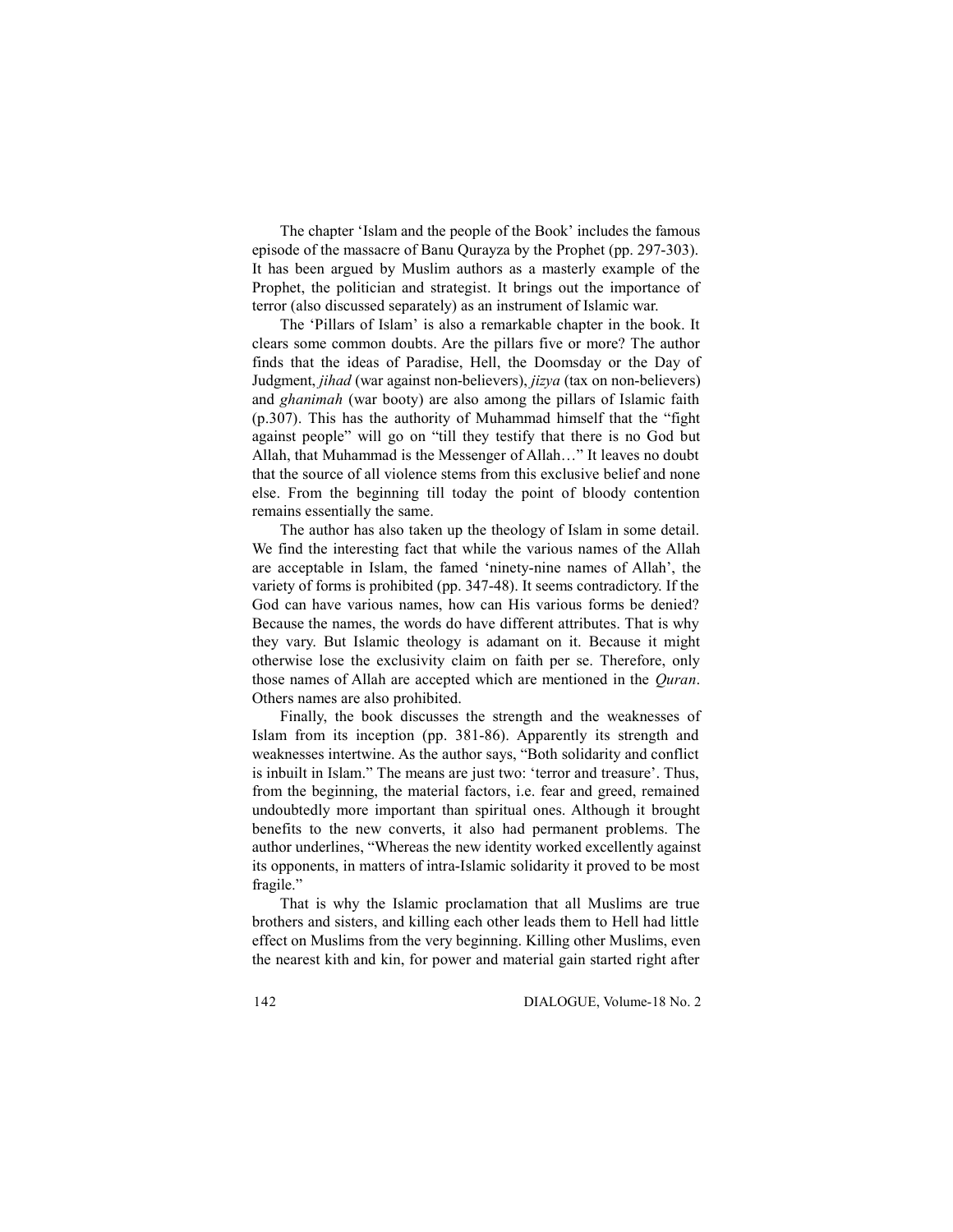The chapter 'Islam and the people of the Book' includes the famous episode of the massacre of Banu Qurayza by the Prophet (pp. 297-303). It has been argued by Muslim authors as a masterly example of the Prophet, the politician and strategist. It brings out the importance of terror (also discussed separately) as an instrument of Islamic war.

The 'Pillars of Islam' is also a remarkable chapter in the book. It clears some common doubts. Are the pillars five or more? The author finds that the ideas of Paradise, Hell, the Doomsday or the Day of Judgment, *jihad* (war against non-believers), *jizya* (tax on non-believers) and *ghanimah* (war booty) are also among the pillars of Islamic faith (p.307). This has the authority of Muhammad himself that the "fight against people" will go on "till they testify that there is no God but Allah, that Muhammad is the Messenger of Allah…" It leaves no doubt that the source of all violence stems from this exclusive belief and none else. From the beginning till today the point of bloody contention remains essentially the same.

The author has also taken up the theology of Islam in some detail. We find the interesting fact that while the various names of the Allah are acceptable in Islam, the famed 'ninety-nine names of Allah', the variety of forms is prohibited (pp. 347-48). It seems contradictory. If the God can have various names, how can His various forms be denied? Because the names, the words do have different attributes. That is why they vary. But Islamic theology is adamant on it. Because it might otherwise lose the exclusivity claim on faith per se. Therefore, only those names of Allah are accepted which are mentioned in the *Quran*. Others names are also prohibited.

Finally, the book discusses the strength and the weaknesses of Islam from its inception (pp. 381-86). Apparently its strength and weaknesses intertwine. As the author says, "Both solidarity and conflict is inbuilt in Islam." The means are just two: 'terror and treasure'. Thus, from the beginning, the material factors, i.e. fear and greed, remained undoubtedly more important than spiritual ones. Although it brought benefits to the new converts, it also had permanent problems. The author underlines, "Whereas the new identity worked excellently against its opponents, in matters of intra-Islamic solidarity it proved to be most fragile."

That is why the Islamic proclamation that all Muslims are true brothers and sisters, and killing each other leads them to Hell had little effect on Muslims from the very beginning. Killing other Muslims, even the nearest kith and kin, for power and material gain started right after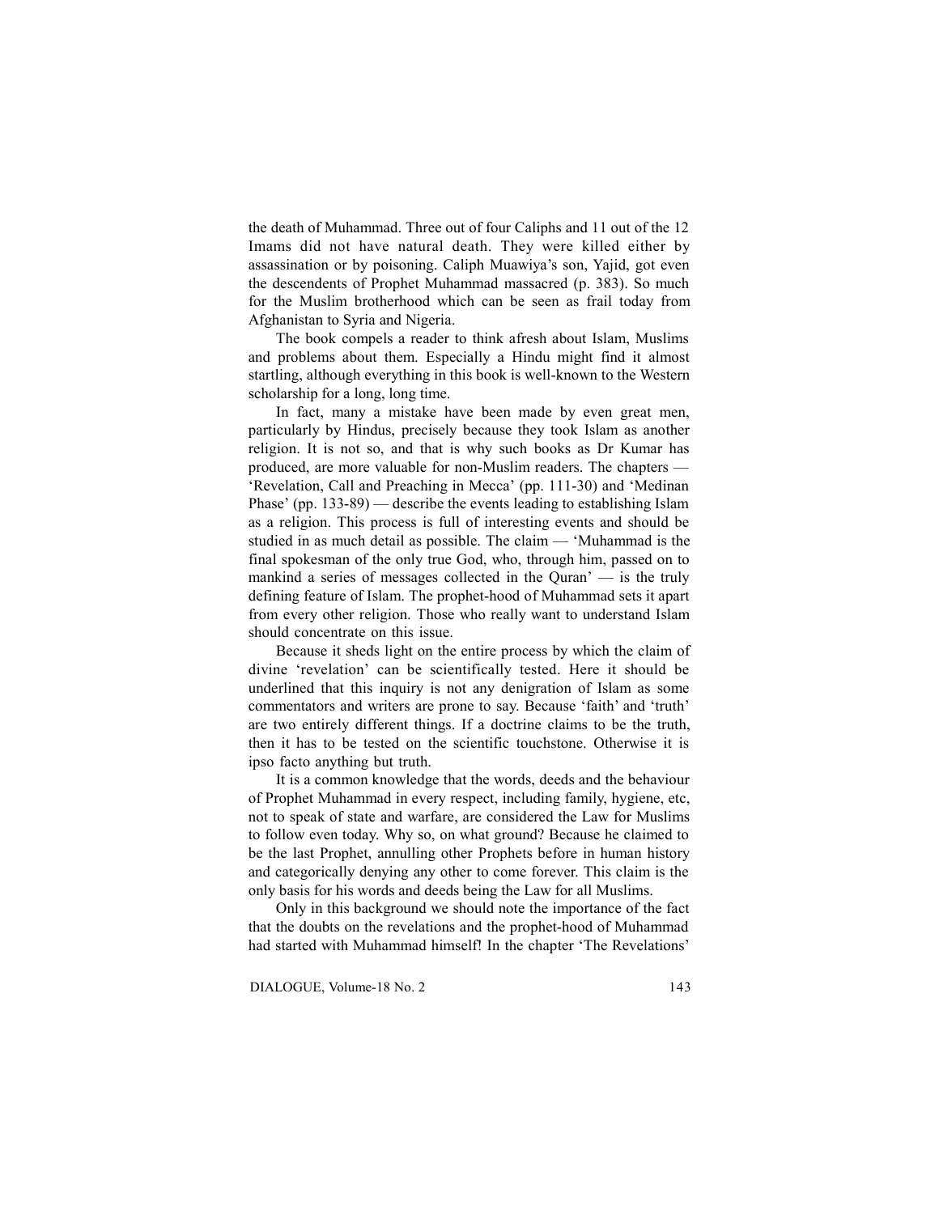the death of Muhammad. Three out of four Caliphs and 11 out of the 12 Imams did not have natural death. They were killed either by assassination or by poisoning. Caliph Muawiya's son, Yajid, got even the descendents of Prophet Muhammad massacred (p. 383). So much for the Muslim brotherhood which can be seen as frail today from Afghanistan to Syria and Nigeria.

The book compels a reader to think afresh about Islam, Muslims and problems about them. Especially a Hindu might find it almost startling, although everything in this book is well-known to the Western scholarship for a long, long time.

In fact, many a mistake have been made by even great men, particularly by Hindus, precisely because they took Islam as another religion. It is not so, and that is why such books as Dr Kumar has produced, are more valuable for non-Muslim readers. The chapters — 'Revelation, Call and Preaching in Mecca' (pp. 111-30) and 'Medinan Phase' (pp. 133-89) — describe the events leading to establishing Islam as a religion. This process is full of interesting events and should be studied in as much detail as possible. The claim — 'Muhammad is the final spokesman of the only true God, who, through him, passed on to mankind a series of messages collected in the Quran' — is the truly defining feature of Islam. The prophet-hood of Muhammad sets it apart from every other religion. Those who really want to understand Islam should concentrate on this issue.

Because it sheds light on the entire process by which the claim of divine 'revelation' can be scientifically tested. Here it should be underlined that this inquiry is not any denigration of Islam as some commentators and writers are prone to say. Because 'faith' and 'truth' are two entirely different things. If a doctrine claims to be the truth, then it has to be tested on the scientific touchstone. Otherwise it is ipso facto anything but truth.

It is a common knowledge that the words, deeds and the behaviour of Prophet Muhammad in every respect, including family, hygiene, etc, not to speak of state and warfare, are considered the Law for Muslims to follow even today. Why so, on what ground? Because he claimed to be the last Prophet, annulling other Prophets before in human history and categorically denying any other to come forever. This claim is the only basis for his words and deeds being the Law for all Muslims.

Only in this background we should note the importance of the fact that the doubts on the revelations and the prophet-hood of Muhammad had started with Muhammad himself! In the chapter 'The Revelations'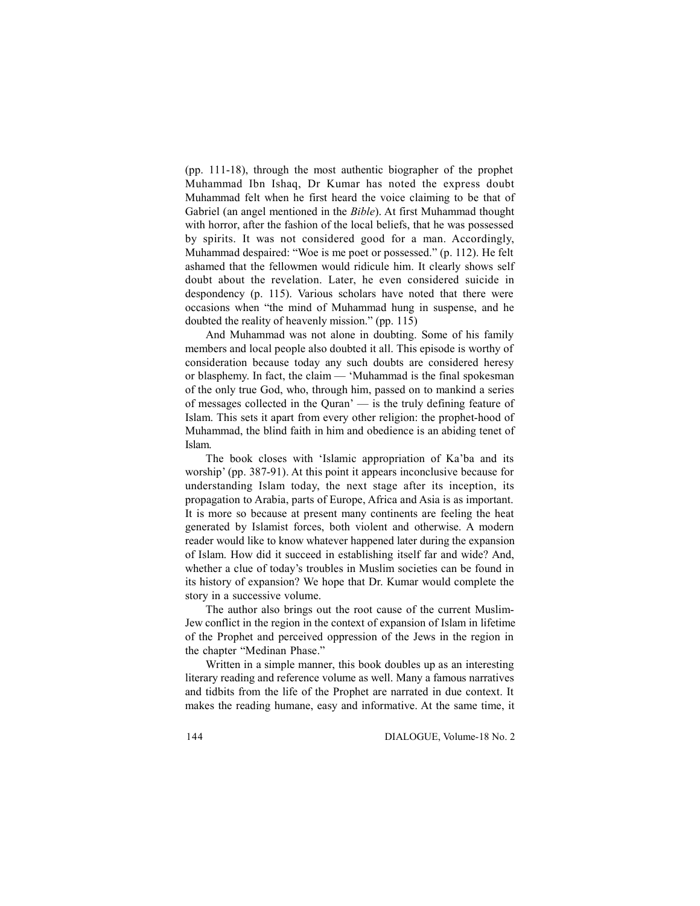(pp. 111-18), through the most authentic biographer of the prophet Muhammad Ibn Ishaq, Dr Kumar has noted the express doubt Muhammad felt when he first heard the voice claiming to be that of Gabriel (an angel mentioned in the *Bible*). At first Muhammad thought with horror, after the fashion of the local beliefs, that he was possessed by spirits. It was not considered good for a man. Accordingly, Muhammad despaired: "Woe is me poet or possessed." (p. 112). He felt ashamed that the fellowmen would ridicule him. It clearly shows self doubt about the revelation. Later, he even considered suicide in despondency (p. 115). Various scholars have noted that there were occasions when "the mind of Muhammad hung in suspense, and he doubted the reality of heavenly mission." (pp. 115)

And Muhammad was not alone in doubting. Some of his family members and local people also doubted it all. This episode is worthy of consideration because today any such doubts are considered heresy or blasphemy. In fact, the claim — 'Muhammad is the final spokesman of the only true God, who, through him, passed on to mankind a series of messages collected in the Quran' — is the truly defining feature of Islam. This sets it apart from every other religion: the prophet-hood of Muhammad, the blind faith in him and obedience is an abiding tenet of Islam.

The book closes with 'Islamic appropriation of Ka'ba and its worship' (pp. 387-91). At this point it appears inconclusive because for understanding Islam today, the next stage after its inception, its propagation to Arabia, parts of Europe, Africa and Asia is as important. It is more so because at present many continents are feeling the heat generated by Islamist forces, both violent and otherwise. A modern reader would like to know whatever happened later during the expansion of Islam. How did it succeed in establishing itself far and wide? And, whether a clue of today's troubles in Muslim societies can be found in its history of expansion? We hope that Dr. Kumar would complete the story in a successive volume.

The author also brings out the root cause of the current Muslim-Jew conflict in the region in the context of expansion of Islam in lifetime of the Prophet and perceived oppression of the Jews in the region in the chapter "Medinan Phase."

Written in a simple manner, this book doubles up as an interesting literary reading and reference volume as well. Many a famous narratives and tidbits from the life of the Prophet are narrated in due context. It makes the reading humane, easy and informative. At the same time, it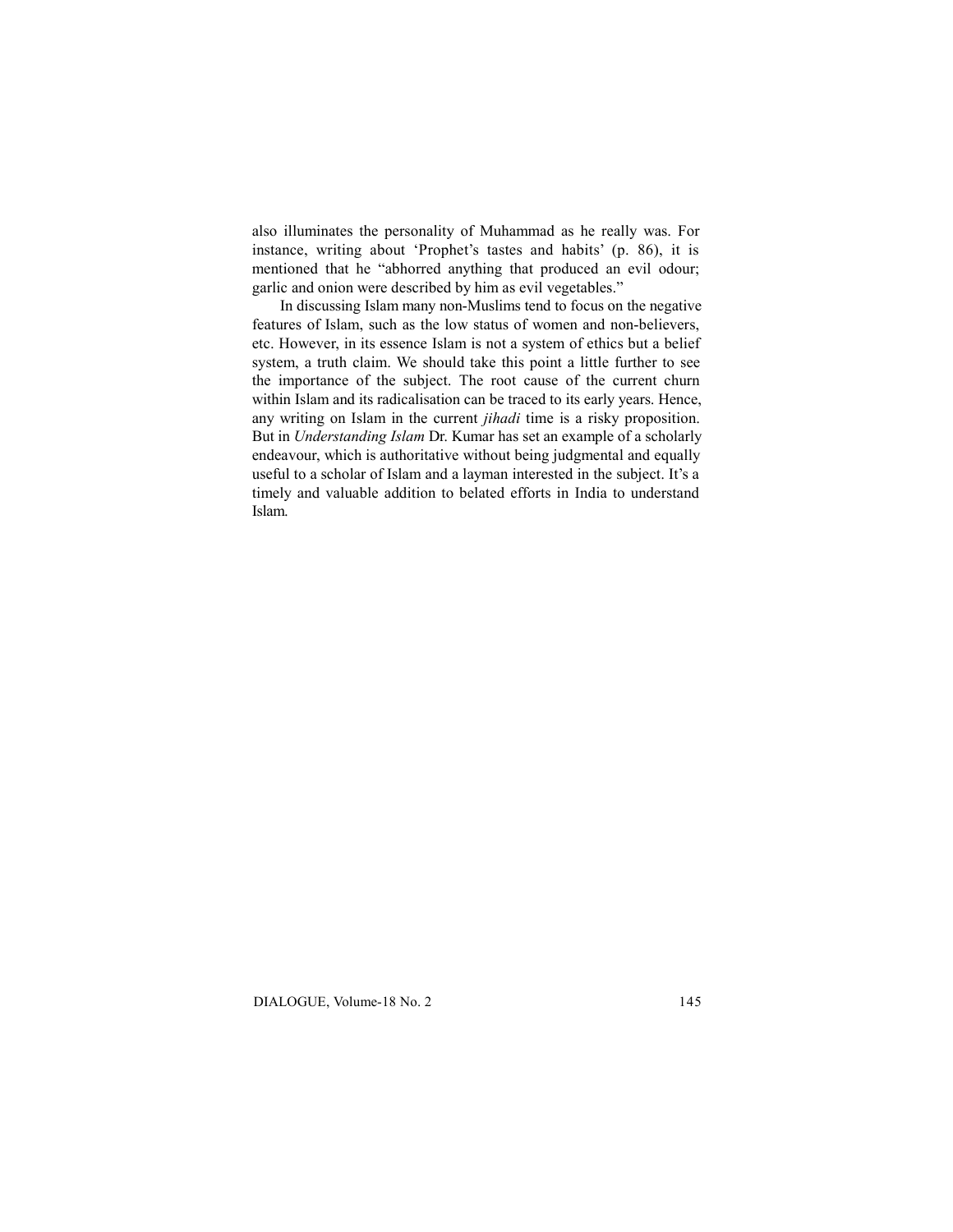also illuminates the personality of Muhammad as he really was. For instance, writing about 'Prophet's tastes and habits' (p. 86), it is mentioned that he "abhorred anything that produced an evil odour; garlic and onion were described by him as evil vegetables."

In discussing Islam many non-Muslims tend to focus on the negative features of Islam, such as the low status of women and non-believers, etc. However, in its essence Islam is not a system of ethics but a belief system, a truth claim. We should take this point a little further to see the importance of the subject. The root cause of the current churn within Islam and its radicalisation can be traced to its early years. Hence, any writing on Islam in the current *jihadi* time is a risky proposition. But in *Understanding Islam* Dr. Kumar has set an example of a scholarly endeavour, which is authoritative without being judgmental and equally useful to a scholar of Islam and a layman interested in the subject. It's a timely and valuable addition to belated efforts in India to understand Islam.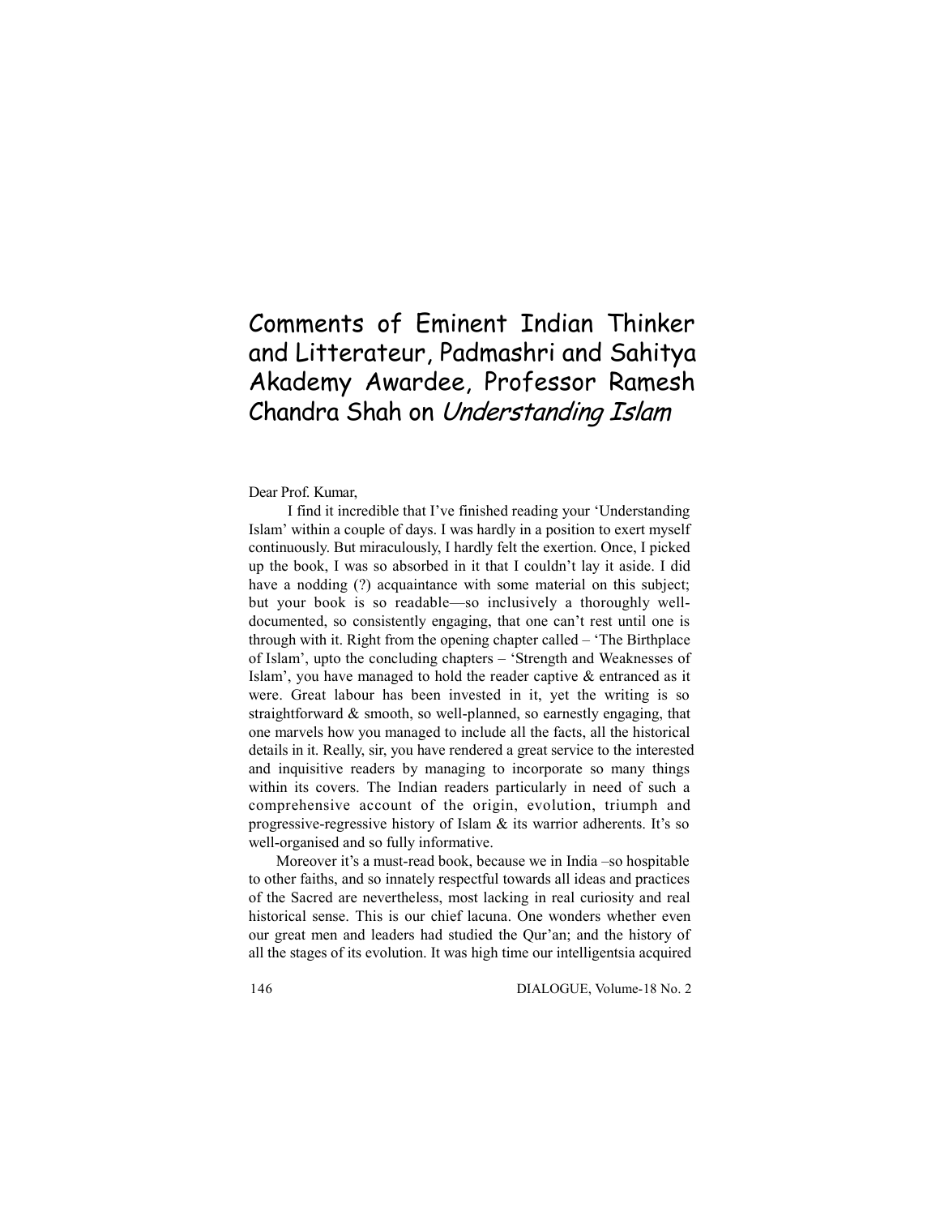# Comments of Eminent Indian Thinker and Litterateur, Padmashri and Sahitya Akademy Awardee, Professor Ramesh Chandra Shah on *Understanding Islam*

Dear Prof. Kumar,

I find it incredible that I've finished reading your 'Understanding Islam' within a couple of days. I was hardly in a position to exert myself continuously. But miraculously, I hardly felt the exertion. Once, I picked up the book, I was so absorbed in it that I couldn't lay it aside. I did have a nodding (?) acquaintance with some material on this subject; but your book is so readable—so inclusively a thoroughly well-documented, so consistently engaging, that one can't rest until one is through with it. Right from the opening chapter called – 'The Birthplace of Islam', upto the concluding chapters – 'Strength and Weaknesses of Islam', you have managed to hold the reader captive & entranced as it were. Great labour has been invested in it, yet the writing is so straightforward & smooth, so well-planned, so earnestly engaging, that one marvels how you managed to include all the facts, all the historical details in it. Really, sir, you have rendered a great service to the interested and inquisitive readers by managing to incorporate so many things within its covers. The Indian readers particularly in need of such a comprehensive account of the origin, evolution, triumph and progressive-regressive history of Islam & its warrior adherents. It's so well-organised and so fully informative.

Moreover it's a must-read book, because we in India –so hospitable to other faiths, and so innately respectful towards all ideas and practices of the Sacred are nevertheless, most lacking in real curiosity and real historical sense. This is our chief lacuna. One wonders whether even our great men and leaders had studied the Qur'an; and the history of all the stages of its evolution. It was high time our intelligentsia acquired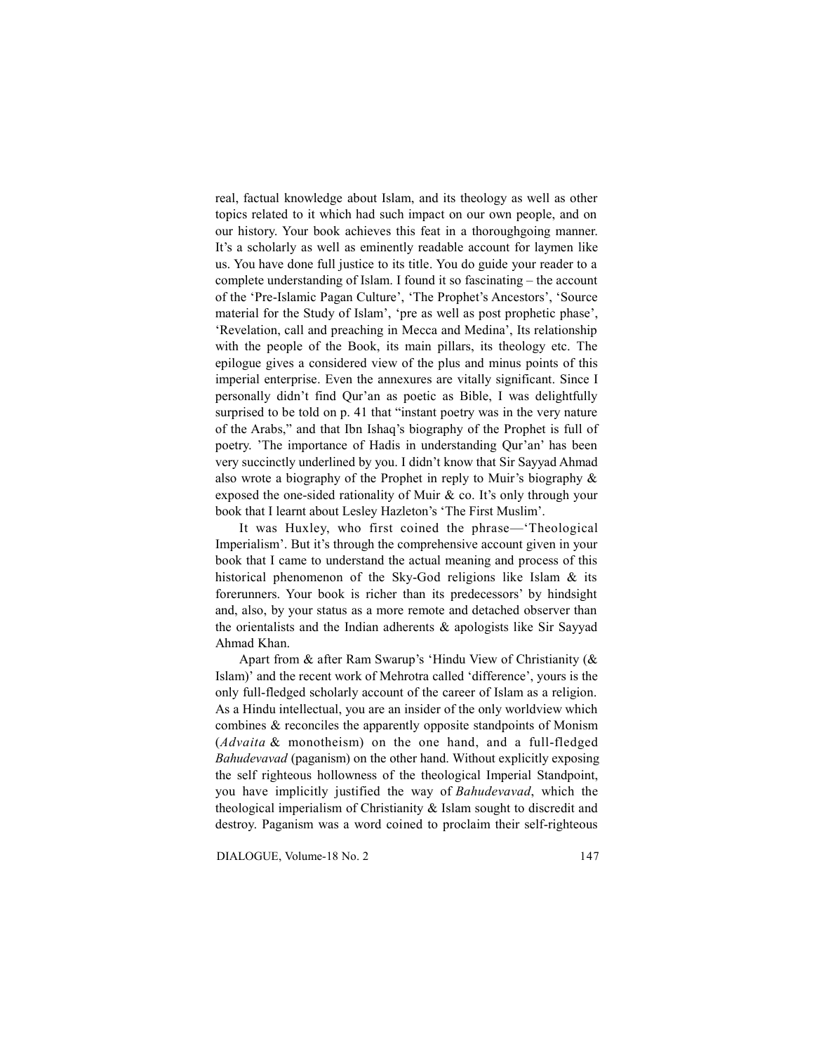real, factual knowledge about Islam, and its theology as well as other topics related to it which had such impact on our own people, and on our history. Your book achieves this feat in a thoroughgoing manner. It's a scholarly as well as eminently readable account for laymen like us. You have done full justice to its title. You do guide your reader to a complete understanding of Islam. I found it so fascinating – the account of the 'Pre-Islamic Pagan Culture', 'The Prophet's Ancestors', 'Source material for the Study of Islam', 'pre as well as post prophetic phase', 'Revelation, call and preaching in Mecca and Medina', Its relationship with the people of the Book, its main pillars, its theology etc. The epilogue gives a considered view of the plus and minus points of this imperial enterprise. Even the annexures are vitally significant. Since I personally didn't find Qur'an as poetic as Bible, I was delightfully surprised to be told on p. 41 that "instant poetry was in the very nature of the Arabs," and that Ibn Ishaq's biography of the Prophet is full of poetry. 'The importance of Hadis in understanding Qur'an' has been very succinctly underlined by you. I didn't know that Sir Sayyad Ahmad also wrote a biography of the Prophet in reply to Muir's biography & exposed the one-sided rationality of Muir & co. It's only through your book that I learnt about Lesley Hazleton's 'The First Muslim'.

It was Huxley, who first coined the phrase—'Theological Imperialism'. But it's through the comprehensive account given in your book that I came to understand the actual meaning and process of this historical phenomenon of the Sky-God religions like Islam & its forerunners. Your book is richer than its predecessors' by hindsight and, also, by your status as a more remote and detached observer than the orientalists and the Indian adherents & apologists like Sir Sayyad Ahmad Khan.

Apart from & after Ram Swarup's 'Hindu View of Christianity (& Islam)' and the recent work of Mehrotra called 'difference', yours is the only full-fledged scholarly account of the career of Islam as a religion. As a Hindu intellectual, you are an insider of the only worldview which combines & reconciles the apparently opposite standpoints of Monism (*Advaita* & monotheism) on the one hand, and a full-fledged *Bahudevavad* (paganism) on the other hand. Without explicitly exposing the self righteous hollowness of the theological Imperial Standpoint, you have implicitly justified the way of *Bahudevavad*, which the theological imperialism of Christianity & Islam sought to discredit and destroy. Paganism was a word coined to proclaim their self-righteous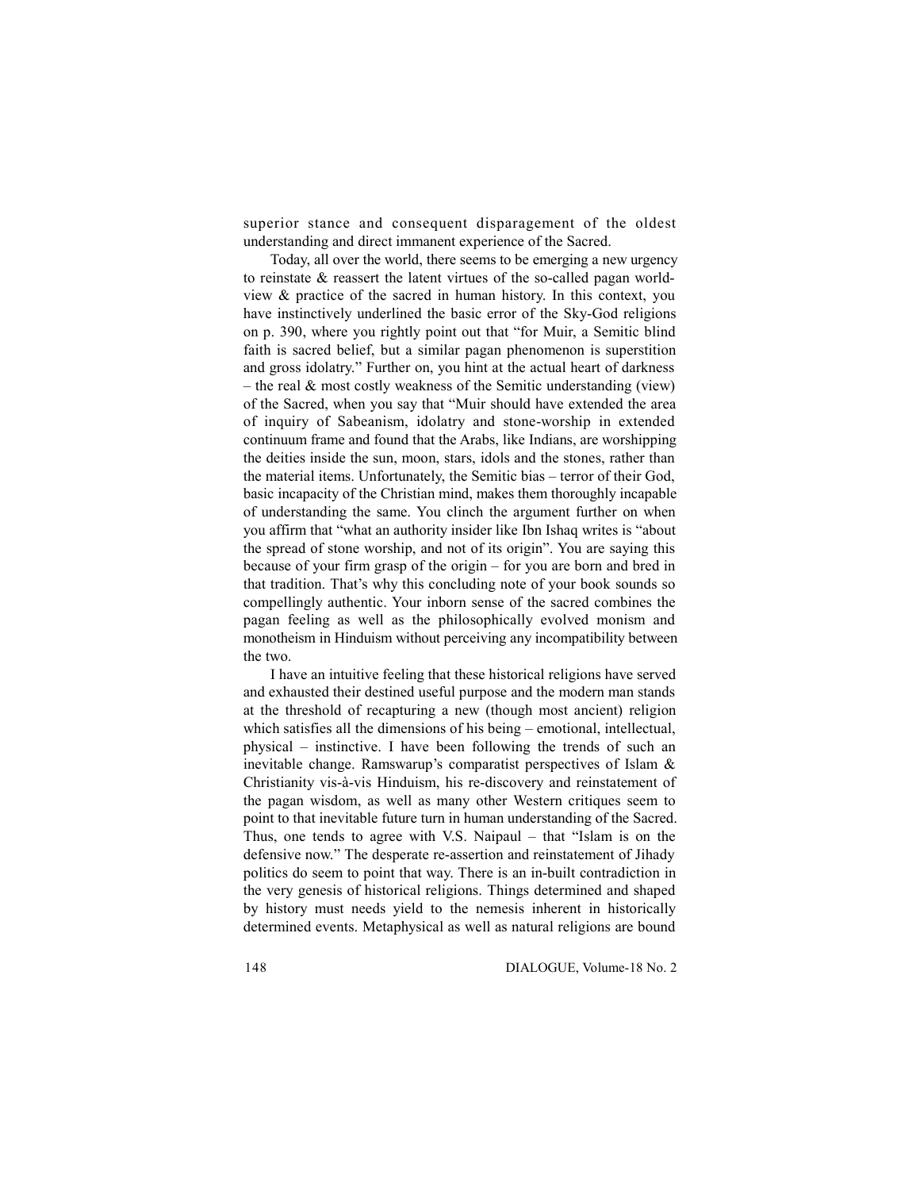superior stance and consequent disparagement of the oldest understanding and direct immanent experience of the Sacred.

Today, all over the world, there seems to be emerging a new urgency to reinstate & reassert the latent virtues of the so-called pagan world-view & practice of the sacred in human history. In this context, you have instinctively underlined the basic error of the Sky-God religions on p. 390, where you rightly point out that "for Muir, a Semitic blind faith is sacred belief, but a similar pagan phenomenon is superstition and gross idolatry." Further on, you hint at the actual heart of darkness – the real & most costly weakness of the Semitic understanding (view) of the Sacred, when you say that "Muir should have extended the area of inquiry of Sabeanism, idolatry and stone-worship in extended continuum frame and found that the Arabs, like Indians, are worshipping the deities inside the sun, moon, stars, idols and the stones, rather than the material items. Unfortunately, the Semitic bias – terror of their God, basic incapacity of the Christian mind, makes them thoroughly incapable of understanding the same. You clinch the argument further on when you affirm that "what an authority insider like Ibn Ishaq writes is "about the spread of stone worship, and not of its origin". You are saying this because of your firm grasp of the origin – for you are born and bred in that tradition. That's why this concluding note of your book sounds so compellingly authentic. Your inborn sense of the sacred combines the pagan feeling as well as the philosophically evolved monism and monotheism in Hinduism without perceiving any incompatibility between the two.

I have an intuitive feeling that these historical religions have served and exhausted their destined useful purpose and the modern man stands at the threshold of recapturing a new (though most ancient) religion which satisfies all the dimensions of his being – emotional, intellectual, physical – instinctive. I have been following the trends of such an inevitable change. Ramswarup's comparatist perspectives of Islam & Christianity vis-à-vis Hinduism, his re-discovery and reinstatement of the pagan wisdom, as well as many other Western critiques seem to point to that inevitable future turn in human understanding of the Sacred. Thus, one tends to agree with V.S. Naipaul – that "Islam is on the defensive now." The desperate re-assertion and reinstatement of Jihady politics do seem to point that way. There is an in-built contradiction in the very genesis of historical religions. Things determined and shaped by history must needs yield to the nemesis inherent in historically determined events. Metaphysical as well as natural religions are bound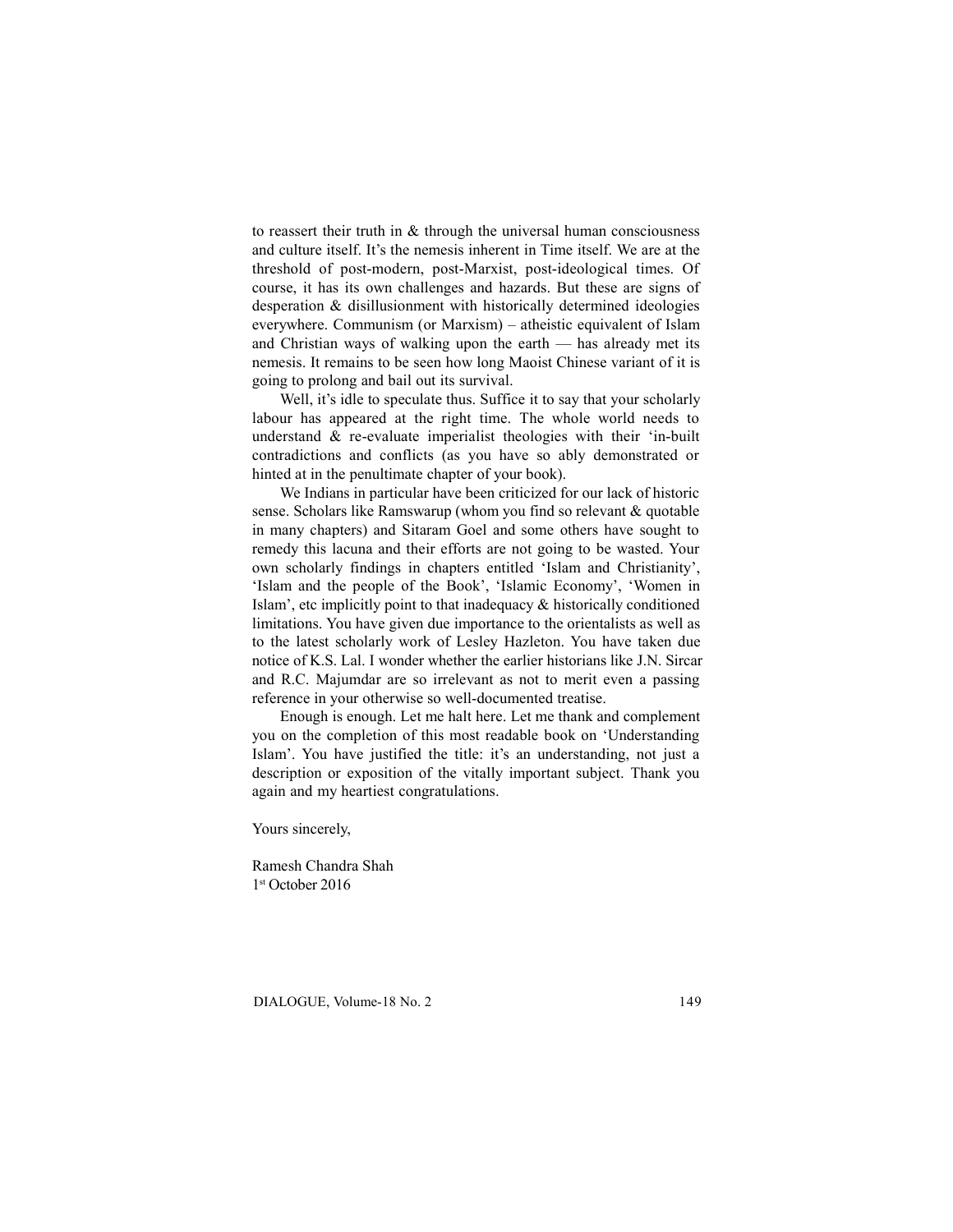to reassert their truth in & through the universal human consciousness and culture itself. It's the nemesis inherent in Time itself. We are at the threshold of post-modern, post-Marxist, post-ideological times. Of course, it has its own challenges and hazards. But these are signs of desperation & disillusionment with historically determined ideologies everywhere. Communism (or Marxism) – atheistic equivalent of Islam and Christian ways of walking upon the earth — has already met its nemesis. It remains to be seen how long Maoist Chinese variant of it is going to prolong and bail out its survival.

Well, it's idle to speculate thus. Suffice it to say that your scholarly labour has appeared at the right time. The whole world needs to understand & re-evaluate imperialist theologies with their 'in-built contradictions and conflicts (as you have so ably demonstrated or hinted at in the penultimate chapter of your book).

We Indians in particular have been criticized for our lack of historic sense. Scholars like Ramswarup (whom you find so relevant & quotable in many chapters) and Sitaram Goel and some others have sought to remedy this lacuna and their efforts are not going to be wasted. Your own scholarly findings in chapters entitled 'Islam and Christianity', 'Islam and the people of the Book', 'Islamic Economy', 'Women in Islam', etc implicitly point to that inadequacy & historically conditioned limitations. You have given due importance to the orientalists as well as to the latest scholarly work of Lesley Hazleton. You have taken due notice of K.S. Lal. I wonder whether the earlier historians like J.N. Sircar and R.C. Majumdar are so irrelevant as not to merit even a passing reference in your otherwise so well-documented treatise.

Enough is enough. Let me halt here. Let me thank and complement you on the completion of this most readable book on 'Understanding Islam'. You have justified the title: it's an understanding, not just a description or exposition of the vitally important subject. Thank you again and my heartiest congratulations.

Yours sincerely,

Ramesh Chandra Shah
1st October 2016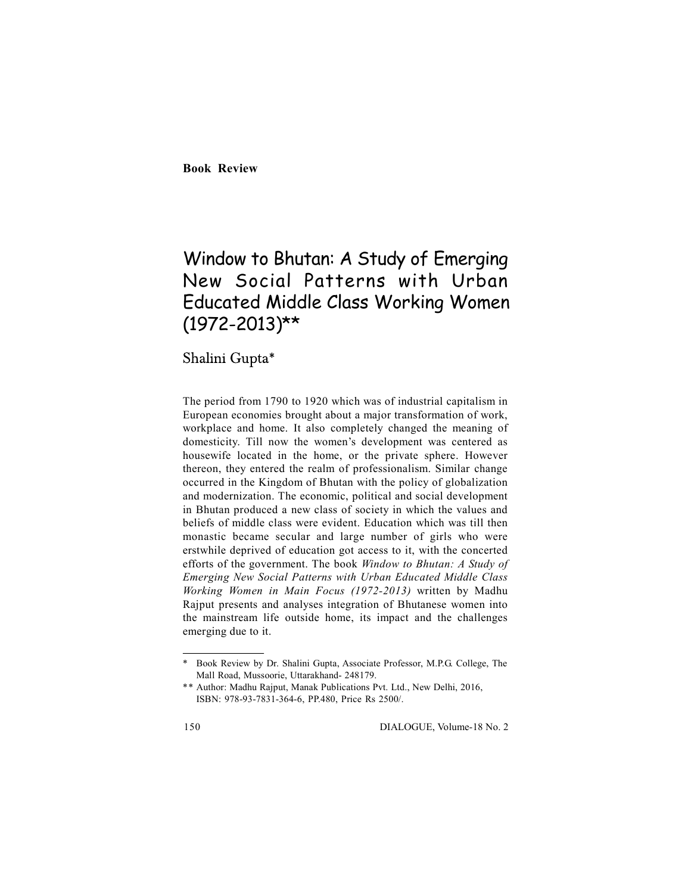**Book Review**

# Window to Bhutan: A Study of Emerging New Social Patterns with Urban Educated Middle Class Working Women (1972-2013)**

## Shalini Gupta*

The period from 1790 to 1920 which was of industrial capitalism in European economies brought about a major transformation of work, workplace and home. It also completely changed the meaning of domesticity. Till now the women's development was centered as housewife located in the home, or the private sphere. However thereon, they entered the realm of professionalism. Similar change occurred in the Kingdom of Bhutan with the policy of globalization and modernization. The economic, political and social development in Bhutan produced a new class of society in which the values and beliefs of middle class were evident. Education which was till then monastic became secular and large number of girls who were erstwhile deprived of education got access to it, with the concerted efforts of the government. The book *Window to Bhutan: A Study of Emerging New Social Patterns with Urban Educated Middle Class Working Women in Main Focus (1972-2013)* written by Madhu Rajput presents and analyses integration of Bhutanese women into the mainstream life outside home, its impact and the challenges emerging due to it.

---

\* Book Review by Dr. Shalini Gupta, Associate Professor, M.P.G. College, The Mall Road, Mussoorie, Uttarakhand- 248179.

\*\* Author: Madhu Rajput, Manak Publications Pvt. Ltd., New Delhi, 2016, ISBN: 978-93-7831-364-6, PP.480, Price Rs 2500/.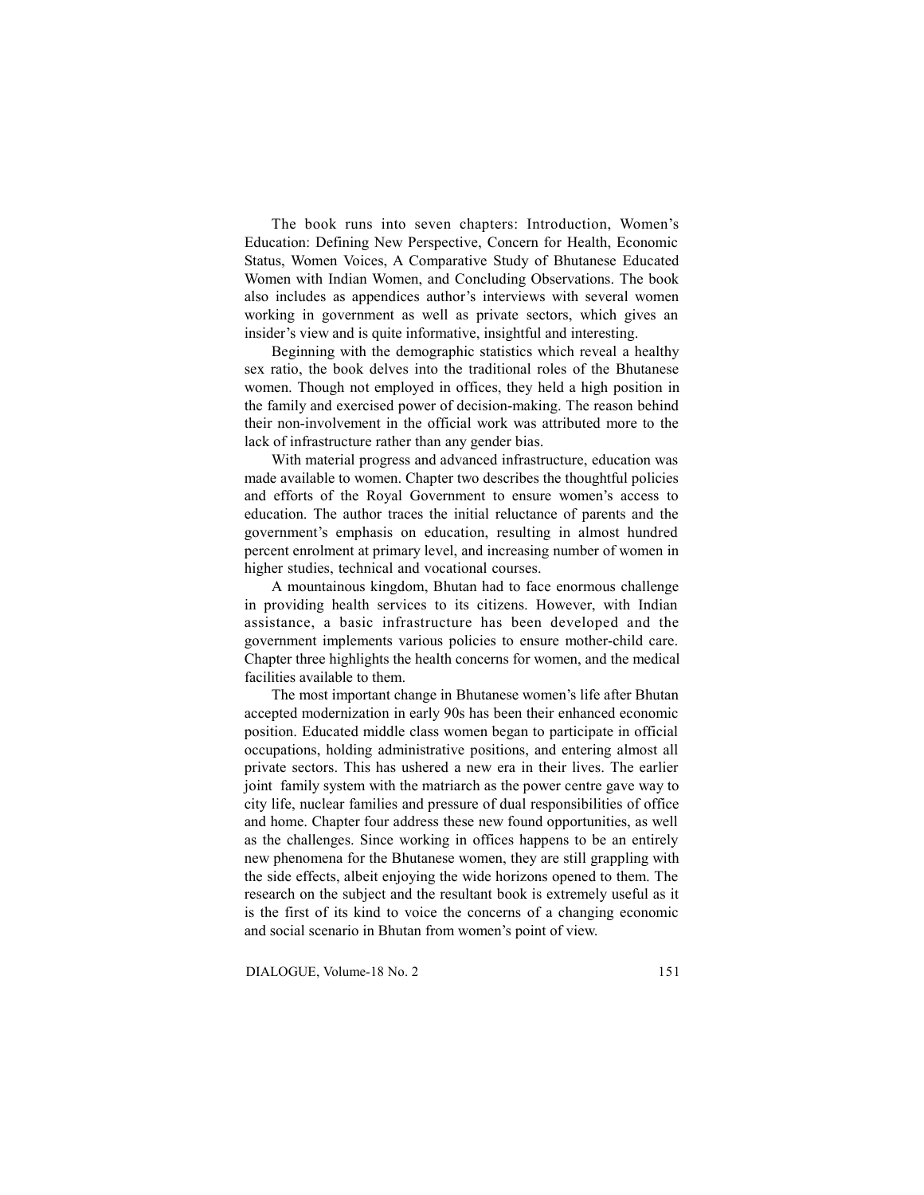The book runs into seven chapters: Introduction, Women's Education: Defining New Perspective, Concern for Health, Economic Status, Women Voices, A Comparative Study of Bhutanese Educated Women with Indian Women, and Concluding Observations. The book also includes as appendices author's interviews with several women working in government as well as private sectors, which gives an insider's view and is quite informative, insightful and interesting.

Beginning with the demographic statistics which reveal a healthy sex ratio, the book delves into the traditional roles of the Bhutanese women. Though not employed in offices, they held a high position in the family and exercised power of decision-making. The reason behind their non-involvement in the official work was attributed more to the lack of infrastructure rather than any gender bias.

With material progress and advanced infrastructure, education was made available to women. Chapter two describes the thoughtful policies and efforts of the Royal Government to ensure women's access to education. The author traces the initial reluctance of parents and the government's emphasis on education, resulting in almost hundred percent enrolment at primary level, and increasing number of women in higher studies, technical and vocational courses.

A mountainous kingdom, Bhutan had to face enormous challenge in providing health services to its citizens. However, with Indian assistance, a basic infrastructure has been developed and the government implements various policies to ensure mother-child care. Chapter three highlights the health concerns for women, and the medical facilities available to them.

The most important change in Bhutanese women's life after Bhutan accepted modernization in early 90s has been their enhanced economic position. Educated middle class women began to participate in official occupations, holding administrative positions, and entering almost all private sectors. This has ushered a new era in their lives. The earlier joint family system with the matriarch as the power centre gave way to city life, nuclear families and pressure of dual responsibilities of office and home. Chapter four address these new found opportunities, as well as the challenges. Since working in offices happens to be an entirely new phenomena for the Bhutanese women, they are still grappling with the side effects, albeit enjoying the wide horizons opened to them. The research on the subject and the resultant book is extremely useful as it is the first of its kind to voice the concerns of a changing economic and social scenario in Bhutan from women's point of view.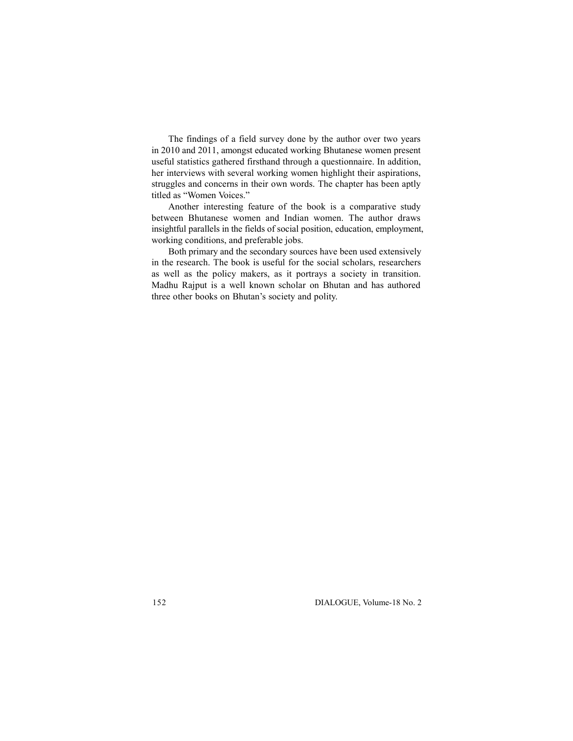The findings of a field survey done by the author over two years in 2010 and 2011, amongst educated working Bhutanese women present useful statistics gathered firsthand through a questionnaire. In addition, her interviews with several working women highlight their aspirations, struggles and concerns in their own words. The chapter has been aptly titled as "Women Voices."

Another interesting feature of the book is a comparative study between Bhutanese women and Indian women. The author draws insightful parallels in the fields of social position, education, employment, working conditions, and preferable jobs.

Both primary and the secondary sources have been used extensively in the research. The book is useful for the social scholars, researchers as well as the policy makers, as it portrays a society in transition. Madhu Rajput is a well known scholar on Bhutan and has authored three other books on Bhutan's society and polity.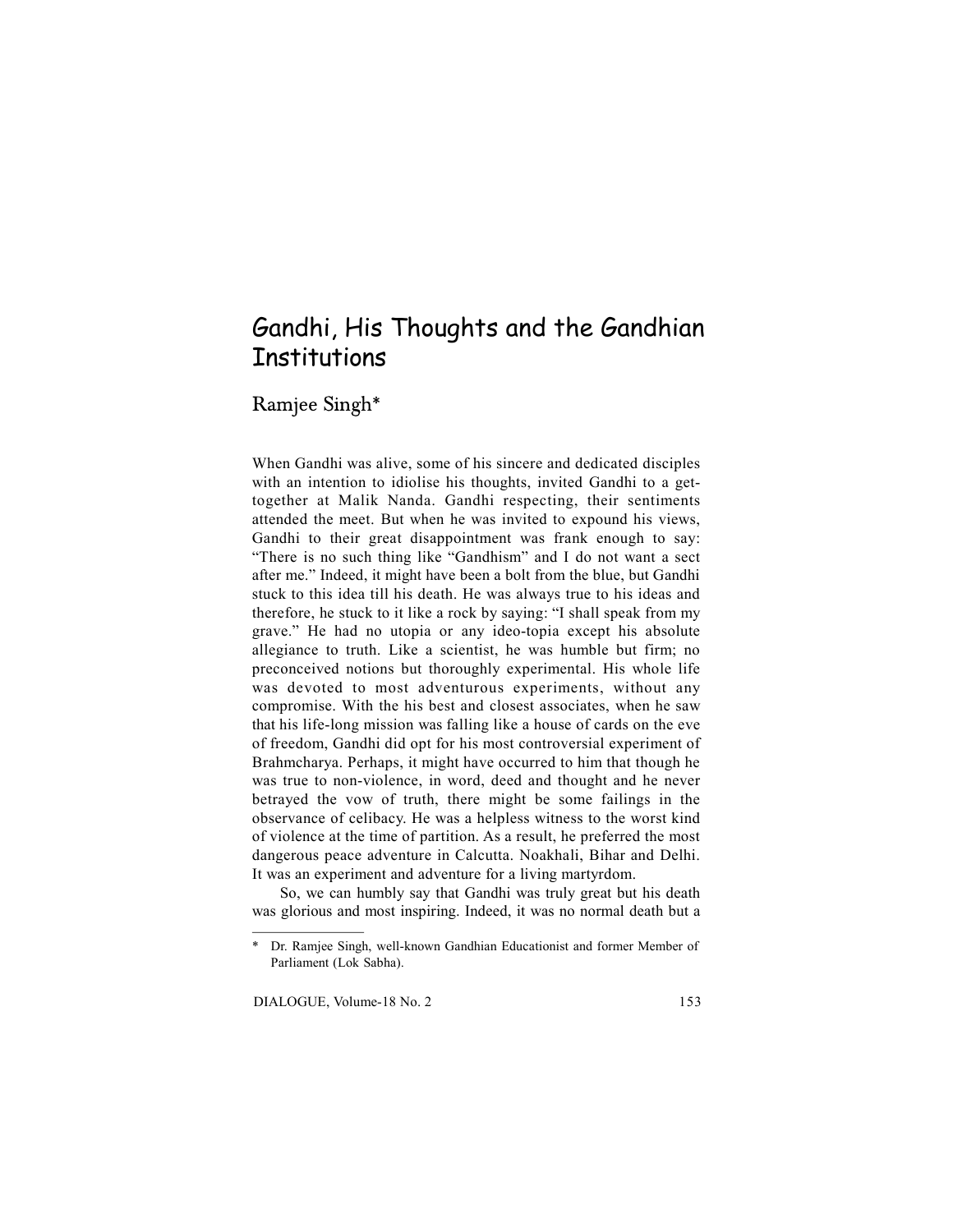# Gandhi, His Thoughts and the Gandhian Institutions

## Ramjee Singh*

When Gandhi was alive, some of his sincere and dedicated disciples with an intention to idiolise his thoughts, invited Gandhi to a get-together at Malik Nanda. Gandhi respecting, their sentiments attended the meet. But when he was invited to expound his views, Gandhi to their great disappointment was frank enough to say: "There is no such thing like "Gandhism" and I do not want a sect after me." Indeed, it might have been a bolt from the blue, but Gandhi stuck to this idea till his death. He was always true to his ideas and therefore, he stuck to it like a rock by saying: "I shall speak from my grave." He had no utopia or any ideo-topia except his absolute allegiance to truth. Like a scientist, he was humble but firm; no preconceived notions but thoroughly experimental. His whole life was devoted to most adventurous experiments, without any compromise. With the his best and closest associates, when he saw that his life-long mission was falling like a house of cards on the eve of freedom, Gandhi did opt for his most controversial experiment of Brahmcharya. Perhaps, it might have occurred to him that though he was true to non-violence, in word, deed and thought and he never betrayed the vow of truth, there might be some failings in the observance of celibacy. He was a helpless witness to the worst kind of violence at the time of partition. As a result, he preferred the most dangerous peace adventure in Calcutta. Noakhali, Bihar and Delhi. It was an experiment and adventure for a living martyrdom.

So, we can humbly say that Gandhi was truly great but his death was glorious and most inspiring. Indeed, it was no normal death but a

---

\* Dr. Ramjee Singh, well-known Gandhian Educationist and former Member of Parliament (Lok Sabha).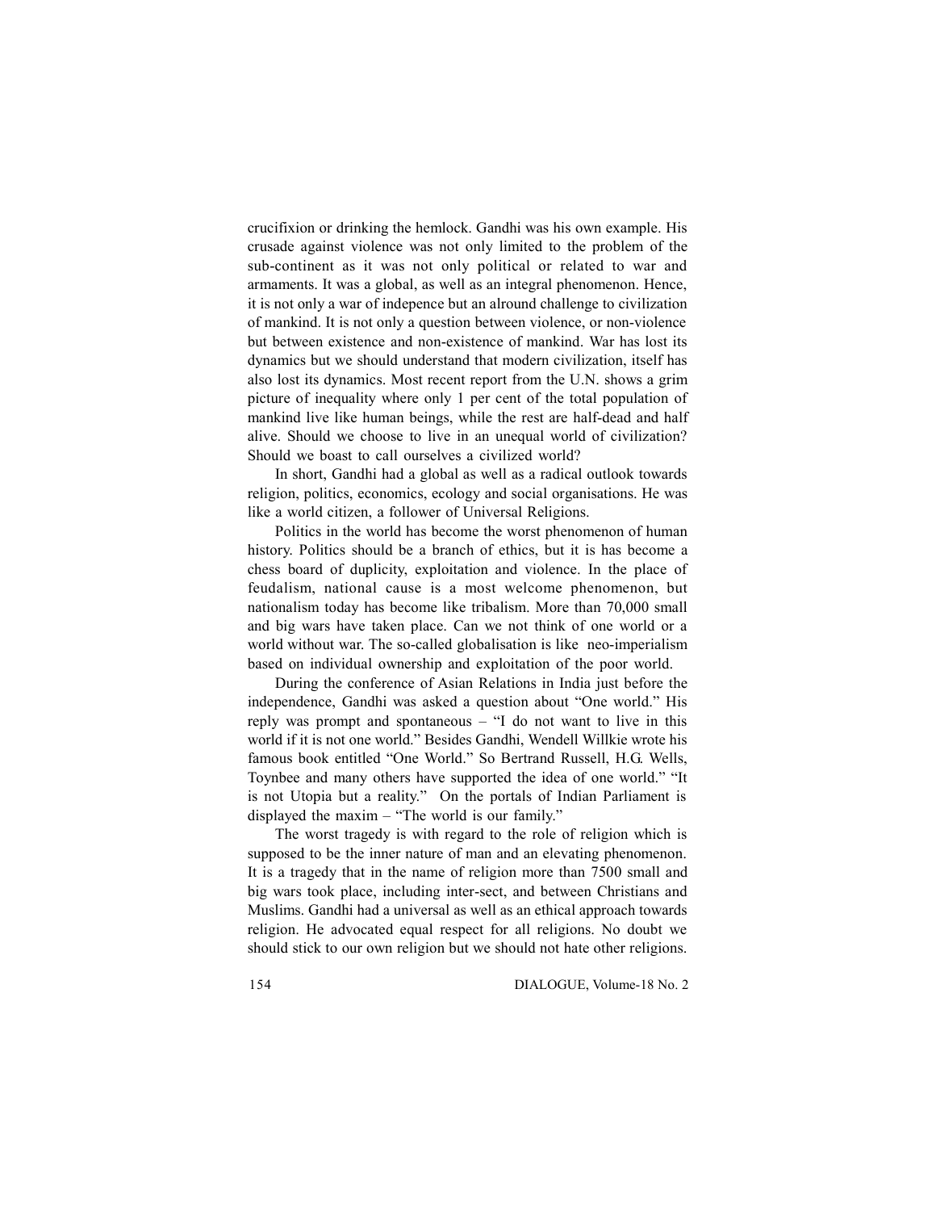crucifixion or drinking the hemlock. Gandhi was his own example. His crusade against violence was not only limited to the problem of the sub-continent as it was not only political or related to war and armaments. It was a global, as well as an integral phenomenon. Hence, it is not only a war of indepence but an alround challenge to civilization of mankind. It is not only a question between violence, or non-violence but between existence and non-existence of mankind. War has lost its dynamics but we should understand that modern civilization, itself has also lost its dynamics. Most recent report from the U.N. shows a grim picture of inequality where only 1 per cent of the total population of mankind live like human beings, while the rest are half-dead and half alive. Should we choose to live in an unequal world of civilization? Should we boast to call ourselves a civilized world?

In short, Gandhi had a global as well as a radical outlook towards religion, politics, economics, ecology and social organisations. He was like a world citizen, a follower of Universal Religions.

Politics in the world has become the worst phenomenon of human history. Politics should be a branch of ethics, but it is has become a chess board of duplicity, exploitation and violence. In the place of feudalism, national cause is a most welcome phenomenon, but nationalism today has become like tribalism. More than 70,000 small and big wars have taken place. Can we not think of one world or a world without war. The so-called globalisation is like neo-imperialism based on individual ownership and exploitation of the poor world.

During the conference of Asian Relations in India just before the independence, Gandhi was asked a question about "One world." His reply was prompt and spontaneous – "I do not want to live in this world if it is not one world." Besides Gandhi, Wendell Willkie wrote his famous book entitled "One World." So Bertrand Russell, H.G. Wells, Toynbee and many others have supported the idea of one world." "It is not Utopia but a reality." On the portals of Indian Parliament is displayed the maxim – "The world is our family."

The worst tragedy is with regard to the role of religion which is supposed to be the inner nature of man and an elevating phenomenon. It is a tragedy that in the name of religion more than 7500 small and big wars took place, including inter-sect, and between Christians and Muslims. Gandhi had a universal as well as an ethical approach towards religion. He advocated equal respect for all religions. No doubt we should stick to our own religion but we should not hate other religions.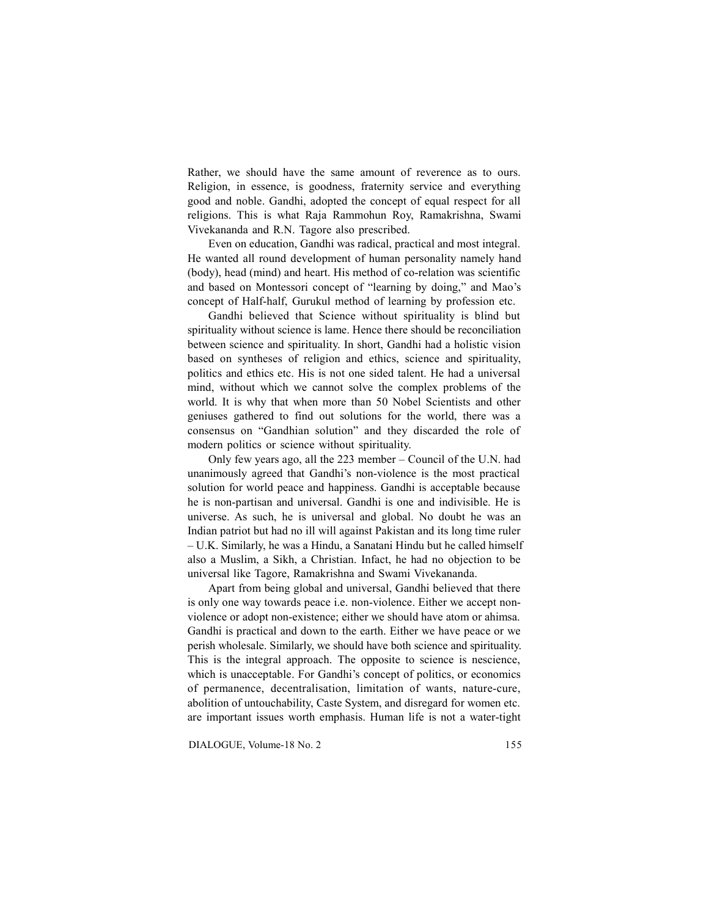Rather, we should have the same amount of reverence as to ours. Religion, in essence, is goodness, fraternity service and everything good and noble. Gandhi, adopted the concept of equal respect for all religions. This is what Raja Rammohun Roy, Ramakrishna, Swami Vivekananda and R.N. Tagore also prescribed.

Even on education, Gandhi was radical, practical and most integral. He wanted all round development of human personality namely hand (body), head (mind) and heart. His method of co-relation was scientific and based on Montessori concept of "learning by doing," and Mao's concept of Half-half, Gurukul method of learning by profession etc.

Gandhi believed that Science without spirituality is blind but spirituality without science is lame. Hence there should be reconciliation between science and spirituality. In short, Gandhi had a holistic vision based on syntheses of religion and ethics, science and spirituality, politics and ethics etc. His is not one sided talent. He had a universal mind, without which we cannot solve the complex problems of the world. It is why that when more than 50 Nobel Scientists and other geniuses gathered to find out solutions for the world, there was a consensus on "Gandhian solution" and they discarded the role of modern politics or science without spirituality.

Only few years ago, all the 223 member – Council of the U.N. had unanimously agreed that Gandhi's non-violence is the most practical solution for world peace and happiness. Gandhi is acceptable because he is non-partisan and universal. Gandhi is one and indivisible. He is universe. As such, he is universal and global. No doubt he was an Indian patriot but had no ill will against Pakistan and its long time ruler – U.K. Similarly, he was a Hindu, a Sanatani Hindu but he called himself also a Muslim, a Sikh, a Christian. Infact, he had no objection to be universal like Tagore, Ramakrishna and Swami Vivekananda.

Apart from being global and universal, Gandhi believed that there is only one way towards peace i.e. non-violence. Either we accept non-violence or adopt non-existence; either we should have atom or ahimsa. Gandhi is practical and down to the earth. Either we have peace or we perish wholesale. Similarly, we should have both science and spirituality. This is the integral approach. The opposite to science is nescience, which is unacceptable. For Gandhi's concept of politics, or economics of permanence, decentralisation, limitation of wants, nature-cure, abolition of untouchability, Caste System, and disregard for women etc. are important issues worth emphasis. Human life is not a water-tight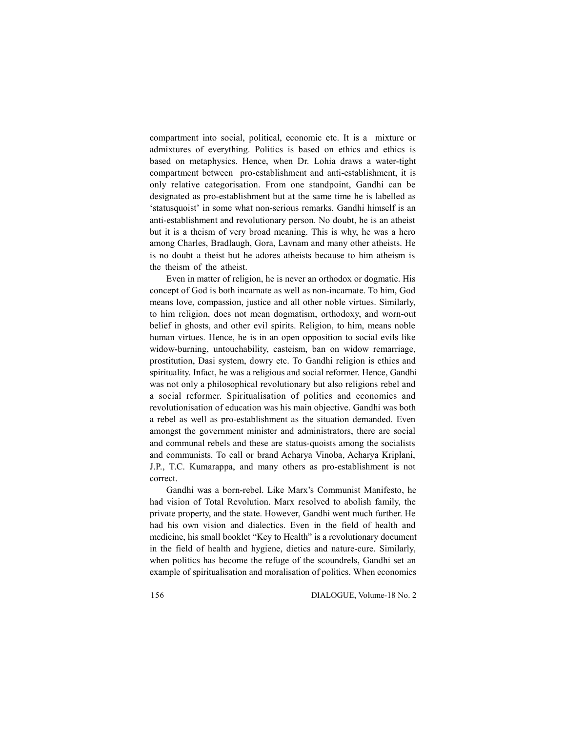compartment into social, political, economic etc. It is a mixture or admixtures of everything. Politics is based on ethics and ethics is based on metaphysics. Hence, when Dr. Lohia draws a water-tight compartment between pro-establishment and anti-establishment, it is only relative categorisation. From one standpoint, Gandhi can be designated as pro-establishment but at the same time he is labelled as 'statusquoist' in some what non-serious remarks. Gandhi himself is an anti-establishment and revolutionary person. No doubt, he is an atheist but it is a theism of very broad meaning. This is why, he was a hero among Charles, Bradlaugh, Gora, Lavnam and many other atheists. He is no doubt a theist but he adores atheists because to him atheism is the theism of the atheist.

Even in matter of religion, he is never an orthodox or dogmatic. His concept of God is both incarnate as well as non-incarnate. To him, God means love, compassion, justice and all other noble virtues. Similarly, to him religion, does not mean dogmatism, orthodoxy, and worn-out belief in ghosts, and other evil spirits. Religion, to him, means noble human virtues. Hence, he is in an open opposition to social evils like widow-burning, untouchability, casteism, ban on widow remarriage, prostitution, Dasi system, dowry etc. To Gandhi religion is ethics and spirituality. Infact, he was a religious and social reformer. Hence, Gandhi was not only a philosophical revolutionary but also religions rebel and a social reformer. Spiritualisation of politics and economics and revolutionisation of education was his main objective. Gandhi was both a rebel as well as pro-establishment as the situation demanded. Even amongst the government minister and administrators, there are social and communal rebels and these are status-quoists among the socialists and communists. To call or brand Acharya Vinoba, Acharya Kriplani, J.P., T.C. Kumarappa, and many others as pro-establishment is not correct.

Gandhi was a born-rebel. Like Marx's Communist Manifesto, he had vision of Total Revolution. Marx resolved to abolish family, the private property, and the state. However, Gandhi went much further. He had his own vision and dialectics. Even in the field of health and medicine, his small booklet "Key to Health" is a revolutionary document in the field of health and hygiene, dietics and nature-cure. Similarly, when politics has become the refuge of the scoundrels, Gandhi set an example of spiritualisation and moralisation of politics. When economics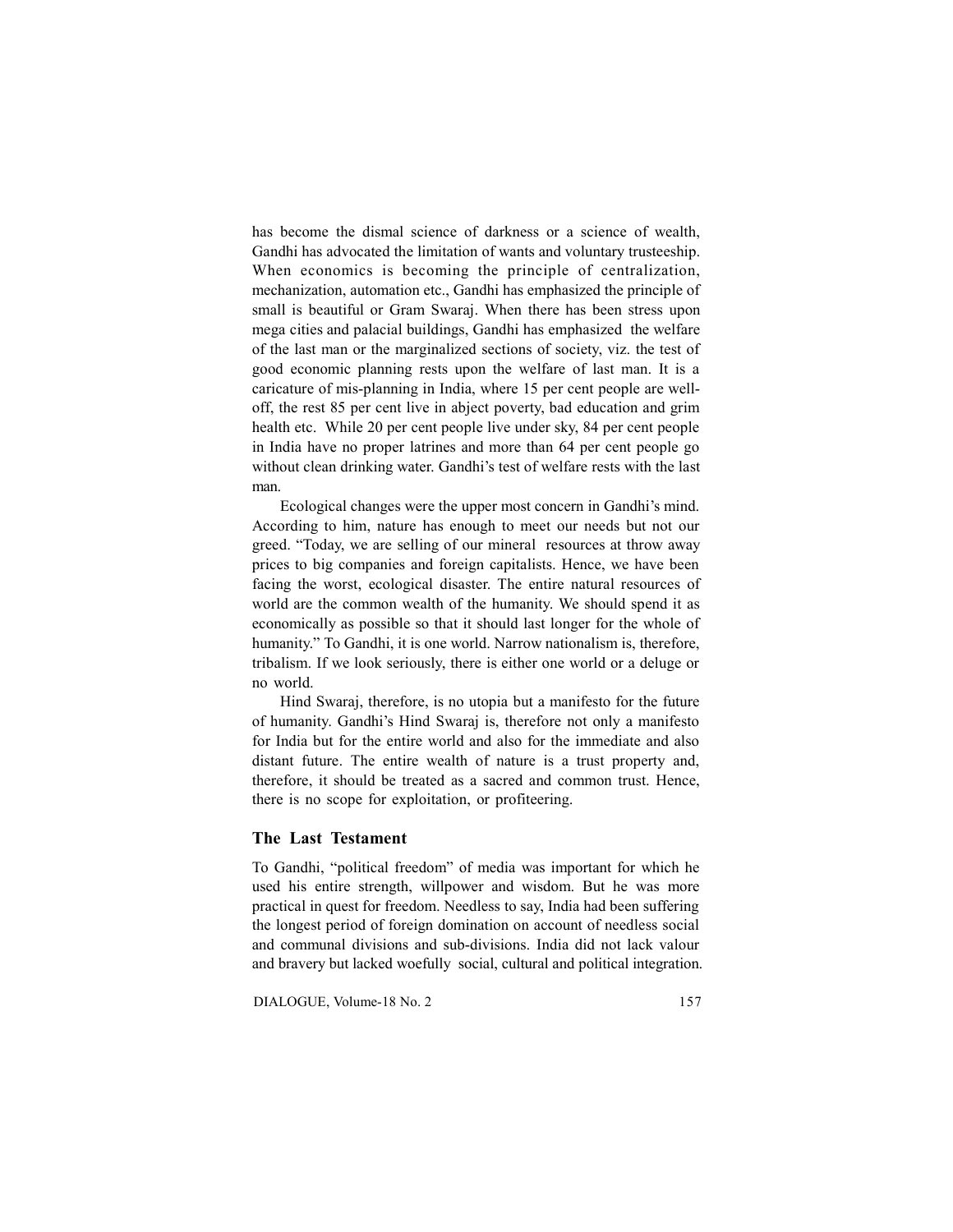has become the dismal science of darkness or a science of wealth, Gandhi has advocated the limitation of wants and voluntary trusteeship. When economics is becoming the principle of centralization, mechanization, automation etc., Gandhi has emphasized the principle of small is beautiful or Gram Swaraj. When there has been stress upon mega cities and palacial buildings, Gandhi has emphasized the welfare of the last man or the marginalized sections of society, viz. the test of good economic planning rests upon the welfare of last man. It is a caricature of mis-planning in India, where 15 per cent people are well-off, the rest 85 per cent live in abject poverty, bad education and grim health etc. While 20 per cent people live under sky, 84 per cent people in India have no proper latrines and more than 64 per cent people go without clean drinking water. Gandhi's test of welfare rests with the last man.

Ecological changes were the upper most concern in Gandhi's mind. According to him, nature has enough to meet our needs but not our greed. "Today, we are selling of our mineral resources at throw away prices to big companies and foreign capitalists. Hence, we have been facing the worst, ecological disaster. The entire natural resources of world are the common wealth of the humanity. We should spend it as economically as possible so that it should last longer for the whole of humanity." To Gandhi, it is one world. Narrow nationalism is, therefore, tribalism. If we look seriously, there is either one world or a deluge or no world.

Hind Swaraj, therefore, is no utopia but a manifesto for the future of humanity. Gandhi's Hind Swaraj is, therefore not only a manifesto for India but for the entire world and also for the immediate and also distant future. The entire wealth of nature is a trust property and, therefore, it should be treated as a sacred and common trust. Hence, there is no scope for exploitation, or profiteering.

### The Last Testament

To Gandhi, "political freedom" of media was important for which he used his entire strength, willpower and wisdom. But he was more practical in quest for freedom. Needless to say, India had been suffering the longest period of foreign domination on account of needless social and communal divisions and sub-divisions. India did not lack valour and bravery but lacked woefully social, cultural and political integration.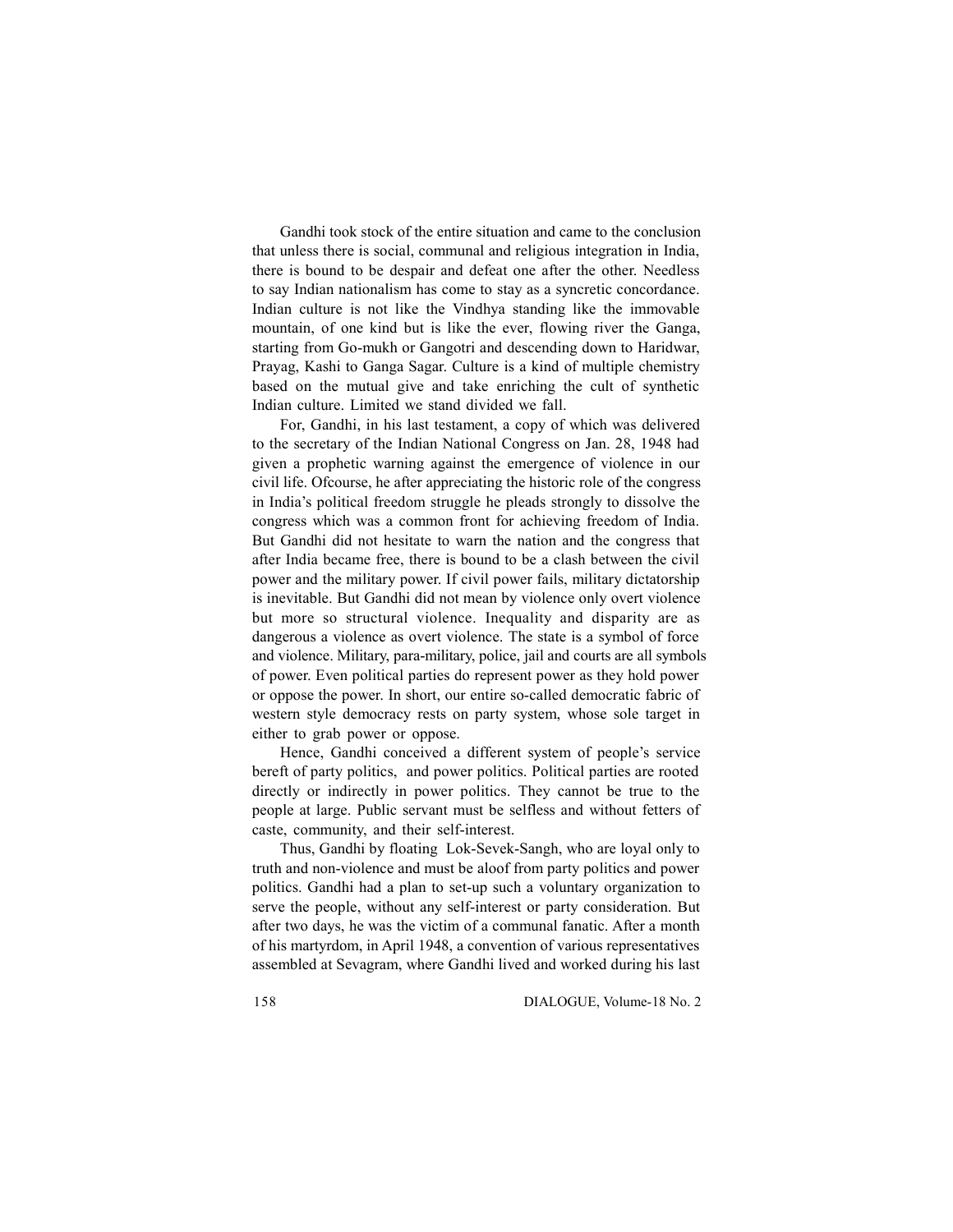Gandhi took stock of the entire situation and came to the conclusion that unless there is social, communal and religious integration in India, there is bound to be despair and defeat one after the other. Needless to say Indian nationalism has come to stay as a syncretic concordance. Indian culture is not like the Vindhya standing like the immovable mountain, of one kind but is like the ever, flowing river the Ganga, starting from Go-mukh or Gangotri and descending down to Haridwar, Prayag, Kashi to Ganga Sagar. Culture is a kind of multiple chemistry based on the mutual give and take enriching the cult of synthetic Indian culture. Limited we stand divided we fall.

For, Gandhi, in his last testament, a copy of which was delivered to the secretary of the Indian National Congress on Jan. 28, 1948 had given a prophetic warning against the emergence of violence in our civil life. Ofcourse, he after appreciating the historic role of the congress in India's political freedom struggle he pleads strongly to dissolve the congress which was a common front for achieving freedom of India. But Gandhi did not hesitate to warn the nation and the congress that after India became free, there is bound to be a clash between the civil power and the military power. If civil power fails, military dictatorship is inevitable. But Gandhi did not mean by violence only overt violence but more so structural violence. Inequality and disparity are as dangerous a violence as overt violence. The state is a symbol of force and violence. Military, para-military, police, jail and courts are all symbols of power. Even political parties do represent power as they hold power or oppose the power. In short, our entire so-called democratic fabric of western style democracy rests on party system, whose sole target in either to grab power or oppose.

Hence, Gandhi conceived a different system of people's service bereft of party politics, and power politics. Political parties are rooted directly or indirectly in power politics. They cannot be true to the people at large. Public servant must be selfless and without fetters of caste, community, and their self-interest.

Thus, Gandhi by floating Lok-Sevek-Sangh, who are loyal only to truth and non-violence and must be aloof from party politics and power politics. Gandhi had a plan to set-up such a voluntary organization to serve the people, without any self-interest or party consideration. But after two days, he was the victim of a communal fanatic. After a month of his martyrdom, in April 1948, a convention of various representatives assembled at Sevagram, where Gandhi lived and worked during his last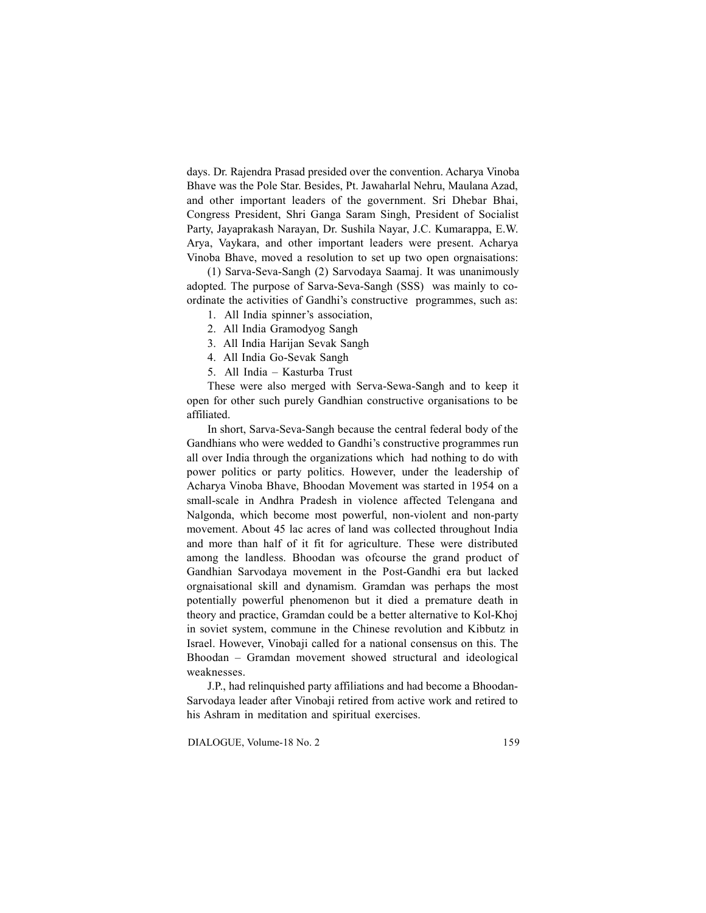days. Dr. Rajendra Prasad presided over the convention. Acharya Vinoba Bhave was the Pole Star. Besides, Pt. Jawaharlal Nehru, Maulana Azad, and other important leaders of the government. Sri Dhebar Bhai, Congress President, Shri Ganga Saram Singh, President of Socialist Party, Jayaprakash Narayan, Dr. Sushila Nayar, J.C. Kumarappa, E.W. Arya, Vaykara, and other important leaders were present. Acharya Vinoba Bhave, moved a resolution to set up two open orgnaisations:

(1) Sarva-Seva-Sangh (2) Sarvodaya Saamaj. It was unanimously adopted. The purpose of Sarva-Seva-Sangh (SSS) was mainly to co-ordinate the activities of Gandhi's constructive programmes, such as:

1. All India spinner's association,
2. All India Gramodyog Sangh
3. All India Harijan Sevak Sangh
4. All India Go-Sevak Sangh
5. All India – Kasturba Trust

These were also merged with Serva-Sewa-Sangh and to keep it open for other such purely Gandhian constructive organisations to be affiliated.

In short, Sarva-Seva-Sangh because the central federal body of the Gandhians who were wedded to Gandhi's constructive programmes run all over India through the organizations which had nothing to do with power politics or party politics. However, under the leadership of Acharya Vinoba Bhave, Bhoodan Movement was started in 1954 on a small-scale in Andhra Pradesh in violence affected Telengana and Nalgonda, which become most powerful, non-violent and non-party movement. About 45 lac acres of land was collected throughout India and more than half of it fit for agriculture. These were distributed among the landless. Bhoodan was ofcourse the grand product of Gandhian Sarvodaya movement in the Post-Gandhi era but lacked orgnaisational skill and dynamism. Gramdan was perhaps the most potentially powerful phenomenon but it died a premature death in theory and practice, Gramdan could be a better alternative to Kol-Khoj in soviet system, commune in the Chinese revolution and Kibbutz in Israel. However, Vinobaji called for a national consensus on this. The Bhoodan – Gramdan movement showed structural and ideological weaknesses.

J.P., had relinquished party affiliations and had become a Bhoodan-Sarvodaya leader after Vinobaji retired from active work and retired to his Ashram in meditation and spiritual exercises.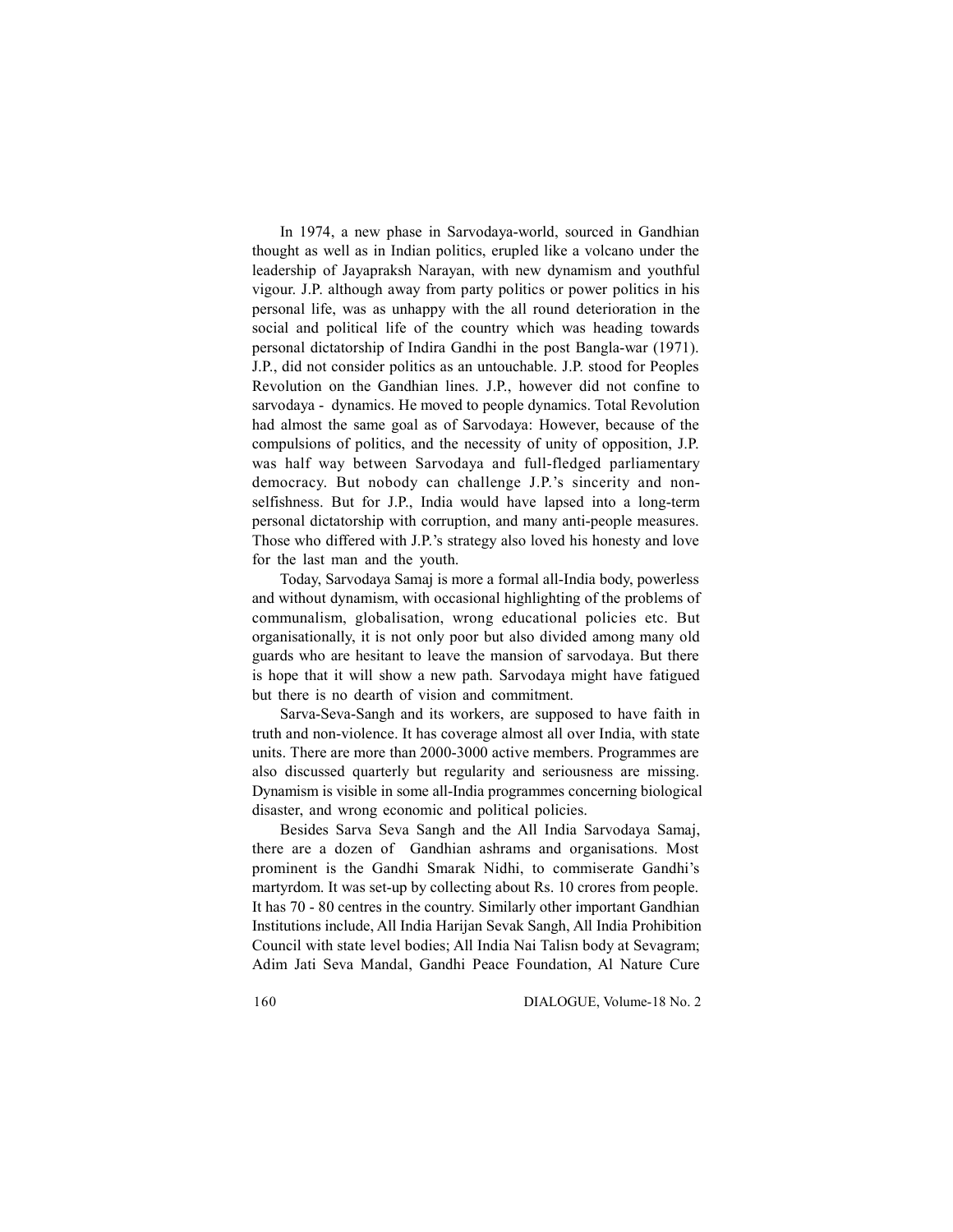In 1974, a new phase in Sarvodaya-world, sourced in Gandhian thought as well as in Indian politics, erupled like a volcano under the leadership of Jayapraksh Narayan, with new dynamism and youthful vigour. J.P. although away from party politics or power politics in his personal life, was as unhappy with the all round deterioration in the social and political life of the country which was heading towards personal dictatorship of Indira Gandhi in the post Bangla-war (1971). J.P., did not consider politics as an untouchable. J.P. stood for Peoples Revolution on the Gandhian lines. J.P., however did not confine to sarvodaya - dynamics. He moved to people dynamics. Total Revolution had almost the same goal as of Sarvodaya: However, because of the compulsions of politics, and the necessity of unity of opposition, J.P. was half way between Sarvodaya and full-fledged parliamentary democracy. But nobody can challenge J.P.'s sincerity and non-selfishness. But for J.P., India would have lapsed into a long-term personal dictatorship with corruption, and many anti-people measures. Those who differed with J.P.'s strategy also loved his honesty and love for the last man and the youth.

Today, Sarvodaya Samaj is more a formal all-India body, powerless and without dynamism, with occasional highlighting of the problems of communalism, globalisation, wrong educational policies etc. But organisationally, it is not only poor but also divided among many old guards who are hesitant to leave the mansion of sarvodaya. But there is hope that it will show a new path. Sarvodaya might have fatigued but there is no dearth of vision and commitment.

Sarva-Seva-Sangh and its workers, are supposed to have faith in truth and non-violence. It has coverage almost all over India, with state units. There are more than 2000-3000 active members. Programmes are also discussed quarterly but regularity and seriousness are missing. Dynamism is visible in some all-India programmes concerning biological disaster, and wrong economic and political policies.

Besides Sarva Seva Sangh and the All India Sarvodaya Samaj, there are a dozen of Gandhian ashrams and organisations. Most prominent is the Gandhi Smarak Nidhi, to commiserate Gandhi's martyrdom. It was set-up by collecting about Rs. 10 crores from people. It has 70 - 80 centres in the country. Similarly other important Gandhian Institutions include, All India Harijan Sevak Sangh, All India Prohibition Council with state level bodies; All India Nai Talisn body at Sevagram; Adim Jati Seva Mandal, Gandhi Peace Foundation, Al Nature Cure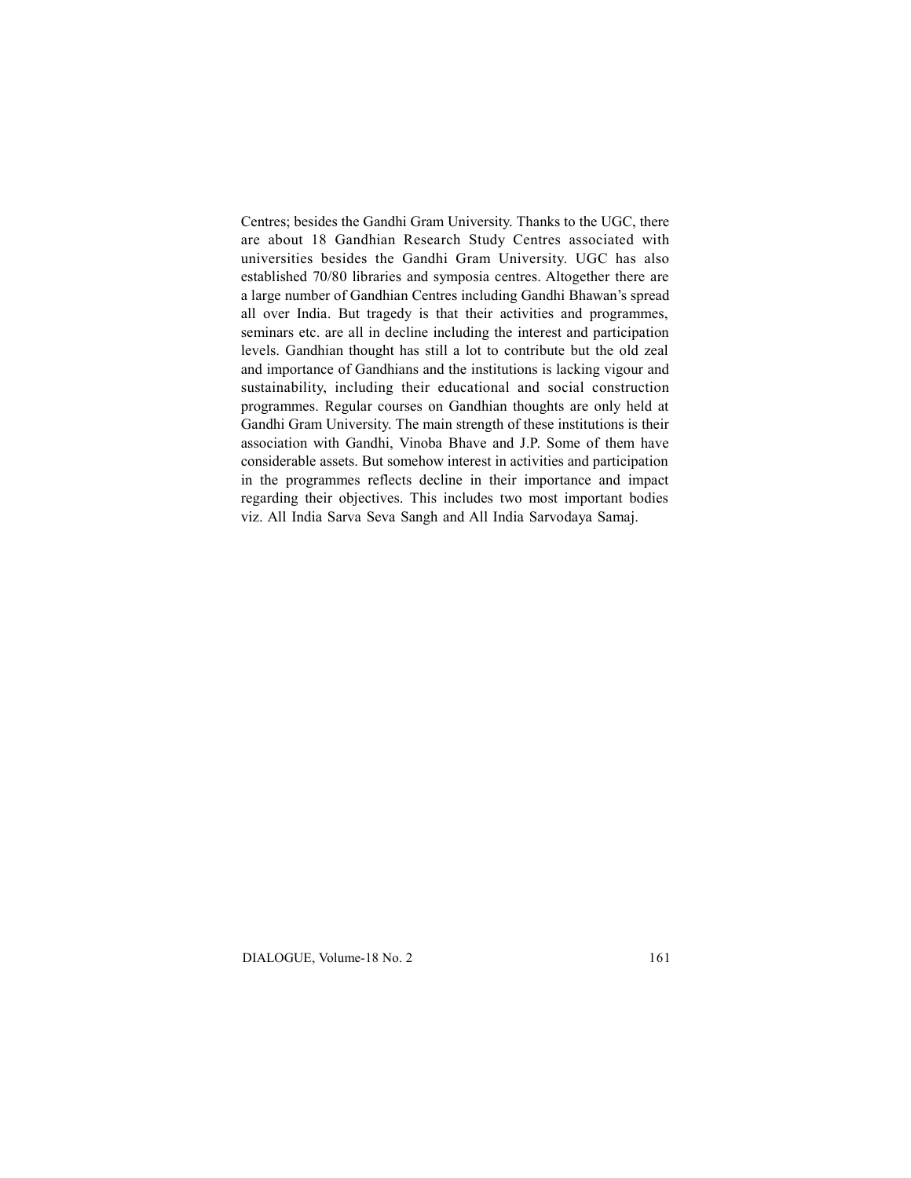Centres; besides the Gandhi Gram University. Thanks to the UGC, there are about 18 Gandhian Research Study Centres associated with universities besides the Gandhi Gram University. UGC has also established 70/80 libraries and symposia centres. Altogether there are a large number of Gandhian Centres including Gandhi Bhawan's spread all over India. But tragedy is that their activities and programmes, seminars etc. are all in decline including the interest and participation levels. Gandhian thought has still a lot to contribute but the old zeal and importance of Gandhians and the institutions is lacking vigour and sustainability, including their educational and social construction programmes. Regular courses on Gandhian thoughts are only held at Gandhi Gram University. The main strength of these institutions is their association with Gandhi, Vinoba Bhave and J.P. Some of them have considerable assets. But somehow interest in activities and participation in the programmes reflects decline in their importance and impact regarding their objectives. This includes two most important bodies viz. All India Sarva Seva Sangh and All India Sarvodaya Samaj.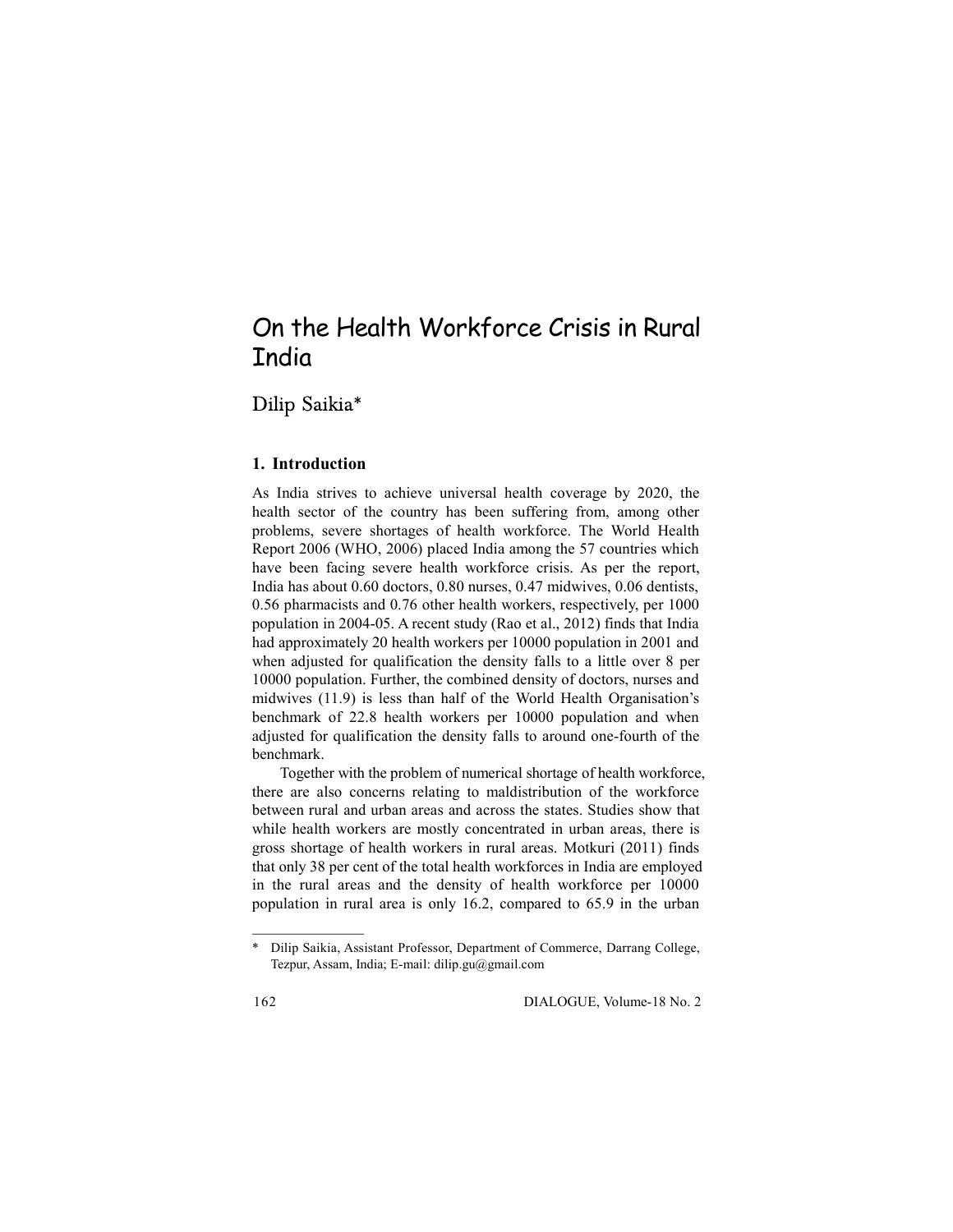# On the Health Workforce Crisis in Rural India

Dilip Saikia*

## 1. Introduction

As India strives to achieve universal health coverage by 2020, the health sector of the country has been suffering from, among other problems, severe shortages of health workforce. The World Health Report 2006 (WHO, 2006) placed India among the 57 countries which have been facing severe health workforce crisis. As per the report, India has about 0.60 doctors, 0.80 nurses, 0.47 midwives, 0.06 dentists, 0.56 pharmacists and 0.76 other health workers, respectively, per 1000 population in 2004-05. A recent study (Rao et al., 2012) finds that India had approximately 20 health workers per 10000 population in 2001 and when adjusted for qualification the density falls to a little over 8 per 10000 population. Further, the combined density of doctors, nurses and midwives (11.9) is less than half of the World Health Organisation's benchmark of 22.8 health workers per 10000 population and when adjusted for qualification the density falls to around one-fourth of the benchmark.

Together with the problem of numerical shortage of health workforce, there are also concerns relating to maldistribution of the workforce between rural and urban areas and across the states. Studies show that while health workers are mostly concentrated in urban areas, there is gross shortage of health workers in rural areas. Motkuri (2011) finds that only 38 per cent of the total health workforces in India are employed in the rural areas and the density of health workforce per 10000 population in rural area is only 16.2, compared to 65.9 in the urban

---

* Dilip Saikia, Assistant Professor, Department of Commerce, Darrang College, Tezpur, Assam, India; E-mail: dilip.gu@gmail.com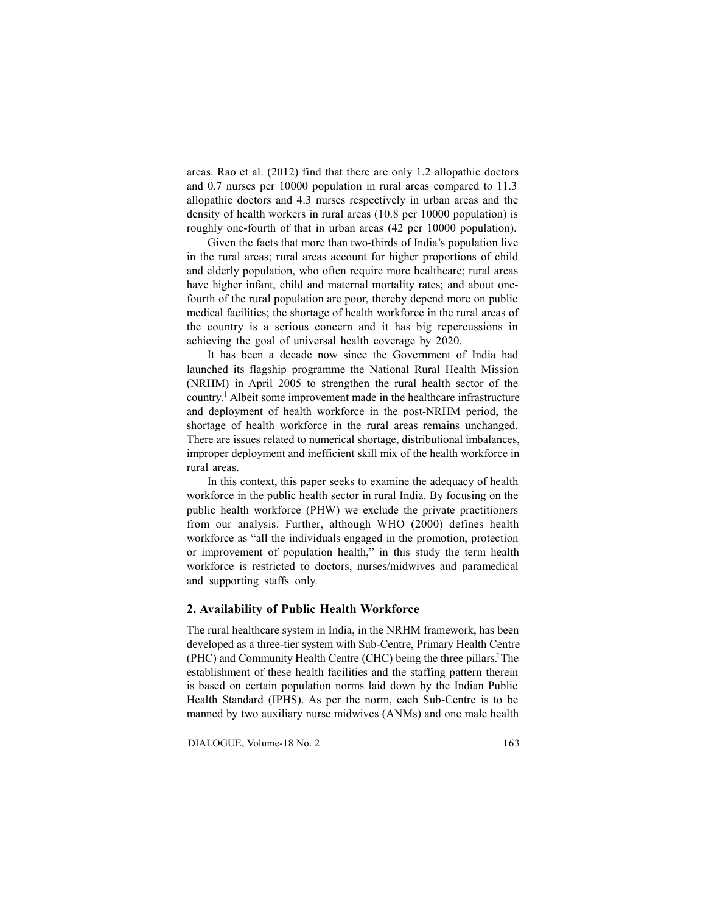areas. Rao et al. (2012) find that there are only 1.2 allopathic doctors and 0.7 nurses per 10000 population in rural areas compared to 11.3 allopathic doctors and 4.3 nurses respectively in urban areas and the density of health workers in rural areas (10.8 per 10000 population) is roughly one-fourth of that in urban areas (42 per 10000 population).

Given the facts that more than two-thirds of India's population live in the rural areas; rural areas account for higher proportions of child and elderly population, who often require more healthcare; rural areas have higher infant, child and maternal mortality rates; and about one-fourth of the rural population are poor, thereby depend more on public medical facilities; the shortage of health workforce in the rural areas of the country is a serious concern and it has big repercussions in achieving the goal of universal health coverage by 2020.

It has been a decade now since the Government of India had launched its flagship programme the National Rural Health Mission (NRHM) in April 2005 to strengthen the rural health sector of the country.[1] Albeit some improvement made in the healthcare infrastructure and deployment of health workforce in the post-NRHM period, the shortage of health workforce in the rural areas remains unchanged. There are issues related to numerical shortage, distributional imbalances, improper deployment and inefficient skill mix of the health workforce in rural areas.

In this context, this paper seeks to examine the adequacy of health workforce in the public health sector in rural India. By focusing on the public health workforce (PHW) we exclude the private practitioners from our analysis. Further, although WHO (2000) defines health workforce as "all the individuals engaged in the promotion, protection or improvement of population health," in this study the term health workforce is restricted to doctors, nurses/midwives and paramedical and supporting staffs only.

## 2. Availability of Public Health Workforce

The rural healthcare system in India, in the NRHM framework, has been developed as a three-tier system with Sub-Centre, Primary Health Centre (PHC) and Community Health Centre (CHC) being the three pillars.[2] The establishment of these health facilities and the staffing pattern therein is based on certain population norms laid down by the Indian Public Health Standard (IPHS). As per the norm, each Sub-Centre is to be manned by two auxiliary nurse midwives (ANMs) and one male health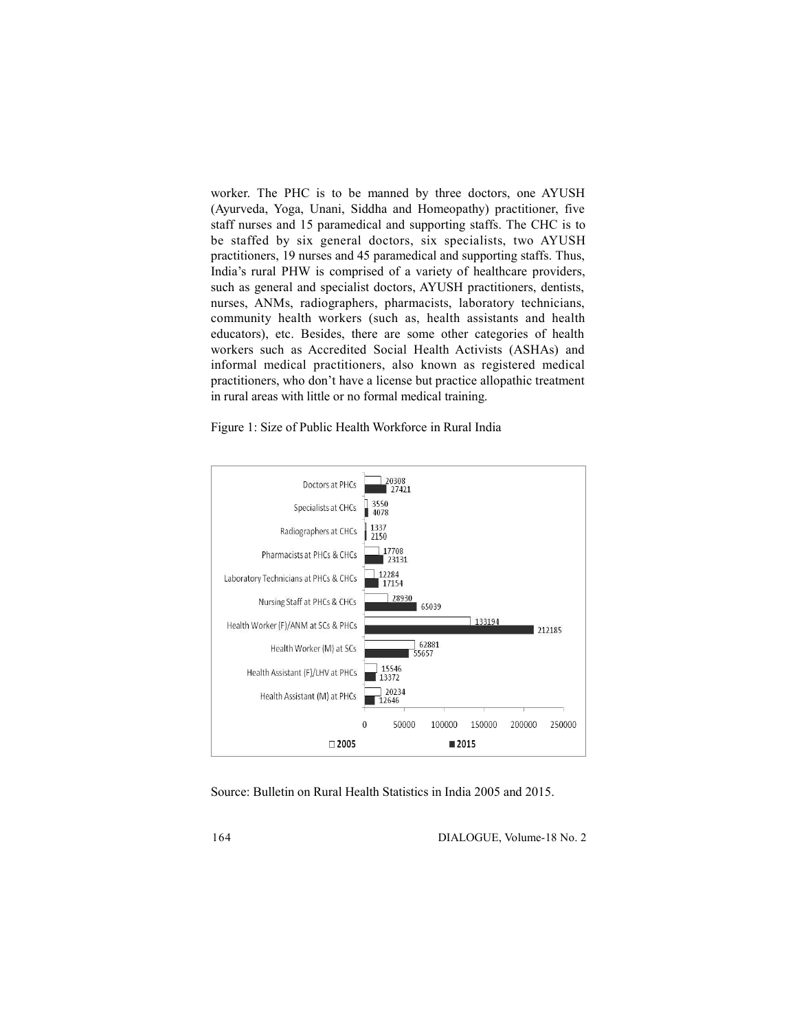worker. The PHC is to be manned by three doctors, one AYUSH (Ayurveda, Yoga, Unani, Siddha and Homeopathy) practitioner, five staff nurses and 15 paramedical and supporting staffs. The CHC is to be staffed by six general doctors, six specialists, two AYUSH practitioners, 19 nurses and 45 paramedical and supporting staffs. Thus, India's rural PHW is comprised of a variety of healthcare providers, such as general and specialist doctors, AYUSH practitioners, dentists, nurses, ANMs, radiographers, pharmacists, laboratory technicians, community health workers (such as, health assistants and health educators), etc. Besides, there are some other categories of health workers such as Accredited Social Health Activists (ASHAs) and informal medical practitioners, also known as registered medical practitioners, who don't have a license but practice allopathic treatment in rural areas with little or no formal medical training.

Figure 1: Size of Public Health Workforce in Rural India

| | 2005 | 2015 |
|---|---|---|
| Doctors at PHCs | 20308 | 27421 |
| Specialists at CHCs | 3550 | 4078 |
| Radiographers at CHCs | 1337 | 2150 |
| Pharmacists at PHCs & CHCs | 17708 | 23131 |
| Laboratory Technicians at PHCs & CHCs | 12284 | 17154 |
| Nursing Staff at PHCs & CHCs | 28930 | 65039 |
| Health Worker (F)/ANM at SCs & PHCs | 133194 | 212185 |
| Health Worker (M) at SCs | 62881 | 55657 |
| Health Assistant (F)/LHV at PHCs | 15546 | 13372 |
| Health Assistant (M) at PHCs | 20234 | 12646 |

Source: Bulletin on Rural Health Statistics in India 2005 and 2015.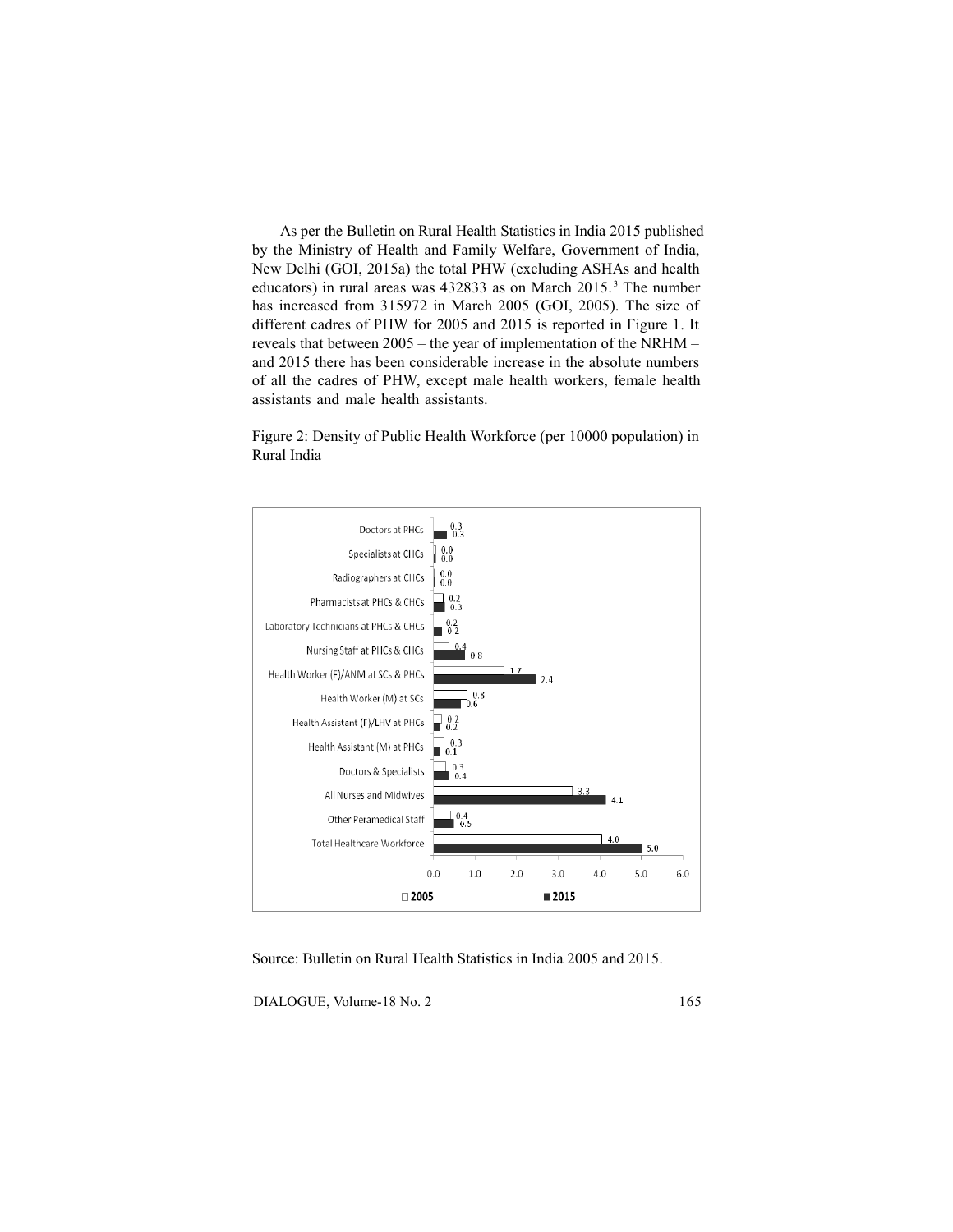As per the Bulletin on Rural Health Statistics in India 2015 published by the Ministry of Health and Family Welfare, Government of India, New Delhi (GOI, 2015a) the total PHW (excluding ASHAs and health educators) in rural areas was 432833 as on March 2015.[3] The number has increased from 315972 in March 2005 (GOI, 2005). The size of different cadres of PHW for 2005 and 2015 is reported in Figure 1. It reveals that between 2005 – the year of implementation of the NRHM – and 2015 there has been considerable increase in the absolute numbers of all the cadres of PHW, except male health workers, female health assistants and male health assistants.

Figure 2: Density of Public Health Workforce (per 10000 population) in Rural India

| | 2005 | 2015 |
|---|---|---|
| Doctors at PHCs | 0.3 | 0.3 |
| Specialists at CHCs | 0.0 | 0.0 |
| Radiographers at CHCs | 0.0 | 0.0 |
| Pharmacists at PHCs & CHCs | 0.2 | 0.3 |
| Laboratory Technicians at PHCs & CHCs | 0.2 | 0.2 |
| Nursing Staff at PHCs & CHCs | 0.4 | 0.8 |
| Health Worker (F)/ANM at SCs & PHCs | 1.7 | 2.4 |
| Health Worker (M) at SCs | 0.8 | 0.6 |
| Health Assistant (F)/LHV at PHCs | 0.2 | 0.2 |
| Health Assistant (M) at PHCs | 0.3 | 0.1 |
| Doctors & Specialists | 0.3 | 0.4 |
| All Nurses and Midwives | 3.3 | 4.1 |
| Other Peramedical Staff | 0.4 | 0.5 |
| Total Healthcare Workforce | 4.0 | 5.0 |

Source: Bulletin on Rural Health Statistics in India 2005 and 2015.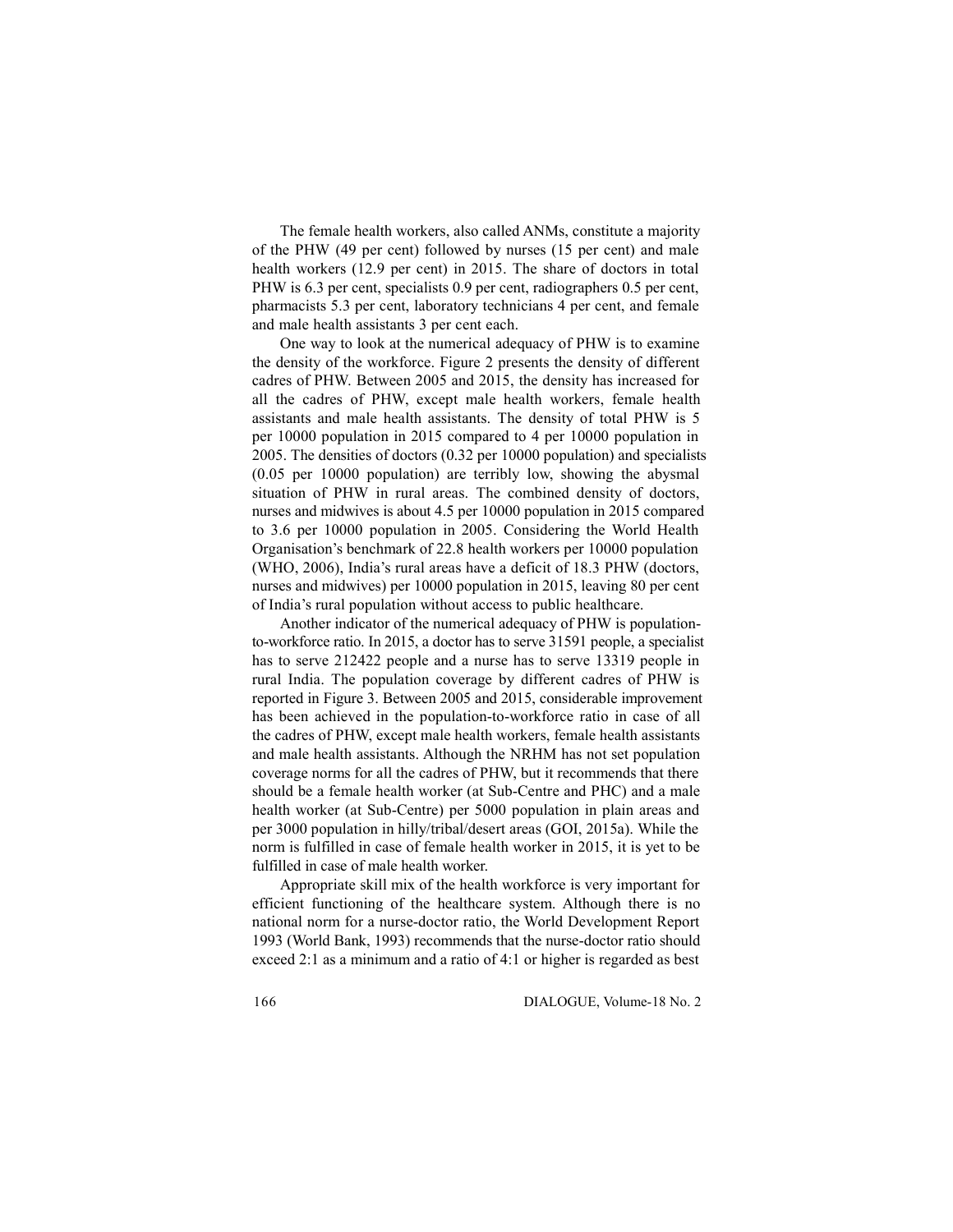The female health workers, also called ANMs, constitute a majority of the PHW (49 per cent) followed by nurses (15 per cent) and male health workers (12.9 per cent) in 2015. The share of doctors in total PHW is 6.3 per cent, specialists 0.9 per cent, radiographers 0.5 per cent, pharmacists 5.3 per cent, laboratory technicians 4 per cent, and female and male health assistants 3 per cent each.

One way to look at the numerical adequacy of PHW is to examine the density of the workforce. Figure 2 presents the density of different cadres of PHW. Between 2005 and 2015, the density has increased for all the cadres of PHW, except male health workers, female health assistants and male health assistants. The density of total PHW is 5 per 10000 population in 2015 compared to 4 per 10000 population in 2005. The densities of doctors (0.32 per 10000 population) and specialists (0.05 per 10000 population) are terribly low, showing the abysmal situation of PHW in rural areas. The combined density of doctors, nurses and midwives is about 4.5 per 10000 population in 2015 compared to 3.6 per 10000 population in 2005. Considering the World Health Organisation's benchmark of 22.8 health workers per 10000 population (WHO, 2006), India's rural areas have a deficit of 18.3 PHW (doctors, nurses and midwives) per 10000 population in 2015, leaving 80 per cent of India's rural population without access to public healthcare.

Another indicator of the numerical adequacy of PHW is population-to-workforce ratio. In 2015, a doctor has to serve 31591 people, a specialist has to serve 212422 people and a nurse has to serve 13319 people in rural India. The population coverage by different cadres of PHW is reported in Figure 3. Between 2005 and 2015, considerable improvement has been achieved in the population-to-workforce ratio in case of all the cadres of PHW, except male health workers, female health assistants and male health assistants. Although the NRHM has not set population coverage norms for all the cadres of PHW, but it recommends that there should be a female health worker (at Sub-Centre and PHC) and a male health worker (at Sub-Centre) per 5000 population in plain areas and per 3000 population in hilly/tribal/desert areas (GOI, 2015a). While the norm is fulfilled in case of female health worker in 2015, it is yet to be fulfilled in case of male health worker.

Appropriate skill mix of the health workforce is very important for efficient functioning of the healthcare system. Although there is no national norm for a nurse-doctor ratio, the World Development Report 1993 (World Bank, 1993) recommends that the nurse-doctor ratio should exceed 2:1 as a minimum and a ratio of 4:1 or higher is regarded as best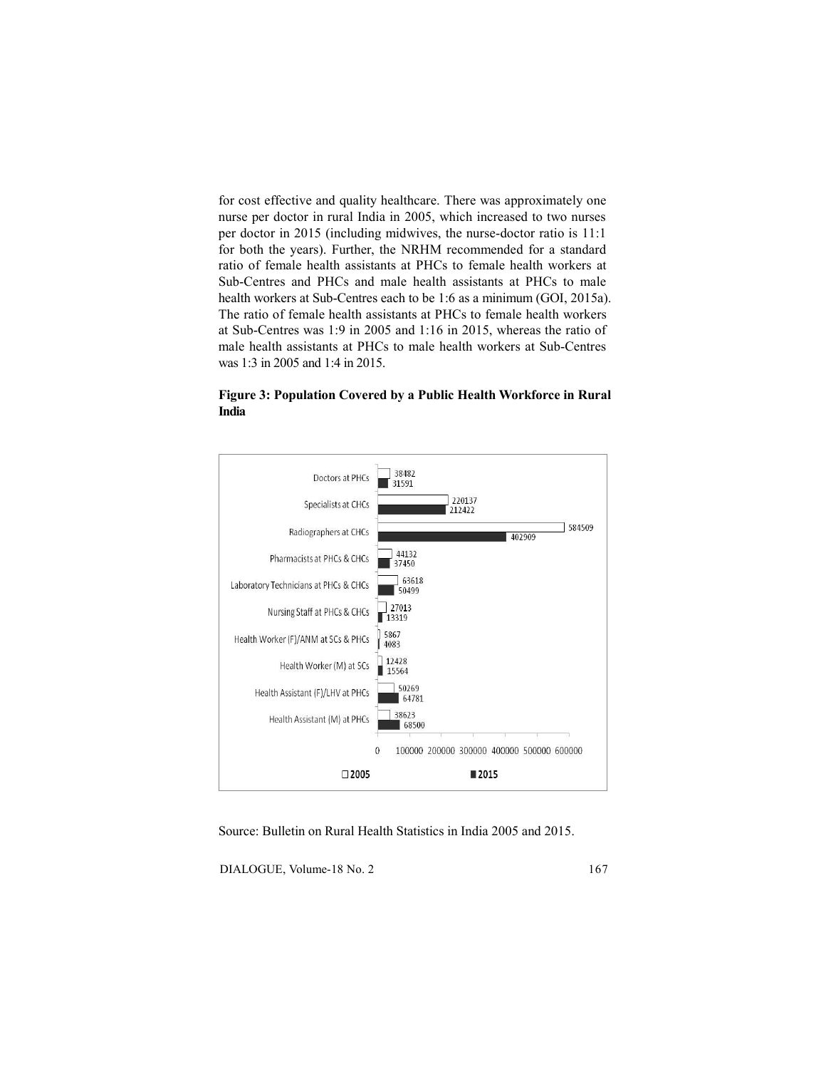for cost effective and quality healthcare. There was approximately one nurse per doctor in rural India in 2005, which increased to two nurses per doctor in 2015 (including midwives, the nurse-doctor ratio is 11:1 for both the years). Further, the NRHM recommended for a standard ratio of female health assistants at PHCs to female health workers at Sub-Centres and PHCs and male health assistants at PHCs to male health workers at Sub-Centres each to be 1:6 as a minimum (GOI, 2015a). The ratio of female health assistants at PHCs to female health workers at Sub-Centres was 1:9 in 2005 and 1:16 in 2015, whereas the ratio of male health assistants at PHCs to male health workers at Sub-Centres was 1:3 in 2005 and 1:4 in 2015.

**Figure 3: Population Covered by a Public Health Workforce in Rural India**

| | 2005 | 2015 |
|---|---|---|
| Doctors at PHCs | 38482 | 31591 |
| Specialists at CHCs | 220137 | 212422 |
| Radiographers at CHCs | 584509 | 402909 |
| Pharmacists at PHCs & CHCs | 44132 | 37450 |
| Laboratory Technicians at PHCs & CHCs | 63618 | 50499 |
| Nursing Staff at PHCs & CHCs | 27013 | 13319 |
| Health Worker (F)/ANM at SCs & PHCs | 5867 | 4083 |
| Health Worker (M) at SCs | 12428 | 15564 |
| Health Assistant (F)/LHV at PHCs | 50269 | 64781 |
| Health Assistant (M) at PHCs | 38623 | 68500 |

Source: Bulletin on Rural Health Statistics in India 2005 and 2015.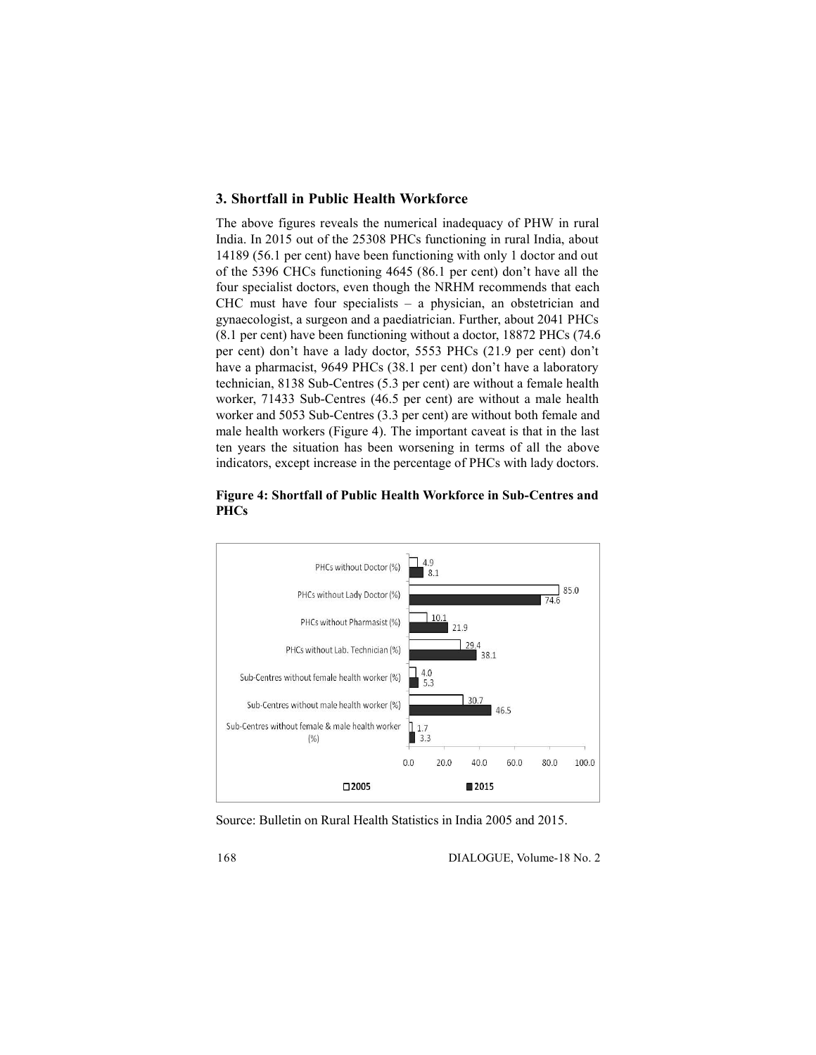## 3. Shortfall in Public Health Workforce

The above figures reveals the numerical inadequacy of PHW in rural India. In 2015 out of the 25308 PHCs functioning in rural India, about 14189 (56.1 per cent) have been functioning with only 1 doctor and out of the 5396 CHCs functioning 4645 (86.1 per cent) don't have all the four specialist doctors, even though the NRHM recommends that each CHC must have four specialists – a physician, an obstetrician and gynaecologist, a surgeon and a paediatrician. Further, about 2041 PHCs (8.1 per cent) have been functioning without a doctor, 18872 PHCs (74.6 per cent) don't have a lady doctor, 5553 PHCs (21.9 per cent) don't have a pharmacist, 9649 PHCs (38.1 per cent) don't have a laboratory technician, 8138 Sub-Centres (5.3 per cent) are without a female health worker, 71433 Sub-Centres (46.5 per cent) are without a male health worker and 5053 Sub-Centres (3.3 per cent) are without both female and male health workers (Figure 4). The important caveat is that in the last ten years the situation has been worsening in terms of all the above indicators, except increase in the percentage of PHCs with lady doctors.

**Figure 4: Shortfall of Public Health Workforce in Sub-Centres and PHCs**

| Indicator | 2005 | 2015 |
|---|---|---|
| PHCs without Doctor (%) | 4.9 | 8.1 |
| PHCs without Lady Doctor (%) | 85.0 | 74.6 |
| PHCs without Pharmasist (%) | 10.1 | 21.9 |
| PHCs without Lab. Technician (%) | 29.4 | 38.1 |
| Sub-Centres without female health worker (%) | 4.0 | 5.3 |
| Sub-Centres without male health worker (%) | 30.7 | 46.5 |
| Sub-Centres without female & male health worker (%) | 1.7 | 3.3 |

Source: Bulletin on Rural Health Statistics in India 2005 and 2015.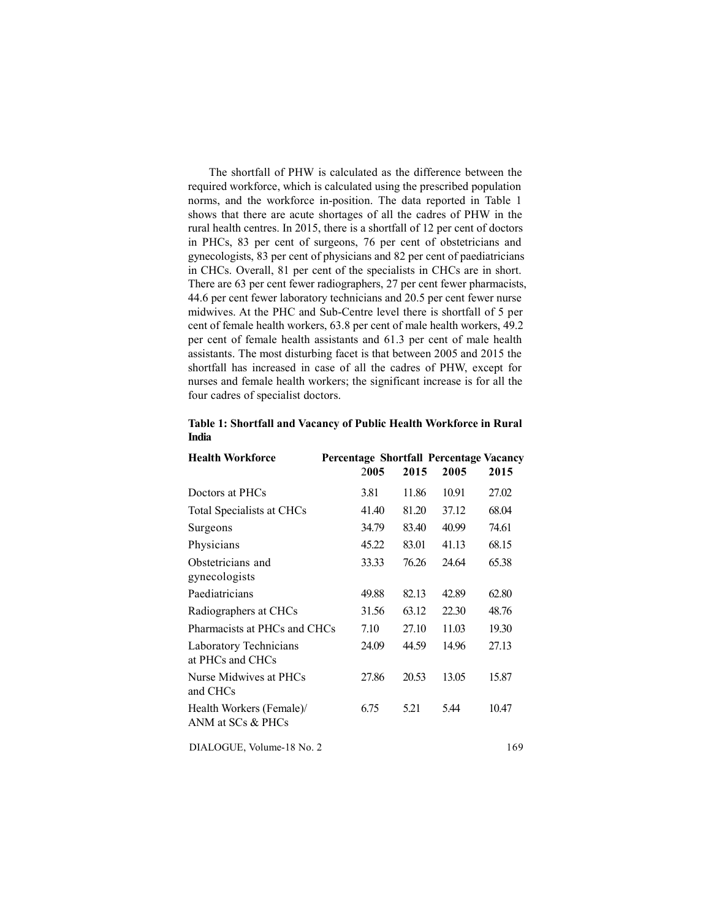The shortfall of PHW is calculated as the difference between the required workforce, which is calculated using the prescribed population norms, and the workforce in-position. The data reported in Table 1 shows that there are acute shortages of all the cadres of PHW in the rural health centres. In 2015, there is a shortfall of 12 per cent of doctors in PHCs, 83 per cent of surgeons, 76 per cent of obstetricians and gynecologists, 83 per cent of physicians and 82 per cent of paediatricians in CHCs. Overall, 81 per cent of the specialists in CHCs are in short. There are 63 per cent fewer radiographers, 27 per cent fewer pharmacists, 44.6 per cent fewer laboratory technicians and 20.5 per cent fewer nurse midwives. At the PHC and Sub-Centre level there is shortfall of 5 per cent of female health workers, 63.8 per cent of male health workers, 49.2 per cent of female health assistants and 61.3 per cent of male health assistants. The most disturbing facet is that between 2005 and 2015 the shortfall has increased in case of all the cadres of PHW, except for nurses and female health workers; the significant increase is for all the four cadres of specialist doctors.

**Table 1: Shortfall and Vacancy of Public Health Workforce in Rural India**

| Health Workforce | Percentage Shortfall | | Percentage Vacancy | |
|---|---|---|---|---|
| | 2005 | 2015 | 2005 | 2015 |
| Doctors at PHCs | 3.81 | 11.86 | 10.91 | 27.02 |
| Total Specialists at CHCs | 41.40 | 81.20 | 37.12 | 68.04 |
| Surgeons | 34.79 | 83.40 | 40.99 | 74.61 |
| Physicians | 45.22 | 83.01 | 41.13 | 68.15 |
| Obstetricians and gynecologists | 33.33 | 76.26 | 24.64 | 65.38 |
| Paediatricians | 49.88 | 82.13 | 42.89 | 62.80 |
| Radiographers at CHCs | 31.56 | 63.12 | 22.30 | 48.76 |
| Pharmacists at PHCs and CHCs | 7.10 | 27.10 | 11.03 | 19.30 |
| Laboratory Technicians at PHCs and CHCs | 24.09 | 44.59 | 14.96 | 27.13 |
| Nurse Midwives at PHCs and CHCs | 27.86 | 20.53 | 13.05 | 15.87 |
| Health Workers (Female)/ ANM at SCs & PHCs | 6.75 | 5.21 | 5.44 | 10.47 |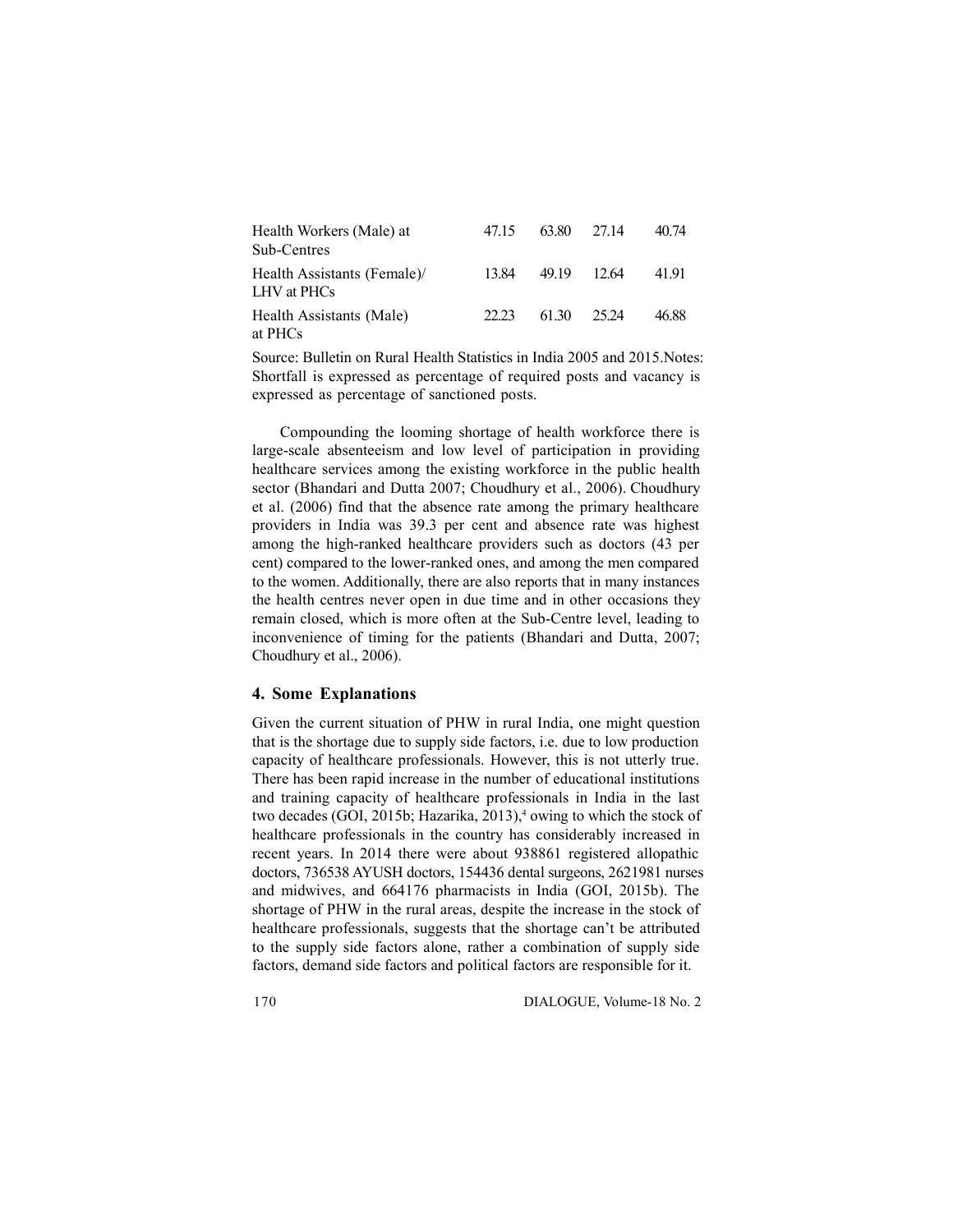| | | | | |
|---|---|---|---|---|
| Health Workers (Male) at Sub-Centres | 47.15 | 63.80 | 27.14 | 40.74 |
| Health Assistants (Female)/ LHV at PHCs | 13.84 | 49.19 | 12.64 | 41.91 |
| Health Assistants (Male) at PHCs | 22.23 | 61.30 | 25.24 | 46.88 |

Source: Bulletin on Rural Health Statistics in India 2005 and 2015.Notes: Shortfall is expressed as percentage of required posts and vacancy is expressed as percentage of sanctioned posts.

Compounding the looming shortage of health workforce there is large-scale absenteeism and low level of participation in providing healthcare services among the existing workforce in the public health sector (Bhandari and Dutta 2007; Choudhury et al., 2006). Choudhury et al. (2006) find that the absence rate among the primary healthcare providers in India was 39.3 per cent and absence rate was highest among the high-ranked healthcare providers such as doctors (43 per cent) compared to the lower-ranked ones, and among the men compared to the women. Additionally, there are also reports that in many instances the health centres never open in due time and in other occasions they remain closed, which is more often at the Sub-Centre level, leading to inconvenience of timing for the patients (Bhandari and Dutta, 2007; Choudhury et al., 2006).

## 4. Some Explanations

Given the current situation of PHW in rural India, one might question that is the shortage due to supply side factors, i.e. due to low production capacity of healthcare professionals. However, this is not utterly true. There has been rapid increase in the number of educational institutions and training capacity of healthcare professionals in India in the last two decades (GOI, 2015b; Hazarika, 2013),[4] owing to which the stock of healthcare professionals in the country has considerably increased in recent years. In 2014 there were about 938861 registered allopathic doctors, 736538 AYUSH doctors, 154436 dental surgeons, 2621981 nurses and midwives, and 664176 pharmacists in India (GOI, 2015b). The shortage of PHW in the rural areas, despite the increase in the stock of healthcare professionals, suggests that the shortage can't be attributed to the supply side factors alone, rather a combination of supply side factors, demand side factors and political factors are responsible for it.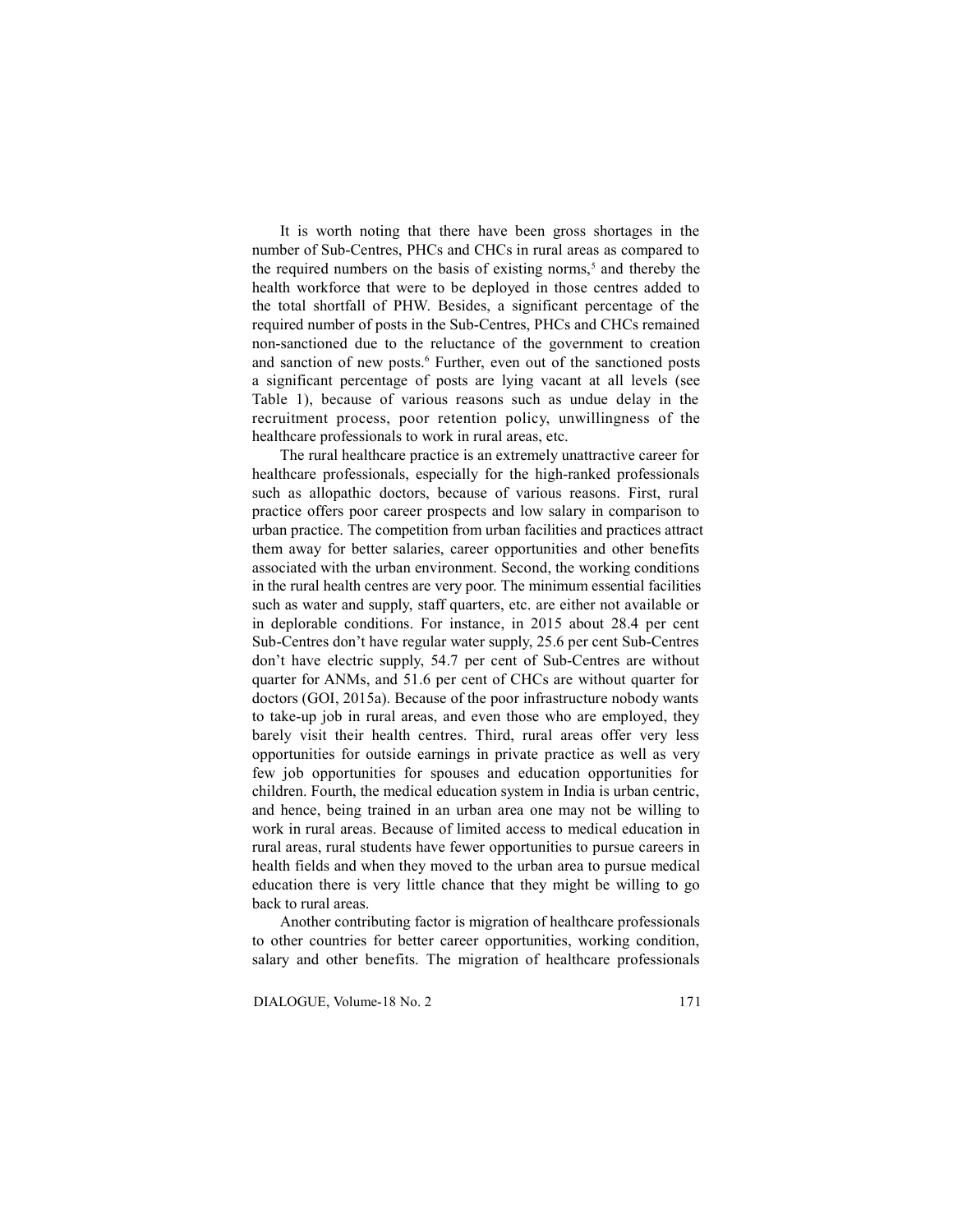It is worth noting that there have been gross shortages in the number of Sub-Centres, PHCs and CHCs in rural areas as compared to the required numbers on the basis of existing norms,[5] and thereby the health workforce that were to be deployed in those centres added to the total shortfall of PHW. Besides, a significant percentage of the required number of posts in the Sub-Centres, PHCs and CHCs remained non-sanctioned due to the reluctance of the government to creation and sanction of new posts.[6] Further, even out of the sanctioned posts a significant percentage of posts are lying vacant at all levels (see Table 1), because of various reasons such as undue delay in the recruitment process, poor retention policy, unwillingness of the healthcare professionals to work in rural areas, etc.

The rural healthcare practice is an extremely unattractive career for healthcare professionals, especially for the high-ranked professionals such as allopathic doctors, because of various reasons. First, rural practice offers poor career prospects and low salary in comparison to urban practice. The competition from urban facilities and practices attract them away for better salaries, career opportunities and other benefits associated with the urban environment. Second, the working conditions in the rural health centres are very poor. The minimum essential facilities such as water and supply, staff quarters, etc. are either not available or in deplorable conditions. For instance, in 2015 about 28.4 per cent Sub-Centres don't have regular water supply, 25.6 per cent Sub-Centres don't have electric supply, 54.7 per cent of Sub-Centres are without quarter for ANMs, and 51.6 per cent of CHCs are without quarter for doctors (GOI, 2015a). Because of the poor infrastructure nobody wants to take-up job in rural areas, and even those who are employed, they barely visit their health centres. Third, rural areas offer very less opportunities for outside earnings in private practice as well as very few job opportunities for spouses and education opportunities for children. Fourth, the medical education system in India is urban centric, and hence, being trained in an urban area one may not be willing to work in rural areas. Because of limited access to medical education in rural areas, rural students have fewer opportunities to pursue careers in health fields and when they moved to the urban area to pursue medical education there is very little chance that they might be willing to go back to rural areas.

Another contributing factor is migration of healthcare professionals to other countries for better career opportunities, working condition, salary and other benefits. The migration of healthcare professionals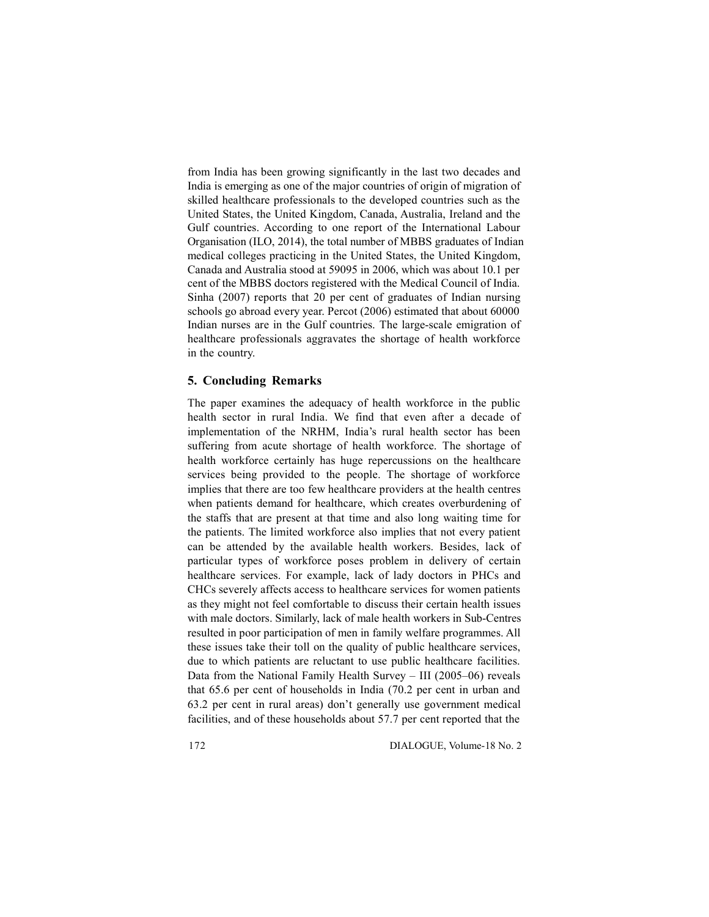from India has been growing significantly in the last two decades and India is emerging as one of the major countries of origin of migration of skilled healthcare professionals to the developed countries such as the United States, the United Kingdom, Canada, Australia, Ireland and the Gulf countries. According to one report of the International Labour Organisation (ILO, 2014), the total number of MBBS graduates of Indian medical colleges practicing in the United States, the United Kingdom, Canada and Australia stood at 59095 in 2006, which was about 10.1 per cent of the MBBS doctors registered with the Medical Council of India. Sinha (2007) reports that 20 per cent of graduates of Indian nursing schools go abroad every year. Percot (2006) estimated that about 60000 Indian nurses are in the Gulf countries. The large-scale emigration of healthcare professionals aggravates the shortage of health workforce in the country.

## 5. Concluding Remarks

The paper examines the adequacy of health workforce in the public health sector in rural India. We find that even after a decade of implementation of the NRHM, India's rural health sector has been suffering from acute shortage of health workforce. The shortage of health workforce certainly has huge repercussions on the healthcare services being provided to the people. The shortage of workforce implies that there are too few healthcare providers at the health centres when patients demand for healthcare, which creates overburdening of the staffs that are present at that time and also long waiting time for the patients. The limited workforce also implies that not every patient can be attended by the available health workers. Besides, lack of particular types of workforce poses problem in delivery of certain healthcare services. For example, lack of lady doctors in PHCs and CHCs severely affects access to healthcare services for women patients as they might not feel comfortable to discuss their certain health issues with male doctors. Similarly, lack of male health workers in Sub-Centres resulted in poor participation of men in family welfare programmes. All these issues take their toll on the quality of public healthcare services, due to which patients are reluctant to use public healthcare facilities. Data from the National Family Health Survey – III (2005–06) reveals that 65.6 per cent of households in India (70.2 per cent in urban and 63.2 per cent in rural areas) don't generally use government medical facilities, and of these households about 57.7 per cent reported that the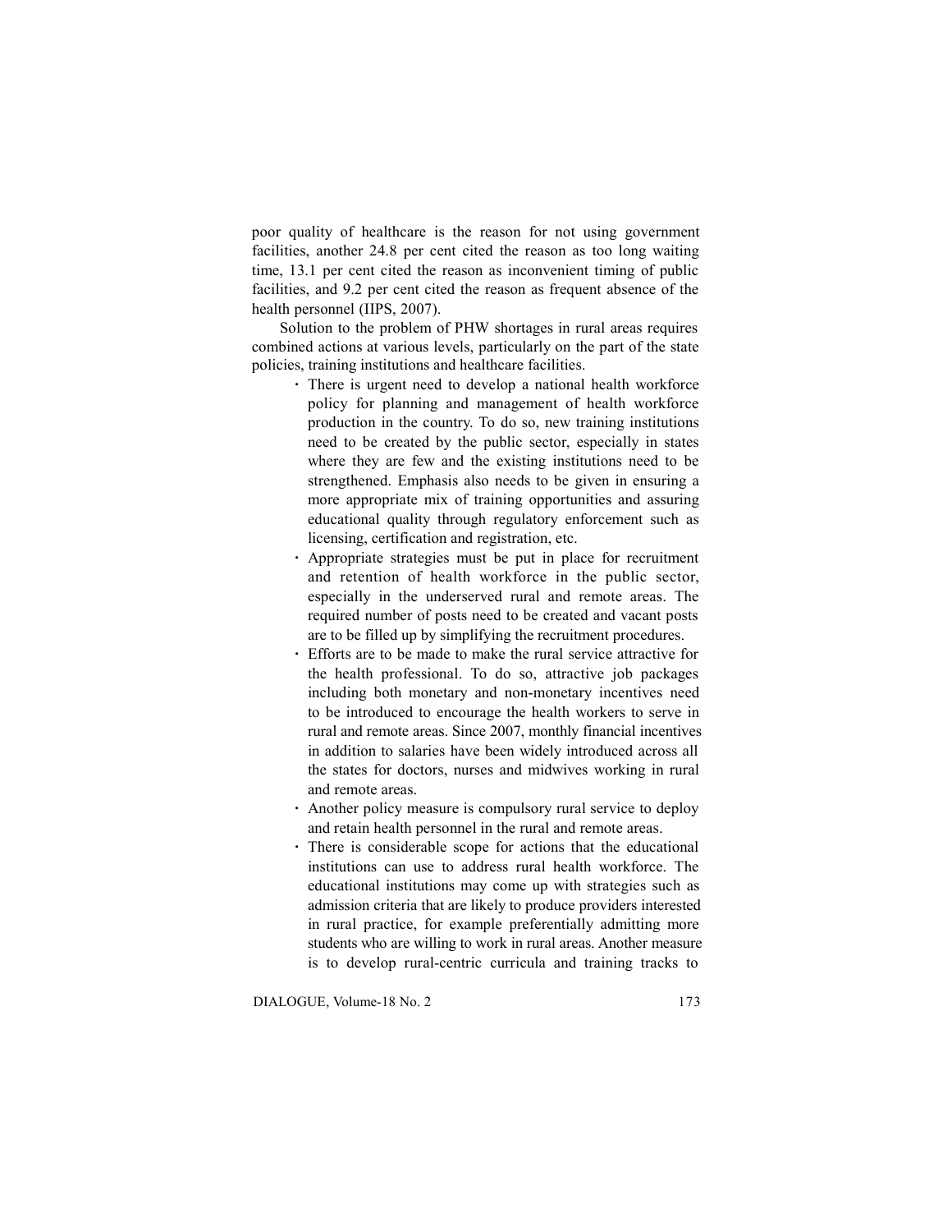poor quality of healthcare is the reason for not using government facilities, another 24.8 per cent cited the reason as too long waiting time, 13.1 per cent cited the reason as inconvenient timing of public facilities, and 9.2 per cent cited the reason as frequent absence of the health personnel (IIPS, 2007).

Solution to the problem of PHW shortages in rural areas requires combined actions at various levels, particularly on the part of the state policies, training institutions and healthcare facilities.

- There is urgent need to develop a national health workforce policy for planning and management of health workforce production in the country. To do so, new training institutions need to be created by the public sector, especially in states where they are few and the existing institutions need to be strengthened. Emphasis also needs to be given in ensuring a more appropriate mix of training opportunities and assuring educational quality through regulatory enforcement such as licensing, certification and registration, etc.
- Appropriate strategies must be put in place for recruitment and retention of health workforce in the public sector, especially in the underserved rural and remote areas. The required number of posts need to be created and vacant posts are to be filled up by simplifying the recruitment procedures.
- Efforts are to be made to make the rural service attractive for the health professional. To do so, attractive job packages including both monetary and non-monetary incentives need to be introduced to encourage the health workers to serve in rural and remote areas. Since 2007, monthly financial incentives in addition to salaries have been widely introduced across all the states for doctors, nurses and midwives working in rural and remote areas.
- Another policy measure is compulsory rural service to deploy and retain health personnel in the rural and remote areas.
- There is considerable scope for actions that the educational institutions can use to address rural health workforce. The educational institutions may come up with strategies such as admission criteria that are likely to produce providers interested in rural practice, for example preferentially admitting more students who are willing to work in rural areas. Another measure is to develop rural-centric curricula and training tracks to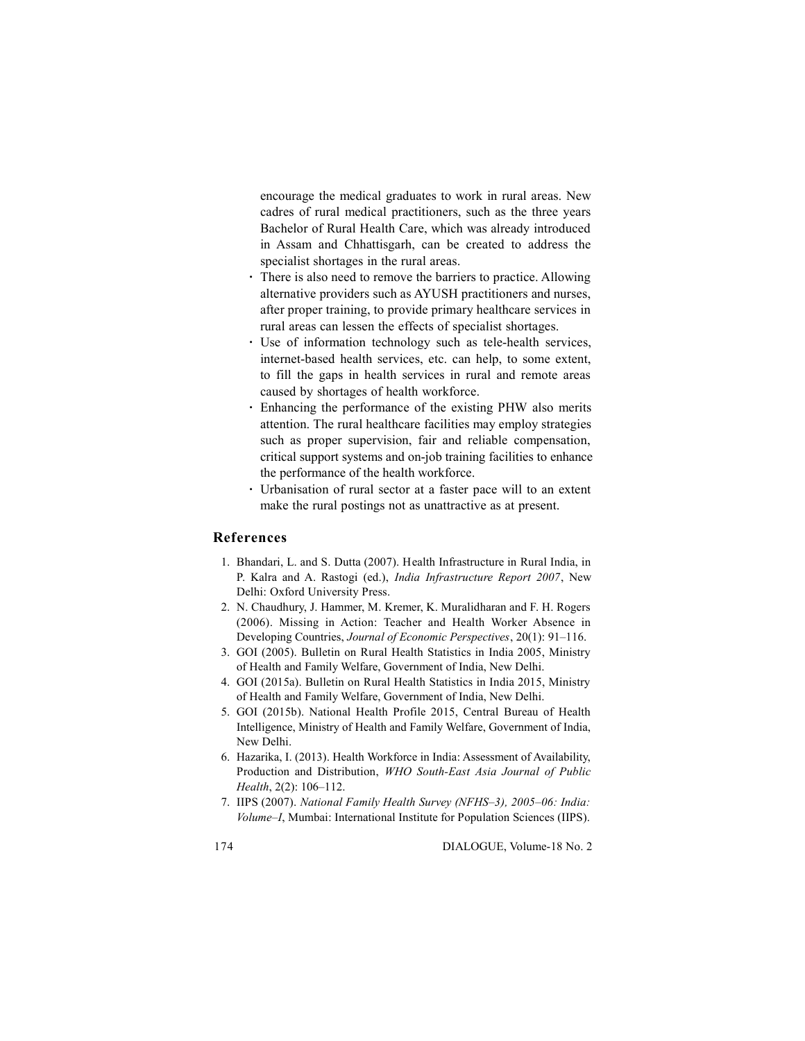encourage the medical graduates to work in rural areas. New cadres of rural medical practitioners, such as the three years Bachelor of Rural Health Care, which was already introduced in Assam and Chhattisgarh, can be created to address the specialist shortages in the rural areas.

- There is also need to remove the barriers to practice. Allowing alternative providers such as AYUSH practitioners and nurses, after proper training, to provide primary healthcare services in rural areas can lessen the effects of specialist shortages.
- Use of information technology such as tele-health services, internet-based health services, etc. can help, to some extent, to fill the gaps in health services in rural and remote areas caused by shortages of health workforce.
- Enhancing the performance of the existing PHW also merits attention. The rural healthcare facilities may employ strategies such as proper supervision, fair and reliable compensation, critical support systems and on-job training facilities to enhance the performance of the health workforce.
- Urbanisation of rural sector at a faster pace will to an extent make the rural postings not as unattractive as at present.

## References

1. Bhandari, L. and S. Dutta (2007). Health Infrastructure in Rural India, in P. Kalra and A. Rastogi (ed.), *India Infrastructure Report 2007*, New Delhi: Oxford University Press.
2. N. Chaudhury, J. Hammer, M. Kremer, K. Muralidharan and F. H. Rogers (2006). Missing in Action: Teacher and Health Worker Absence in Developing Countries, *Journal of Economic Perspectives*, 20(1): 91–116.
3. GOI (2005). Bulletin on Rural Health Statistics in India 2005, Ministry of Health and Family Welfare, Government of India, New Delhi.
4. GOI (2015a). Bulletin on Rural Health Statistics in India 2015, Ministry of Health and Family Welfare, Government of India, New Delhi.
5. GOI (2015b). National Health Profile 2015, Central Bureau of Health Intelligence, Ministry of Health and Family Welfare, Government of India, New Delhi.
6. Hazarika, I. (2013). Health Workforce in India: Assessment of Availability, Production and Distribution, *WHO South-East Asia Journal of Public Health*, 2(2): 106–112.
7. IIPS (2007). *National Family Health Survey (NFHS–3), 2005–06: India: Volume–I*, Mumbai: International Institute for Population Sciences (IIPS).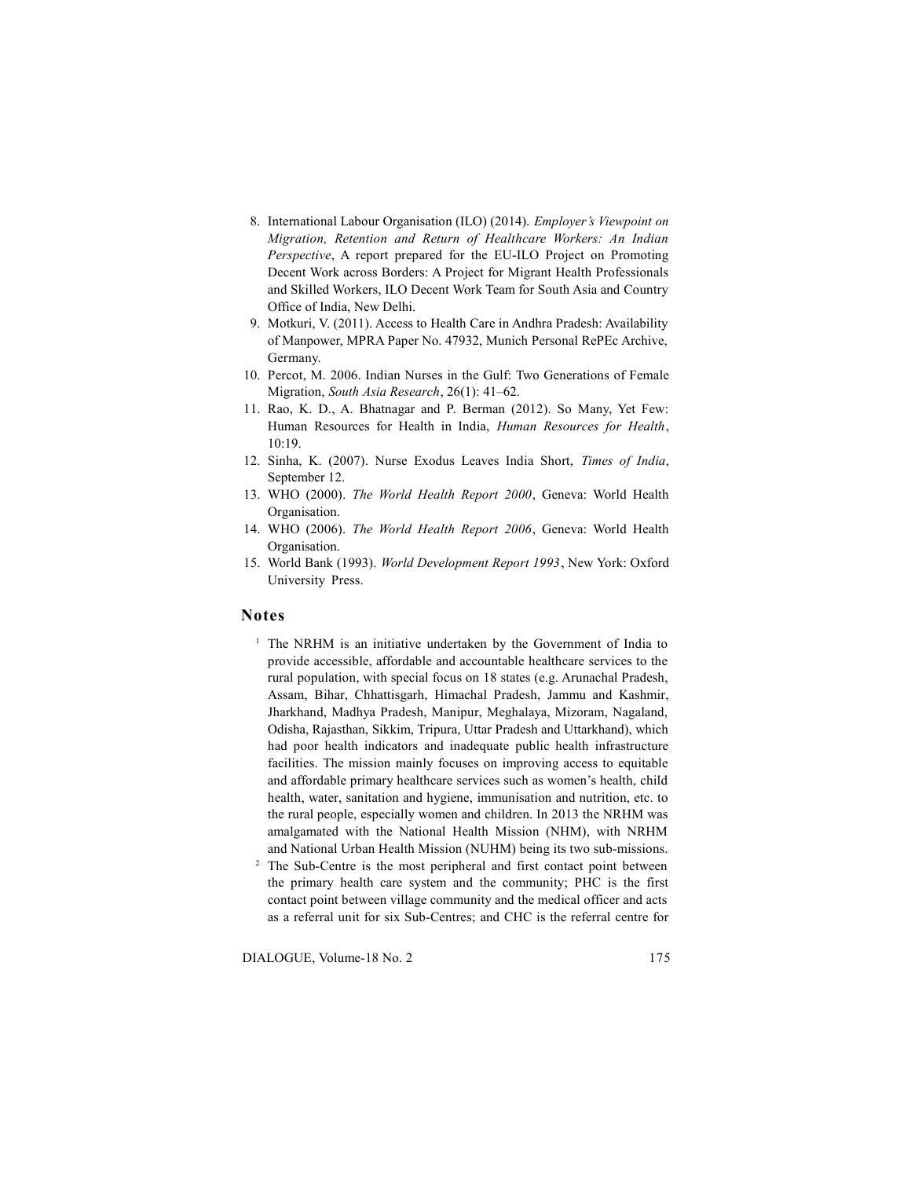8. International Labour Organisation (ILO) (2014). *Employer's Viewpoint on Migration, Retention and Return of Healthcare Workers: An Indian Perspective*, A report prepared for the EU-ILO Project on Promoting Decent Work across Borders: A Project for Migrant Health Professionals and Skilled Workers, ILO Decent Work Team for South Asia and Country Office of India, New Delhi.
9. Motkuri, V. (2011). Access to Health Care in Andhra Pradesh: Availability of Manpower, MPRA Paper No. 47932, Munich Personal RePEc Archive, Germany.
10. Percot, M. 2006. Indian Nurses in the Gulf: Two Generations of Female Migration, *South Asia Research*, 26(1): 41–62.
11. Rao, K. D., A. Bhatnagar and P. Berman (2012). So Many, Yet Few: Human Resources for Health in India, *Human Resources for Health*, 10:19.
12. Sinha, K. (2007). Nurse Exodus Leaves India Short, *Times of India*, September 12.
13. WHO (2000). *The World Health Report 2000*, Geneva: World Health Organisation.
14. WHO (2006). *The World Health Report 2006*, Geneva: World Health Organisation.
15. World Bank (1993). *World Development Report 1993*, New York: Oxford University Press.

## Notes

[1] The NRHM is an initiative undertaken by the Government of India to provide accessible, affordable and accountable healthcare services to the rural population, with special focus on 18 states (e.g. Arunachal Pradesh, Assam, Bihar, Chhattisgarh, Himachal Pradesh, Jammu and Kashmir, Jharkhand, Madhya Pradesh, Manipur, Meghalaya, Mizoram, Nagaland, Odisha, Rajasthan, Sikkim, Tripura, Uttar Pradesh and Uttarkhand), which had poor health indicators and inadequate public health infrastructure facilities. The mission mainly focuses on improving access to equitable and affordable primary healthcare services such as women's health, child health, water, sanitation and hygiene, immunisation and nutrition, etc. to the rural people, especially women and children. In 2013 the NRHM was amalgamated with the National Health Mission (NHM), with NRHM and National Urban Health Mission (NUHM) being its two sub-missions.

[2] The Sub-Centre is the most peripheral and first contact point between the primary health care system and the community; PHC is the first contact point between village community and the medical officer and acts as a referral unit for six Sub-Centres; and CHC is the referral centre for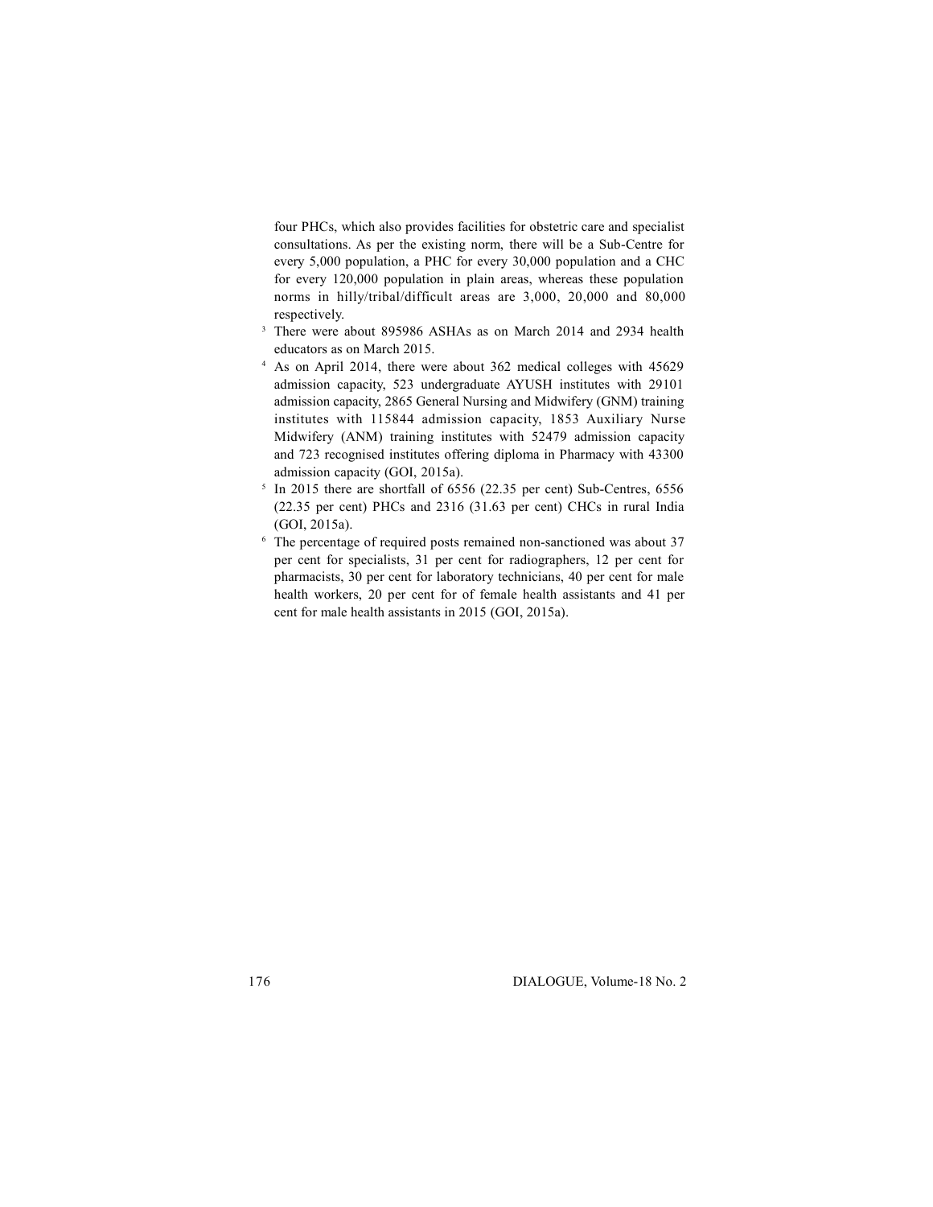four PHCs, which also provides facilities for obstetric care and specialist consultations. As per the existing norm, there will be a Sub-Centre for every 5,000 population, a PHC for every 30,000 population and a CHC for every 120,000 population in plain areas, whereas these population norms in hilly/tribal/difficult areas are 3,000, 20,000 and 80,000 respectively.

[3] There were about 895986 ASHAs as on March 2014 and 2934 health educators as on March 2015.

[4] As on April 2014, there were about 362 medical colleges with 45629 admission capacity, 523 undergraduate AYUSH institutes with 29101 admission capacity, 2865 General Nursing and Midwifery (GNM) training institutes with 115844 admission capacity, 1853 Auxiliary Nurse Midwifery (ANM) training institutes with 52479 admission capacity and 723 recognised institutes offering diploma in Pharmacy with 43300 admission capacity (GOI, 2015a).

[5] In 2015 there are shortfall of 6556 (22.35 per cent) Sub-Centres, 6556 (22.35 per cent) PHCs and 2316 (31.63 per cent) CHCs in rural India (GOI, 2015a).

[6] The percentage of required posts remained non-sanctioned was about 37 per cent for specialists, 31 per cent for radiographers, 12 per cent for pharmacists, 30 per cent for laboratory technicians, 40 per cent for male health workers, 20 per cent for of female health assistants and 41 per cent for male health assistants in 2015 (GOI, 2015a).